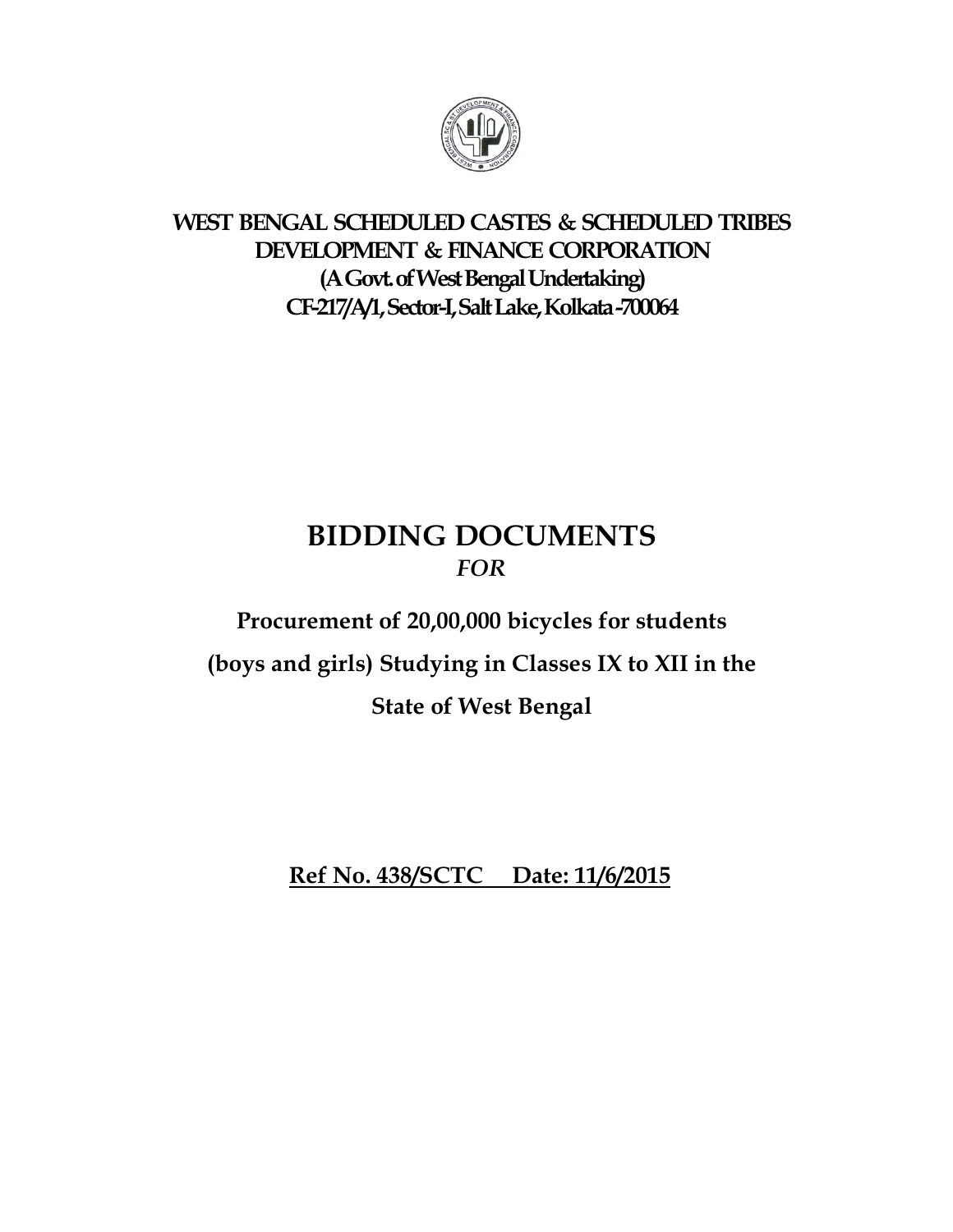**WEST BENGAL SCHEDULED CASTES & SCHEDULED TRIBES DEVELOPMENT & FINANCE CORPORATION**

**(A Govt. of West Bengal Undertaking)**

**CF-217/A/1, Sector-I, Salt Lake, Kolkata -700064**

# BIDDING DOCUMENTS

*FOR*

## Procurement of 20,00,000 bicycles for students (boys and girls) Studying in Classes IX to XII in the State of West Bengal

**Ref No. 438/SCTC Date: 11/6/2015**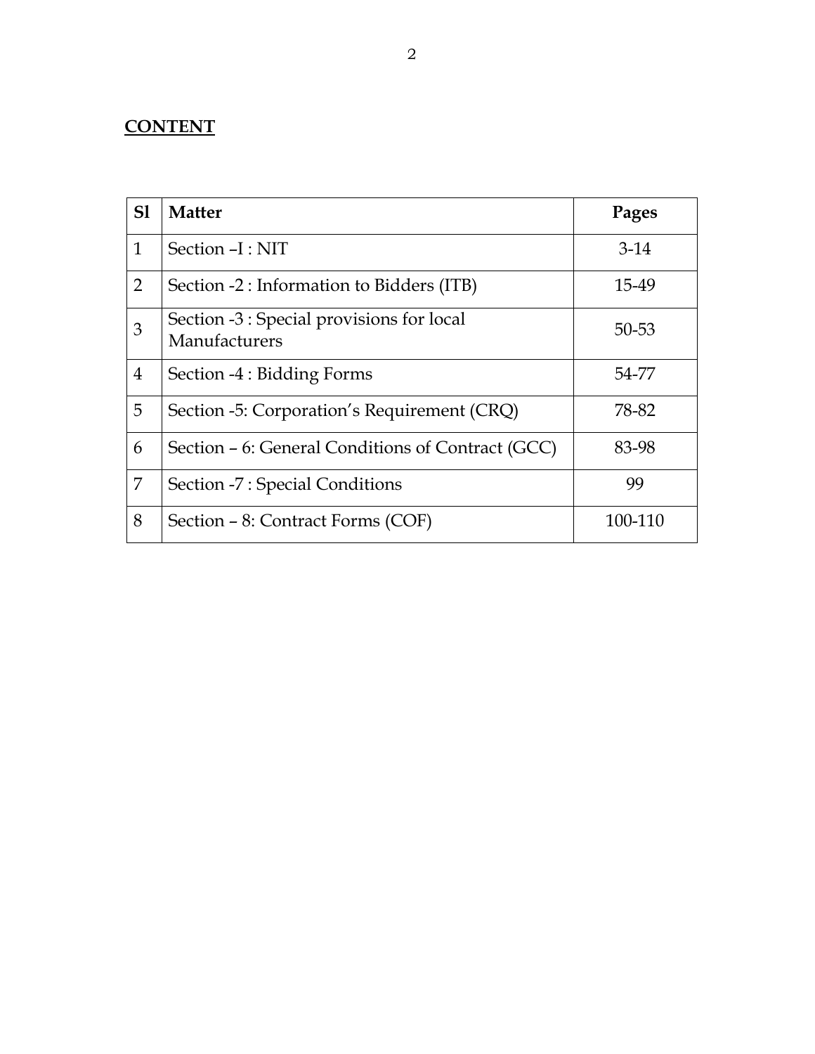**CONTENT**

| Sl | Matter | Pages |
|---|---|---|
| 1 | Section –I : NIT | 3-14 |
| 2 | Section -2 : Information to Bidders (ITB) | 15-49 |
| 3 | Section -3 : Special provisions for local Manufacturers | 50-53 |
| 4 | Section -4 : Bidding Forms | 54-77 |
| 5 | Section -5: Corporation's Requirement (CRQ) | 78-82 |
| 6 | Section – 6: General Conditions of Contract (GCC) | 83-98 |
| 7 | Section -7 : Special Conditions | 99 |
| 8 | Section – 8: Contract Forms (COF) | 100-110 |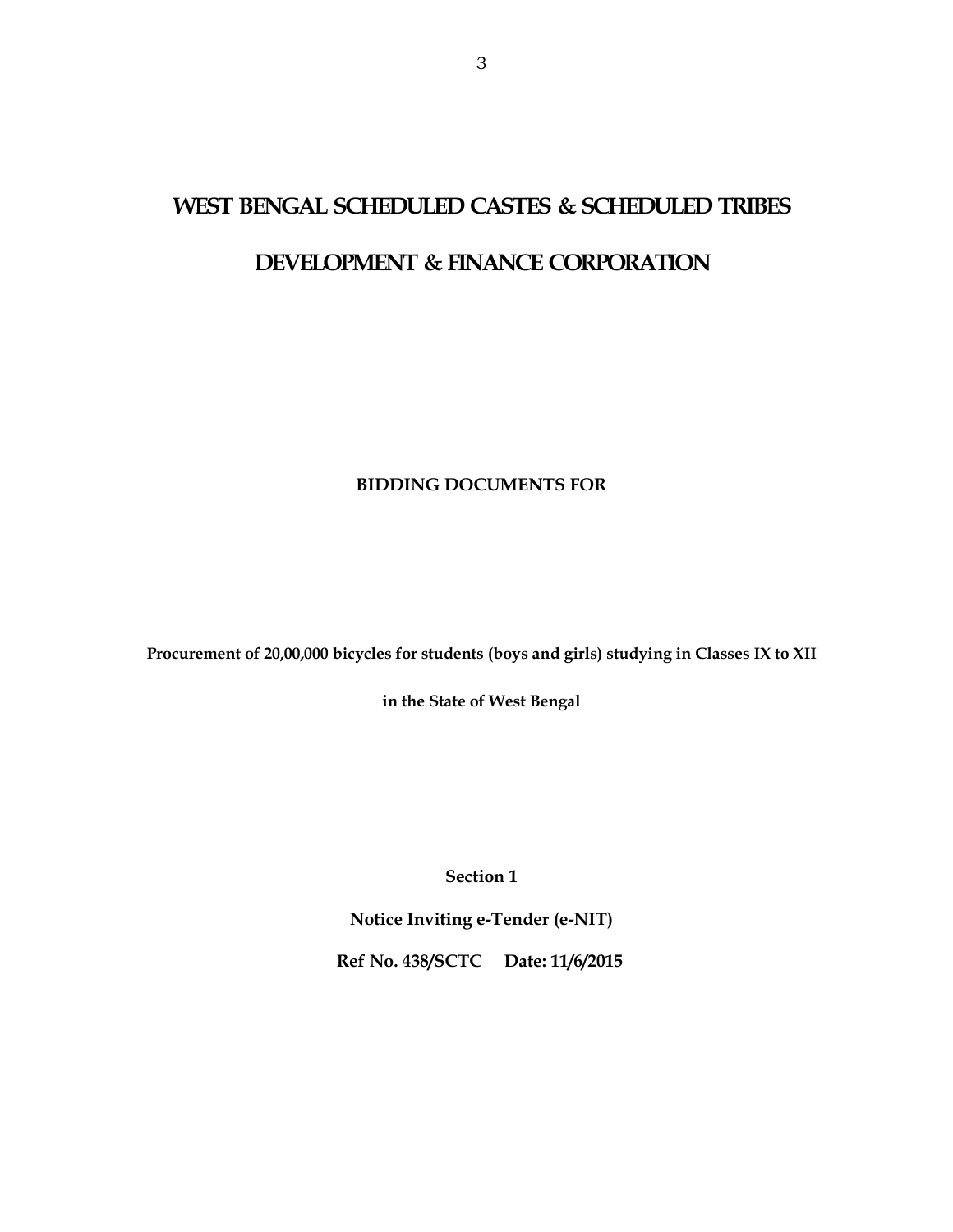# WEST BENGAL SCHEDULED CASTES & SCHEDULED TRIBES DEVELOPMENT & FINANCE CORPORATION

**BIDDING DOCUMENTS FOR**

**Procurement of 20,00,000 bicycles for students (boys and girls) studying in Classes IX to XII in the State of West Bengal**

**Section 1**

**Notice Inviting e-Tender (e-NIT)**

**Ref No. 438/SCTC Date: 11/6/2015**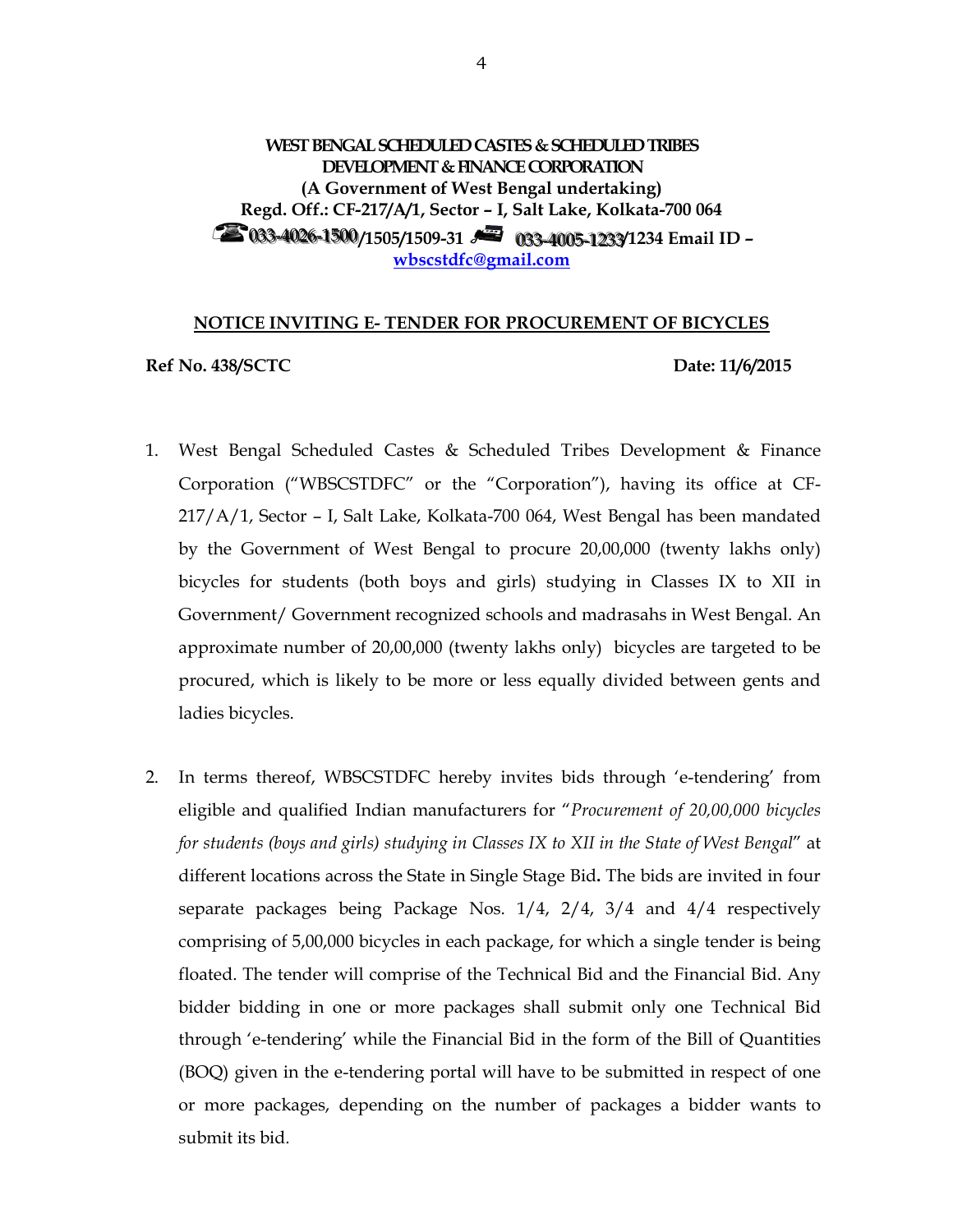**WEST BENGAL SCHEDULED CASTES & SCHEDULED TRIBES DEVELOPMENT & FINANCE CORPORATION**
**(A Government of West Bengal undertaking)**
**Regd. Off.: CF-217/A/1, Sector – I, Salt Lake, Kolkata-700 064**
**033-4026-1500/1505/1509-31 033-4005-1233/1234 Email ID – wbscstdfc@gmail.com**

## NOTICE INVITING E- TENDER FOR PROCUREMENT OF BICYCLES

**Ref No. 438/SCTC** **Date: 11/6/2015**

1. West Bengal Scheduled Castes & Scheduled Tribes Development & Finance Corporation ("WBSCSTDFC" or the "Corporation"), having its office at CF-217/A/1, Sector – I, Salt Lake, Kolkata-700 064, West Bengal has been mandated by the Government of West Bengal to procure 20,00,000 (twenty lakhs only) bicycles for students (both boys and girls) studying in Classes IX to XII in Government/ Government recognized schools and madrasahs in West Bengal. An approximate number of 20,00,000 (twenty lakhs only) bicycles are targeted to be procured, which is likely to be more or less equally divided between gents and ladies bicycles.

2. In terms thereof, WBSCSTDFC hereby invites bids through 'e-tendering' from eligible and qualified Indian manufacturers for "*Procurement of 20,00,000 bicycles for students (boys and girls) studying in Classes IX to XII in the State of West Bengal*" at different locations across the State in Single Stage Bid**.** The bids are invited in four separate packages being Package Nos. 1/4, 2/4, 3/4 and 4/4 respectively comprising of 5,00,000 bicycles in each package, for which a single tender is being floated. The tender will comprise of the Technical Bid and the Financial Bid. Any bidder bidding in one or more packages shall submit only one Technical Bid through 'e-tendering' while the Financial Bid in the form of the Bill of Quantities (BOQ) given in the e-tendering portal will have to be submitted in respect of one or more packages, depending on the number of packages a bidder wants to submit its bid.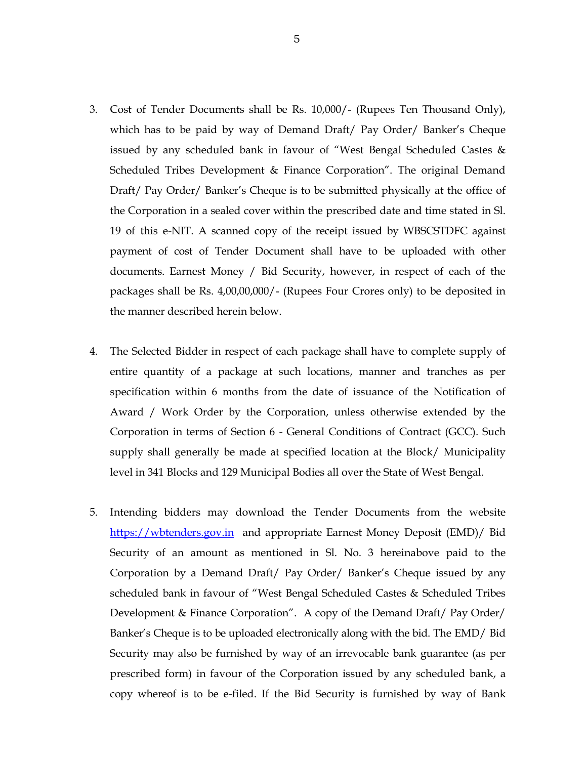3. Cost of Tender Documents shall be Rs. 10,000/- (Rupees Ten Thousand Only), which has to be paid by way of Demand Draft/ Pay Order/ Banker's Cheque issued by any scheduled bank in favour of "West Bengal Scheduled Castes & Scheduled Tribes Development & Finance Corporation". The original Demand Draft/ Pay Order/ Banker's Cheque is to be submitted physically at the office of the Corporation in a sealed cover within the prescribed date and time stated in Sl. 19 of this e-NIT. A scanned copy of the receipt issued by WBSCSTDFC against payment of cost of Tender Document shall have to be uploaded with other documents. Earnest Money / Bid Security, however, in respect of each of the packages shall be Rs. 4,00,00,000/- (Rupees Four Crores only) to be deposited in the manner described herein below.

4. The Selected Bidder in respect of each package shall have to complete supply of entire quantity of a package at such locations, manner and tranches as per specification within 6 months from the date of issuance of the Notification of Award / Work Order by the Corporation, unless otherwise extended by the Corporation in terms of Section 6 - General Conditions of Contract (GCC). Such supply shall generally be made at specified location at the Block/ Municipality level in 341 Blocks and 129 Municipal Bodies all over the State of West Bengal.

5. Intending bidders may download the Tender Documents from the website [https://wbtenders.gov.in](https://wbtenders.gov.in) and appropriate Earnest Money Deposit (EMD)/ Bid Security of an amount as mentioned in Sl. No. 3 hereinabove paid to the Corporation by a Demand Draft/ Pay Order/ Banker's Cheque issued by any scheduled bank in favour of "West Bengal Scheduled Castes & Scheduled Tribes Development & Finance Corporation". A copy of the Demand Draft/ Pay Order/ Banker's Cheque is to be uploaded electronically along with the bid. The EMD/ Bid Security may also be furnished by way of an irrevocable bank guarantee (as per prescribed form) in favour of the Corporation issued by any scheduled bank, a copy whereof is to be e-filed. If the Bid Security is furnished by way of Bank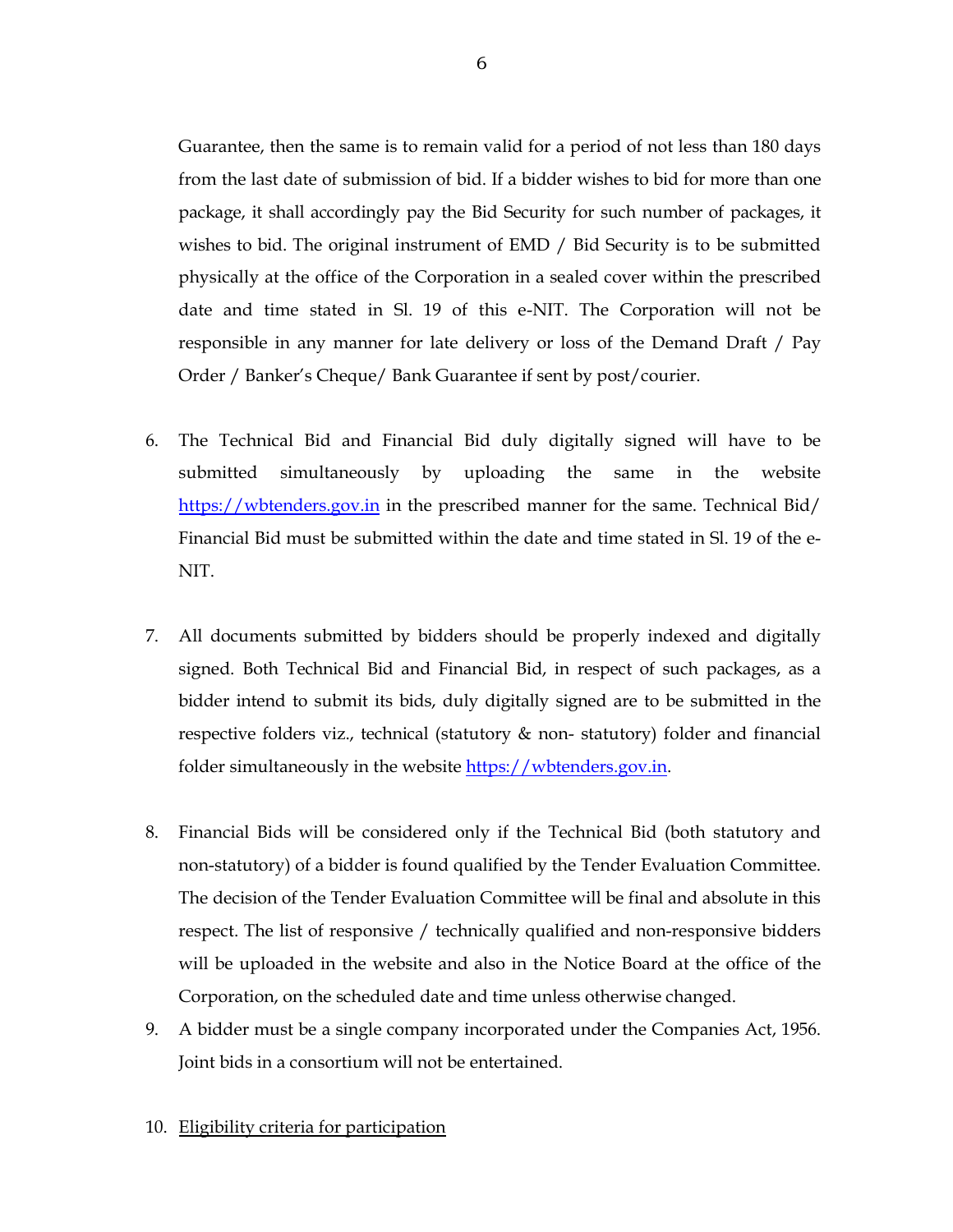Guarantee, then the same is to remain valid for a period of not less than 180 days from the last date of submission of bid. If a bidder wishes to bid for more than one package, it shall accordingly pay the Bid Security for such number of packages, it wishes to bid. The original instrument of EMD / Bid Security is to be submitted physically at the office of the Corporation in a sealed cover within the prescribed date and time stated in Sl. 19 of this e-NIT. The Corporation will not be responsible in any manner for late delivery or loss of the Demand Draft / Pay Order / Banker's Cheque/ Bank Guarantee if sent by post/courier.

6. The Technical Bid and Financial Bid duly digitally signed will have to be submitted simultaneously by uploading the same in the website [https://wbtenders.gov.in](https://wbtenders.gov.in) in the prescribed manner for the same. Technical Bid/ Financial Bid must be submitted within the date and time stated in Sl. 19 of the e-NIT.

7. All documents submitted by bidders should be properly indexed and digitally signed. Both Technical Bid and Financial Bid, in respect of such packages, as a bidder intend to submit its bids, duly digitally signed are to be submitted in the respective folders viz., technical (statutory & non- statutory) folder and financial folder simultaneously in the website [https://wbtenders.gov.in](https://wbtenders.gov.in).

8. Financial Bids will be considered only if the Technical Bid (both statutory and non-statutory) of a bidder is found qualified by the Tender Evaluation Committee. The decision of the Tender Evaluation Committee will be final and absolute in this respect. The list of responsive / technically qualified and non-responsive bidders will be uploaded in the website and also in the Notice Board at the office of the Corporation, on the scheduled date and time unless otherwise changed.

9. A bidder must be a single company incorporated under the Companies Act, 1956. Joint bids in a consortium will not be entertained.

10. <u>Eligibility criteria for participation</u>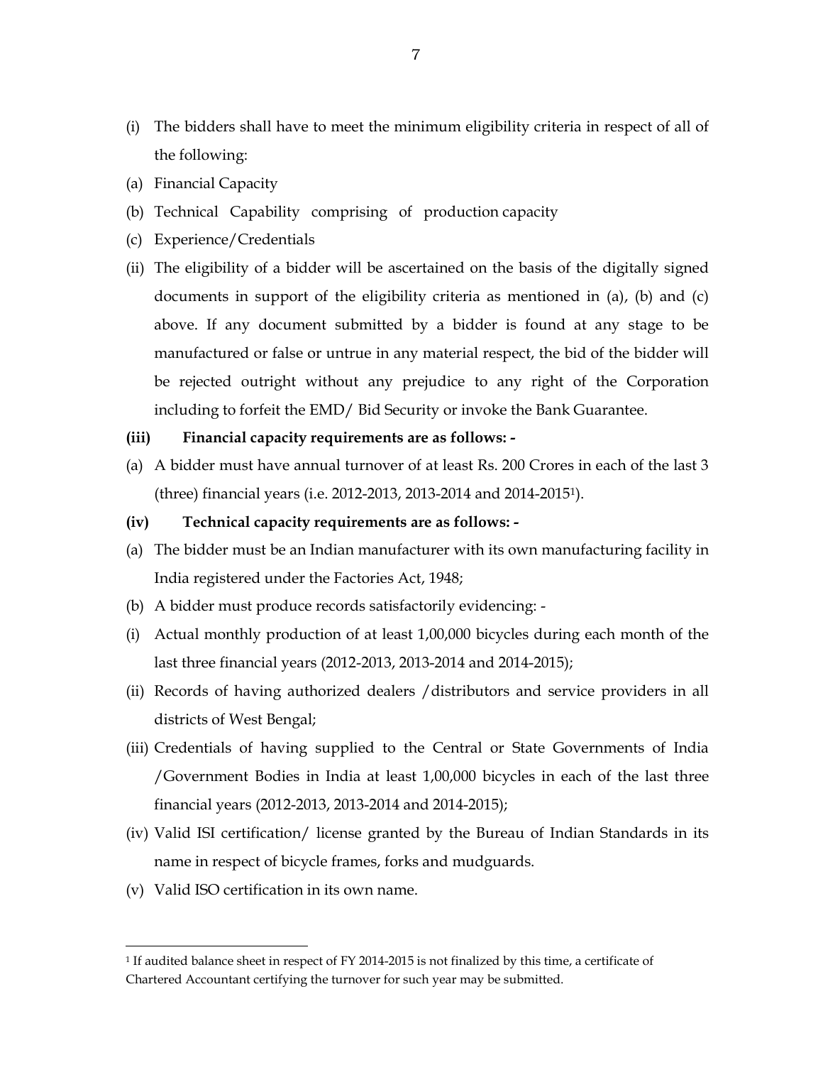(i) The bidders shall have to meet the minimum eligibility criteria in respect of all of the following:

(a) Financial Capacity

(b) Technical Capability comprising of production capacity

(c) Experience/Credentials

(ii) The eligibility of a bidder will be ascertained on the basis of the digitally signed documents in support of the eligibility criteria as mentioned in (a), (b) and (c) above. If any document submitted by a bidder is found at any stage to be manufactured or false or untrue in any material respect, the bid of the bidder will be rejected outright without any prejudice to any right of the Corporation including to forfeit the EMD/ Bid Security or invoke the Bank Guarantee.

**(iii) Financial capacity requirements are as follows: -**

(a) A bidder must have annual turnover of at least Rs. 200 Crores in each of the last 3 (three) financial years (i.e. 2012-2013, 2013-2014 and 2014-2015[1]).

**(iv) Technical capacity requirements are as follows: -**

(a) The bidder must be an Indian manufacturer with its own manufacturing facility in India registered under the Factories Act, 1948;

(b) A bidder must produce records satisfactorily evidencing: -

(i) Actual monthly production of at least 1,00,000 bicycles during each month of the last three financial years (2012-2013, 2013-2014 and 2014-2015);

(ii) Records of having authorized dealers /distributors and service providers in all districts of West Bengal;

(iii) Credentials of having supplied to the Central or State Governments of India /Government Bodies in India at least 1,00,000 bicycles in each of the last three financial years (2012-2013, 2013-2014 and 2014-2015);

(iv) Valid ISI certification/ license granted by the Bureau of Indian Standards in its name in respect of bicycle frames, forks and mudguards.

(v) Valid ISO certification in its own name.

---

[1] If audited balance sheet in respect of FY 2014-2015 is not finalized by this time, a certificate of Chartered Accountant certifying the turnover for such year may be submitted.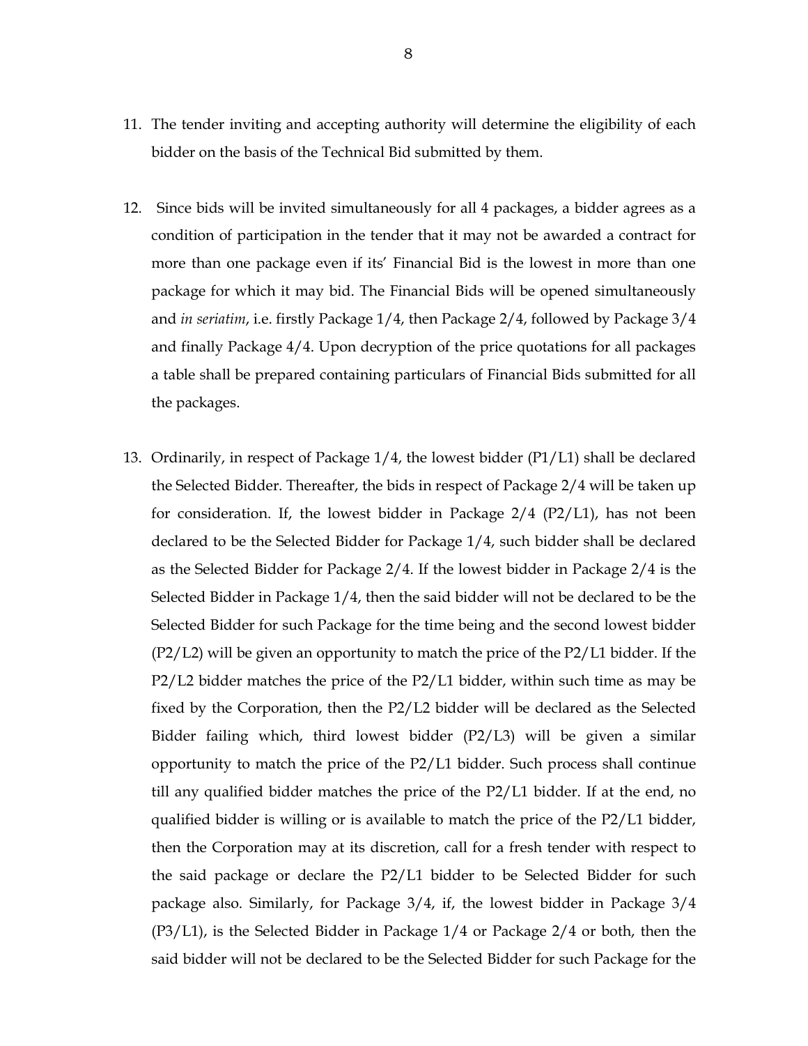11. The tender inviting and accepting authority will determine the eligibility of each bidder on the basis of the Technical Bid submitted by them.

12. Since bids will be invited simultaneously for all 4 packages, a bidder agrees as a condition of participation in the tender that it may not be awarded a contract for more than one package even if its' Financial Bid is the lowest in more than one package for which it may bid. The Financial Bids will be opened simultaneously and *in seriatim*, i.e. firstly Package 1/4, then Package 2/4, followed by Package 3/4 and finally Package 4/4. Upon decryption of the price quotations for all packages a table shall be prepared containing particulars of Financial Bids submitted for all the packages.

13. Ordinarily, in respect of Package 1/4, the lowest bidder (P1/L1) shall be declared the Selected Bidder. Thereafter, the bids in respect of Package 2/4 will be taken up for consideration. If, the lowest bidder in Package 2/4 (P2/L1), has not been declared to be the Selected Bidder for Package 1/4, such bidder shall be declared as the Selected Bidder for Package 2/4. If the lowest bidder in Package 2/4 is the Selected Bidder in Package 1/4, then the said bidder will not be declared to be the Selected Bidder for such Package for the time being and the second lowest bidder (P2/L2) will be given an opportunity to match the price of the P2/L1 bidder. If the P2/L2 bidder matches the price of the P2/L1 bidder, within such time as may be fixed by the Corporation, then the P2/L2 bidder will be declared as the Selected Bidder failing which, third lowest bidder (P2/L3) will be given a similar opportunity to match the price of the P2/L1 bidder. Such process shall continue till any qualified bidder matches the price of the P2/L1 bidder. If at the end, no qualified bidder is willing or is available to match the price of the P2/L1 bidder, then the Corporation may at its discretion, call for a fresh tender with respect to the said package or declare the P2/L1 bidder to be Selected Bidder for such package also. Similarly, for Package 3/4, if, the lowest bidder in Package 3/4 (P3/L1), is the Selected Bidder in Package 1/4 or Package 2/4 or both, then the said bidder will not be declared to be the Selected Bidder for such Package for the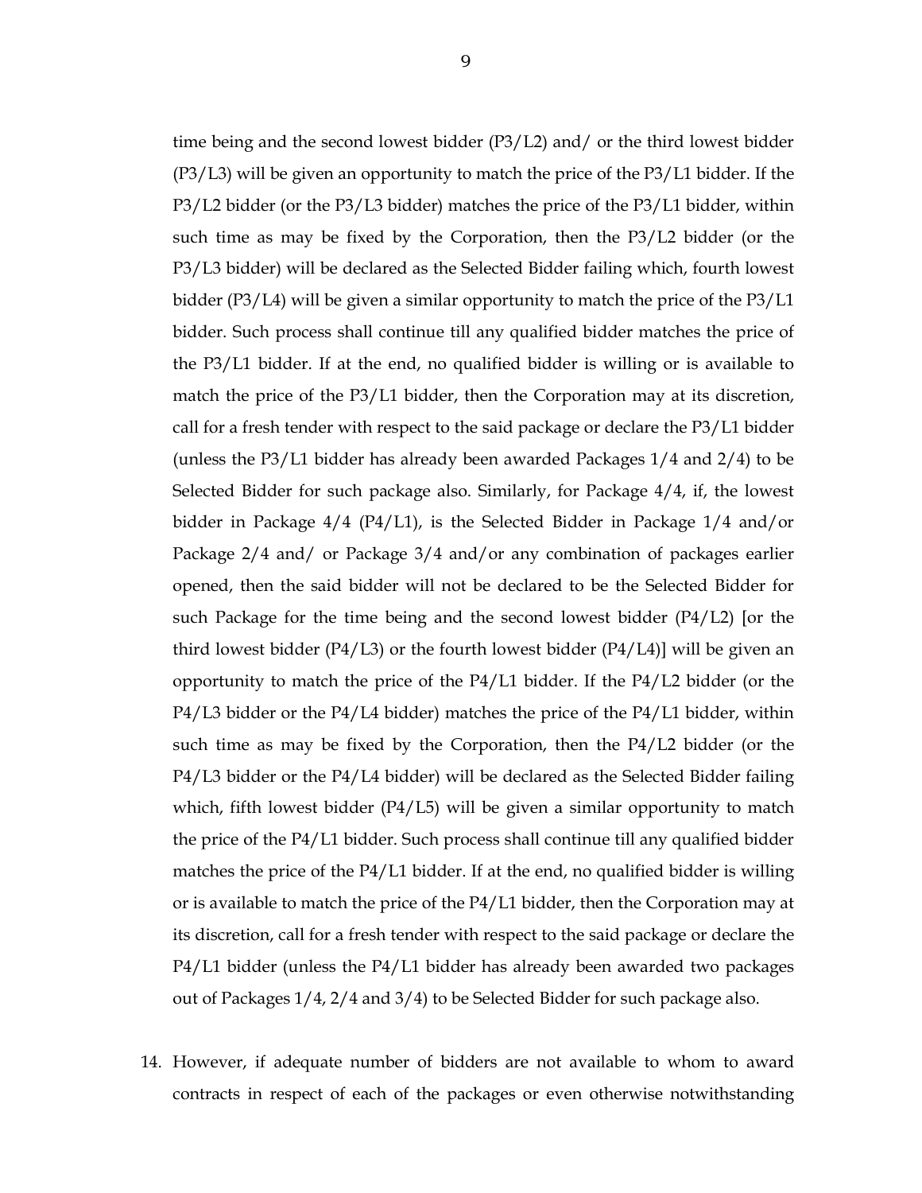time being and the second lowest bidder (P3/L2) and/ or the third lowest bidder (P3/L3) will be given an opportunity to match the price of the P3/L1 bidder. If the P3/L2 bidder (or the P3/L3 bidder) matches the price of the P3/L1 bidder, within such time as may be fixed by the Corporation, then the P3/L2 bidder (or the P3/L3 bidder) will be declared as the Selected Bidder failing which, fourth lowest bidder (P3/L4) will be given a similar opportunity to match the price of the P3/L1 bidder. Such process shall continue till any qualified bidder matches the price of the P3/L1 bidder. If at the end, no qualified bidder is willing or is available to match the price of the P3/L1 bidder, then the Corporation may at its discretion, call for a fresh tender with respect to the said package or declare the P3/L1 bidder (unless the P3/L1 bidder has already been awarded Packages 1/4 and 2/4) to be Selected Bidder for such package also. Similarly, for Package 4/4, if, the lowest bidder in Package 4/4 (P4/L1), is the Selected Bidder in Package 1/4 and/or Package 2/4 and/ or Package 3/4 and/or any combination of packages earlier opened, then the said bidder will not be declared to be the Selected Bidder for such Package for the time being and the second lowest bidder (P4/L2) [or the third lowest bidder (P4/L3) or the fourth lowest bidder (P4/L4)] will be given an opportunity to match the price of the P4/L1 bidder. If the P4/L2 bidder (or the P4/L3 bidder or the P4/L4 bidder) matches the price of the P4/L1 bidder, within such time as may be fixed by the Corporation, then the P4/L2 bidder (or the P4/L3 bidder or the P4/L4 bidder) will be declared as the Selected Bidder failing which, fifth lowest bidder (P4/L5) will be given a similar opportunity to match the price of the P4/L1 bidder. Such process shall continue till any qualified bidder matches the price of the P4/L1 bidder. If at the end, no qualified bidder is willing or is available to match the price of the P4/L1 bidder, then the Corporation may at its discretion, call for a fresh tender with respect to the said package or declare the P4/L1 bidder (unless the P4/L1 bidder has already been awarded two packages out of Packages 1/4, 2/4 and 3/4) to be Selected Bidder for such package also.

14. However, if adequate number of bidders are not available to whom to award contracts in respect of each of the packages or even otherwise notwithstanding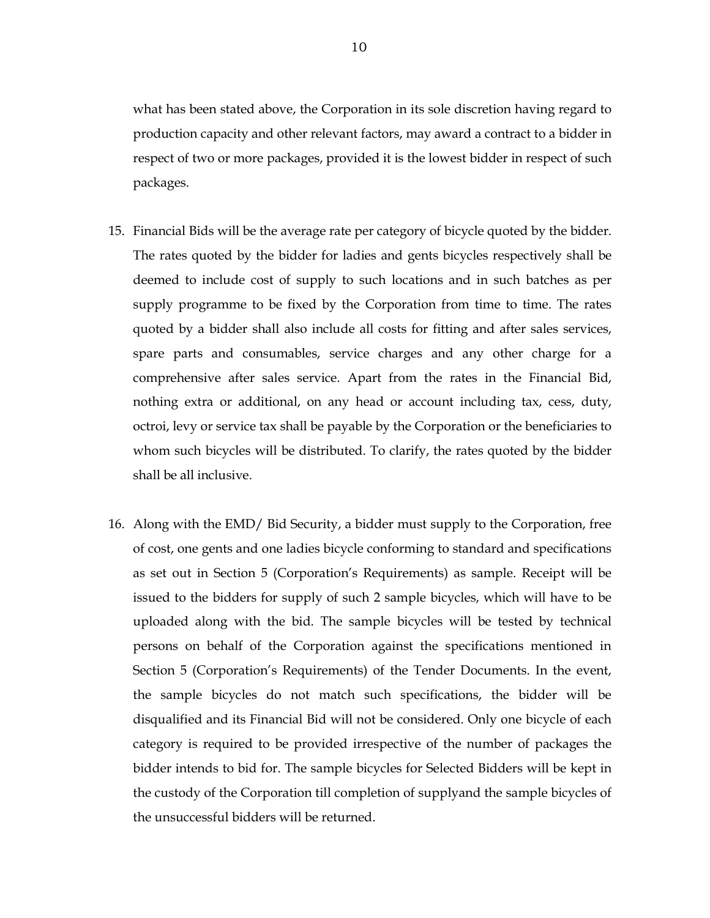what has been stated above, the Corporation in its sole discretion having regard to production capacity and other relevant factors, may award a contract to a bidder in respect of two or more packages, provided it is the lowest bidder in respect of such packages.

15. Financial Bids will be the average rate per category of bicycle quoted by the bidder. The rates quoted by the bidder for ladies and gents bicycles respectively shall be deemed to include cost of supply to such locations and in such batches as per supply programme to be fixed by the Corporation from time to time. The rates quoted by a bidder shall also include all costs for fitting and after sales services, spare parts and consumables, service charges and any other charge for a comprehensive after sales service. Apart from the rates in the Financial Bid, nothing extra or additional, on any head or account including tax, cess, duty, octroi, levy or service tax shall be payable by the Corporation or the beneficiaries to whom such bicycles will be distributed. To clarify, the rates quoted by the bidder shall be all inclusive.

16. Along with the EMD/ Bid Security, a bidder must supply to the Corporation, free of cost, one gents and one ladies bicycle conforming to standard and specifications as set out in Section 5 (Corporation's Requirements) as sample. Receipt will be issued to the bidders for supply of such 2 sample bicycles, which will have to be uploaded along with the bid. The sample bicycles will be tested by technical persons on behalf of the Corporation against the specifications mentioned in Section 5 (Corporation's Requirements) of the Tender Documents. In the event, the sample bicycles do not match such specifications, the bidder will be disqualified and its Financial Bid will not be considered. Only one bicycle of each category is required to be provided irrespective of the number of packages the bidder intends to bid for. The sample bicycles for Selected Bidders will be kept in the custody of the Corporation till completion of supplyand the sample bicycles of the unsuccessful bidders will be returned.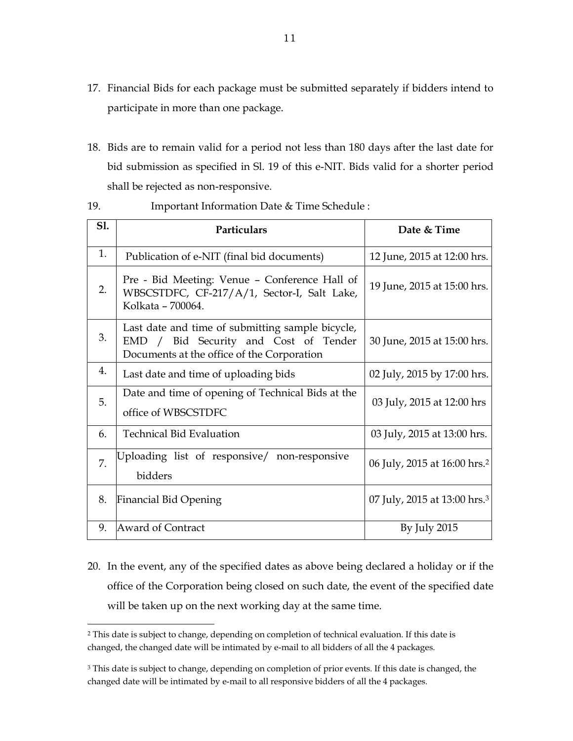17. Financial Bids for each package must be submitted separately if bidders intend to participate in more than one package.

18. Bids are to remain valid for a period not less than 180 days after the last date for bid submission as specified in Sl. 19 of this e-NIT. Bids valid for a shorter period shall be rejected as non-responsive.

19. Important Information Date & Time Schedule :

| Sl. | Particulars | Date & Time |
|---|---|---|
| 1. | Publication of e-NIT (final bid documents) | 12 June, 2015 at 12:00 hrs. |
| 2. | Pre - Bid Meeting: Venue – Conference Hall of WBSCSTDFC, CF-217/A/1, Sector-I, Salt Lake, Kolkata – 700064. | 19 June, 2015 at 15:00 hrs. |
| 3. | Last date and time of submitting sample bicycle, EMD / Bid Security and Cost of Tender Documents at the office of the Corporation | 30 June, 2015 at 15:00 hrs. |
| 4. | Last date and time of uploading bids | 02 July, 2015 by 17:00 hrs. |
| 5. | Date and time of opening of Technical Bids at the office of WBSCSTDFC | 03 July, 2015 at 12:00 hrs |
| 6. | Technical Bid Evaluation | 03 July, 2015 at 13:00 hrs. |
| 7. | Uploading list of responsive/ non-responsive bidders | 06 July, 2015 at 16:00 hrs.[2] |
| 8. | Financial Bid Opening | 07 July, 2015 at 13:00 hrs.[3] |
| 9. | Award of Contract | By July 2015 |

20. In the event, any of the specified dates as above being declared a holiday or if the office of the Corporation being closed on such date, the event of the specified date will be taken up on the next working day at the same time.

---

[2] This date is subject to change, depending on completion of technical evaluation. If this date is changed, the changed date will be intimated by e-mail to all bidders of all the 4 packages.

[3] This date is subject to change, depending on completion of prior events. If this date is changed, the changed date will be intimated by e-mail to all responsive bidders of all the 4 packages.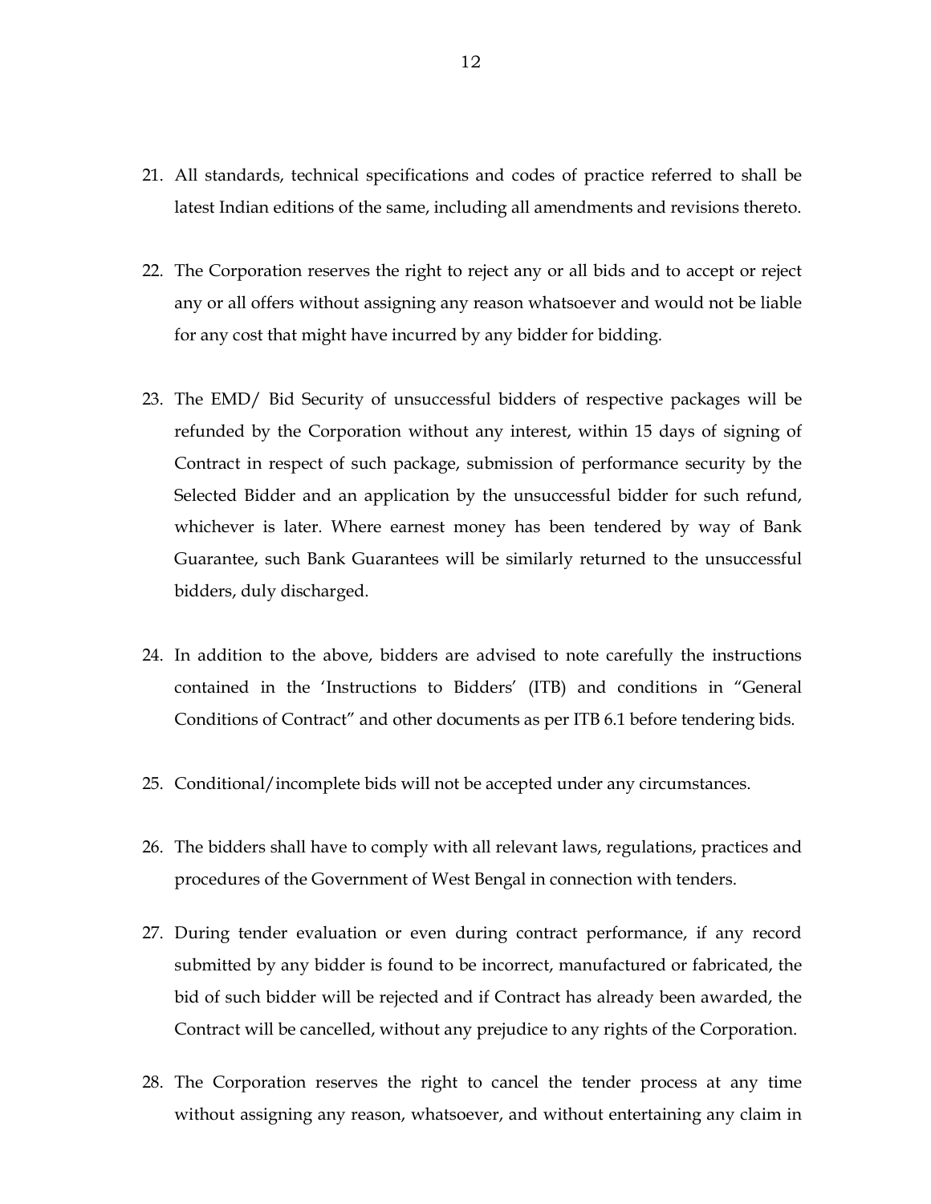21. All standards, technical specifications and codes of practice referred to shall be latest Indian editions of the same, including all amendments and revisions thereto.

22. The Corporation reserves the right to reject any or all bids and to accept or reject any or all offers without assigning any reason whatsoever and would not be liable for any cost that might have incurred by any bidder for bidding.

23. The EMD/ Bid Security of unsuccessful bidders of respective packages will be refunded by the Corporation without any interest, within 15 days of signing of Contract in respect of such package, submission of performance security by the Selected Bidder and an application by the unsuccessful bidder for such refund, whichever is later. Where earnest money has been tendered by way of Bank Guarantee, such Bank Guarantees will be similarly returned to the unsuccessful bidders, duly discharged.

24. In addition to the above, bidders are advised to note carefully the instructions contained in the 'Instructions to Bidders' (ITB) and conditions in "General Conditions of Contract" and other documents as per ITB 6.1 before tendering bids.

25. Conditional/incomplete bids will not be accepted under any circumstances.

26. The bidders shall have to comply with all relevant laws, regulations, practices and procedures of the Government of West Bengal in connection with tenders.

27. During tender evaluation or even during contract performance, if any record submitted by any bidder is found to be incorrect, manufactured or fabricated, the bid of such bidder will be rejected and if Contract has already been awarded, the Contract will be cancelled, without any prejudice to any rights of the Corporation.

28. The Corporation reserves the right to cancel the tender process at any time without assigning any reason, whatsoever, and without entertaining any claim in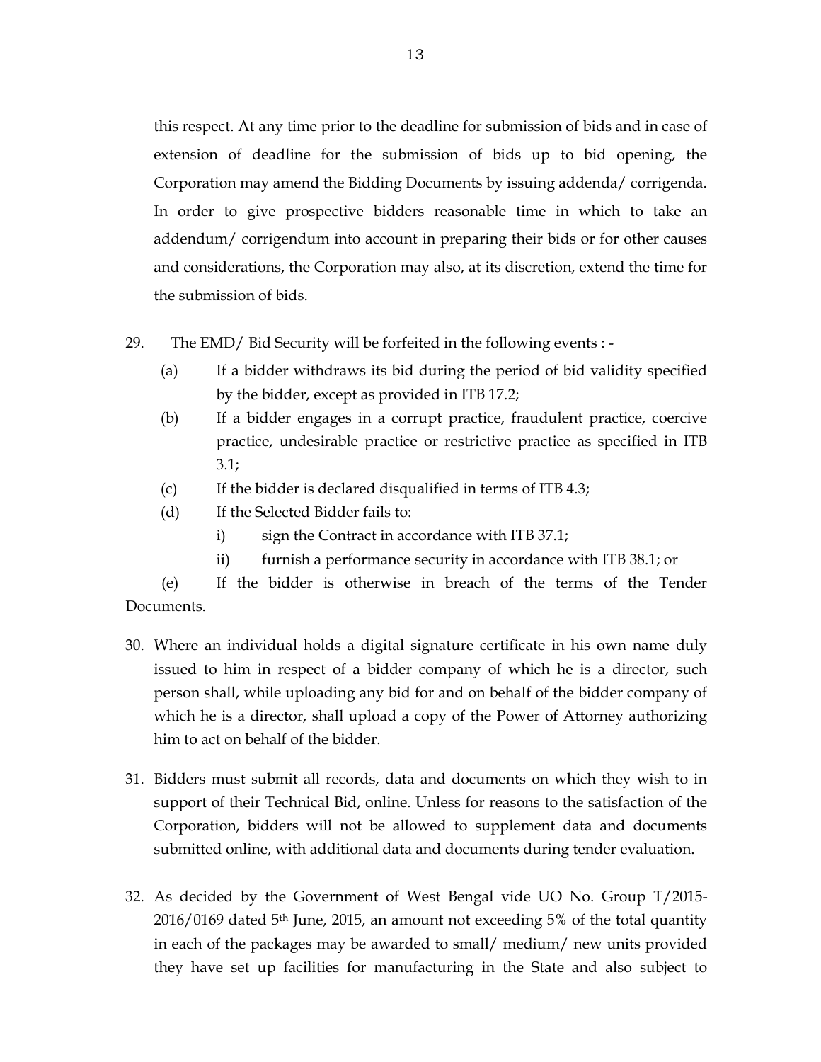this respect. At any time prior to the deadline for submission of bids and in case of extension of deadline for the submission of bids up to bid opening, the Corporation may amend the Bidding Documents by issuing addenda/ corrigenda. In order to give prospective bidders reasonable time in which to take an addendum/ corrigendum into account in preparing their bids or for other causes and considerations, the Corporation may also, at its discretion, extend the time for the submission of bids.

29. The EMD/ Bid Security will be forfeited in the following events : -

    (a) If a bidder withdraws its bid during the period of bid validity specified by the bidder, except as provided in ITB 17.2;

    (b) If a bidder engages in a corrupt practice, fraudulent practice, coercive practice, undesirable practice or restrictive practice as specified in ITB 3.1;

    (c) If the bidder is declared disqualified in terms of ITB 4.3;

    (d) If the Selected Bidder fails to:

        i) sign the Contract in accordance with ITB 37.1;

        ii) furnish a performance security in accordance with ITB 38.1; or

    (e) If the bidder is otherwise in breach of the terms of the Tender Documents.

30. Where an individual holds a digital signature certificate in his own name duly issued to him in respect of a bidder company of which he is a director, such person shall, while uploading any bid for and on behalf of the bidder company of which he is a director, shall upload a copy of the Power of Attorney authorizing him to act on behalf of the bidder.

31. Bidders must submit all records, data and documents on which they wish to in support of their Technical Bid, online. Unless for reasons to the satisfaction of the Corporation, bidders will not be allowed to supplement data and documents submitted online, with additional data and documents during tender evaluation.

32. As decided by the Government of West Bengal vide UO No. Group T/2015-2016/0169 dated 5th June, 2015, an amount not exceeding 5% of the total quantity in each of the packages may be awarded to small/ medium/ new units provided they have set up facilities for manufacturing in the State and also subject to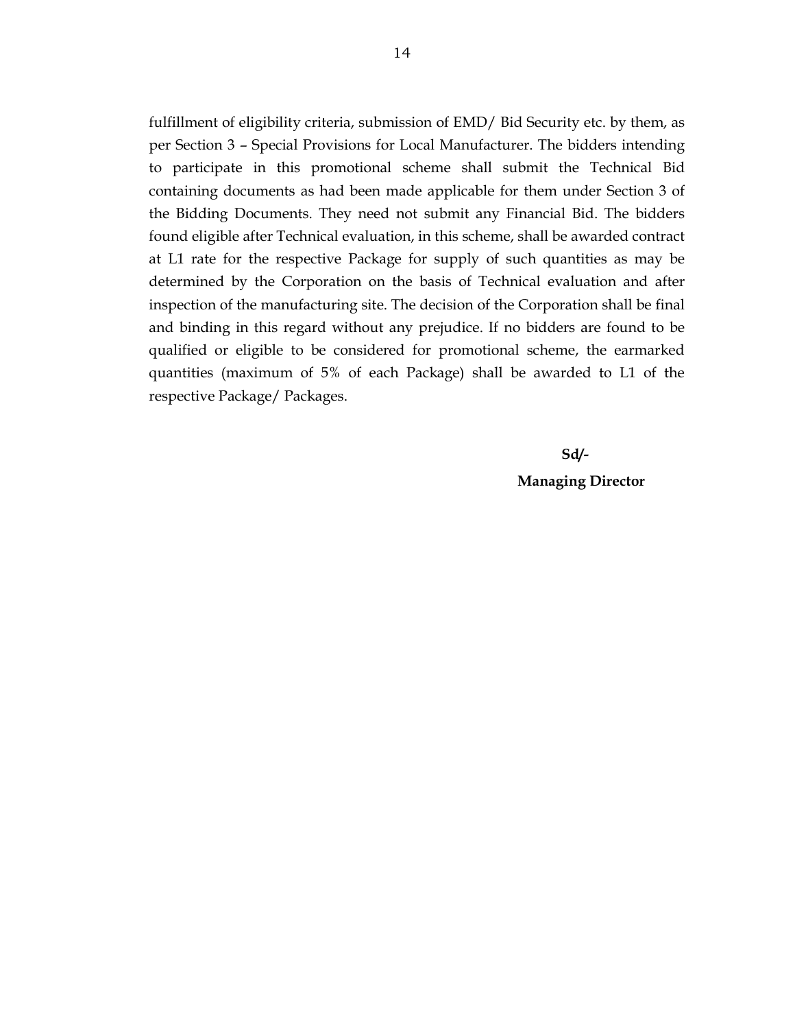fulfillment of eligibility criteria, submission of EMD/ Bid Security etc. by them, as per Section 3 – Special Provisions for Local Manufacturer. The bidders intending to participate in this promotional scheme shall submit the Technical Bid containing documents as had been made applicable for them under Section 3 of the Bidding Documents. They need not submit any Financial Bid. The bidders found eligible after Technical evaluation, in this scheme, shall be awarded contract at L1 rate for the respective Package for supply of such quantities as may be determined by the Corporation on the basis of Technical evaluation and after inspection of the manufacturing site. The decision of the Corporation shall be final and binding in this regard without any prejudice. If no bidders are found to be qualified or eligible to be considered for promotional scheme, the earmarked quantities (maximum of 5% of each Package) shall be awarded to L1 of the respective Package/ Packages.

**Sd/-**

**Managing Director**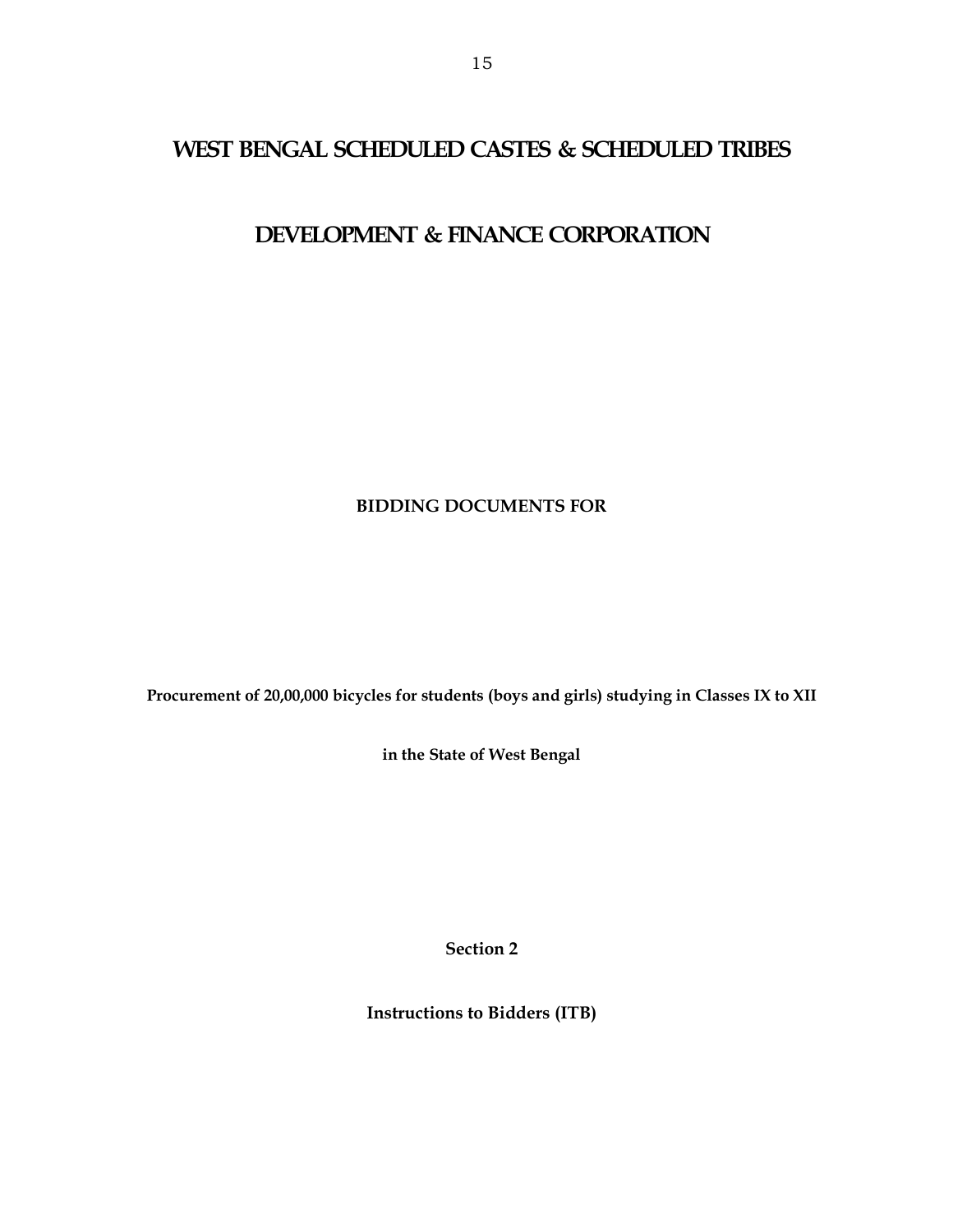# WEST BENGAL SCHEDULED CASTES & SCHEDULED TRIBES

# DEVELOPMENT & FINANCE CORPORATION

**BIDDING DOCUMENTS FOR**

**Procurement of 20,00,000 bicycles for students (boys and girls) studying in Classes IX to XII**

**in the State of West Bengal**

**Section 2**

**Instructions to Bidders (ITB)**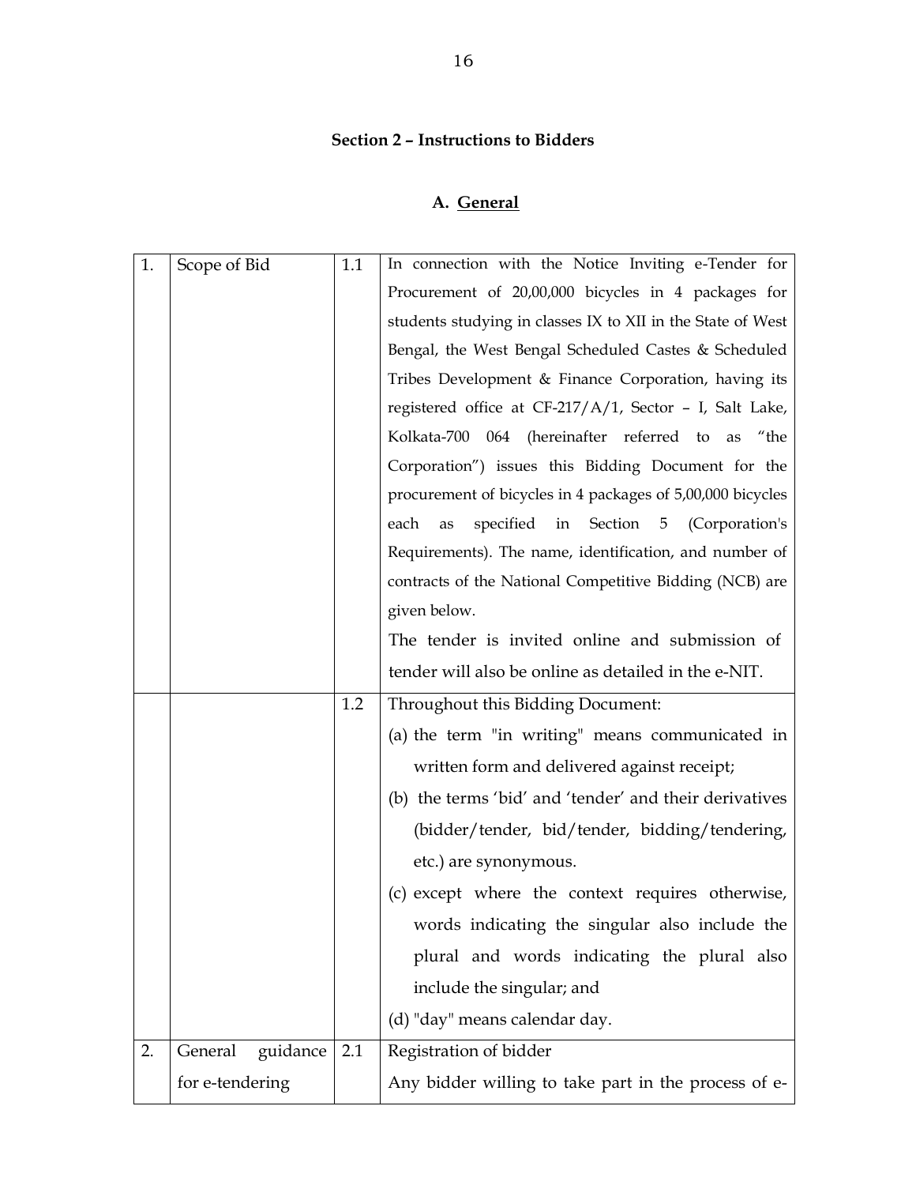## Section 2 – Instructions to Bidders

### A. General

| | | | |
|---|---|---|---|
| 1. | Scope of Bid | 1.1 | In connection with the Notice Inviting e-Tender for Procurement of 20,00,000 bicycles in 4 packages for students studying in classes IX to XII in the State of West Bengal, the West Bengal Scheduled Castes & Scheduled Tribes Development & Finance Corporation, having its registered office at CF-217/A/1, Sector – I, Salt Lake, Kolkata-700 064 (hereinafter referred to as "the Corporation") issues this Bidding Document for the procurement of bicycles in 4 packages of 5,00,000 bicycles each as specified in Section 5 (Corporation's Requirements). The name, identification, and number of contracts of the National Competitive Bidding (NCB) are given below.<br>The tender is invited online and submission of tender will also be online as detailed in the e-NIT. |
| | | 1.2 | Throughout this Bidding Document:<br>(a) the term "in writing" means communicated in written form and delivered against receipt;<br>(b) the terms 'bid' and 'tender' and their derivatives (bidder/tender, bid/tender, bidding/tendering, etc.) are synonymous.<br>(c) except where the context requires otherwise, words indicating the singular also include the plural and words indicating the plural also include the singular; and<br>(d) "day" means calendar day. |
| 2. | General guidance for e-tendering | 2.1 | Registration of bidder<br>Any bidder willing to take part in the process of e- |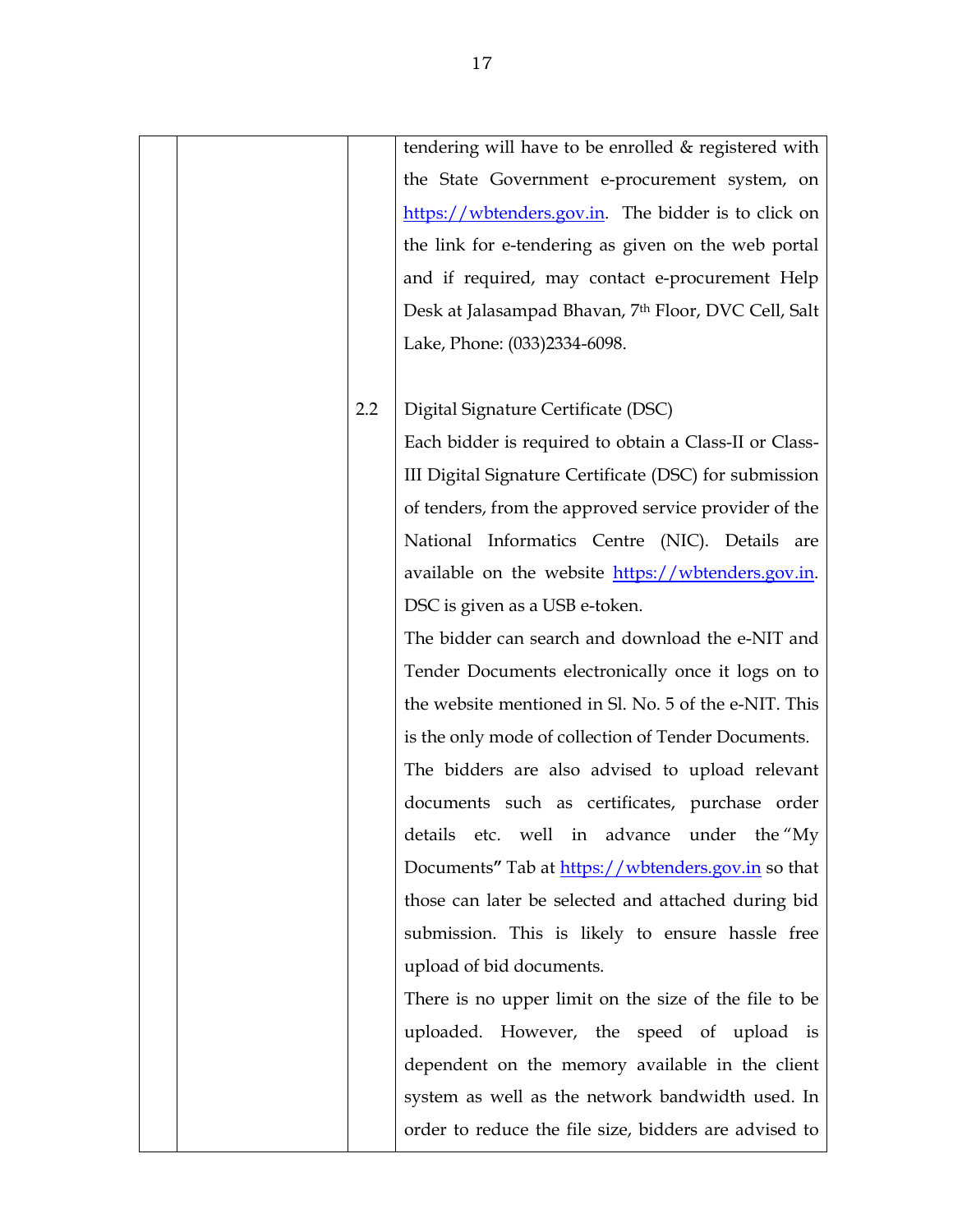| | | | |
|---|---|---|---|
| | | | tendering will have to be enrolled & registered with the State Government e-procurement system, on https://wbtenders.gov.in. The bidder is to click on the link for e-tendering as given on the web portal and if required, may contact e-procurement Help Desk at Jalasampad Bhavan, 7th Floor, DVC Cell, Salt Lake, Phone: (033)2334-6098. |
| | | 2.2 | Digital Signature Certificate (DSC)<br>Each bidder is required to obtain a Class-II or Class-III Digital Signature Certificate (DSC) for submission of tenders, from the approved service provider of the National Informatics Centre (NIC). Details are available on the website https://wbtenders.gov.in. DSC is given as a USB e-token.<br>The bidder can search and download the e-NIT and Tender Documents electronically once it logs on to the website mentioned in Sl. No. 5 of the e-NIT. This is the only mode of collection of Tender Documents.<br>The bidders are also advised to upload relevant documents such as certificates, purchase order details etc. well in advance under the "My Documents" Tab at https://wbtenders.gov.in so that those can later be selected and attached during bid submission. This is likely to ensure hassle free upload of bid documents.<br>There is no upper limit on the size of the file to be uploaded. However, the speed of upload is dependent on the memory available in the client system as well as the network bandwidth used. In order to reduce the file size, bidders are advised to |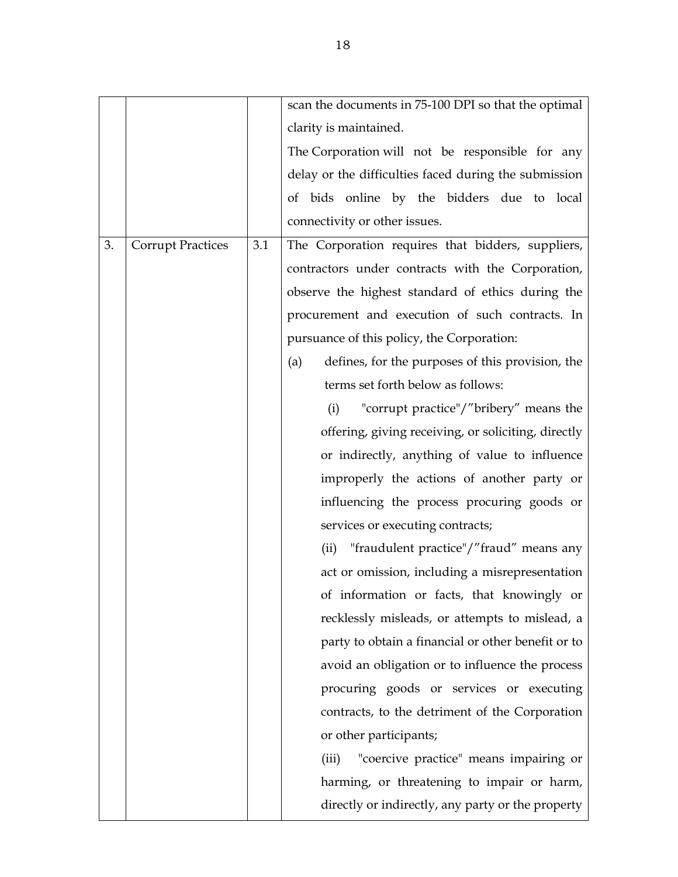| | | | |
|---|---|---|---|
| | | | scan the documents in 75-100 DPI so that the optimal clarity is maintained.<br>The Corporation will not be responsible for any delay or the difficulties faced during the submission of bids online by the bidders due to local connectivity or other issues. |
| 3. | Corrupt Practices | 3.1 | The Corporation requires that bidders, suppliers, contractors under contracts with the Corporation, observe the highest standard of ethics during the procurement and execution of such contracts. In pursuance of this policy, the Corporation:<br>(a) defines, for the purposes of this provision, the terms set forth below as follows:<br>(i) "corrupt practice"/"bribery" means the offering, giving receiving, or soliciting, directly or indirectly, anything of value to influence improperly the actions of another party or influencing the process procuring goods or services or executing contracts;<br>(ii) "fraudulent practice"/"fraud" means any act or omission, including a misrepresentation of information or facts, that knowingly or recklessly misleads, or attempts to mislead, a party to obtain a financial or other benefit or to avoid an obligation or to influence the process procuring goods or services or executing contracts, to the detriment of the Corporation or other participants;<br>(iii) "coercive practice" means impairing or harming, or threatening to impair or harm, directly or indirectly, any party or the property |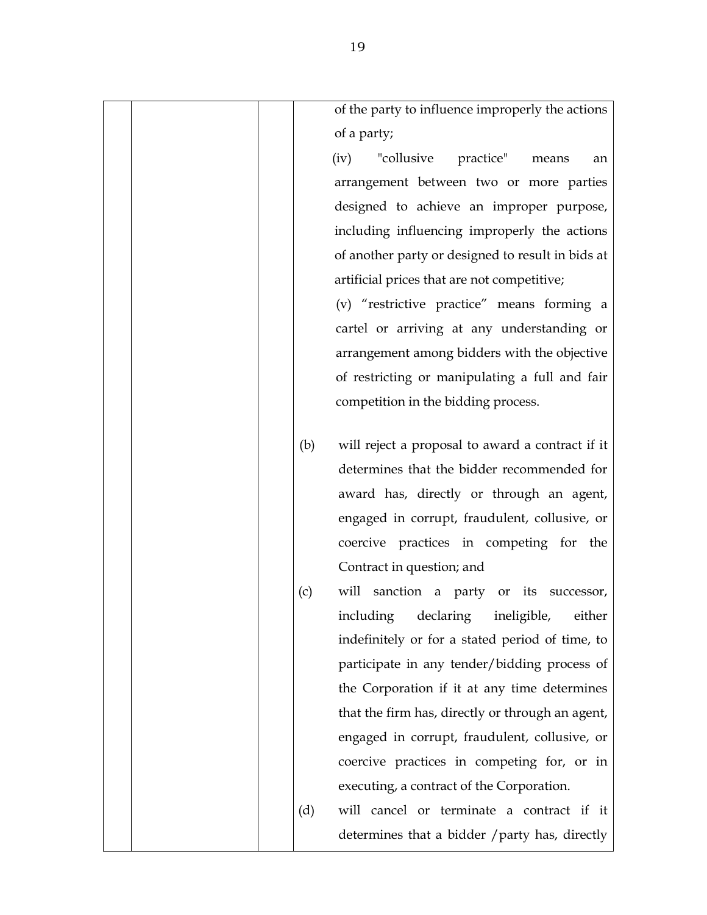| | | | of the party to influence improperly the actions of a party;<br>(iv) "collusive practice" means an arrangement between two or more parties designed to achieve an improper purpose, including influencing improperly the actions of another party or designed to result in bids at artificial prices that are not competitive;<br>(v) "restrictive practice" means forming a cartel or arriving at any understanding or arrangement among bidders with the objective of restricting or manipulating a full and fair competition in the bidding process.<br><br>(b) will reject a proposal to award a contract if it determines that the bidder recommended for award has, directly or through an agent, engaged in corrupt, fraudulent, collusive, or coercive practices in competing for the Contract in question; and<br>(c) will sanction a party or its successor, including declaring ineligible, either indefinitely or for a stated period of time, to participate in any tender/bidding process of the Corporation if it at any time determines that the firm has, directly or through an agent, engaged in corrupt, fraudulent, collusive, or coercive practices in competing for, or in executing, a contract of the Corporation.<br>(d) will cancel or terminate a contract if it determines that a bidder /party has, directly |
|---|---|---|---|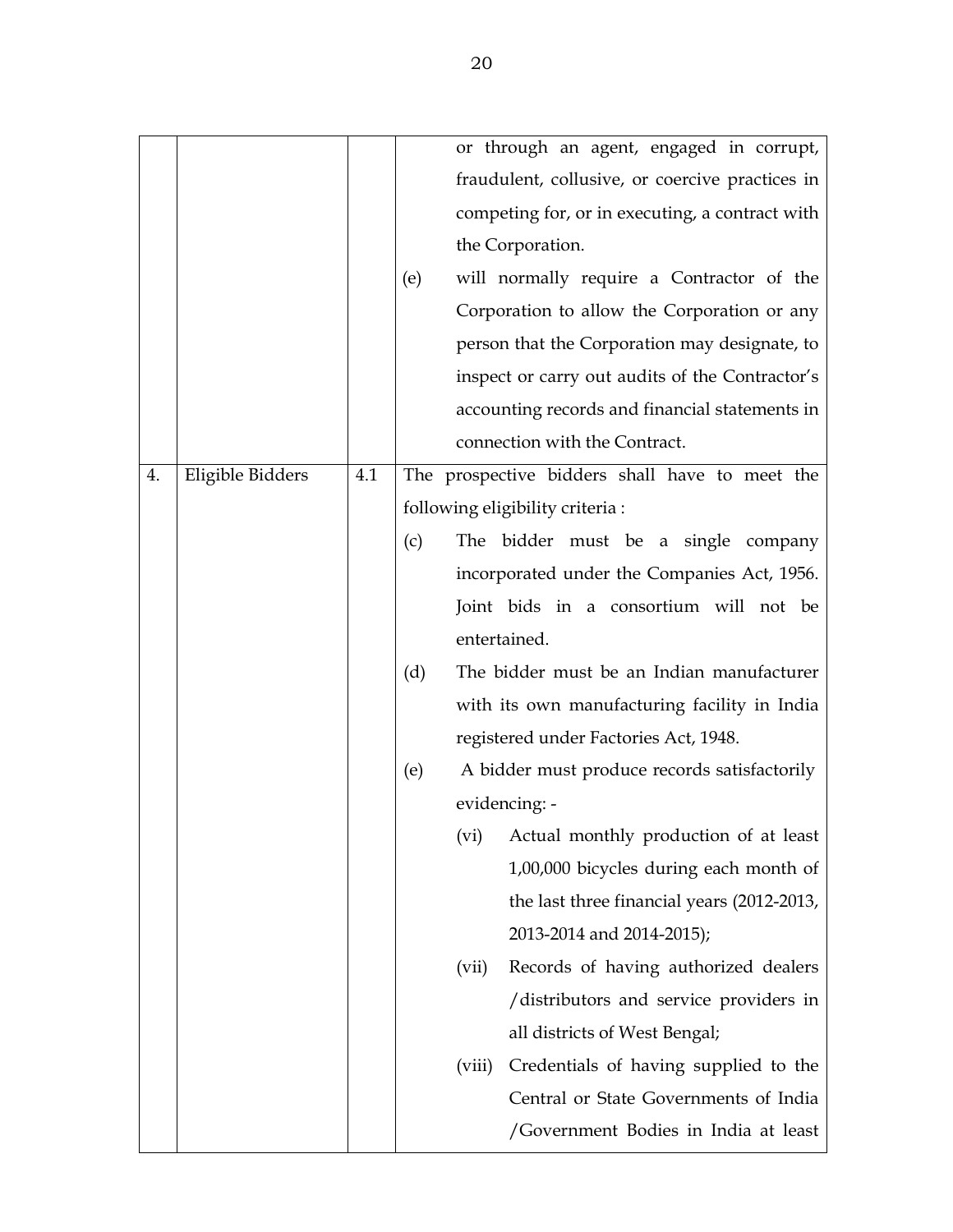|  |  |  |  |
|---|---|---|---|
|  |  |  | or through an agent, engaged in corrupt, fraudulent, collusive, or coercive practices in competing for, or in executing, a contract with the Corporation.<br>(e) will normally require a Contractor of the Corporation to allow the Corporation or any person that the Corporation may designate, to inspect or carry out audits of the Contractor's accounting records and financial statements in connection with the Contract. |
| 4. | Eligible Bidders | 4.1 | The prospective bidders shall have to meet the following eligibility criteria :<br>(c) The bidder must be a single company incorporated under the Companies Act, 1956. Joint bids in a consortium will not be entertained.<br>(d) The bidder must be an Indian manufacturer with its own manufacturing facility in India registered under Factories Act, 1948.<br>(e) A bidder must produce records satisfactorily evidencing: -<br>(vi) Actual monthly production of at least 1,00,000 bicycles during each month of the last three financial years (2012-2013, 2013-2014 and 2014-2015);<br>(vii) Records of having authorized dealers /distributors and service providers in all districts of West Bengal;<br>(viii) Credentials of having supplied to the Central or State Governments of India /Government Bodies in India at least |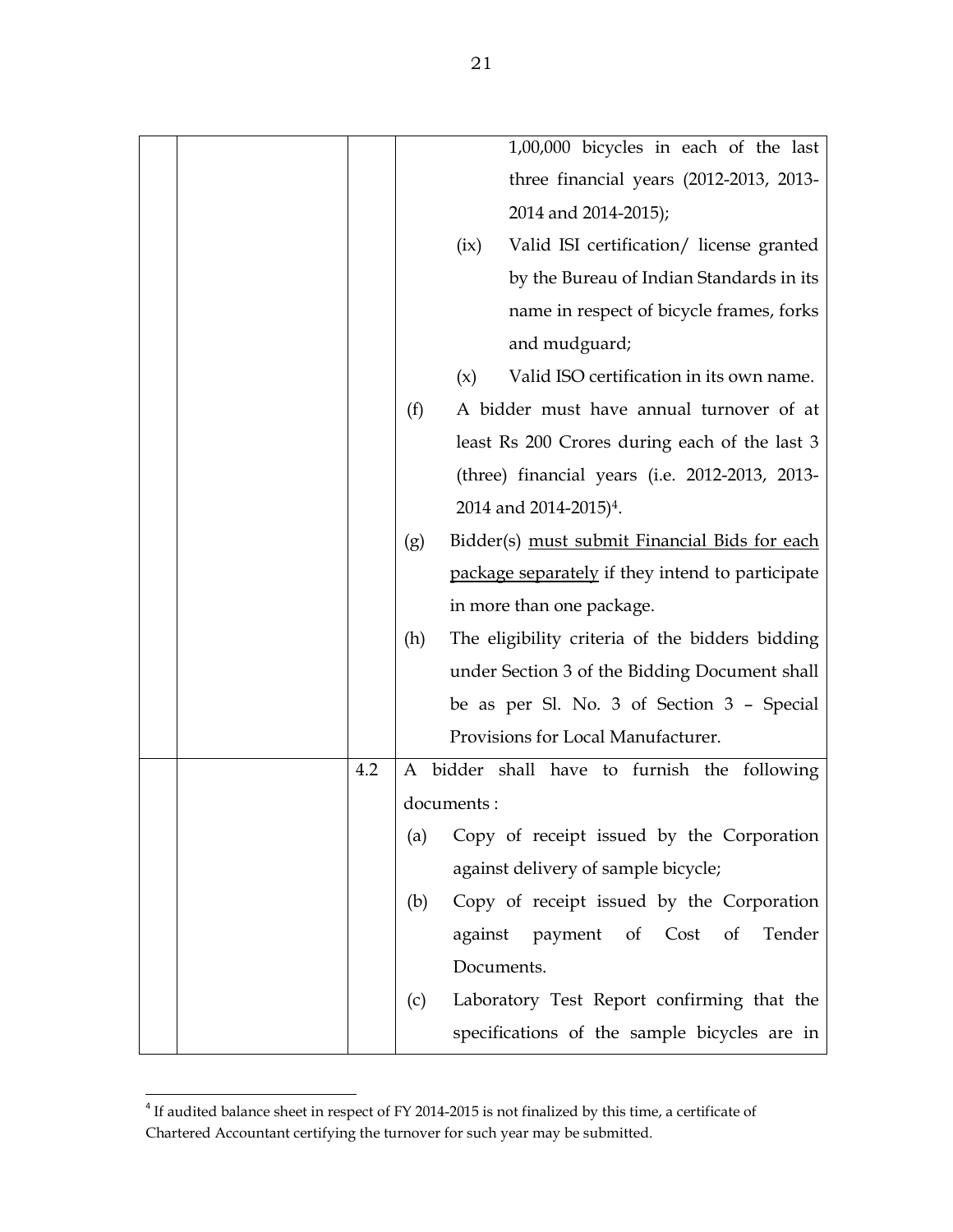| | | | |
|---|---|---|---|
| | | | 1,00,000 bicycles in each of the last three financial years (2012-2013, 2013-2014 and 2014-2015);<br>(ix) Valid ISI certification/ license granted by the Bureau of Indian Standards in its name in respect of bicycle frames, forks and mudguard;<br>(x) Valid ISO certification in its own name.<br>(f) A bidder must have annual turnover of at least Rs 200 Crores during each of the last 3 (three) financial years (i.e. 2012-2013, 2013-2014 and 2014-2015)[4].<br>(g) Bidder(s) <u>must submit Financial Bids for each package separately</u> if they intend to participate in more than one package.<br>(h) The eligibility criteria of the bidders bidding under Section 3 of the Bidding Document shall be as per Sl. No. 3 of Section 3 – Special Provisions for Local Manufacturer. |
| | | 4.2 | A bidder shall have to furnish the following documents :<br>(a) Copy of receipt issued by the Corporation against delivery of sample bicycle;<br>(b) Copy of receipt issued by the Corporation against payment of Cost of Tender Documents.<br>(c) Laboratory Test Report confirming that the specifications of the sample bicycles are in |

[4] If audited balance sheet in respect of FY 2014-2015 is not finalized by this time, a certificate of Chartered Accountant certifying the turnover for such year may be submitted.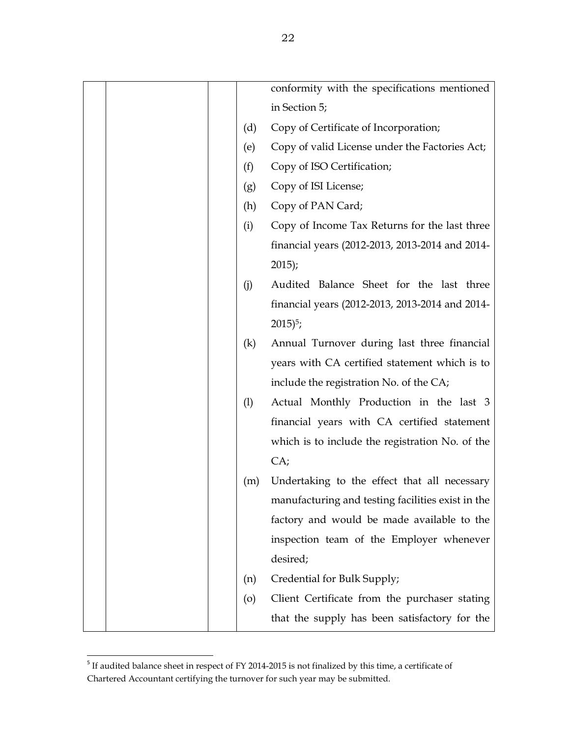| | | | |
|---|---|---|---|
| | | | conformity with the specifications mentioned in Section 5;<br>(d) Copy of Certificate of Incorporation;<br>(e) Copy of valid License under the Factories Act;<br>(f) Copy of ISO Certification;<br>(g) Copy of ISI License;<br>(h) Copy of PAN Card;<br>(i) Copy of Income Tax Returns for the last three financial years (2012-2013, 2013-2014 and 2014-2015);<br>(j) Audited Balance Sheet for the last three financial years (2012-2013, 2013-2014 and 2014-2015)[5];<br>(k) Annual Turnover during last three financial years with CA certified statement which is to include the registration No. of the CA;<br>(l) Actual Monthly Production in the last 3 financial years with CA certified statement which is to include the registration No. of the CA;<br>(m) Undertaking to the effect that all necessary manufacturing and testing facilities exist in the factory and would be made available to the inspection team of the Employer whenever desired;<br>(n) Credential for Bulk Supply;<br>(o) Client Certificate from the purchaser stating that the supply has been satisfactory for the |

[5] If audited balance sheet in respect of FY 2014-2015 is not finalized by this time, a certificate of Chartered Accountant certifying the turnover for such year may be submitted.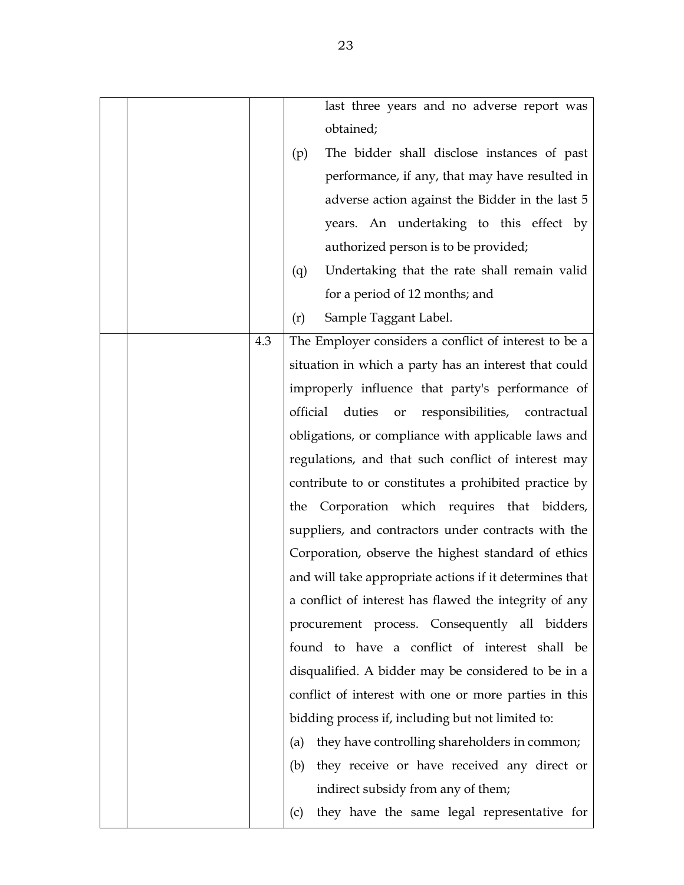| | | | |
|---|---|---|---|
| | | | last three years and no adverse report was obtained;<br>(p) The bidder shall disclose instances of past performance, if any, that may have resulted in adverse action against the Bidder in the last 5 years. An undertaking to this effect by authorized person is to be provided;<br>(q) Undertaking that the rate shall remain valid for a period of 12 months; and<br>(r) Sample Taggant Label. |
| | | 4.3 | The Employer considers a conflict of interest to be a situation in which a party has an interest that could improperly influence that party's performance of official duties or responsibilities, contractual obligations, or compliance with applicable laws and regulations, and that such conflict of interest may contribute to or constitutes a prohibited practice by the Corporation which requires that bidders, suppliers, and contractors under contracts with the Corporation, observe the highest standard of ethics and will take appropriate actions if it determines that a conflict of interest has flawed the integrity of any procurement process. Consequently all bidders found to have a conflict of interest shall be disqualified. A bidder may be considered to be in a conflict of interest with one or more parties in this bidding process if, including but not limited to:<br>(a) they have controlling shareholders in common;<br>(b) they receive or have received any direct or indirect subsidy from any of them;<br>(c) they have the same legal representative for |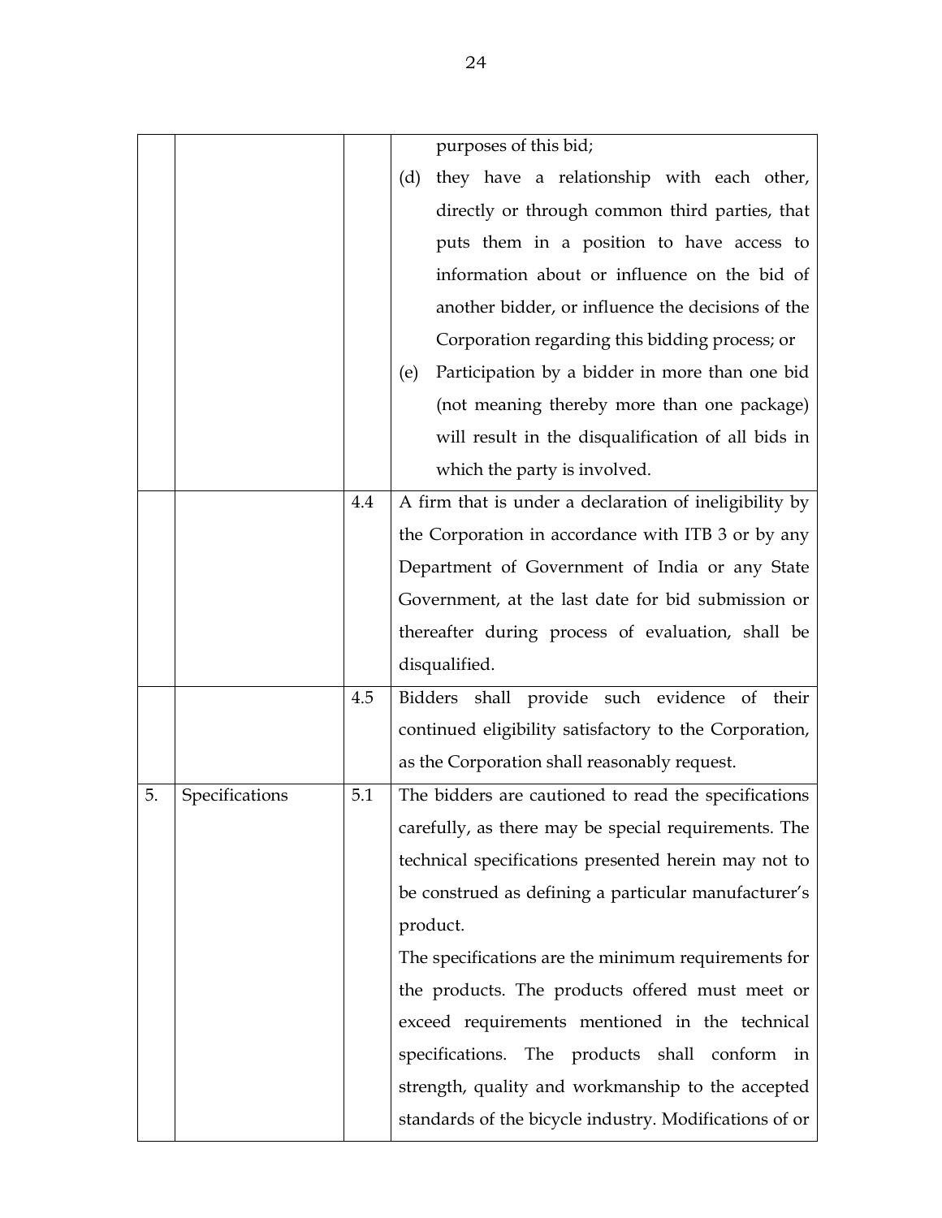| | | | |
|---|---|---|---|
| | | | purposes of this bid;<br>(d) they have a relationship with each other, directly or through common third parties, that puts them in a position to have access to information about or influence on the bid of another bidder, or influence the decisions of the Corporation regarding this bidding process; or<br>(e) Participation by a bidder in more than one bid (not meaning thereby more than one package) will result in the disqualification of all bids in which the party is involved. |
| | | 4.4 | A firm that is under a declaration of ineligibility by the Corporation in accordance with ITB 3 or by any Department of Government of India or any State Government, at the last date for bid submission or thereafter during process of evaluation, shall be disqualified. |
| | | 4.5 | Bidders shall provide such evidence of their continued eligibility satisfactory to the Corporation, as the Corporation shall reasonably request. |
| 5. | Specifications | 5.1 | The bidders are cautioned to read the specifications carefully, as there may be special requirements. The technical specifications presented herein may not to be construed as defining a particular manufacturer's product.<br>The specifications are the minimum requirements for the products. The products offered must meet or exceed requirements mentioned in the technical specifications. The products shall conform in strength, quality and workmanship to the accepted standards of the bicycle industry. Modifications of or |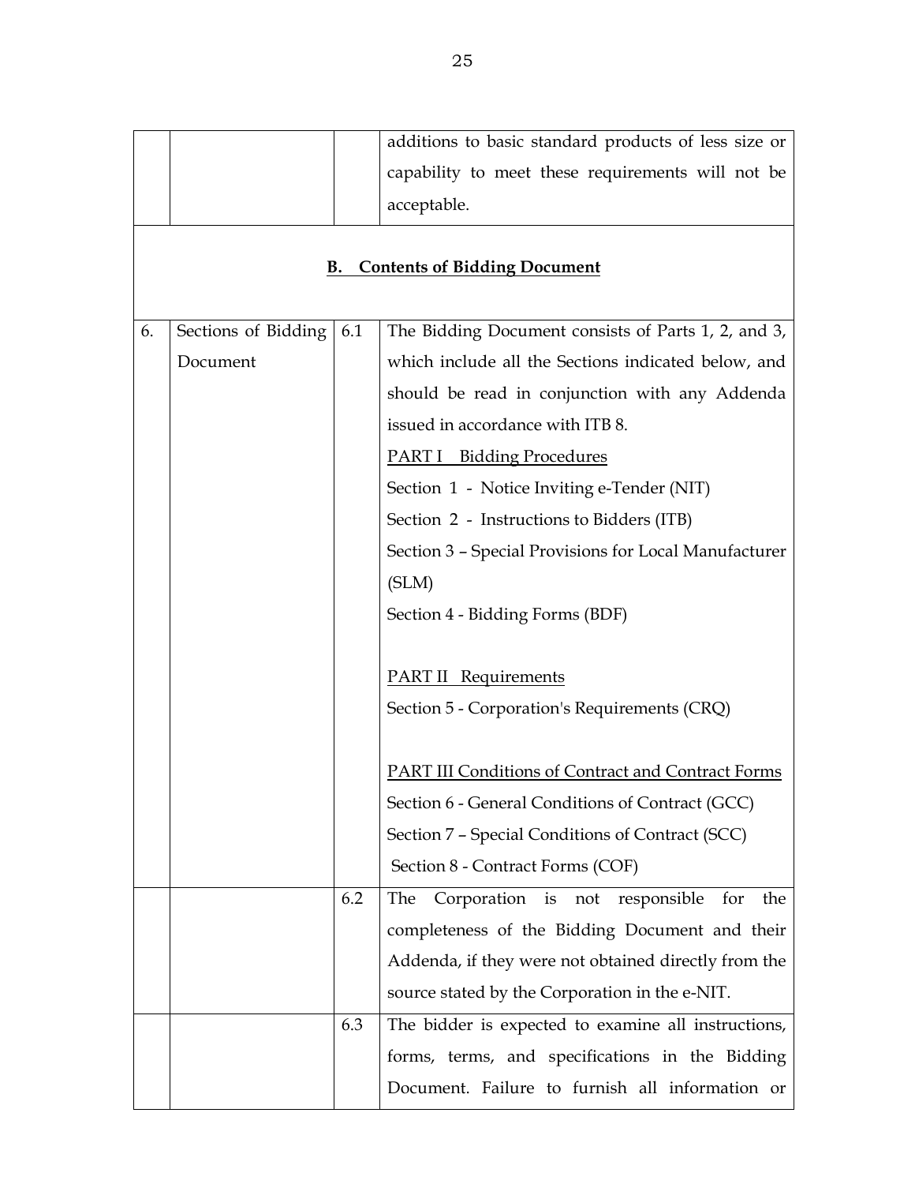| | | | |
|---|---|---|---|
| | | | additions to basic standard products of less size or capability to meet these requirements will not be acceptable. |
| **B. Contents of Bidding Document** | | | |
| 6. | Sections of Bidding Document | 6.1 | The Bidding Document consists of Parts 1, 2, and 3, which include all the Sections indicated below, and should be read in conjunction with any Addenda issued in accordance with ITB 8.<br><br><u>PART I Bidding Procedures</u><br>Section 1 - Notice Inviting e-Tender (NIT)<br>Section 2 - Instructions to Bidders (ITB)<br>Section 3 – Special Provisions for Local Manufacturer (SLM)<br>Section 4 - Bidding Forms (BDF)<br><br><u>PART II Requirements</u><br>Section 5 - Corporation's Requirements (CRQ)<br><br><u>PART III Conditions of Contract and Contract Forms</u><br>Section 6 - General Conditions of Contract (GCC)<br>Section 7 – Special Conditions of Contract (SCC)<br>Section 8 - Contract Forms (COF) |
| | | 6.2 | The Corporation is not responsible for the completeness of the Bidding Document and their Addenda, if they were not obtained directly from the source stated by the Corporation in the e-NIT. |
| | | 6.3 | The bidder is expected to examine all instructions, forms, terms, and specifications in the Bidding Document. Failure to furnish all information or |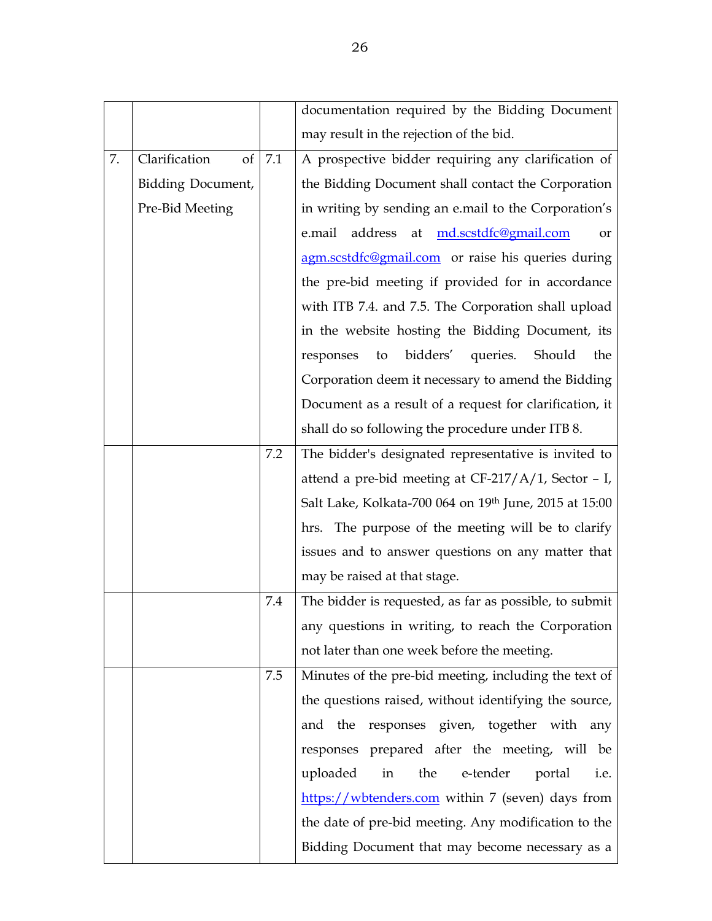| | | | |
|---|---|---|---|
| | | | documentation required by the Bidding Document may result in the rejection of the bid. |
| 7. | Clarification of Bidding Document, Pre-Bid Meeting | 7.1 | A prospective bidder requiring any clarification of the Bidding Document shall contact the Corporation in writing by sending an e.mail to the Corporation's e.mail address at md.scstdfc@gmail.com or agm.scstdfc@gmail.com or raise his queries during the pre-bid meeting if provided for in accordance with ITB 7.4. and 7.5. The Corporation shall upload in the website hosting the Bidding Document, its responses to bidders' queries. Should the Corporation deem it necessary to amend the Bidding Document as a result of a request for clarification, it shall do so following the procedure under ITB 8. |
| | | 7.2 | The bidder's designated representative is invited to attend a pre-bid meeting at CF-217/A/1, Sector – I, Salt Lake, Kolkata-700 064 on 19th June, 2015 at 15:00 hrs. The purpose of the meeting will be to clarify issues and to answer questions on any matter that may be raised at that stage. |
| | | 7.4 | The bidder is requested, as far as possible, to submit any questions in writing, to reach the Corporation not later than one week before the meeting. |
| | | 7.5 | Minutes of the pre-bid meeting, including the text of the questions raised, without identifying the source, and the responses given, together with any responses prepared after the meeting, will be uploaded in the e-tender portal i.e. https://wbtenders.com within 7 (seven) days from the date of pre-bid meeting. Any modification to the Bidding Document that may become necessary as a |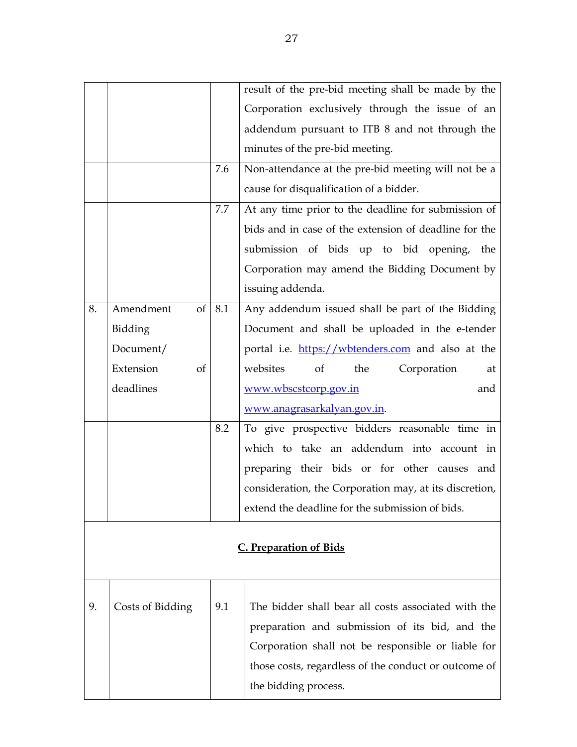| | | | |
|---|---|---|---|
| | | | result of the pre-bid meeting shall be made by the Corporation exclusively through the issue of an addendum pursuant to ITB 8 and not through the minutes of the pre-bid meeting. |
| | | 7.6 | Non-attendance at the pre-bid meeting will not be a cause for disqualification of a bidder. |
| | | 7.7 | At any time prior to the deadline for submission of bids and in case of the extension of deadline for the submission of bids up to bid opening, the Corporation may amend the Bidding Document by issuing addenda. |
| 8. | Amendment of Bidding Document/ Extension of deadlines | 8.1 | Any addendum issued shall be part of the Bidding Document and shall be uploaded in the e-tender portal i.e. https://wbtenders.com and also at the websites of the Corporation at www.wbscstcorp.gov.in and www.anagrasarkalyan.gov.in. |
| | | 8.2 | To give prospective bidders reasonable time in which to take an addendum into account in preparing their bids or for other causes and consideration, the Corporation may, at its discretion, extend the deadline for the submission of bids. |

## C. Preparation of Bids

| | | | |
|---|---|---|---|
| 9. | Costs of Bidding | 9.1 | The bidder shall bear all costs associated with the preparation and submission of its bid, and the Corporation shall not be responsible or liable for those costs, regardless of the conduct or outcome of the bidding process. |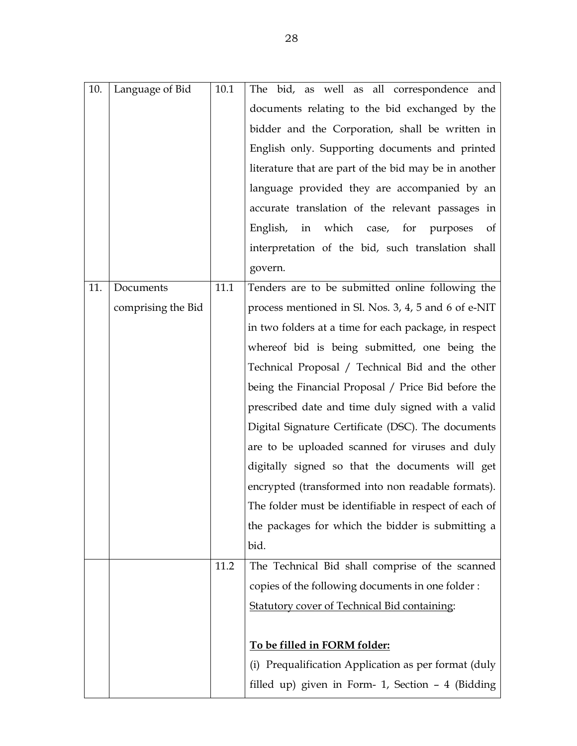| 10. | Language of Bid | 10.1 | The bid, as well as all correspondence and documents relating to the bid exchanged by the bidder and the Corporation, shall be written in English only. Supporting documents and printed literature that are part of the bid may be in another language provided they are accompanied by an accurate translation of the relevant passages in English, in which case, for purposes of interpretation of the bid, such translation shall govern. |
|---|---|---|---|
| 11. | Documents comprising the Bid | 11.1 | Tenders are to be submitted online following the process mentioned in Sl. Nos. 3, 4, 5 and 6 of e-NIT in two folders at a time for each package, in respect whereof bid is being submitted, one being the Technical Proposal / Technical Bid and the other being the Financial Proposal / Price Bid before the prescribed date and time duly signed with a valid Digital Signature Certificate (DSC). The documents are to be uploaded scanned for viruses and duly digitally signed so that the documents will get encrypted (transformed into non readable formats). The folder must be identifiable in respect of each of the packages for which the bidder is submitting a bid. |
| | | 11.2 | The Technical Bid shall comprise of the scanned copies of the following documents in one folder : <u>Statutory cover of Technical Bid containing</u>:<br><br>**<u>To be filled in FORM folder:</u>**<br>(i) Prequalification Application as per format (duly filled up) given in Form- 1, Section – 4 (Bidding |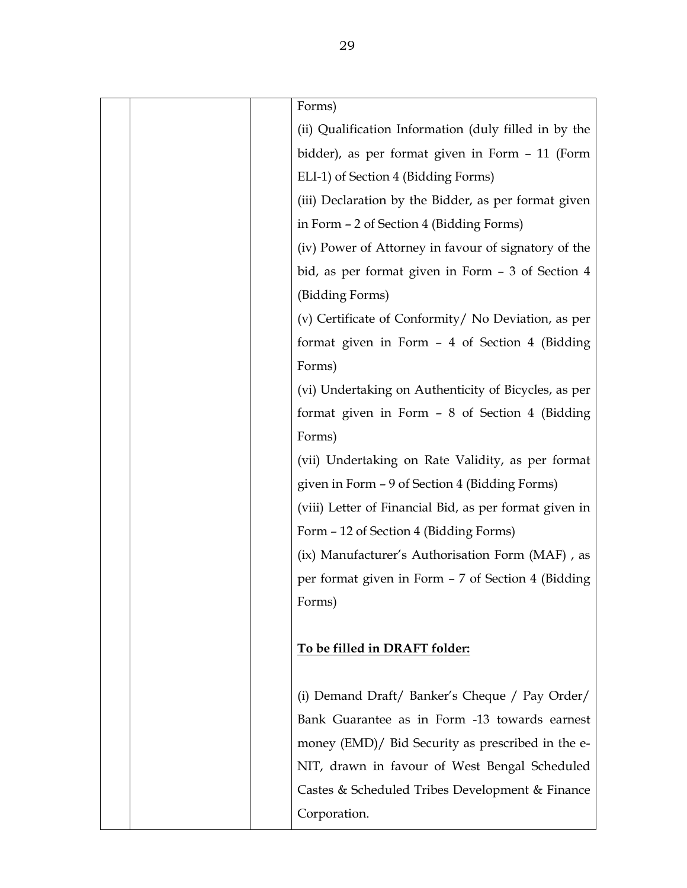| | | | Forms)<br>(ii) Qualification Information (duly filled in by the bidder), as per format given in Form – 11 (Form ELI-1) of Section 4 (Bidding Forms)<br>(iii) Declaration by the Bidder, as per format given in Form – 2 of Section 4 (Bidding Forms)<br>(iv) Power of Attorney in favour of signatory of the bid, as per format given in Form – 3 of Section 4 (Bidding Forms)<br>(v) Certificate of Conformity/ No Deviation, as per format given in Form – 4 of Section 4 (Bidding Forms)<br>(vi) Undertaking on Authenticity of Bicycles, as per format given in Form – 8 of Section 4 (Bidding Forms)<br>(vii) Undertaking on Rate Validity, as per format given in Form – 9 of Section 4 (Bidding Forms)<br>(viii) Letter of Financial Bid, as per format given in Form – 12 of Section 4 (Bidding Forms)<br>(ix) Manufacturer's Authorisation Form (MAF) , as per format given in Form – 7 of Section 4 (Bidding Forms)<br><br>**To be filled in DRAFT folder:**<br><br>(i) Demand Draft/ Banker's Cheque / Pay Order/ Bank Guarantee as in Form -13 towards earnest money (EMD)/ Bid Security as prescribed in the e-NIT, drawn in favour of West Bengal Scheduled Castes & Scheduled Tribes Development & Finance Corporation. |
|---|---|---|---|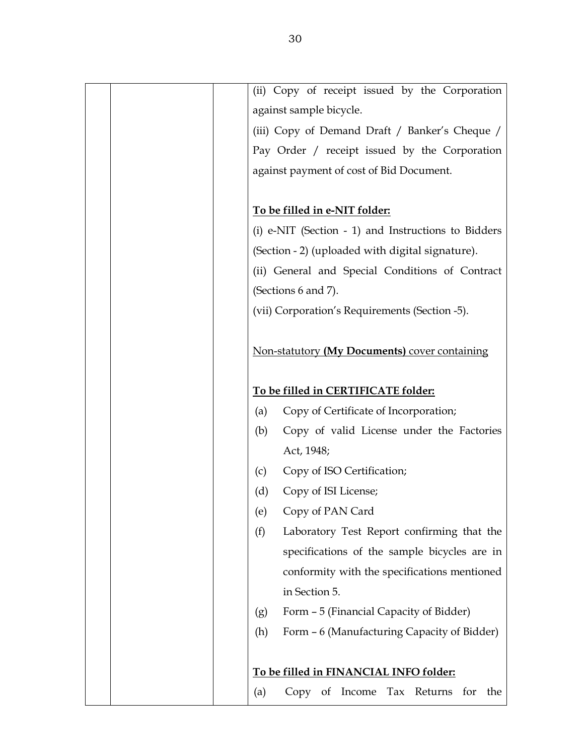| | | | (ii) Copy of receipt issued by the Corporation against sample bicycle.<br>(iii) Copy of Demand Draft / Banker's Cheque / Pay Order / receipt issued by the Corporation against payment of cost of Bid Document.<br><br>**<u>To be filled in e-NIT folder:</u>**<br>(i) e-NIT (Section - 1) and Instructions to Bidders (Section - 2) (uploaded with digital signature).<br>(ii) General and Special Conditions of Contract (Sections 6 and 7).<br>(vii) Corporation's Requirements (Section -5).<br><br><u>Non-statutory **(My Documents)** cover containing</u><br><br>**<u>To be filled in CERTIFICATE folder:</u>**<br>(a) Copy of Certificate of Incorporation;<br>(b) Copy of valid License under the Factories Act, 1948;<br>(c) Copy of ISO Certification;<br>(d) Copy of ISI License;<br>(e) Copy of PAN Card<br>(f) Laboratory Test Report confirming that the specifications of the sample bicycles are in conformity with the specifications mentioned in Section 5.<br>(g) Form – 5 (Financial Capacity of Bidder)<br>(h) Form – 6 (Manufacturing Capacity of Bidder)<br><br>**<u>To be filled in FINANCIAL INFO folder:</u>**<br>(a) Copy of Income Tax Returns for the |
|---|---|---|---|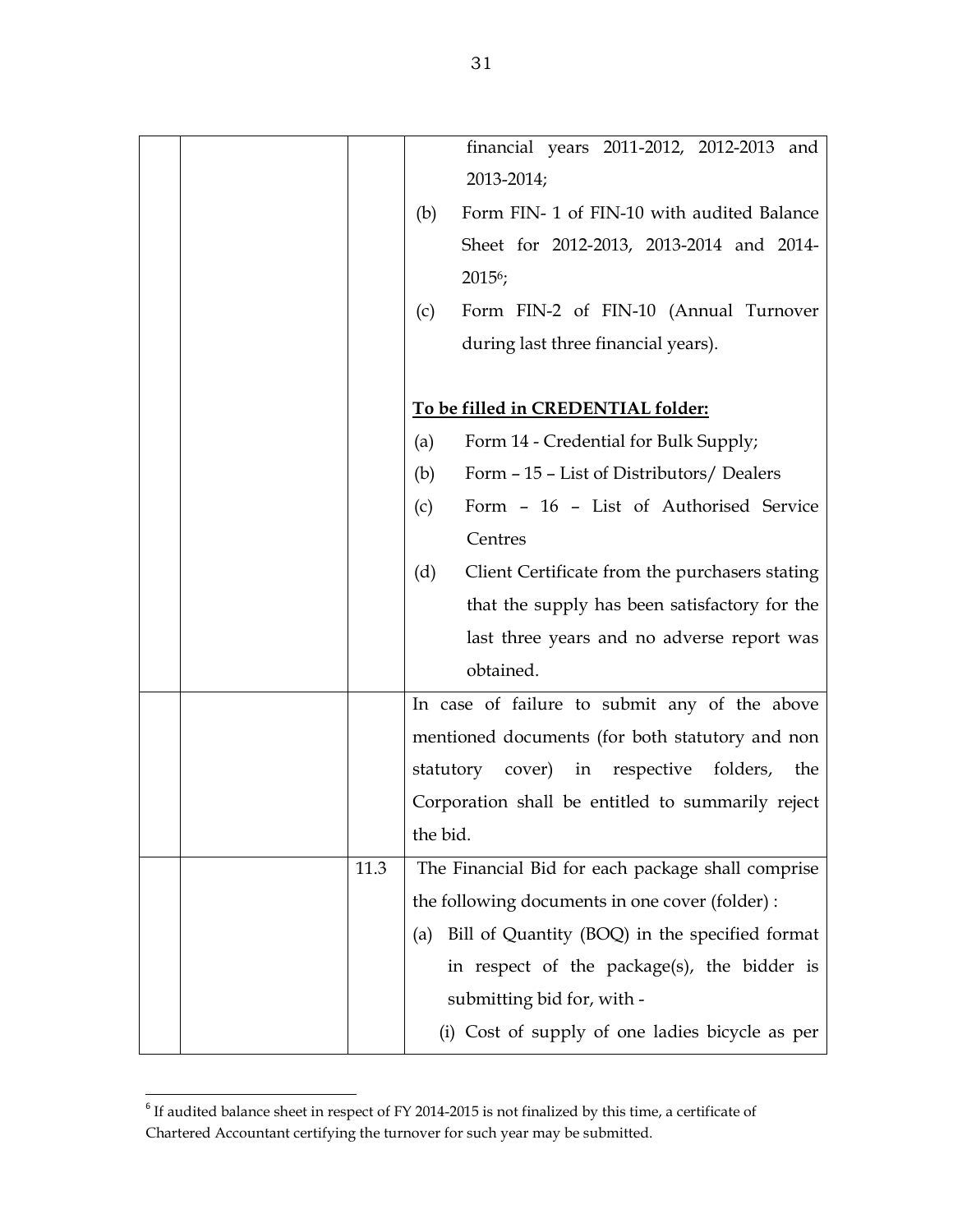| | | | |
|---|---|---|---|
| | | | financial years 2011-2012, 2012-2013 and 2013-2014;<br>(b) Form FIN- 1 of FIN-10 with audited Balance Sheet for 2012-2013, 2013-2014 and 2014-2015[6];<br>(c) Form FIN-2 of FIN-10 (Annual Turnover during last three financial years).<br><br>**<u>To be filled in CREDENTIAL folder:</u>**<br>(a) Form 14 - Credential for Bulk Supply;<br>(b) Form – 15 – List of Distributors/ Dealers<br>(c) Form – 16 – List of Authorised Service Centres<br>(d) Client Certificate from the purchasers stating that the supply has been satisfactory for the last three years and no adverse report was obtained. |
| | | | In case of failure to submit any of the above mentioned documents (for both statutory and non statutory cover) in respective folders, the Corporation shall be entitled to summarily reject the bid. |
| | | 11.3 | The Financial Bid for each package shall comprise the following documents in one cover (folder) :<br>(a) Bill of Quantity (BOQ) in the specified format in respect of the package(s), the bidder is submitting bid for, with -<br>(i) Cost of supply of one ladies bicycle as per |

[6] If audited balance sheet in respect of FY 2014-2015 is not finalized by this time, a certificate of Chartered Accountant certifying the turnover for such year may be submitted.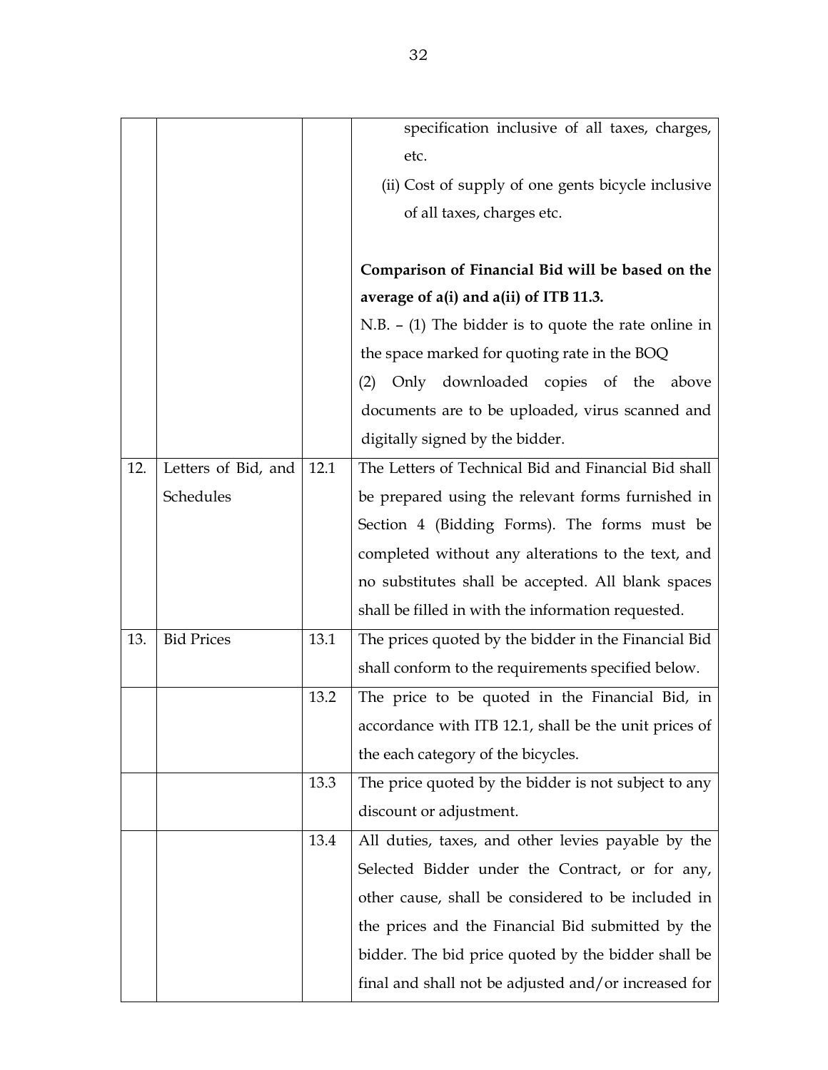| | | | |
|---|---|---|---|
| | | | specification inclusive of all taxes, charges, etc.<br>(ii) Cost of supply of one gents bicycle inclusive of all taxes, charges etc.<br><br>**Comparison of Financial Bid will be based on the average of a(i) and a(ii) of ITB 11.3.**<br>N.B. – (1) The bidder is to quote the rate online in the space marked for quoting rate in the BOQ<br>(2) Only downloaded copies of the above documents are to be uploaded, virus scanned and digitally signed by the bidder. |
| 12. | Letters of Bid, and Schedules | 12.1 | The Letters of Technical Bid and Financial Bid shall be prepared using the relevant forms furnished in Section 4 (Bidding Forms). The forms must be completed without any alterations to the text, and no substitutes shall be accepted. All blank spaces shall be filled in with the information requested. |
| 13. | Bid Prices | 13.1 | The prices quoted by the bidder in the Financial Bid shall conform to the requirements specified below. |
| | | 13.2 | The price to be quoted in the Financial Bid, in accordance with ITB 12.1, shall be the unit prices of the each category of the bicycles. |
| | | 13.3 | The price quoted by the bidder is not subject to any discount or adjustment. |
| | | 13.4 | All duties, taxes, and other levies payable by the Selected Bidder under the Contract, or for any, other cause, shall be considered to be included in the prices and the Financial Bid submitted by the bidder. The bid price quoted by the bidder shall be final and shall not be adjusted and/or increased for |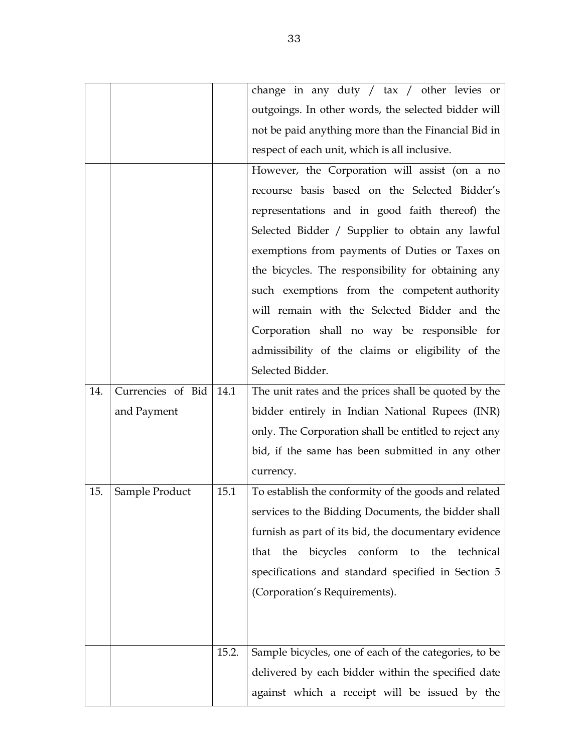| | | | |
|---|---|---|---|
| | | | change in any duty / tax / other levies or outgoings. In other words, the selected bidder will not be paid anything more than the Financial Bid in respect of each unit, which is all inclusive. |
| | | | However, the Corporation will assist (on a no recourse basis based on the Selected Bidder's representations and in good faith thereof) the Selected Bidder / Supplier to obtain any lawful exemptions from payments of Duties or Taxes on the bicycles. The responsibility for obtaining any such exemptions from the competent authority will remain with the Selected Bidder and the Corporation shall no way be responsible for admissibility of the claims or eligibility of the Selected Bidder. |
| 14. | Currencies of Bid and Payment | 14.1 | The unit rates and the prices shall be quoted by the bidder entirely in Indian National Rupees (INR) only. The Corporation shall be entitled to reject any bid, if the same has been submitted in any other currency. |
| 15. | Sample Product | 15.1 | To establish the conformity of the goods and related services to the Bidding Documents, the bidder shall furnish as part of its bid, the documentary evidence that the bicycles conform to the technical specifications and standard specified in Section 5 (Corporation's Requirements). |
| | | 15.2. | Sample bicycles, one of each of the categories, to be delivered by each bidder within the specified date against which a receipt will be issued by the |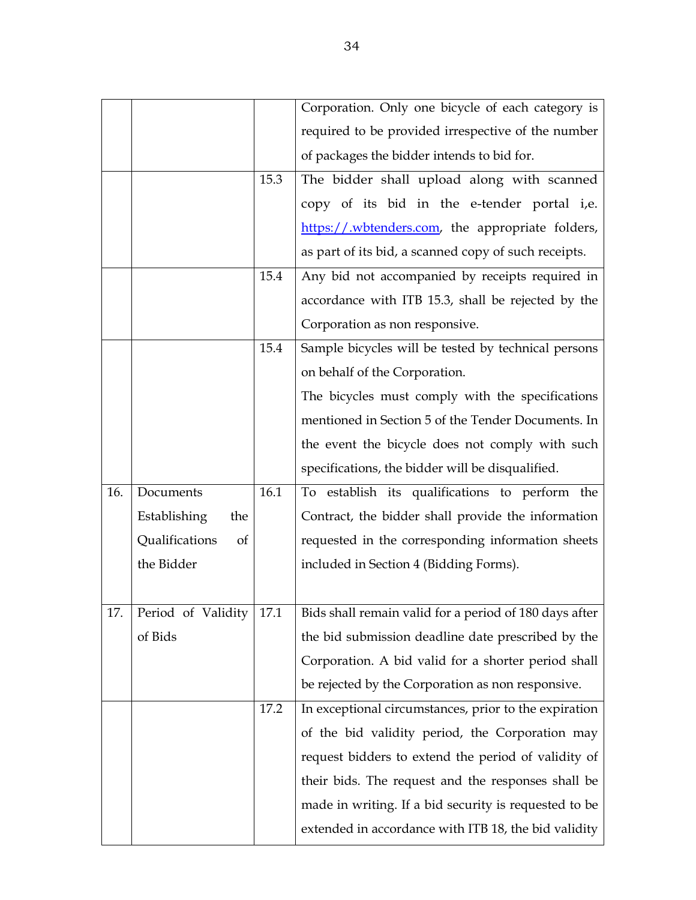| | | | |
|---|---|---|---|
| | | | Corporation. Only one bicycle of each category is required to be provided irrespective of the number of packages the bidder intends to bid for. |
| | | 15.3 | The bidder shall upload along with scanned copy of its bid in the e-tender portal i,e. https://.wbtenders.com, the appropriate folders, as part of its bid, a scanned copy of such receipts. |
| | | 15.4 | Any bid not accompanied by receipts required in accordance with ITB 15.3, shall be rejected by the Corporation as non responsive. |
| | | 15.4 | Sample bicycles will be tested by technical persons on behalf of the Corporation.<br>The bicycles must comply with the specifications mentioned in Section 5 of the Tender Documents. In the event the bicycle does not comply with such specifications, the bidder will be disqualified. |
| 16. | Documents Establishing the Qualifications of the Bidder | 16.1 | To establish its qualifications to perform the Contract, the bidder shall provide the information requested in the corresponding information sheets included in Section 4 (Bidding Forms). |
| 17. | Period of Validity of Bids | 17.1 | Bids shall remain valid for a period of 180 days after the bid submission deadline date prescribed by the Corporation. A bid valid for a shorter period shall be rejected by the Corporation as non responsive. |
| | | 17.2 | In exceptional circumstances, prior to the expiration of the bid validity period, the Corporation may request bidders to extend the period of validity of their bids. The request and the responses shall be made in writing. If a bid security is requested to be extended in accordance with ITB 18, the bid validity |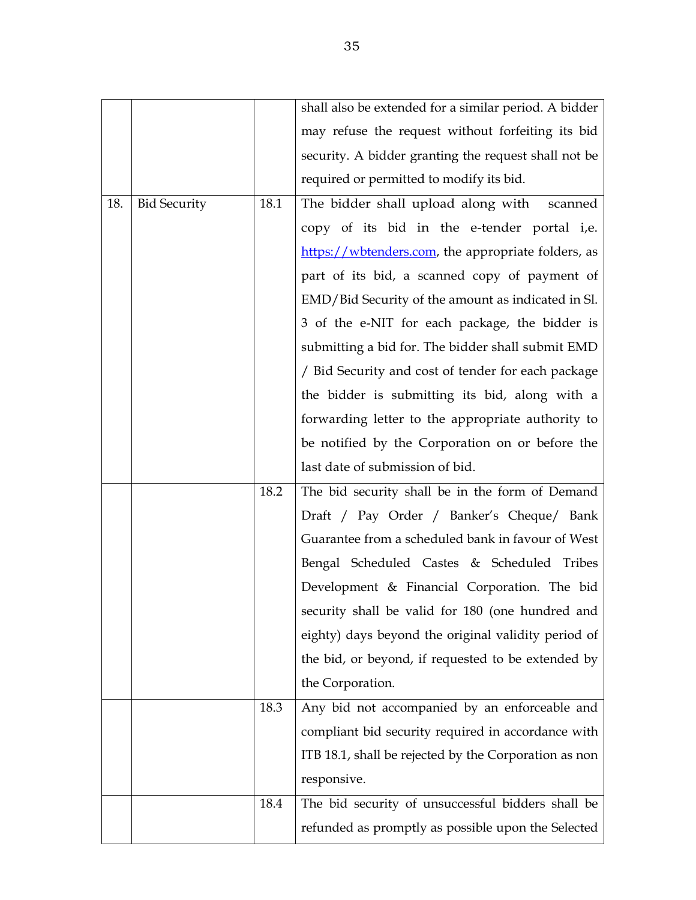| | | | |
|---|---|---|---|
| | | | shall also be extended for a similar period. A bidder may refuse the request without forfeiting its bid security. A bidder granting the request shall not be required or permitted to modify its bid. |
| 18. | Bid Security | 18.1 | The bidder shall upload along with scanned copy of its bid in the e-tender portal i,e. [https://wbtenders.com](https://wbtenders.com), the appropriate folders, as part of its bid, a scanned copy of payment of EMD/Bid Security of the amount as indicated in Sl. 3 of the e-NIT for each package, the bidder is submitting a bid for. The bidder shall submit EMD / Bid Security and cost of tender for each package the bidder is submitting its bid, along with a forwarding letter to the appropriate authority to be notified by the Corporation on or before the last date of submission of bid. |
| | | 18.2 | The bid security shall be in the form of Demand Draft / Pay Order / Banker's Cheque/ Bank Guarantee from a scheduled bank in favour of West Bengal Scheduled Castes & Scheduled Tribes Development & Financial Corporation. The bid security shall be valid for 180 (one hundred and eighty) days beyond the original validity period of the bid, or beyond, if requested to be extended by the Corporation. |
| | | 18.3 | Any bid not accompanied by an enforceable and compliant bid security required in accordance with ITB 18.1, shall be rejected by the Corporation as non responsive. |
| | | 18.4 | The bid security of unsuccessful bidders shall be refunded as promptly as possible upon the Selected |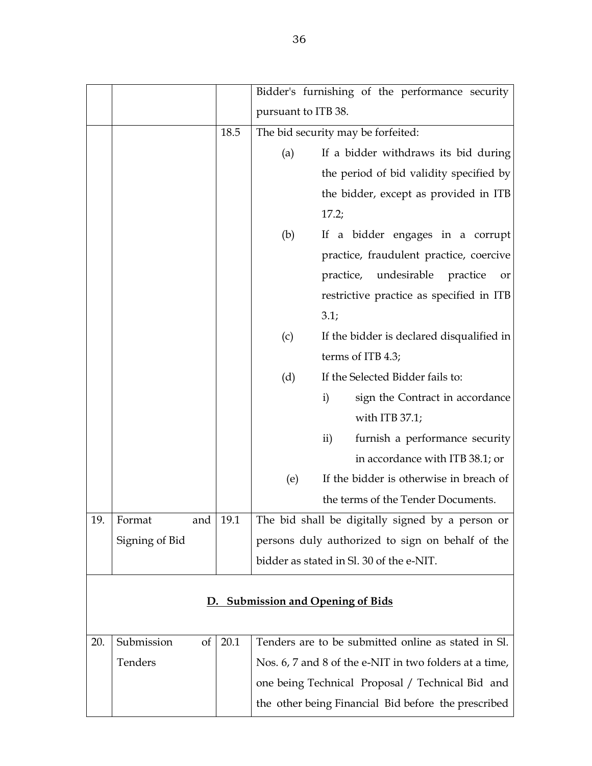| | | | |
|---|---|---|---|
| | | | Bidder's furnishing of the performance security pursuant to ITB 38. |
| | | 18.5 | The bid security may be forfeited:<br>(a) If a bidder withdraws its bid during the period of bid validity specified by the bidder, except as provided in ITB 17.2;<br>(b) If a bidder engages in a corrupt practice, fraudulent practice, coercive practice, undesirable practice or restrictive practice as specified in ITB 3.1;<br>(c) If the bidder is declared disqualified in terms of ITB 4.3;<br>(d) If the Selected Bidder fails to:<br>i) sign the Contract in accordance with ITB 37.1;<br>ii) furnish a performance security in accordance with ITB 38.1; or<br>(e) If the bidder is otherwise in breach of the terms of the Tender Documents. |
| 19. | Format and Signing of Bid | 19.1 | The bid shall be digitally signed by a person or persons duly authorized to sign on behalf of the bidder as stated in Sl. 30 of the e-NIT. |

## D. Submission and Opening of Bids

| | | | |
|---|---|---|---|
| 20. | Submission of Tenders | 20.1 | Tenders are to be submitted online as stated in Sl. Nos. 6, 7 and 8 of the e-NIT in two folders at a time, one being Technical Proposal / Technical Bid and the other being Financial Bid before the prescribed |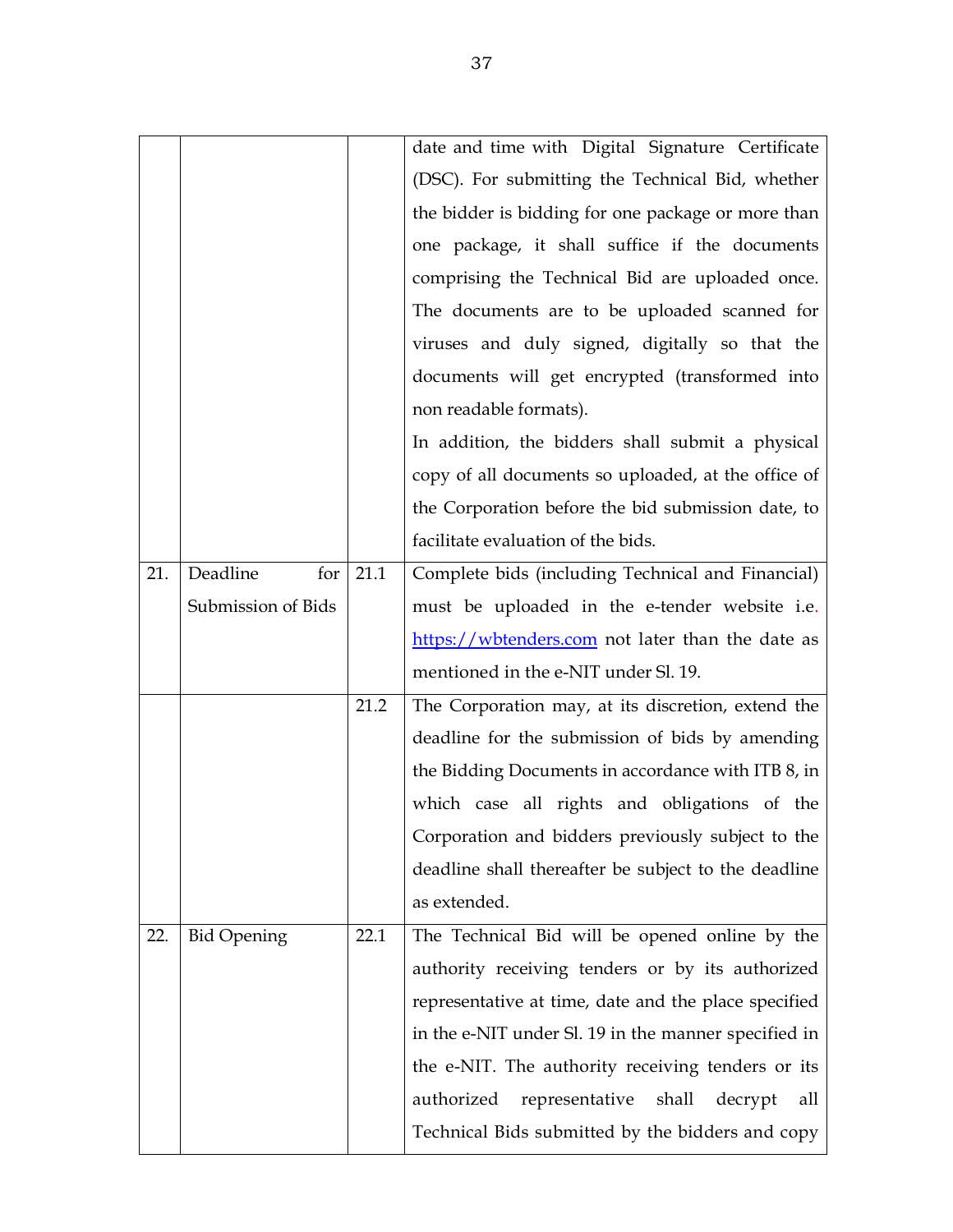|  |  |  |  |
|---|---|---|---|
|  |  |  | date and time with Digital Signature Certificate (DSC). For submitting the Technical Bid, whether the bidder is bidding for one package or more than one package, it shall suffice if the documents comprising the Technical Bid are uploaded once. The documents are to be uploaded scanned for viruses and duly signed, digitally so that the documents will get encrypted (transformed into non readable formats).<br>In addition, the bidders shall submit a physical copy of all documents so uploaded, at the office of the Corporation before the bid submission date, to facilitate evaluation of the bids. |
| 21. | Deadline for Submission of Bids | 21.1 | Complete bids (including Technical and Financial) must be uploaded in the e-tender website i.e. https://wbtenders.com not later than the date as mentioned in the e-NIT under Sl. 19. |
|  |  | 21.2 | The Corporation may, at its discretion, extend the deadline for the submission of bids by amending the Bidding Documents in accordance with ITB 8, in which case all rights and obligations of the Corporation and bidders previously subject to the deadline shall thereafter be subject to the deadline as extended. |
| 22. | Bid Opening | 22.1 | The Technical Bid will be opened online by the authority receiving tenders or by its authorized representative at time, date and the place specified in the e-NIT under Sl. 19 in the manner specified in the e-NIT. The authority receiving tenders or its authorized representative shall decrypt all Technical Bids submitted by the bidders and copy |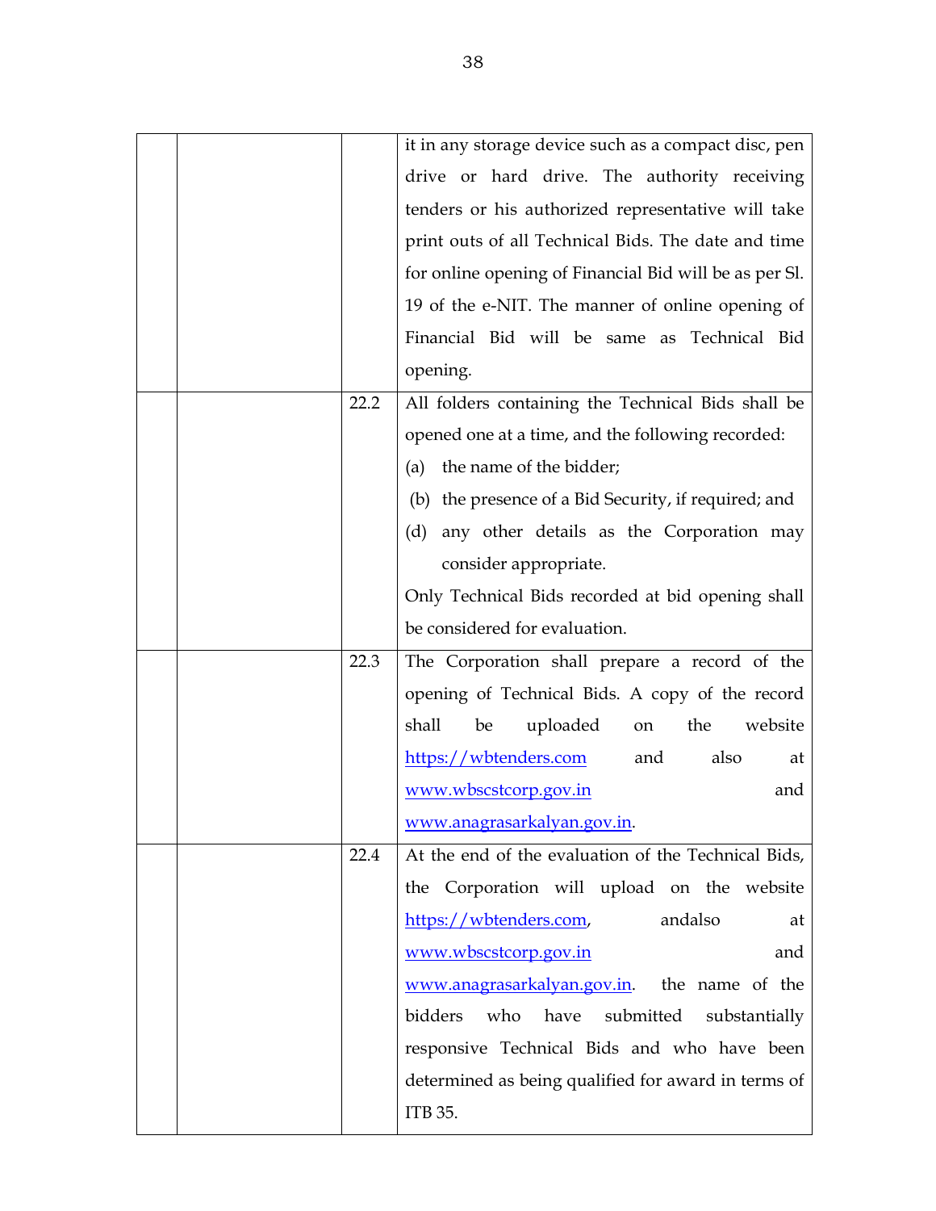| | | | |
|---|---|---|---|
| | | | it in any storage device such as a compact disc, pen drive or hard drive. The authority receiving tenders or his authorized representative will take print outs of all Technical Bids. The date and time for online opening of Financial Bid will be as per Sl. 19 of the e-NIT. The manner of online opening of Financial Bid will be same as Technical Bid opening. |
| | | 22.2 | All folders containing the Technical Bids shall be opened one at a time, and the following recorded:<br>(a) the name of the bidder;<br>(b) the presence of a Bid Security, if required; and<br>(d) any other details as the Corporation may consider appropriate.<br>Only Technical Bids recorded at bid opening shall be considered for evaluation. |
| | | 22.3 | The Corporation shall prepare a record of the opening of Technical Bids. A copy of the record shall be uploaded on the website https://wbtenders.com and also at www.wbscstcorp.gov.in and www.anagrasarkalyan.gov.in. |
| | | 22.4 | At the end of the evaluation of the Technical Bids, the Corporation will upload on the website https://wbtenders.com, andalso at www.wbscstcorp.gov.in and www.anagrasarkalyan.gov.in. the name of the bidders who have submitted substantially responsive Technical Bids and who have been determined as being qualified for award in terms of ITB 35. |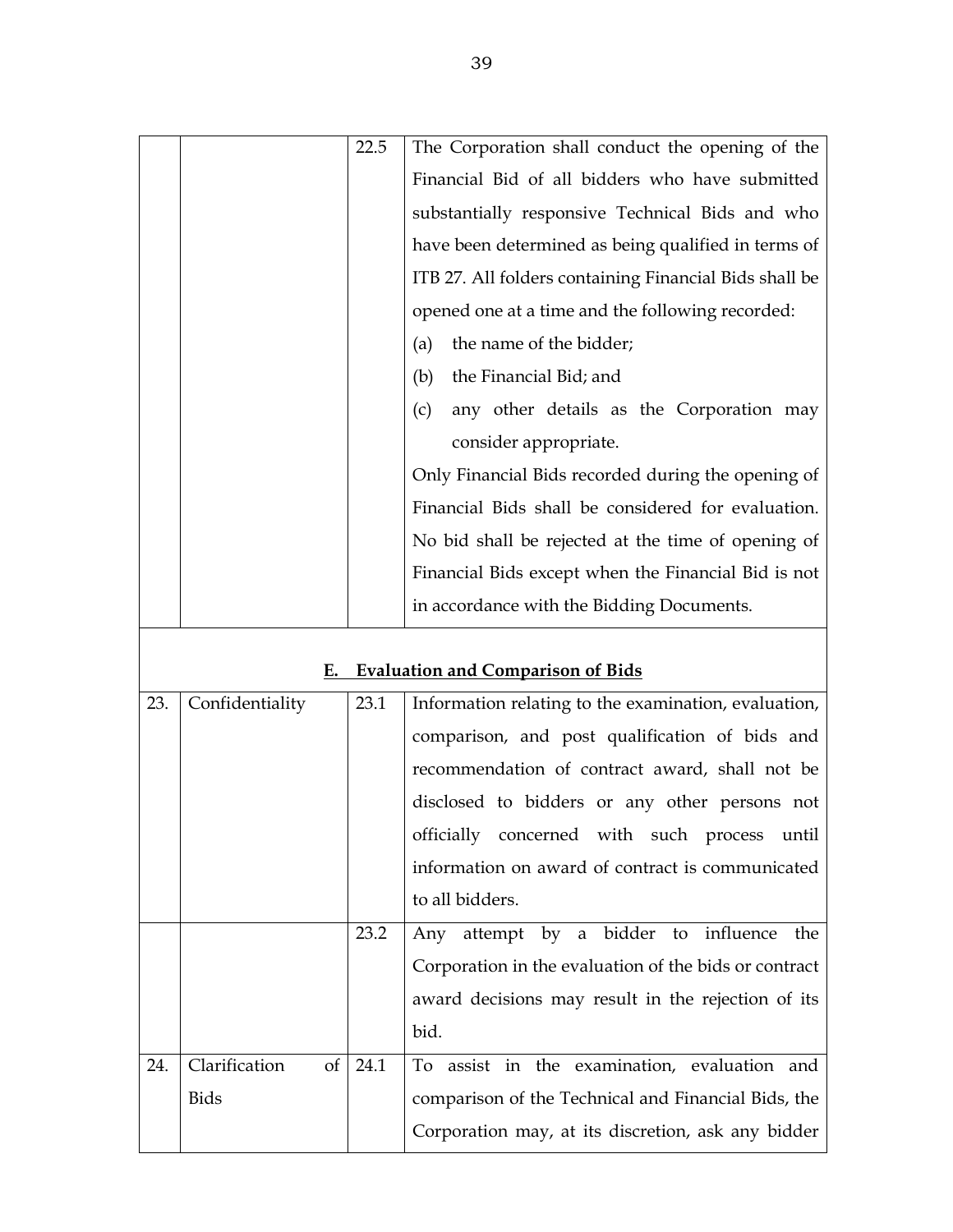| | | | |
|---|---|---|---|
| | | 22.5 | The Corporation shall conduct the opening of the Financial Bid of all bidders who have submitted substantially responsive Technical Bids and who have been determined as being qualified in terms of ITB 27. All folders containing Financial Bids shall be opened one at a time and the following recorded:<br>(a) the name of the bidder;<br>(b) the Financial Bid; and<br>(c) any other details as the Corporation may consider appropriate.<br>Only Financial Bids recorded during the opening of Financial Bids shall be considered for evaluation. No bid shall be rejected at the time of opening of Financial Bids except when the Financial Bid is not in accordance with the Bidding Documents. |
| **E. Evaluation and Comparison of Bids** | | | |
| 23. | Confidentiality | 23.1 | Information relating to the examination, evaluation, comparison, and post qualification of bids and recommendation of contract award, shall not be disclosed to bidders or any other persons not officially concerned with such process until information on award of contract is communicated to all bidders. |
| | | 23.2 | Any attempt by a bidder to influence the Corporation in the evaluation of the bids or contract award decisions may result in the rejection of its bid. |
| 24. | Clarification of Bids | 24.1 | To assist in the examination, evaluation and comparison of the Technical and Financial Bids, the Corporation may, at its discretion, ask any bidder |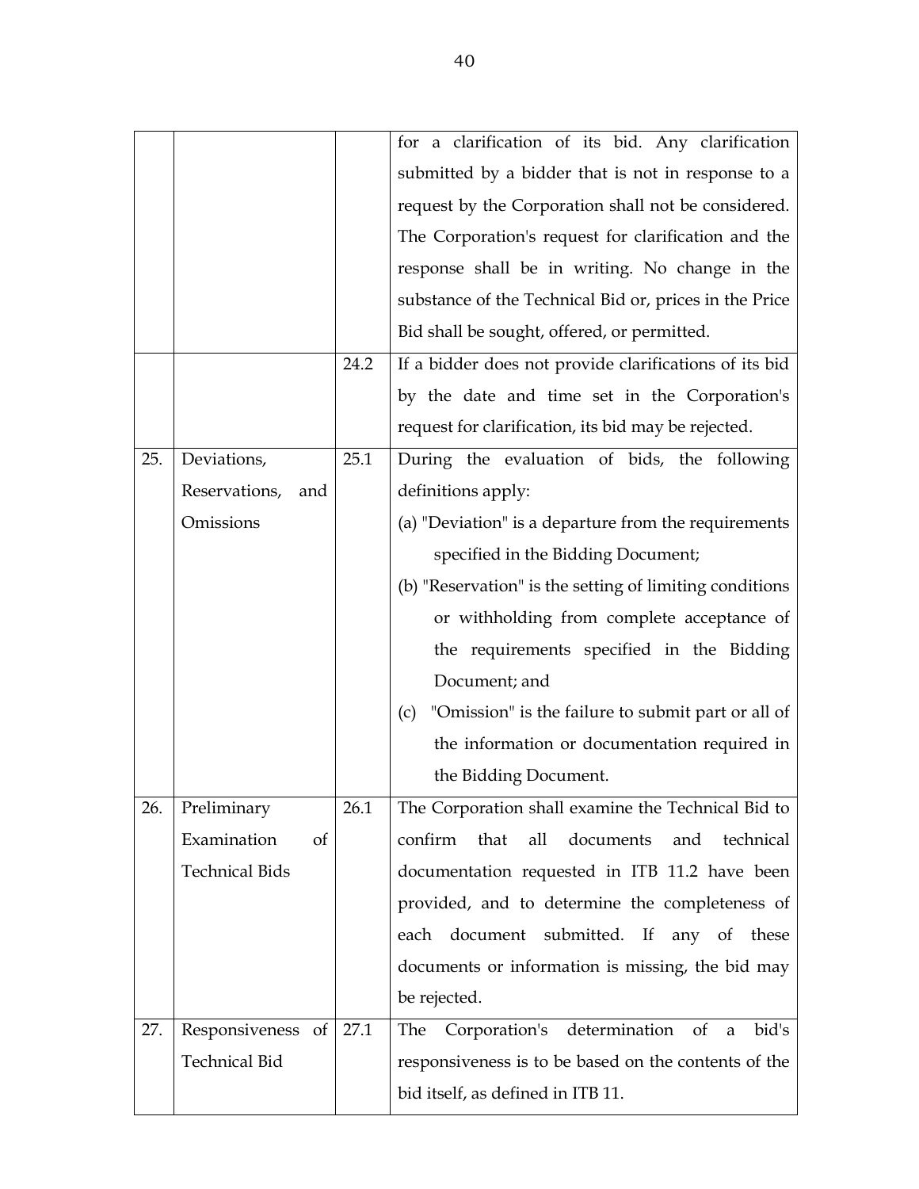| | | | |
|---|---|---|---|
| | | | for a clarification of its bid. Any clarification submitted by a bidder that is not in response to a request by the Corporation shall not be considered. The Corporation's request for clarification and the response shall be in writing. No change in the substance of the Technical Bid or, prices in the Price Bid shall be sought, offered, or permitted. |
| | | 24.2 | If a bidder does not provide clarifications of its bid by the date and time set in the Corporation's request for clarification, its bid may be rejected. |
| 25. | Deviations, Reservations, and Omissions | 25.1 | During the evaluation of bids, the following definitions apply:<br>(a) "Deviation" is a departure from the requirements specified in the Bidding Document;<br>(b) "Reservation" is the setting of limiting conditions or withholding from complete acceptance of the requirements specified in the Bidding Document; and<br>(c) "Omission" is the failure to submit part or all of the information or documentation required in the Bidding Document. |
| 26. | Preliminary Examination of Technical Bids | 26.1 | The Corporation shall examine the Technical Bid to confirm that all documents and technical documentation requested in ITB 11.2 have been provided, and to determine the completeness of each document submitted. If any of these documents or information is missing, the bid may be rejected. |
| 27. | Responsiveness of Technical Bid | 27.1 | The Corporation's determination of a bid's responsiveness is to be based on the contents of the bid itself, as defined in ITB 11. |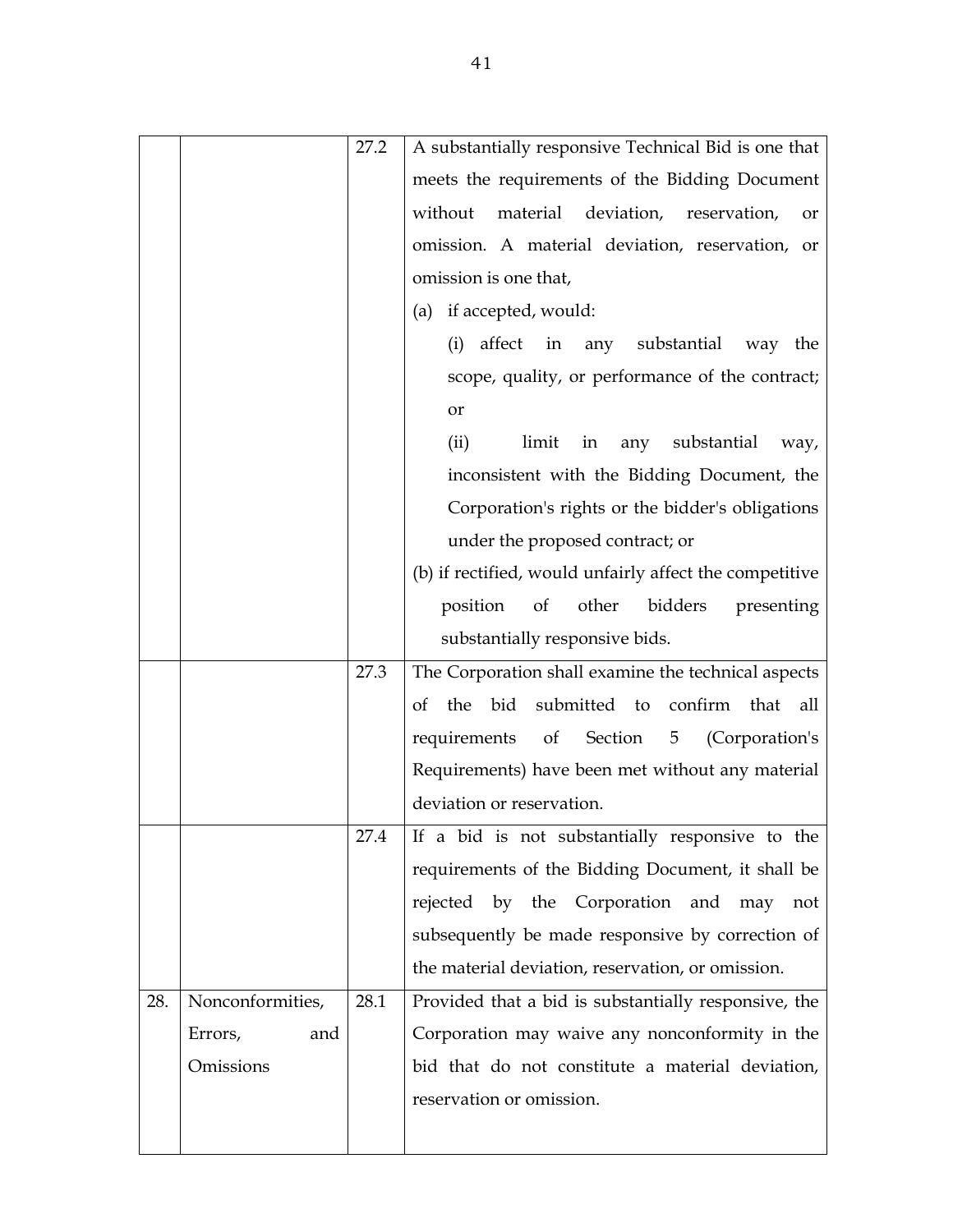| | | | |
|---|---|---|---|
| | | 27.2 | A substantially responsive Technical Bid is one that meets the requirements of the Bidding Document without material deviation, reservation, or omission. A material deviation, reservation, or omission is one that,<br>(a) if accepted, would:<br>(i) affect in any substantial way the scope, quality, or performance of the contract; or<br>(ii) limit in any substantial way, inconsistent with the Bidding Document, the Corporation's rights or the bidder's obligations under the proposed contract; or<br>(b) if rectified, would unfairly affect the competitive position of other bidders presenting substantially responsive bids. |
| | | 27.3 | The Corporation shall examine the technical aspects of the bid submitted to confirm that all requirements of Section 5 (Corporation's Requirements) have been met without any material deviation or reservation. |
| | | 27.4 | If a bid is not substantially responsive to the requirements of the Bidding Document, it shall be rejected by the Corporation and may not subsequently be made responsive by correction of the material deviation, reservation, or omission. |
| 28. | Nonconformities, Errors, and Omissions | 28.1 | Provided that a bid is substantially responsive, the Corporation may waive any nonconformity in the bid that do not constitute a material deviation, reservation or omission. |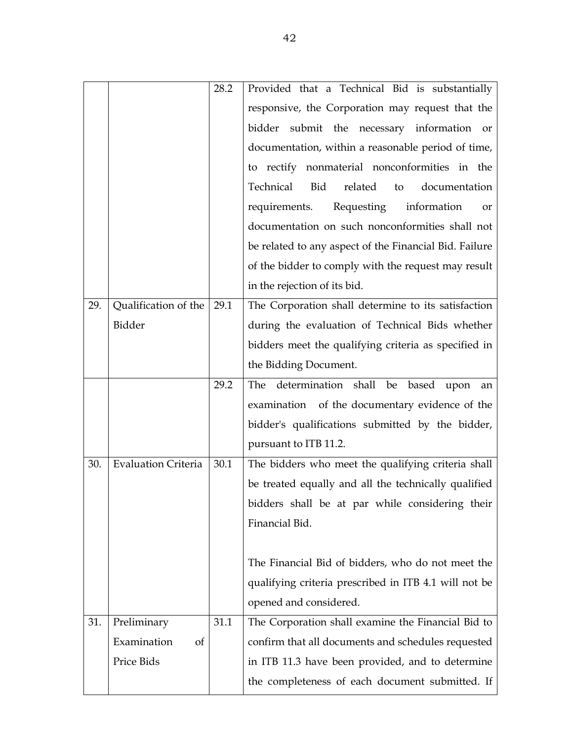| | | | |
|---|---|---|---|
| | | 28.2 | Provided that a Technical Bid is substantially responsive, the Corporation may request that the bidder submit the necessary information or documentation, within a reasonable period of time, to rectify nonmaterial nonconformities in the Technical Bid related to documentation requirements. Requesting information or documentation on such nonconformities shall not be related to any aspect of the Financial Bid. Failure of the bidder to comply with the request may result in the rejection of its bid. |
| 29. | Qualification of the Bidder | 29.1 | The Corporation shall determine to its satisfaction during the evaluation of Technical Bids whether bidders meet the qualifying criteria as specified in the Bidding Document. |
| | | 29.2 | The determination shall be based upon an examination of the documentary evidence of the bidder's qualifications submitted by the bidder, pursuant to ITB 11.2. |
| 30. | Evaluation Criteria | 30.1 | The bidders who meet the qualifying criteria shall be treated equally and all the technically qualified bidders shall be at par while considering their Financial Bid.<br><br>The Financial Bid of bidders, who do not meet the qualifying criteria prescribed in ITB 4.1 will not be opened and considered. |
| 31. | Preliminary Examination of Price Bids | 31.1 | The Corporation shall examine the Financial Bid to confirm that all documents and schedules requested in ITB 11.3 have been provided, and to determine the completeness of each document submitted. If |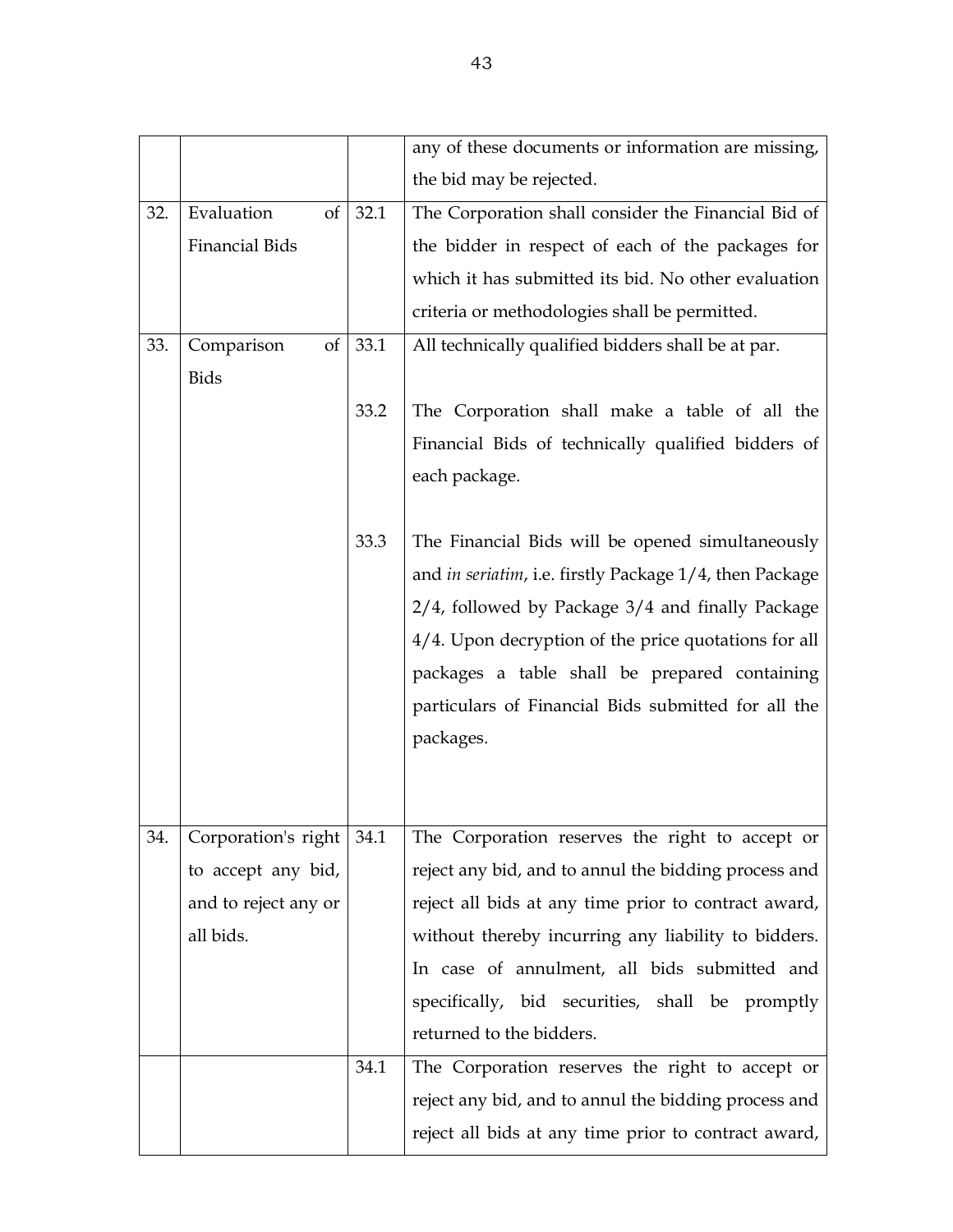|  |  |  |  |
|---|---|---|---|
|  |  |  | any of these documents or information are missing, the bid may be rejected. |
| 32. | Evaluation of Financial Bids | 32.1 | The Corporation shall consider the Financial Bid of the bidder in respect of each of the packages for which it has submitted its bid. No other evaluation criteria or methodologies shall be permitted. |
| 33. | Comparison of Bids | 33.1 | All technically qualified bidders shall be at par. |
|  |  | 33.2 | The Corporation shall make a table of all the Financial Bids of technically qualified bidders of each package. |
|  |  | 33.3 | The Financial Bids will be opened simultaneously and *in seriatim*, i.e. firstly Package 1/4, then Package 2/4, followed by Package 3/4 and finally Package 4/4. Upon decryption of the price quotations for all packages a table shall be prepared containing particulars of Financial Bids submitted for all the packages. |
| 34. | Corporation's right to accept any bid, and to reject any or all bids. | 34.1 | The Corporation reserves the right to accept or reject any bid, and to annul the bidding process and reject all bids at any time prior to contract award, without thereby incurring any liability to bidders. In case of annulment, all bids submitted and specifically, bid securities, shall be promptly returned to the bidders. |
|  |  | 34.1 | The Corporation reserves the right to accept or reject any bid, and to annul the bidding process and reject all bids at any time prior to contract award, |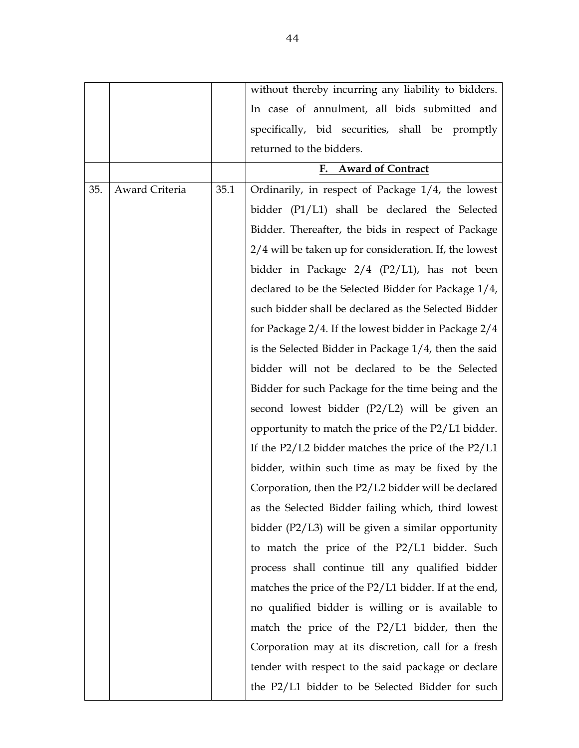| | | | |
|---|---|---|---|
| | | | without thereby incurring any liability to bidders. In case of annulment, all bids submitted and specifically, bid securities, shall be promptly returned to the bidders. |
| | | | **F. Award of Contract** |
| 35. | Award Criteria | 35.1 | Ordinarily, in respect of Package 1/4, the lowest bidder (P1/L1) shall be declared the Selected Bidder. Thereafter, the bids in respect of Package 2/4 will be taken up for consideration. If, the lowest bidder in Package 2/4 (P2/L1), has not been declared to be the Selected Bidder for Package 1/4, such bidder shall be declared as the Selected Bidder for Package 2/4. If the lowest bidder in Package 2/4 is the Selected Bidder in Package 1/4, then the said bidder will not be declared to be the Selected Bidder for such Package for the time being and the second lowest bidder (P2/L2) will be given an opportunity to match the price of the P2/L1 bidder. If the P2/L2 bidder matches the price of the P2/L1 bidder, within such time as may be fixed by the Corporation, then the P2/L2 bidder will be declared as the Selected Bidder failing which, third lowest bidder (P2/L3) will be given a similar opportunity to match the price of the P2/L1 bidder. Such process shall continue till any qualified bidder matches the price of the P2/L1 bidder. If at the end, no qualified bidder is willing or is available to match the price of the P2/L1 bidder, then the Corporation may at its discretion, call for a fresh tender with respect to the said package or declare the P2/L1 bidder to be Selected Bidder for such |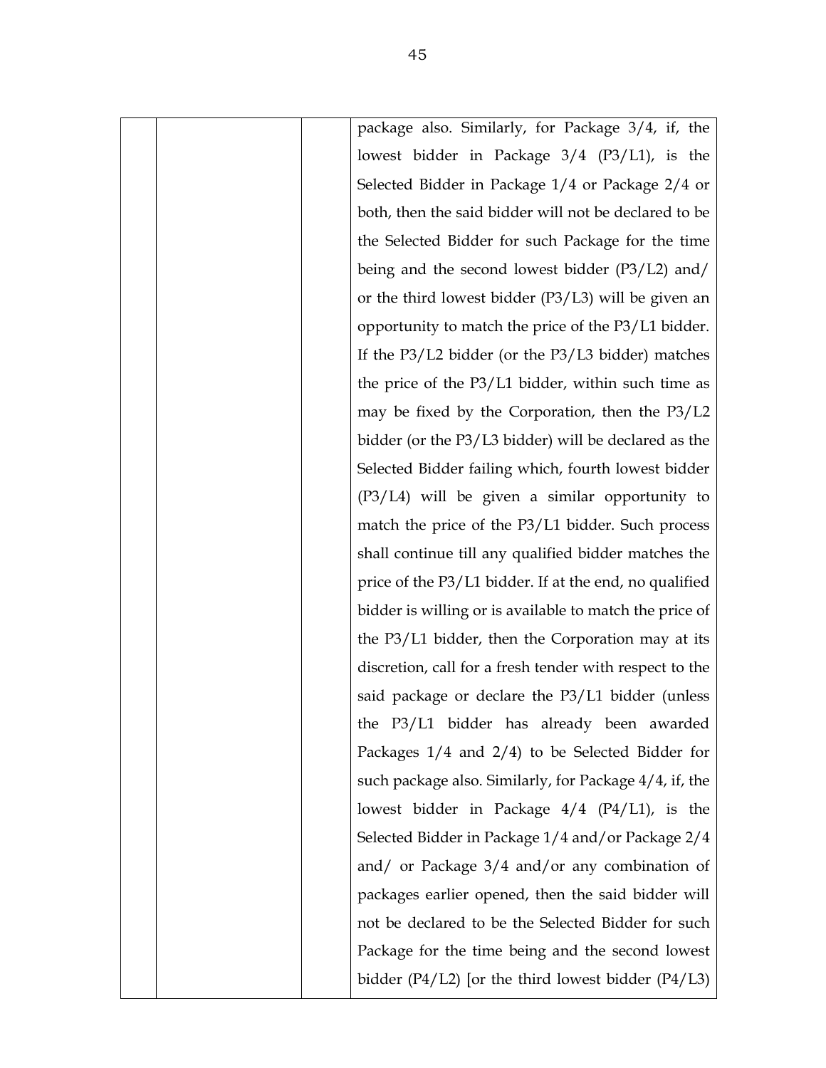|  |  |  | package also. Similarly, for Package 3/4, if, the lowest bidder in Package 3/4 (P3/L1), is the Selected Bidder in Package 1/4 or Package 2/4 or both, then the said bidder will not be declared to be the Selected Bidder for such Package for the time being and the second lowest bidder (P3/L2) and/ or the third lowest bidder (P3/L3) will be given an opportunity to match the price of the P3/L1 bidder. If the P3/L2 bidder (or the P3/L3 bidder) matches the price of the P3/L1 bidder, within such time as may be fixed by the Corporation, then the P3/L2 bidder (or the P3/L3 bidder) will be declared as the Selected Bidder failing which, fourth lowest bidder (P3/L4) will be given a similar opportunity to match the price of the P3/L1 bidder. Such process shall continue till any qualified bidder matches the price of the P3/L1 bidder. If at the end, no qualified bidder is willing or is available to match the price of the P3/L1 bidder, then the Corporation may at its discretion, call for a fresh tender with respect to the said package or declare the P3/L1 bidder (unless the P3/L1 bidder has already been awarded Packages 1/4 and 2/4) to be Selected Bidder for such package also. Similarly, for Package 4/4, if, the lowest bidder in Package 4/4 (P4/L1), is the Selected Bidder in Package 1/4 and/or Package 2/4 and/ or Package 3/4 and/or any combination of packages earlier opened, then the said bidder will not be declared to be the Selected Bidder for such Package for the time being and the second lowest bidder (P4/L2) [or the third lowest bidder (P4/L3) |
|---|---|---|---|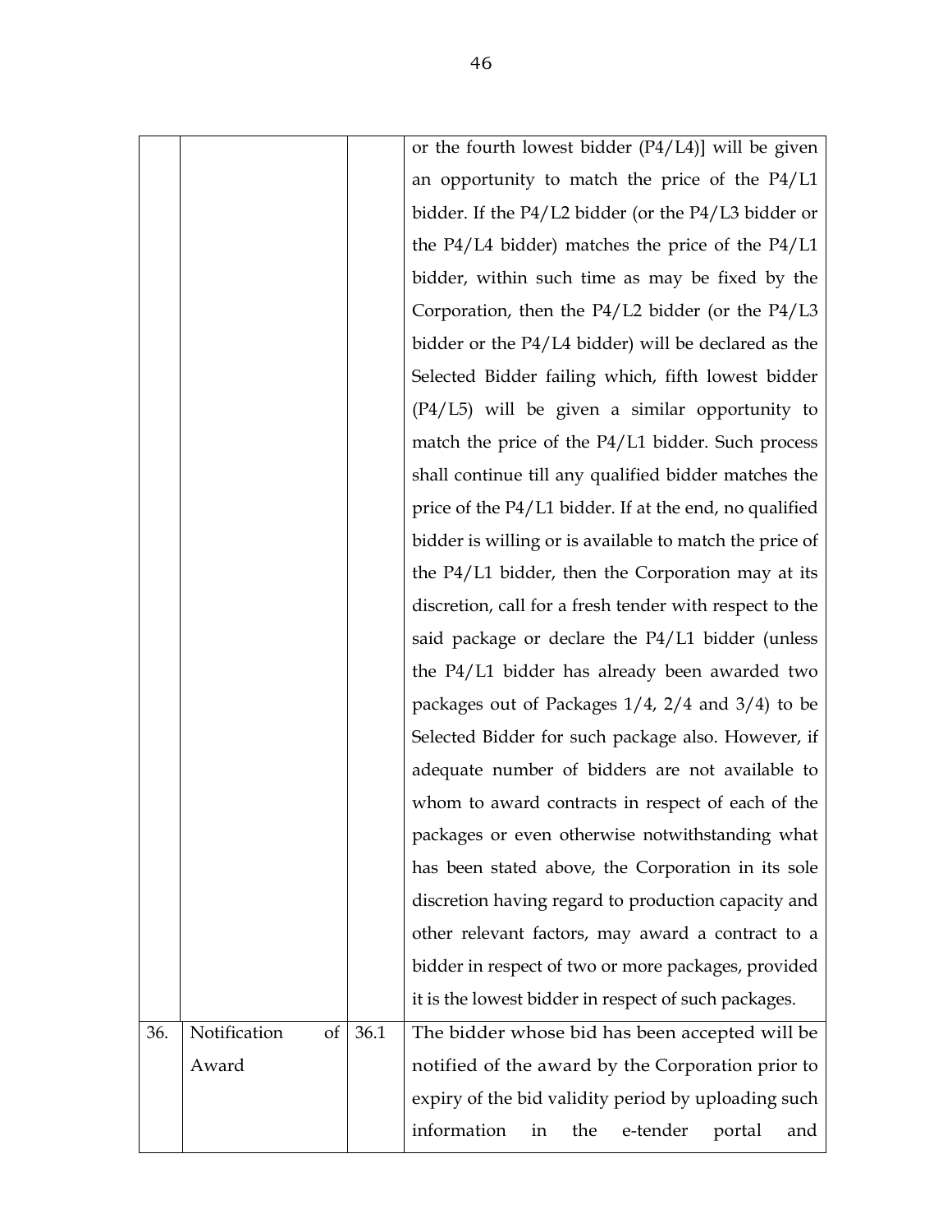| | | | |
|---|---|---|---|
| | | | or the fourth lowest bidder (P4/L4)] will be given an opportunity to match the price of the P4/L1 bidder. If the P4/L2 bidder (or the P4/L3 bidder or the P4/L4 bidder) matches the price of the P4/L1 bidder, within such time as may be fixed by the Corporation, then the P4/L2 bidder (or the P4/L3 bidder or the P4/L4 bidder) will be declared as the Selected Bidder failing which, fifth lowest bidder (P4/L5) will be given a similar opportunity to match the price of the P4/L1 bidder. Such process shall continue till any qualified bidder matches the price of the P4/L1 bidder. If at the end, no qualified bidder is willing or is available to match the price of the P4/L1 bidder, then the Corporation may at its discretion, call for a fresh tender with respect to the said package or declare the P4/L1 bidder (unless the P4/L1 bidder has already been awarded two packages out of Packages 1/4, 2/4 and 3/4) to be Selected Bidder for such package also. However, if adequate number of bidders are not available to whom to award contracts in respect of each of the packages or even otherwise notwithstanding what has been stated above, the Corporation in its sole discretion having regard to production capacity and other relevant factors, may award a contract to a bidder in respect of two or more packages, provided it is the lowest bidder in respect of such packages. |
| 36. | Notification of Award | 36.1 | The bidder whose bid has been accepted will be notified of the award by the Corporation prior to expiry of the bid validity period by uploading such information in the e-tender portal and |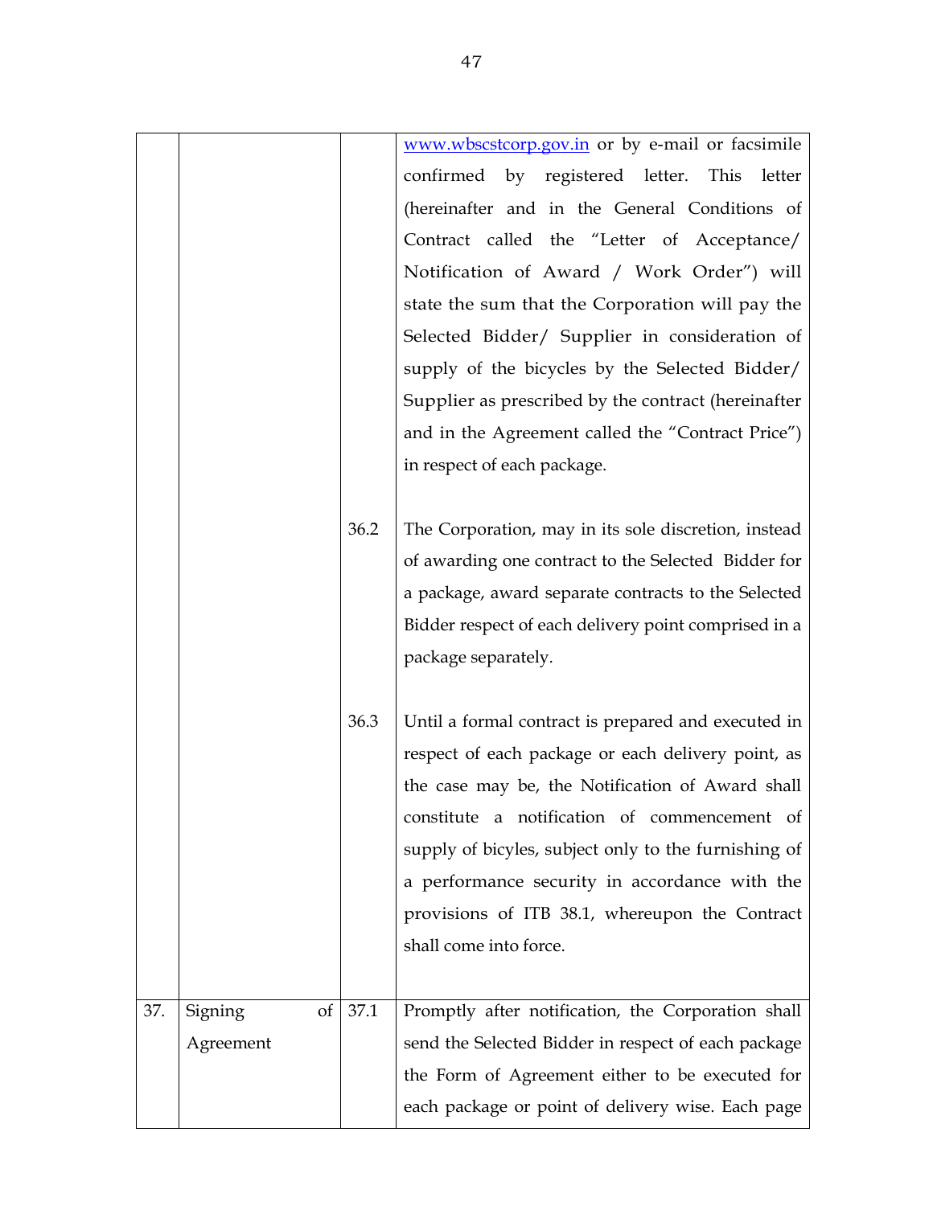| | | | |
|---|---|---|---|
| | | | www.wbscstcorp.gov.in or by e-mail or facsimile confirmed by registered letter. This letter (hereinafter and in the General Conditions of Contract called the "Letter of Acceptance/ Notification of Award / Work Order") will state the sum that the Corporation will pay the Selected Bidder/ Supplier in consideration of supply of the bicycles by the Selected Bidder/ Supplier as prescribed by the contract (hereinafter and in the Agreement called the "Contract Price") in respect of each package. |
| | | 36.2 | The Corporation, may in its sole discretion, instead of awarding one contract to the Selected Bidder for a package, award separate contracts to the Selected Bidder respect of each delivery point comprised in a package separately. |
| | | 36.3 | Until a formal contract is prepared and executed in respect of each package or each delivery point, as the case may be, the Notification of Award shall constitute a notification of commencement of supply of bicyles, subject only to the furnishing of a performance security in accordance with the provisions of ITB 38.1, whereupon the Contract shall come into force. |
| 37. | Signing of Agreement | 37.1 | Promptly after notification, the Corporation shall send the Selected Bidder in respect of each package the Form of Agreement either to be executed for each package or point of delivery wise. Each page |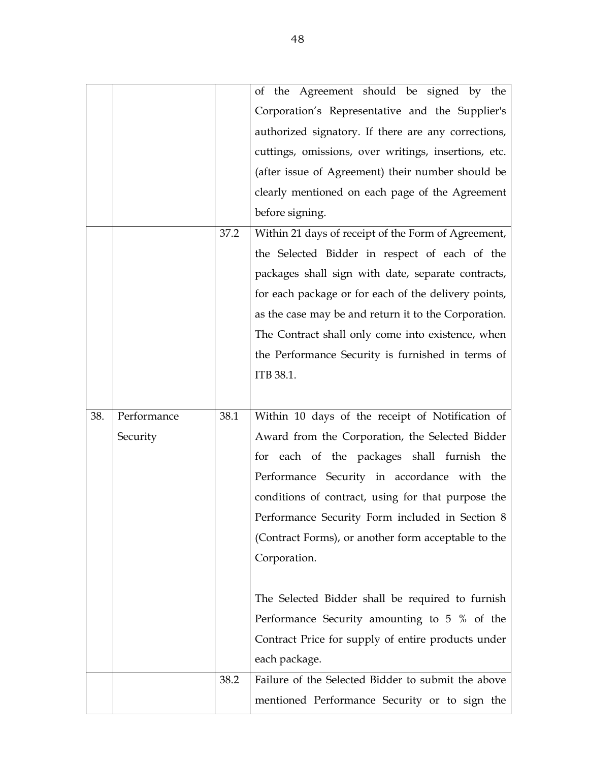| | | | |
|---|---|---|---|
| | | | of the Agreement should be signed by the Corporation's Representative and the Supplier's authorized signatory. If there are any corrections, cuttings, omissions, over writings, insertions, etc. (after issue of Agreement) their number should be clearly mentioned on each page of the Agreement before signing. |
| | | 37.2 | Within 21 days of receipt of the Form of Agreement, the Selected Bidder in respect of each of the packages shall sign with date, separate contracts, for each package or for each of the delivery points, as the case may be and return it to the Corporation. The Contract shall only come into existence, when the Performance Security is furnished in terms of ITB 38.1. |
| 38. | Performance Security | 38.1 | Within 10 days of the receipt of Notification of Award from the Corporation, the Selected Bidder for each of the packages shall furnish the Performance Security in accordance with the conditions of contract, using for that purpose the Performance Security Form included in Section 8 (Contract Forms), or another form acceptable to the Corporation.<br><br>The Selected Bidder shall be required to furnish Performance Security amounting to 5 % of the Contract Price for supply of entire products under each package. |
| | | 38.2 | Failure of the Selected Bidder to submit the above mentioned Performance Security or to sign the |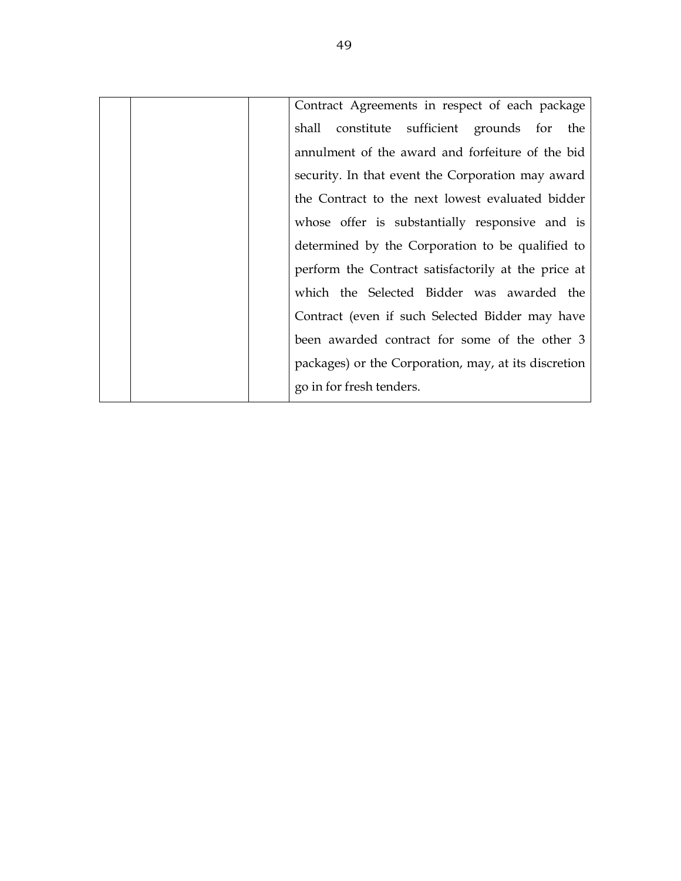| | | | |
|---|---|---|---|
| | | | Contract Agreements in respect of each package shall constitute sufficient grounds for the annulment of the award and forfeiture of the bid security. In that event the Corporation may award the Contract to the next lowest evaluated bidder whose offer is substantially responsive and is determined by the Corporation to be qualified to perform the Contract satisfactorily at the price at which the Selected Bidder was awarded the Contract (even if such Selected Bidder may have been awarded contract for some of the other 3 packages) or the Corporation, may, at its discretion go in for fresh tenders. |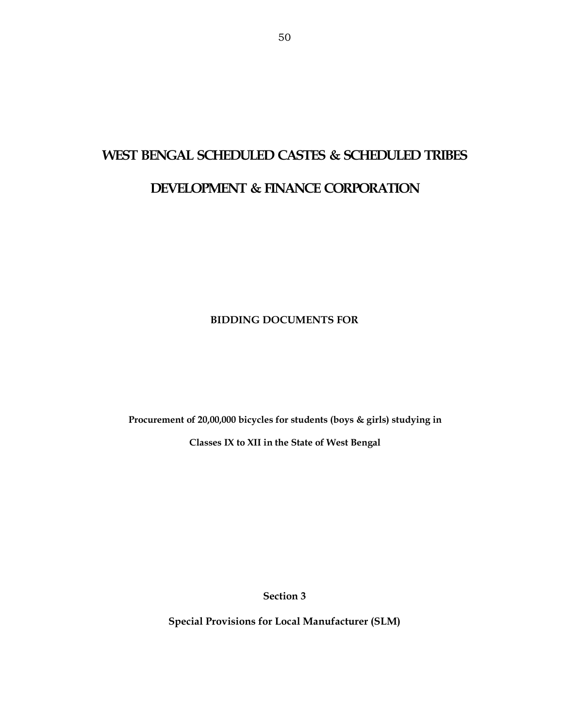# WEST BENGAL SCHEDULED CASTES & SCHEDULED TRIBES DEVELOPMENT & FINANCE CORPORATION

**BIDDING DOCUMENTS FOR**

**Procurement of 20,00,000 bicycles for students (boys & girls) studying in Classes IX to XII in the State of West Bengal**

**Section 3**

**Special Provisions for Local Manufacturer (SLM)**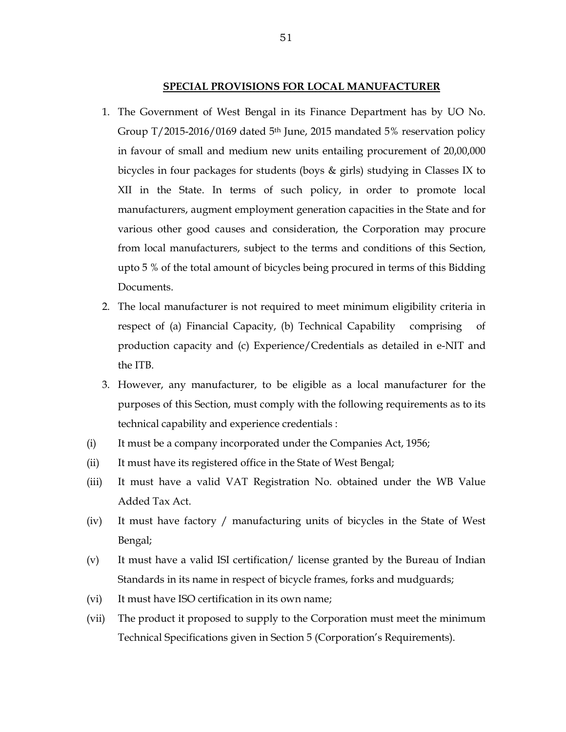## SPECIAL PROVISIONS FOR LOCAL MANUFACTURER

1. The Government of West Bengal in its Finance Department has by UO No. Group T/2015-2016/0169 dated 5th June, 2015 mandated 5% reservation policy in favour of small and medium new units entailing procurement of 20,00,000 bicycles in four packages for students (boys & girls) studying in Classes IX to XII in the State. In terms of such policy, in order to promote local manufacturers, augment employment generation capacities in the State and for various other good causes and consideration, the Corporation may procure from local manufacturers, subject to the terms and conditions of this Section, upto 5 % of the total amount of bicycles being procured in terms of this Bidding Documents.
2. The local manufacturer is not required to meet minimum eligibility criteria in respect of (a) Financial Capacity, (b) Technical Capability comprising of production capacity and (c) Experience/Credentials as detailed in e-NIT and the ITB.
3. However, any manufacturer, to be eligible as a local manufacturer for the purposes of this Section, must comply with the following requirements as to its technical capability and experience credentials :

(i) It must be a company incorporated under the Companies Act, 1956;

(ii) It must have its registered office in the State of West Bengal;

(iii) It must have a valid VAT Registration No. obtained under the WB Value Added Tax Act.

(iv) It must have factory / manufacturing units of bicycles in the State of West Bengal;

(v) It must have a valid ISI certification/ license granted by the Bureau of Indian Standards in its name in respect of bicycle frames, forks and mudguards;

(vi) It must have ISO certification in its own name;

(vii) The product it proposed to supply to the Corporation must meet the minimum Technical Specifications given in Section 5 (Corporation's Requirements).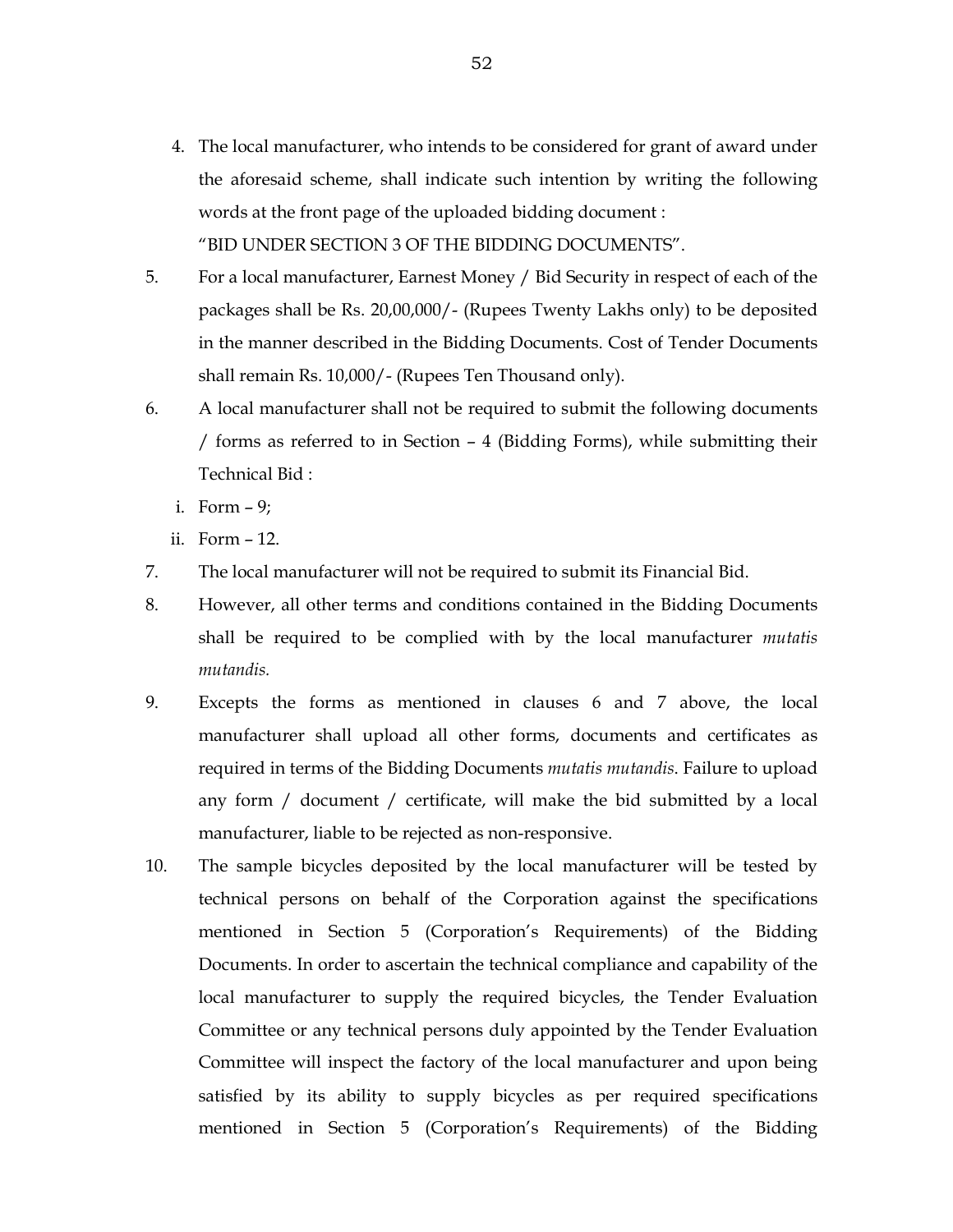4. The local manufacturer, who intends to be considered for grant of award under the aforesaid scheme, shall indicate such intention by writing the following words at the front page of the uploaded bidding document :

   "BID UNDER SECTION 3 OF THE BIDDING DOCUMENTS".

5. For a local manufacturer, Earnest Money / Bid Security in respect of each of the packages shall be Rs. 20,00,000/- (Rupees Twenty Lakhs only) to be deposited in the manner described in the Bidding Documents. Cost of Tender Documents shall remain Rs. 10,000/- (Rupees Ten Thousand only).

6. A local manufacturer shall not be required to submit the following documents / forms as referred to in Section – 4 (Bidding Forms), while submitting their Technical Bid :

   i. Form – 9;

   ii. Form – 12.

7. The local manufacturer will not be required to submit its Financial Bid.

8. However, all other terms and conditions contained in the Bidding Documents shall be required to be complied with by the local manufacturer *mutatis mutandis.*

9. Excepts the forms as mentioned in clauses 6 and 7 above, the local manufacturer shall upload all other forms, documents and certificates as required in terms of the Bidding Documents *mutatis mutandis*. Failure to upload any form / document / certificate, will make the bid submitted by a local manufacturer, liable to be rejected as non-responsive.

10. The sample bicycles deposited by the local manufacturer will be tested by technical persons on behalf of the Corporation against the specifications mentioned in Section 5 (Corporation's Requirements) of the Bidding Documents. In order to ascertain the technical compliance and capability of the local manufacturer to supply the required bicycles, the Tender Evaluation Committee or any technical persons duly appointed by the Tender Evaluation Committee will inspect the factory of the local manufacturer and upon being satisfied by its ability to supply bicycles as per required specifications mentioned in Section 5 (Corporation's Requirements) of the Bidding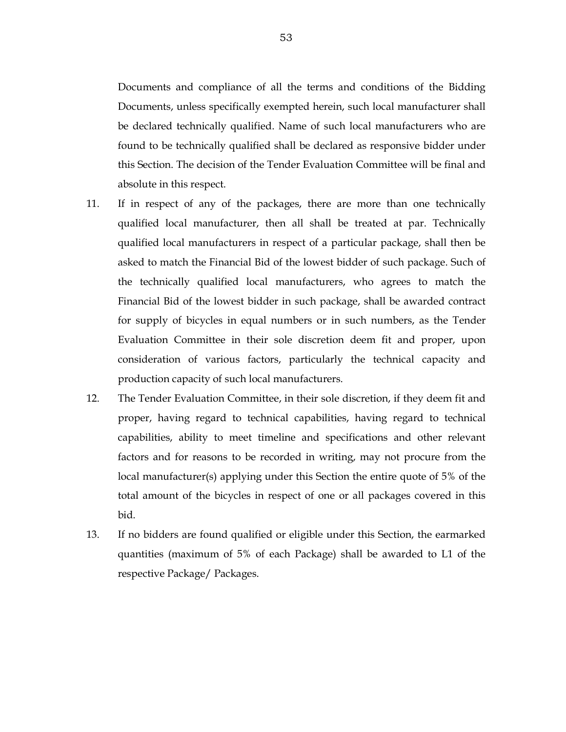Documents and compliance of all the terms and conditions of the Bidding Documents, unless specifically exempted herein, such local manufacturer shall be declared technically qualified. Name of such local manufacturers who are found to be technically qualified shall be declared as responsive bidder under this Section. The decision of the Tender Evaluation Committee will be final and absolute in this respect.

11. If in respect of any of the packages, there are more than one technically qualified local manufacturer, then all shall be treated at par. Technically qualified local manufacturers in respect of a particular package, shall then be asked to match the Financial Bid of the lowest bidder of such package. Such of the technically qualified local manufacturers, who agrees to match the Financial Bid of the lowest bidder in such package, shall be awarded contract for supply of bicycles in equal numbers or in such numbers, as the Tender Evaluation Committee in their sole discretion deem fit and proper, upon consideration of various factors, particularly the technical capacity and production capacity of such local manufacturers.

12. The Tender Evaluation Committee, in their sole discretion, if they deem fit and proper, having regard to technical capabilities, having regard to technical capabilities, ability to meet timeline and specifications and other relevant factors and for reasons to be recorded in writing, may not procure from the local manufacturer(s) applying under this Section the entire quote of 5% of the total amount of the bicycles in respect of one or all packages covered in this bid.

13. If no bidders are found qualified or eligible under this Section, the earmarked quantities (maximum of 5% of each Package) shall be awarded to L1 of the respective Package/ Packages.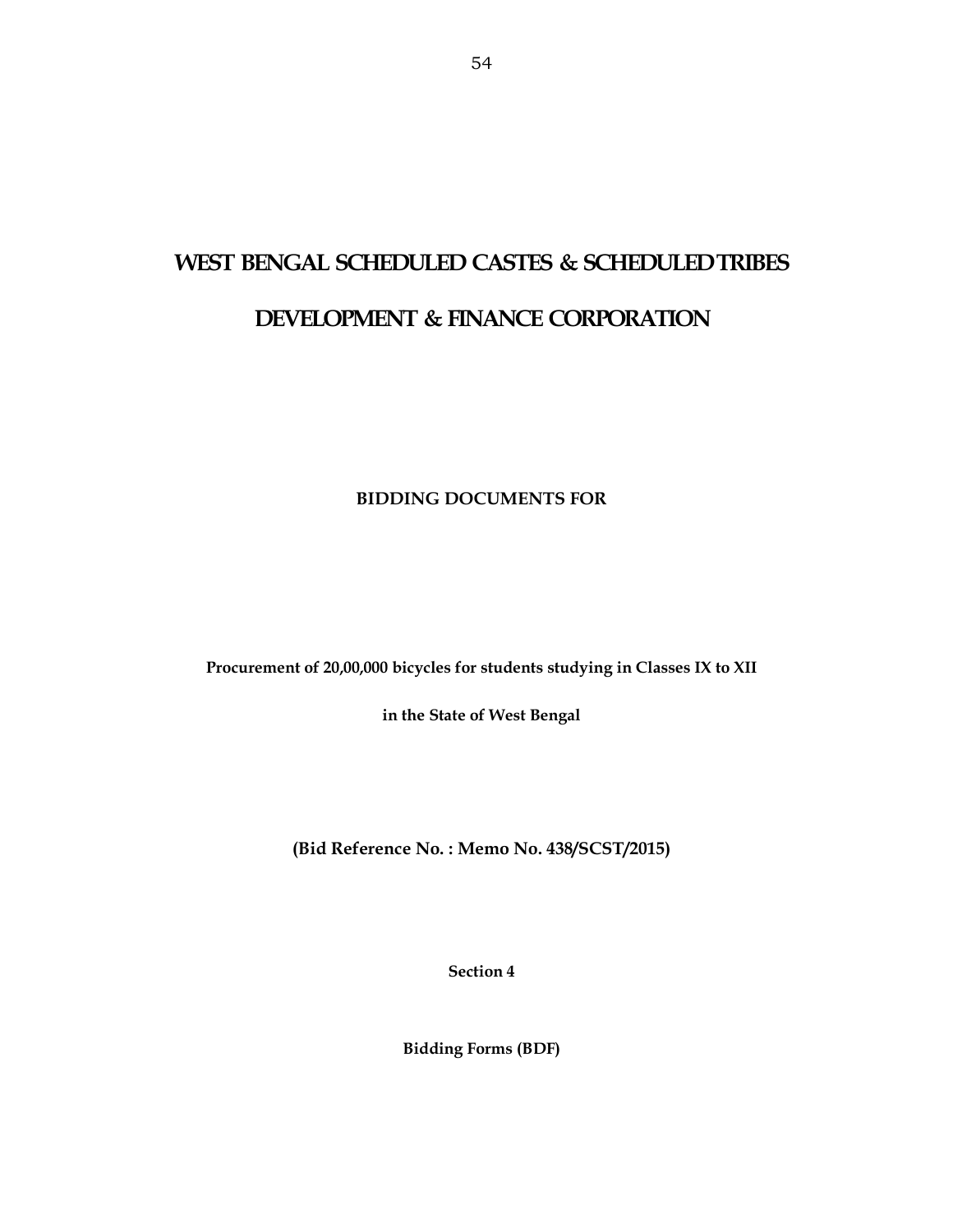# WEST BENGAL SCHEDULED CASTES & SCHEDULED TRIBES

# DEVELOPMENT & FINANCE CORPORATION

**BIDDING DOCUMENTS FOR**

**Procurement of 20,00,000 bicycles for students studying in Classes IX to XII**

**in the State of West Bengal**

**(Bid Reference No. : Memo No. 438/SCST/2015)**

**Section 4**

**Bidding Forms (BDF)**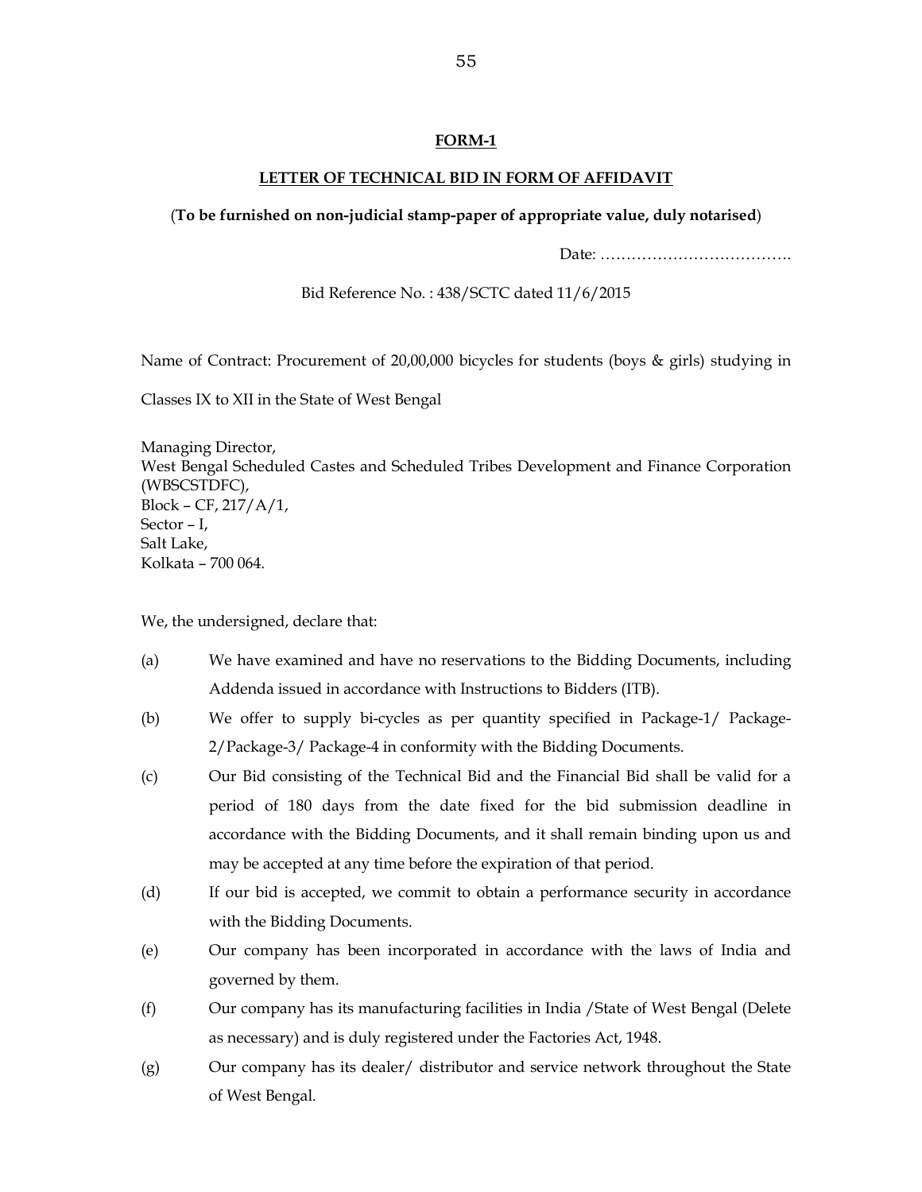## FORM-1

## LETTER OF TECHNICAL BID IN FORM OF AFFIDAVIT

(**To be furnished on non-judicial stamp-paper of appropriate value, duly notarised**)

Date: ……………………………….

Bid Reference No. : 438/SCTC dated 11/6/2015

Name of Contract: Procurement of 20,00,000 bicycles for students (boys & girls) studying in Classes IX to XII in the State of West Bengal

Managing Director,
West Bengal Scheduled Castes and Scheduled Tribes Development and Finance Corporation (WBSCSTDFC),
Block – CF, 217/A/1,
Sector – I,
Salt Lake,
Kolkata – 700 064.

We, the undersigned, declare that:

(a) We have examined and have no reservations to the Bidding Documents, including Addenda issued in accordance with Instructions to Bidders (ITB).

(b) We offer to supply bi-cycles as per quantity specified in Package-1/ Package-2/Package-3/ Package-4 in conformity with the Bidding Documents.

(c) Our Bid consisting of the Technical Bid and the Financial Bid shall be valid for a period of 180 days from the date fixed for the bid submission deadline in accordance with the Bidding Documents, and it shall remain binding upon us and may be accepted at any time before the expiration of that period.

(d) If our bid is accepted, we commit to obtain a performance security in accordance with the Bidding Documents.

(e) Our company has been incorporated in accordance with the laws of India and governed by them.

(f) Our company has its manufacturing facilities in India /State of West Bengal (Delete as necessary) and is duly registered under the Factories Act, 1948.

(g) Our company has its dealer/ distributor and service network throughout the State of West Bengal.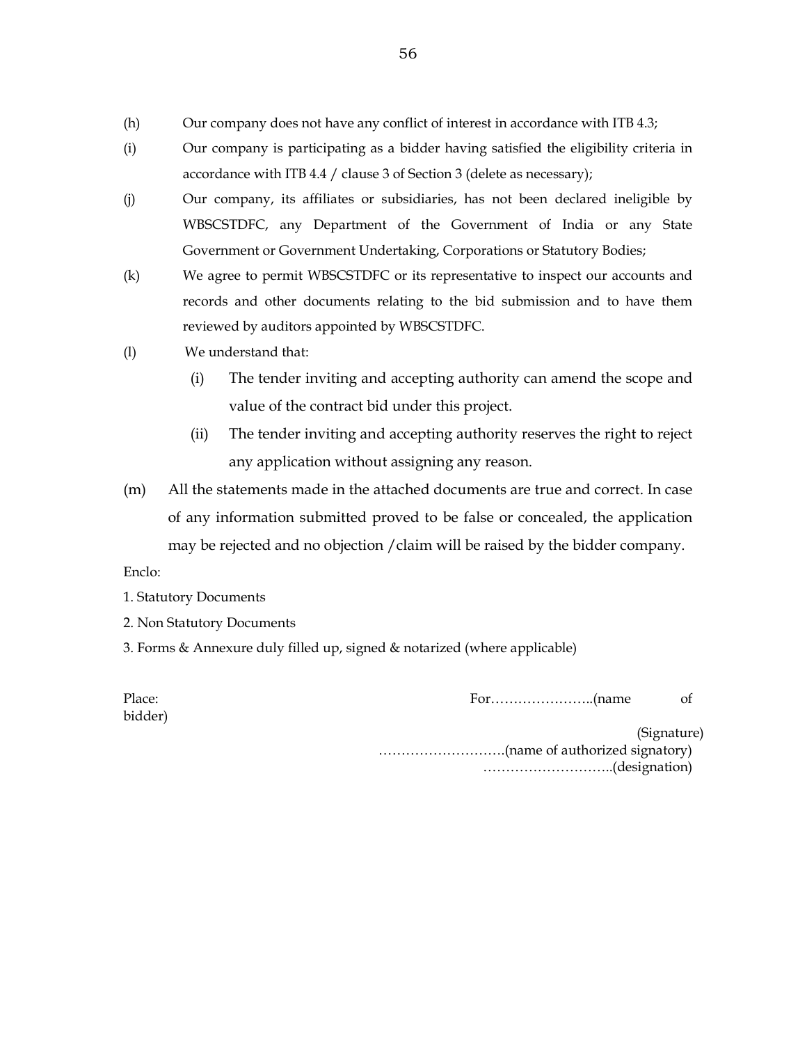(h) Our company does not have any conflict of interest in accordance with ITB 4.3;

(i) Our company is participating as a bidder having satisfied the eligibility criteria in accordance with ITB 4.4 / clause 3 of Section 3 (delete as necessary);

(j) Our company, its affiliates or subsidiaries, has not been declared ineligible by WBSCSTDFC, any Department of the Government of India or any State Government or Government Undertaking, Corporations or Statutory Bodies;

(k) We agree to permit WBSCSTDFC or its representative to inspect our accounts and records and other documents relating to the bid submission and to have them reviewed by auditors appointed by WBSCSTDFC.

(l) We understand that:

  (i) The tender inviting and accepting authority can amend the scope and value of the contract bid under this project.

  (ii) The tender inviting and accepting authority reserves the right to reject any application without assigning any reason.

(m) All the statements made in the attached documents are true and correct. In case of any information submitted proved to be false or concealed, the application may be rejected and no objection /claim will be raised by the bidder company.

Enclo:

1. Statutory Documents

2. Non Statutory Documents

3. Forms & Annexure duly filled up, signed & notarized (where applicable)

Place: For…………………..(name of bidder)

(Signature)

……………………….(name of authorized signatory)

………………………..(designation)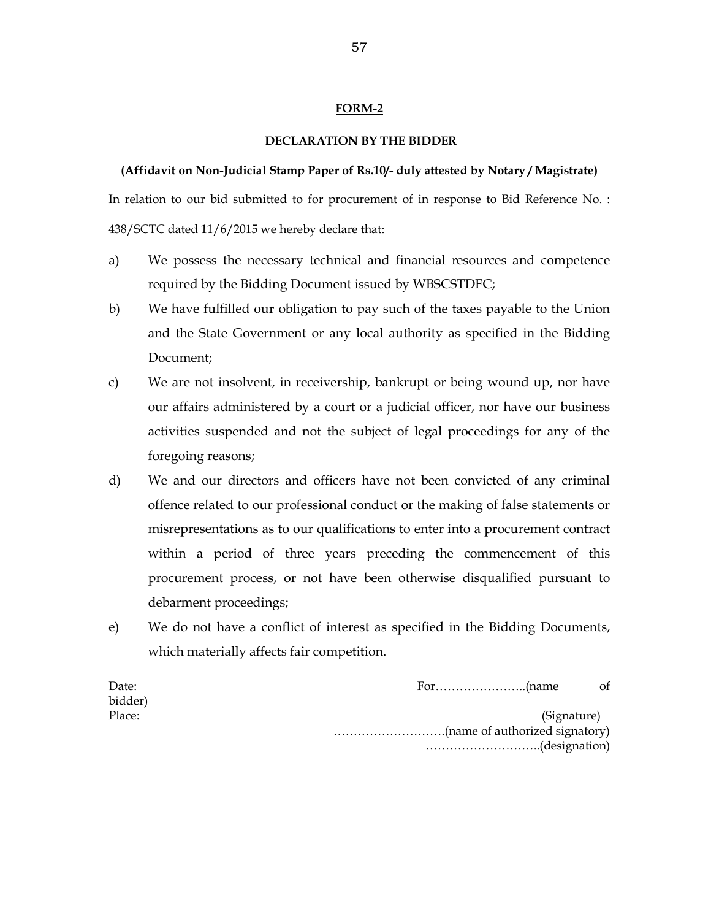## FORM-2

## DECLARATION BY THE BIDDER

**(Affidavit on Non-Judicial Stamp Paper of Rs.10/- duly attested by Notary / Magistrate)**

In relation to our bid submitted to for procurement of in response to Bid Reference No. : 438/SCTC dated 11/6/2015 we hereby declare that:

a) We possess the necessary technical and financial resources and competence required by the Bidding Document issued by WBSCSTDFC;

b) We have fulfilled our obligation to pay such of the taxes payable to the Union and the State Government or any local authority as specified in the Bidding Document;

c) We are not insolvent, in receivership, bankrupt or being wound up, nor have our affairs administered by a court or a judicial officer, nor have our business activities suspended and not the subject of legal proceedings for any of the foregoing reasons;

d) We and our directors and officers have not been convicted of any criminal offence related to our professional conduct or the making of false statements or misrepresentations as to our qualifications to enter into a procurement contract within a period of three years preceding the commencement of this procurement process, or not have been otherwise disqualified pursuant to debarment proceedings;

e) We do not have a conflict of interest as specified in the Bidding Documents, which materially affects fair competition.

Date: For…………………..(name of bidder)

Place: (Signature)

……………………….(name of authorized signatory)

………………………..(designation)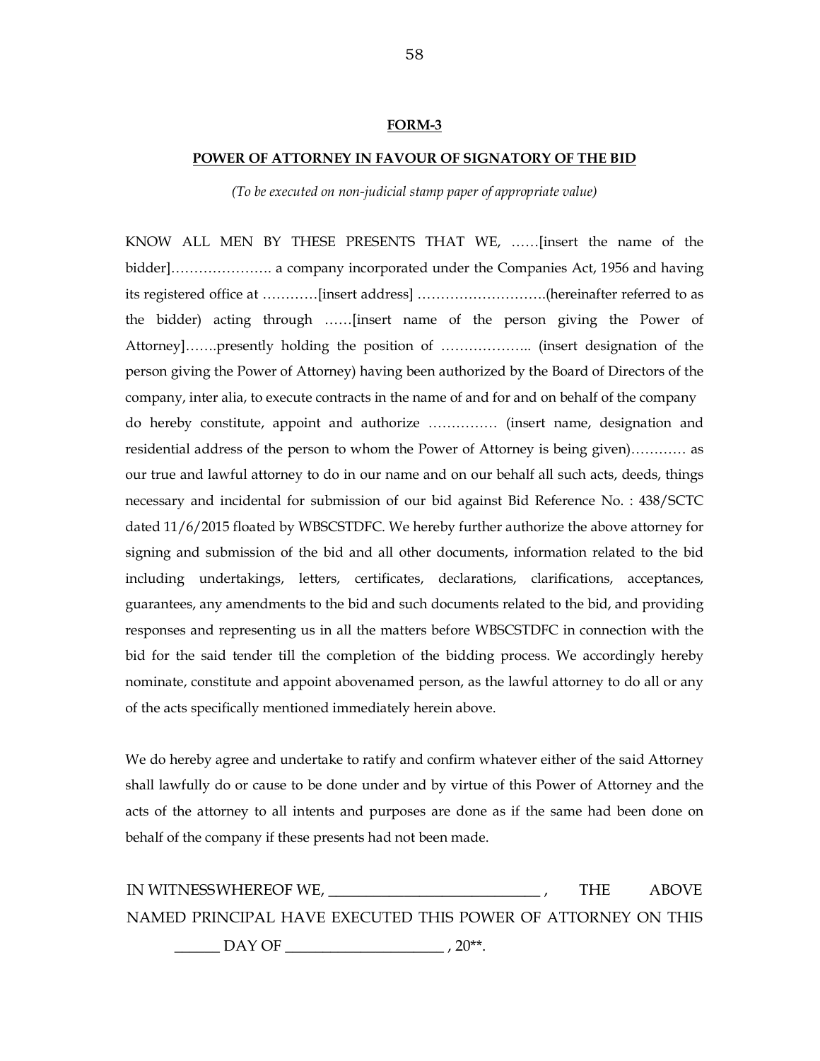**FORM-3**

**POWER OF ATTORNEY IN FAVOUR OF SIGNATORY OF THE BID**

*(To be executed on non-judicial stamp paper of appropriate value)*

KNOW ALL MEN BY THESE PRESENTS THAT WE, ……[insert the name of the bidder]…………………. a company incorporated under the Companies Act, 1956 and having its registered office at …………[insert address] ……………………….(hereinafter referred to as the bidder) acting through ……[insert name of the person giving the Power of Attorney]…….presently holding the position of ……………….. (insert designation of the person giving the Power of Attorney) having been authorized by the Board of Directors of the company, inter alia, to execute contracts in the name of and for and on behalf of the company do hereby constitute, appoint and authorize …………… (insert name, designation and residential address of the person to whom the Power of Attorney is being given)………… as our true and lawful attorney to do in our name and on our behalf all such acts, deeds, things necessary and incidental for submission of our bid against Bid Reference No. : 438/SCTC dated 11/6/2015 floated by WBSCSTDFC. We hereby further authorize the above attorney for signing and submission of the bid and all other documents, information related to the bid including undertakings, letters, certificates, declarations, clarifications, acceptances, guarantees, any amendments to the bid and such documents related to the bid, and providing responses and representing us in all the matters before WBSCSTDFC in connection with the bid for the said tender till the completion of the bidding process. We accordingly hereby nominate, constitute and appoint abovenamed person, as the lawful attorney to do all or any of the acts specifically mentioned immediately herein above.

We do hereby agree and undertake to ratify and confirm whatever either of the said Attorney shall lawfully do or cause to be done under and by virtue of this Power of Attorney and the acts of the attorney to all intents and purposes are done as if the same had been done on behalf of the company if these presents had not been made.

IN WITNESSWHEREOF WE, ____________________________ , THE ABOVE NAMED PRINCIPAL HAVE EXECUTED THIS POWER OF ATTORNEY ON THIS ______ DAY OF _____________________ , 20**.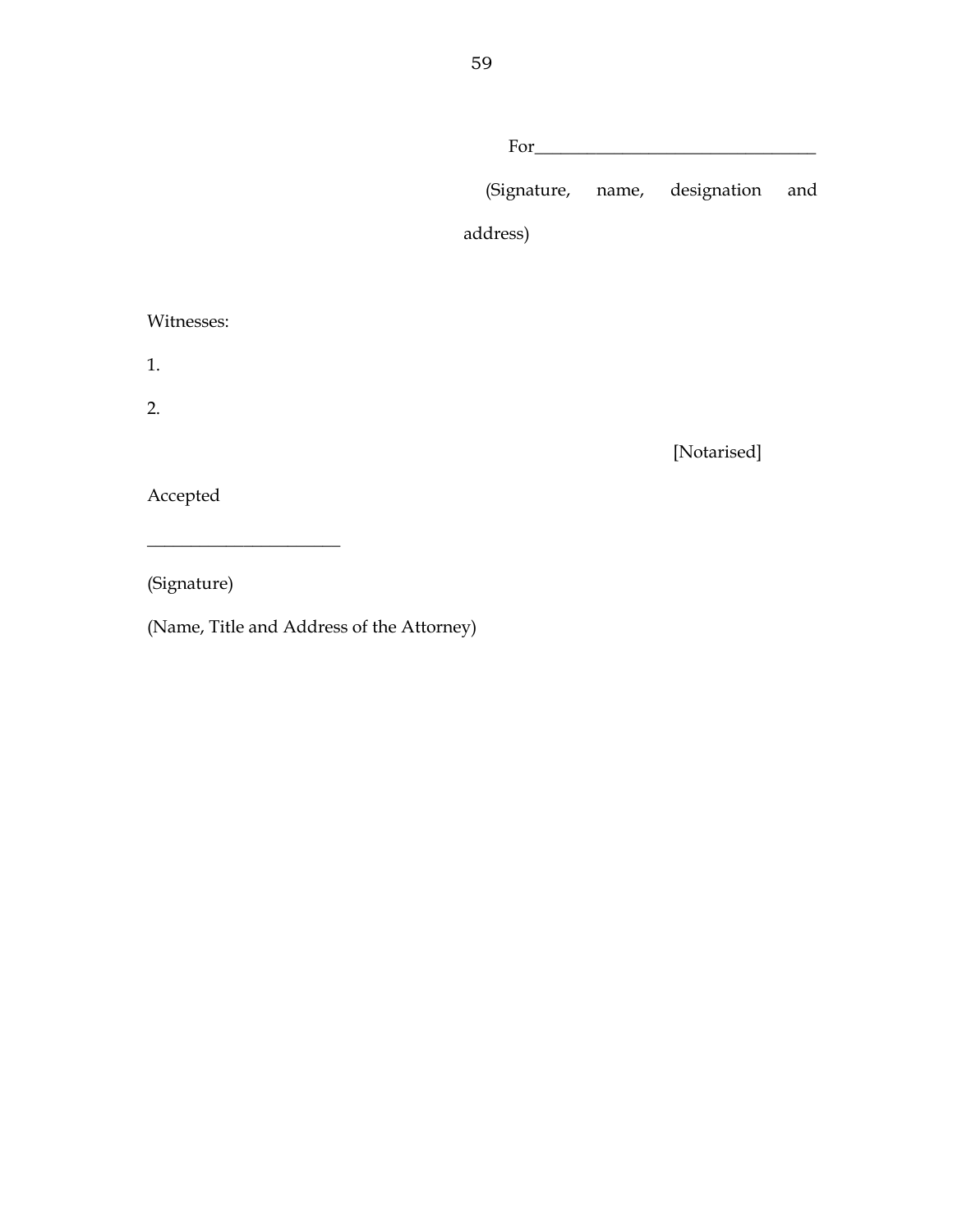For________________________________

(Signature, name, designation and address)

Witnesses:

1.

2.

[Notarised]

Accepted

______________________

(Signature)

(Name, Title and Address of the Attorney)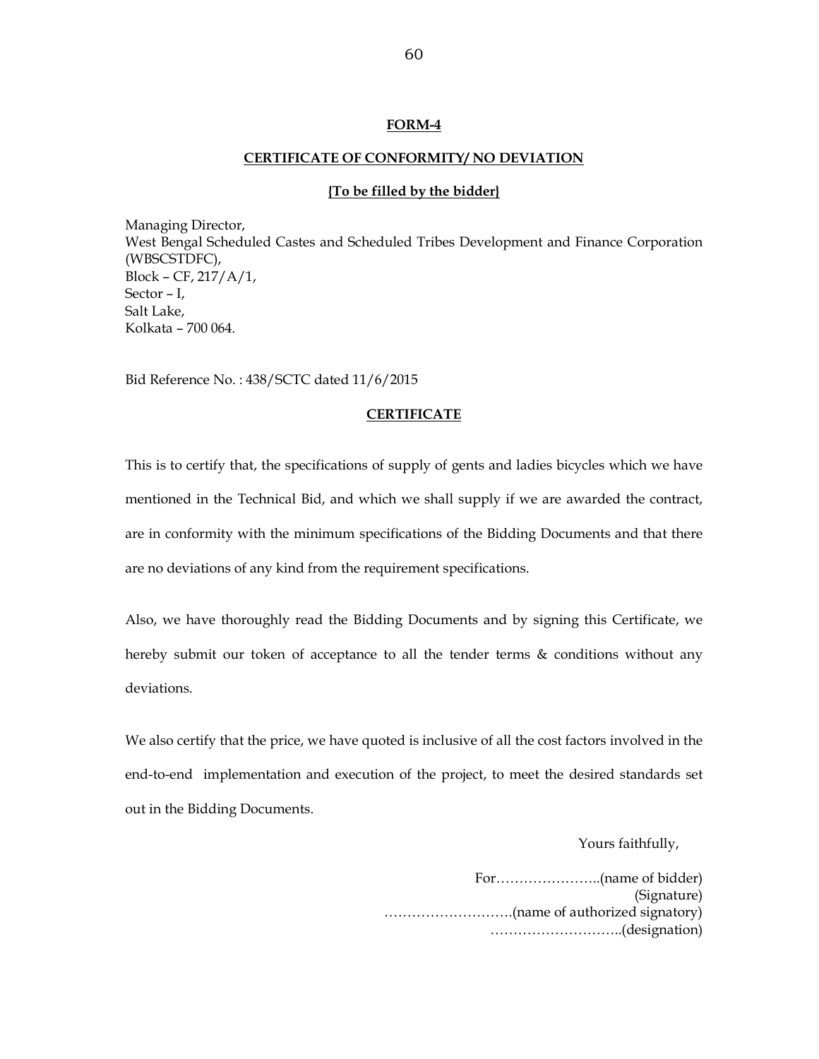**FORM-4**

**CERTIFICATE OF CONFORMITY/ NO DEVIATION**

**{To be filled by the bidder}**

Managing Director,
West Bengal Scheduled Castes and Scheduled Tribes Development and Finance Corporation (WBSCSTDFC),
Block – CF, 217/A/1,
Sector – I,
Salt Lake,
Kolkata – 700 064.

Bid Reference No. : 438/SCTC dated 11/6/2015

**CERTIFICATE**

This is to certify that, the specifications of supply of gents and ladies bicycles which we have mentioned in the Technical Bid, and which we shall supply if we are awarded the contract, are in conformity with the minimum specifications of the Bidding Documents and that there are no deviations of any kind from the requirement specifications.

Also, we have thoroughly read the Bidding Documents and by signing this Certificate, we hereby submit our token of acceptance to all the tender terms & conditions without any deviations.

We also certify that the price, we have quoted is inclusive of all the cost factors involved in the end-to-end implementation and execution of the project, to meet the desired standards set out in the Bidding Documents.

Yours faithfully,

For…………………..(name of bidder)
(Signature)
……………………….(name of authorized signatory)
………………………..(designation)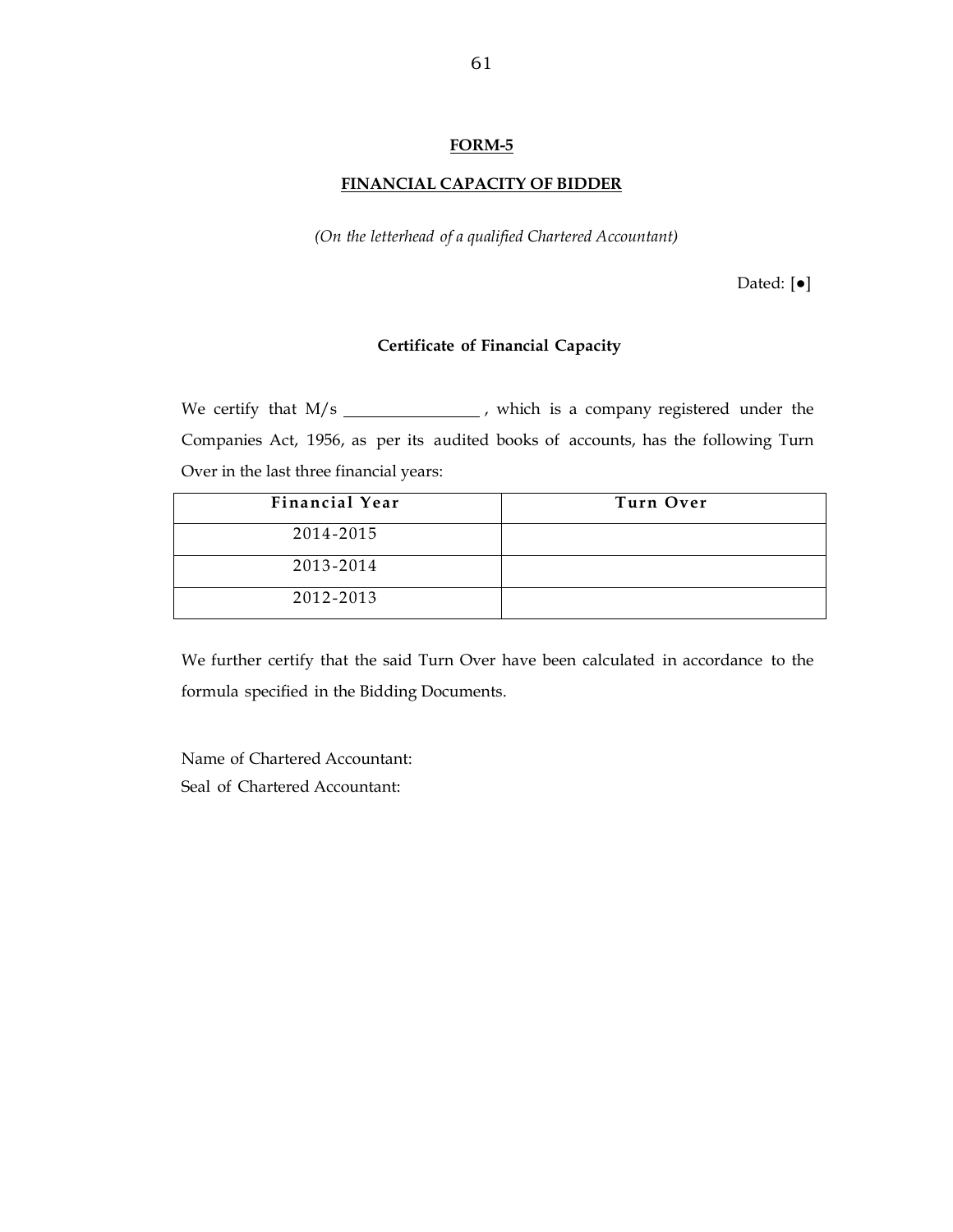**FORM-5**

**FINANCIAL CAPACITY OF BIDDER**

*(On the letterhead of a qualified Chartered Accountant)*

Dated: [●]

**Certificate of Financial Capacity**

We certify that M/s ________________ , which is a company registered under the Companies Act, 1956, as per its audited books of accounts, has the following Turn Over in the last three financial years:

| Financial Year | Turn Over |
|---|---|
| 2014-2015 | |
| 2013-2014 | |
| 2012-2013 | |

We further certify that the said Turn Over have been calculated in accordance to the formula specified in the Bidding Documents.

Name of Chartered Accountant:
Seal of Chartered Accountant: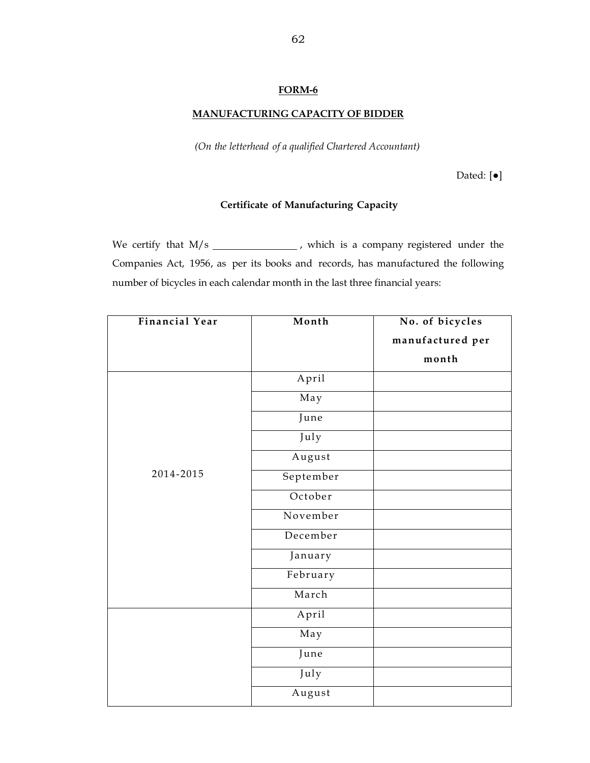**FORM-6**

**MANUFACTURING CAPACITY OF BIDDER**

*(On the letterhead of a qualified Chartered Accountant)*

Dated: [●]

**Certificate of Manufacturing Capacity**

We certify that M/s ________________ , which is a company registered under the Companies Act, 1956, as per its books and records, has manufactured the following number of bicycles in each calendar month in the last three financial years:

| Financial Year | Month | No. of bicycles manufactured per month |
|---|---|---|
| 2014-2015 | April | |
| | May | |
| | June | |
| | July | |
| | August | |
| | September | |
| | October | |
| | November | |
| | December | |
| | January | |
| | February | |
| | March | |
| | April | |
| | May | |
| | June | |
| | July | |
| | August | |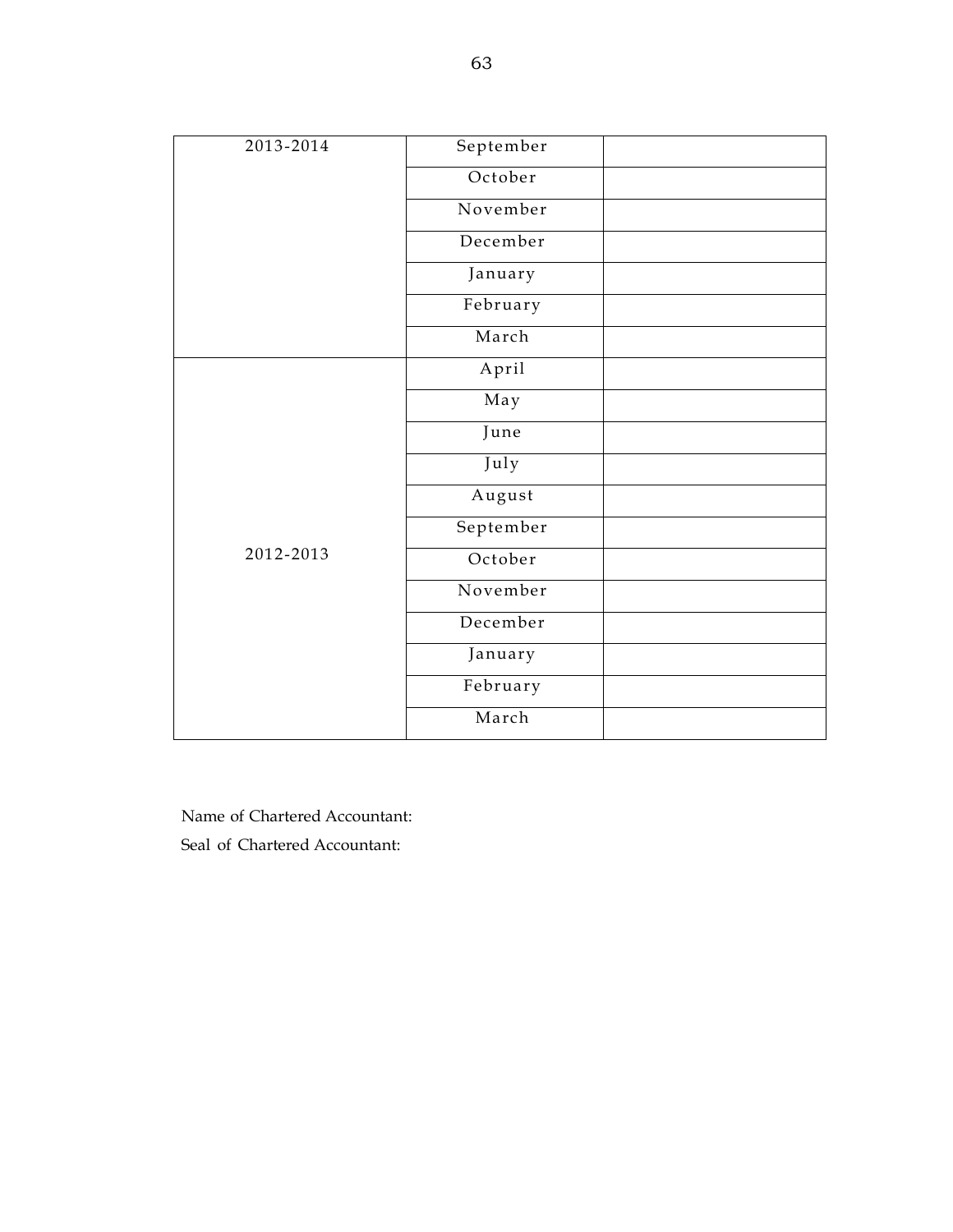| | | |
|---|---|---|
| 2013-2014 | September | |
| | October | |
| | November | |
| | December | |
| | January | |
| | February | |
| | March | |
| 2012-2013 | April | |
| | May | |
| | June | |
| | July | |
| | August | |
| | September | |
| | October | |
| | November | |
| | December | |
| | January | |
| | February | |
| | March | |

Name of Chartered Accountant:

Seal of Chartered Accountant: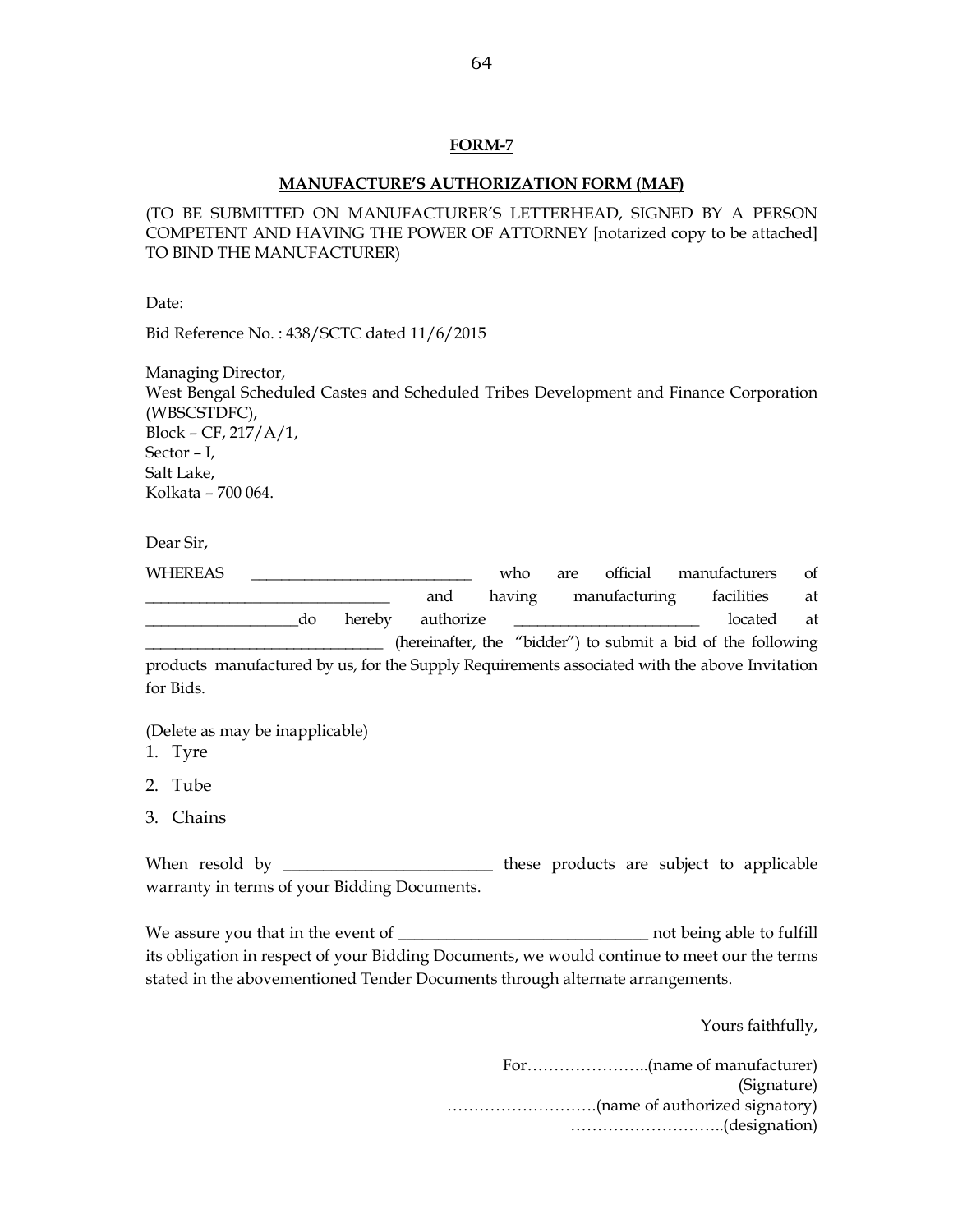## FORM-7

## MANUFACTURE'S AUTHORIZATION FORM (MAF)

(TO BE SUBMITTED ON MANUFACTURER'S LETTERHEAD, SIGNED BY A PERSON COMPETENT AND HAVING THE POWER OF ATTORNEY [notarized copy to be attached] TO BIND THE MANUFACTURER)

Date:

Bid Reference No. : 438/SCTC dated 11/6/2015

Managing Director,
West Bengal Scheduled Castes and Scheduled Tribes Development and Finance Corporation (WBSCSTDFC),
Block – CF, 217/A/1,
Sector – I,
Salt Lake,
Kolkata – 700 064.

Dear Sir,

WHEREAS ____________________________ who are official manufacturers of ______________________________ and having manufacturing facilities at ___________________do hereby authorize _______________________ located at ______________________________ (hereinafter, the "bidder") to submit a bid of the following products manufactured by us, for the Supply Requirements associated with the above Invitation for Bids.

(Delete as may be inapplicable)

1. Tyre
2. Tube
3. Chains

When resold by _________________________ these products are subject to applicable warranty in terms of your Bidding Documents.

We assure you that in the event of ______________________________ not being able to fulfill its obligation in respect of your Bidding Documents, we would continue to meet our the terms stated in the abovementioned Tender Documents through alternate arrangements.

Yours faithfully,

For…………………..(name of manufacturer)
(Signature)
……………………….(name of authorized signatory)
………………………..(designation)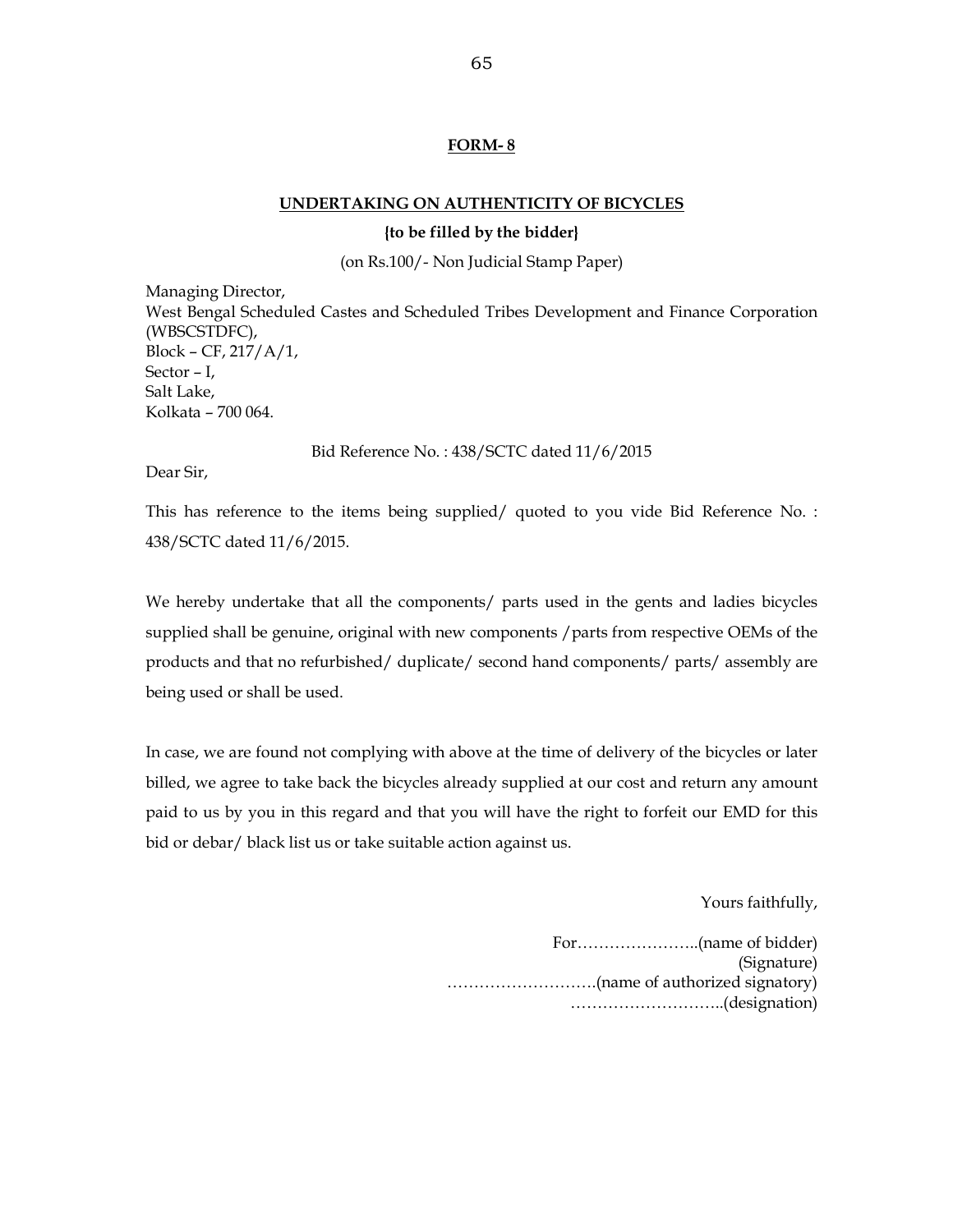**FORM- 8**

**UNDERTAKING ON AUTHENTICITY OF BICYCLES**

**{to be filled by the bidder}**

(on Rs.100/- Non Judicial Stamp Paper)

Managing Director,
West Bengal Scheduled Castes and Scheduled Tribes Development and Finance Corporation (WBSCSTDFC),
Block – CF, 217/A/1,
Sector – I,
Salt Lake,
Kolkata – 700 064.

Bid Reference No. : 438/SCTC dated 11/6/2015

Dear Sir,

This has reference to the items being supplied/ quoted to you vide Bid Reference No. : 438/SCTC dated 11/6/2015.

We hereby undertake that all the components/ parts used in the gents and ladies bicycles supplied shall be genuine, original with new components /parts from respective OEMs of the products and that no refurbished/ duplicate/ second hand components/ parts/ assembly are being used or shall be used.

In case, we are found not complying with above at the time of delivery of the bicycles or later billed, we agree to take back the bicycles already supplied at our cost and return any amount paid to us by you in this regard and that you will have the right to forfeit our EMD for this bid or debar/ black list us or take suitable action against us.

Yours faithfully,

For…………………..(name of bidder)
(Signature)
……………………….(name of authorized signatory)
………………………..(designation)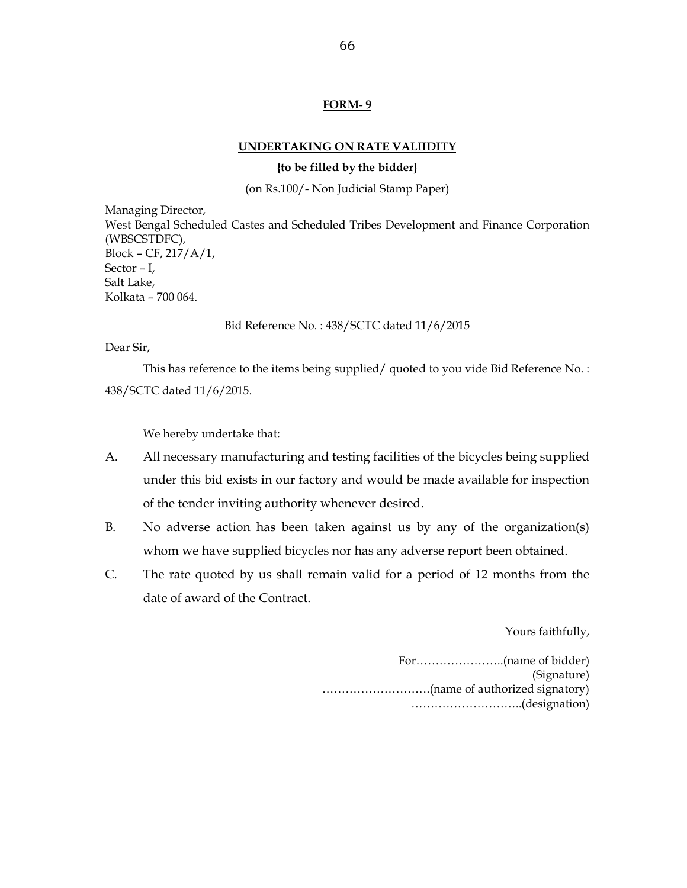**FORM- 9**

**UNDERTAKING ON RATE VALIIDITY**

**{to be filled by the bidder}**

(on Rs.100/- Non Judicial Stamp Paper)

Managing Director,
West Bengal Scheduled Castes and Scheduled Tribes Development and Finance Corporation (WBSCSTDFC),
Block – CF, 217/A/1,
Sector – I,
Salt Lake,
Kolkata – 700 064.

Bid Reference No. : 438/SCTC dated 11/6/2015

Dear Sir,

This has reference to the items being supplied/ quoted to you vide Bid Reference No. : 438/SCTC dated 11/6/2015.

We hereby undertake that:

A. All necessary manufacturing and testing facilities of the bicycles being supplied under this bid exists in our factory and would be made available for inspection of the tender inviting authority whenever desired.

B. No adverse action has been taken against us by any of the organization(s) whom we have supplied bicycles nor has any adverse report been obtained.

C. The rate quoted by us shall remain valid for a period of 12 months from the date of award of the Contract.

Yours faithfully,

For…………………..(name of bidder)
(Signature)
……………………….(name of authorized signatory)
………………………..(designation)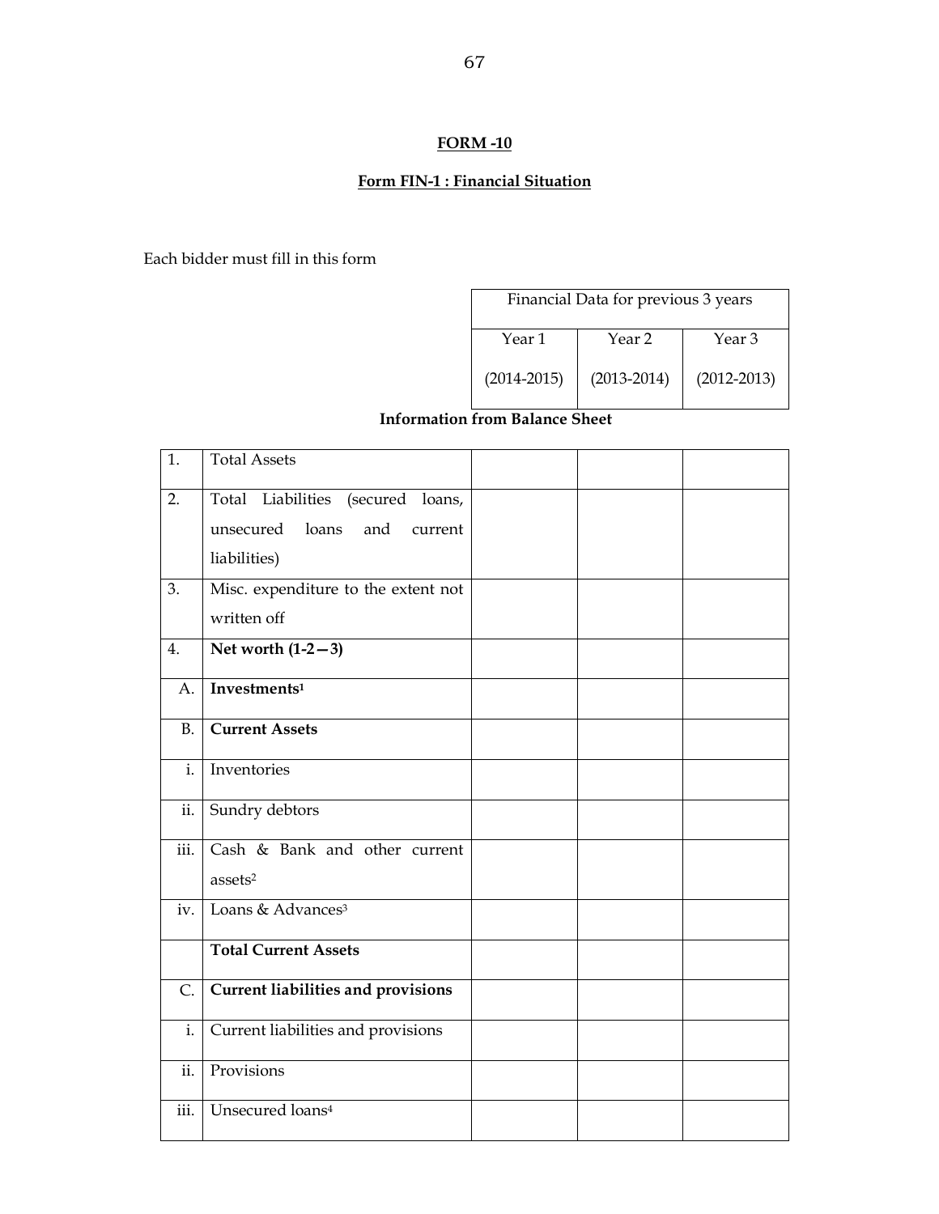## FORM -10

### Form FIN-1 : Financial Situation

Each bidder must fill in this form

**Information from Balance Sheet**

| | | Financial Data for previous 3 years | | |
|---|---|---|---|---|
| | | Year 1 (2014-2015) | Year 2 (2013-2014) | Year 3 (2012-2013) |
| 1. | Total Assets | | | |
| 2. | Total Liabilities (secured loans, unsecured loans and current liabilities) | | | |
| 3. | Misc. expenditure to the extent not written off | | | |
| 4. | **Net worth (1-2—3)** | | | |
| A. | **Investments**[1] | | | |
| B. | **Current Assets** | | | |
| i. | Inventories | | | |
| ii. | Sundry debtors | | | |
| iii. | Cash & Bank and other current assets[2] | | | |
| iv. | Loans & Advances[3] | | | |
| | **Total Current Assets** | | | |
| C. | **Current liabilities and provisions** | | | |
| i. | Current liabilities and provisions | | | |
| ii. | Provisions | | | |
| iii. | Unsecured loans[4] | | | |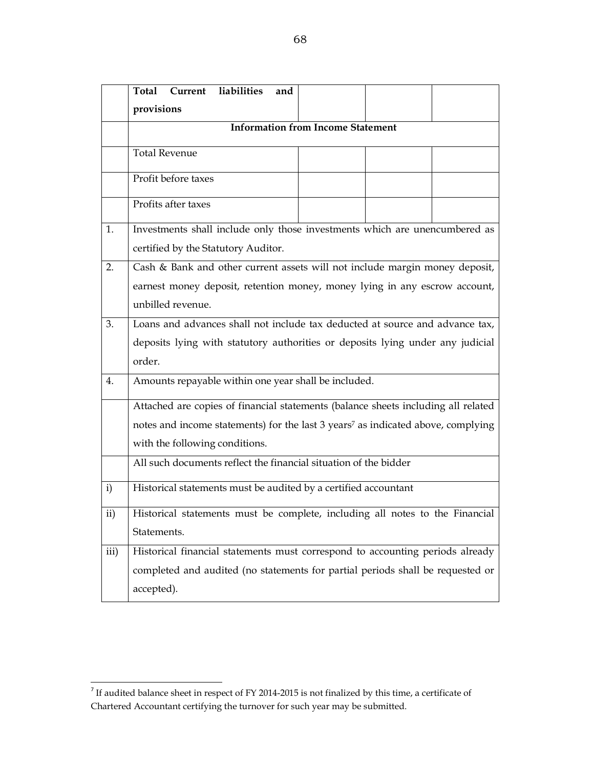| | | | | |
|---|---|---|---|---|
| | **Total Current liabilities and provisions** | | | |
| | **Information from Income Statement** | | | |
| | Total Revenue | | | |
| | Profit before taxes | | | |
| | Profits after taxes | | | |
| 1. | Investments shall include only those investments which are unencumbered as certified by the Statutory Auditor. | | | |
| 2. | Cash & Bank and other current assets will not include margin money deposit, earnest money deposit, retention money, money lying in any escrow account, unbilled revenue. | | | |
| 3. | Loans and advances shall not include tax deducted at source and advance tax, deposits lying with statutory authorities or deposits lying under any judicial order. | | | |
| 4. | Amounts repayable within one year shall be included. | | | |
| | Attached are copies of financial statements (balance sheets including all related notes and income statements) for the last 3 years[7] as indicated above, complying with the following conditions. | | | |
| | All such documents reflect the financial situation of the bidder | | | |
| i) | Historical statements must be audited by a certified accountant | | | |
| ii) | Historical statements must be complete, including all notes to the Financial Statements. | | | |
| iii) | Historical financial statements must correspond to accounting periods already completed and audited (no statements for partial periods shall be requested or accepted). | | | |

[7] If audited balance sheet in respect of FY 2014-2015 is not finalized by this time, a certificate of Chartered Accountant certifying the turnover for such year may be submitted.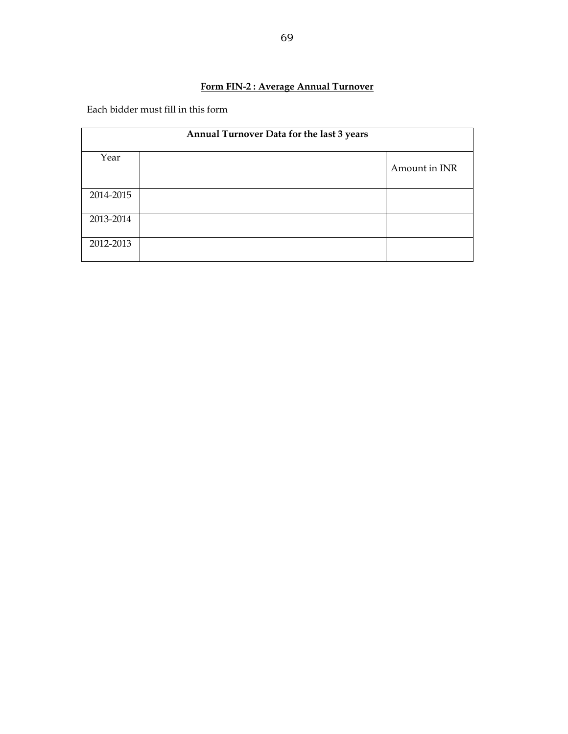**Form FIN-2 : Average Annual Turnover**

Each bidder must fill in this form

| Annual Turnover Data for the last 3 years | | |
|---|---|---|
| Year | | Amount in INR |
| 2014-2015 | | |
| 2013-2014 | | |
| 2012-2013 | | |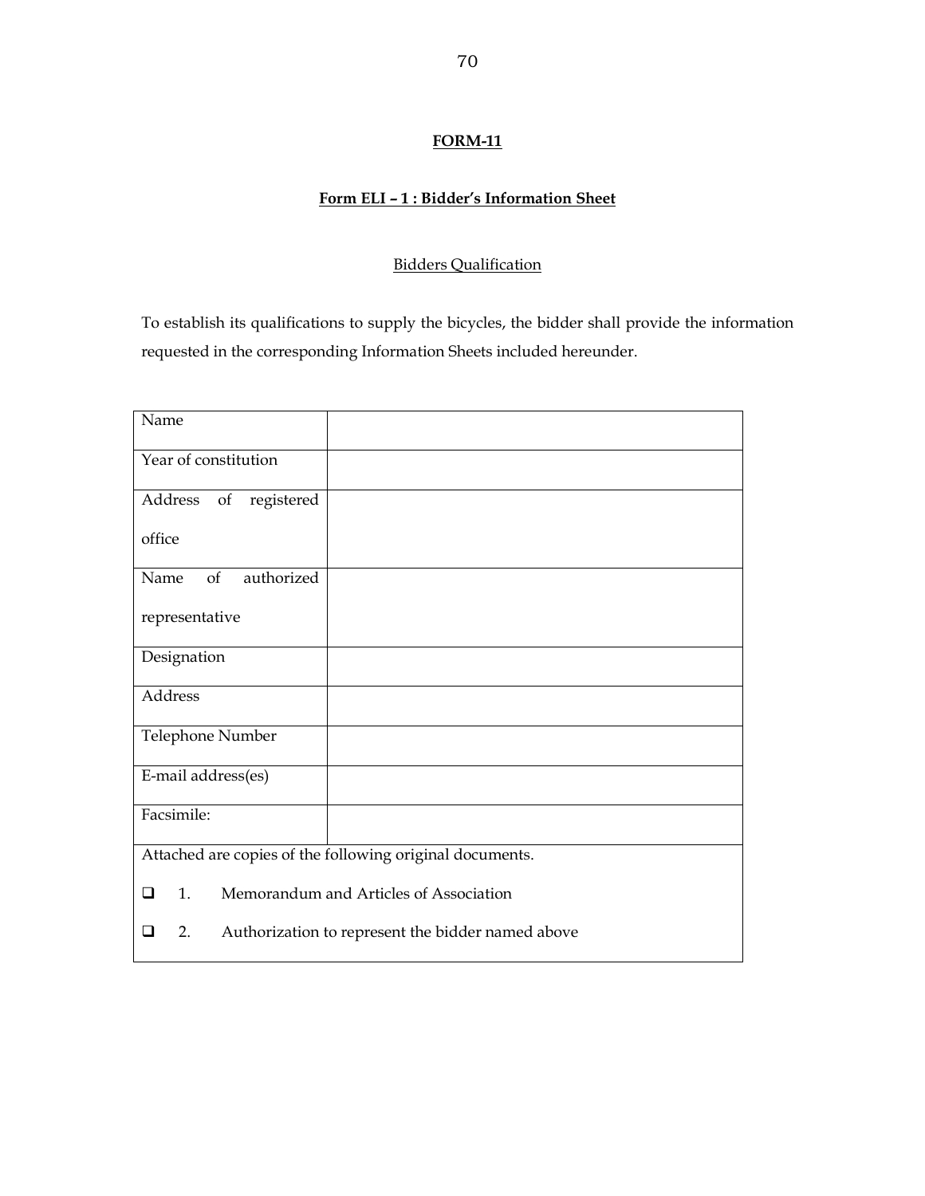**FORM-11**

**Form ELI – 1 : Bidder's Information Sheet**

Bidders Qualification

To establish its qualifications to supply the bicycles, the bidder shall provide the information requested in the corresponding Information Sheets included hereunder.

| Name | |
|---|---|
| Year of constitution | |
| Address of registered office | |
| Name of authorized representative | |
| Designation | |
| Address | |
| Telephone Number | |
| E-mail address(es) | |
| Facsimile: | |
| Attached are copies of the following original documents. ❑ 1. Memorandum and Articles of Association ❑ 2. Authorization to represent the bidder named above | |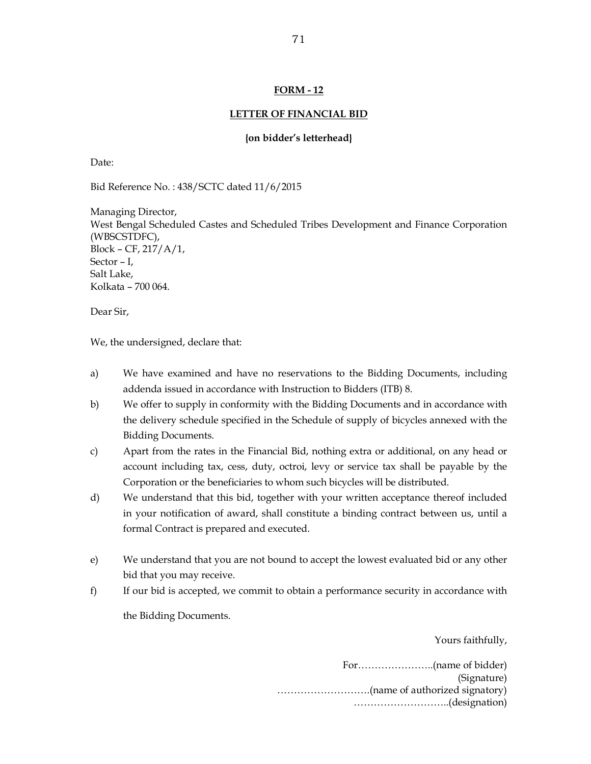## FORM - 12

## LETTER OF FINANCIAL BID

**{on bidder's letterhead}**

Date:

Bid Reference No. : 438/SCTC dated 11/6/2015

Managing Director,
West Bengal Scheduled Castes and Scheduled Tribes Development and Finance Corporation (WBSCSTDFC),
Block – CF, 217/A/1,
Sector – I,
Salt Lake,
Kolkata – 700 064.

Dear Sir,

We, the undersigned, declare that:

a) We have examined and have no reservations to the Bidding Documents, including addenda issued in accordance with Instruction to Bidders (ITB) 8.

b) We offer to supply in conformity with the Bidding Documents and in accordance with the delivery schedule specified in the Schedule of supply of bicycles annexed with the Bidding Documents.

c) Apart from the rates in the Financial Bid, nothing extra or additional, on any head or account including tax, cess, duty, octroi, levy or service tax shall be payable by the Corporation or the beneficiaries to whom such bicycles will be distributed.

d) We understand that this bid, together with your written acceptance thereof included in your notification of award, shall constitute a binding contract between us, until a formal Contract is prepared and executed.

e) We understand that you are not bound to accept the lowest evaluated bid or any other bid that you may receive.

f) If our bid is accepted, we commit to obtain a performance security in accordance with the Bidding Documents.

Yours faithfully,

For…………………..(name of bidder)
(Signature)
……………………….(name of authorized signatory)
………………………..(designation)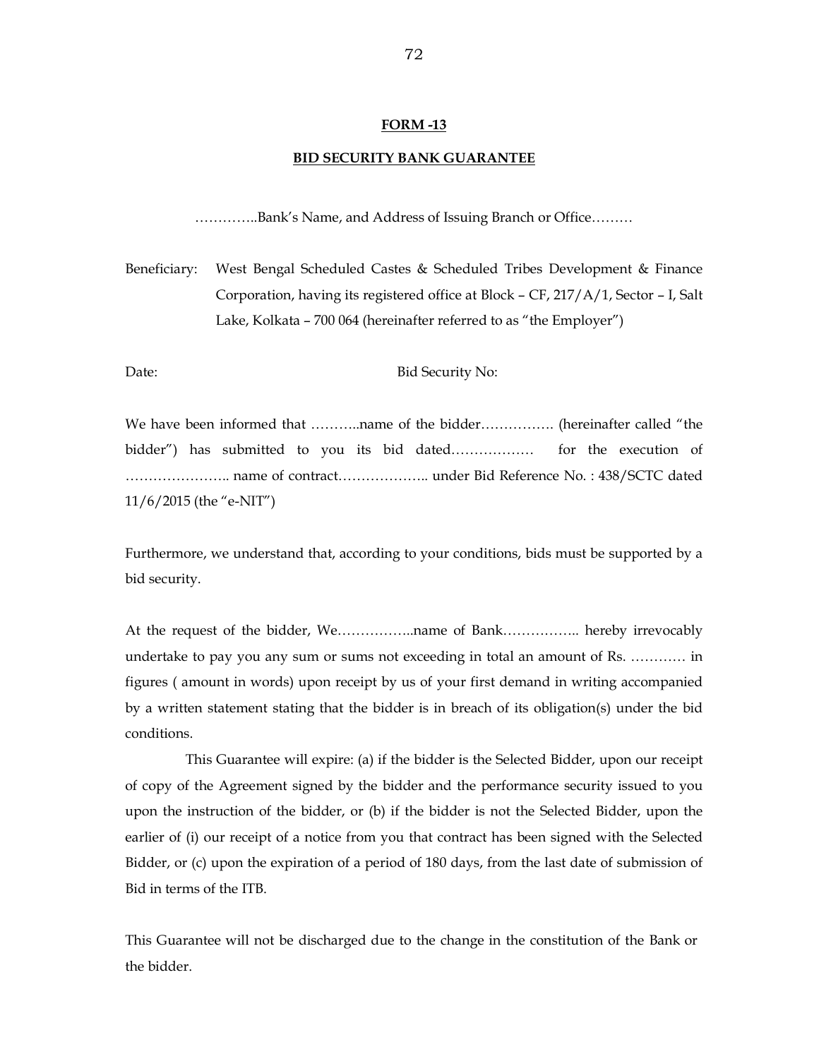**FORM -13**

**BID SECURITY BANK GUARANTEE**

…………..Bank's Name, and Address of Issuing Branch or Office………

Beneficiary: West Bengal Scheduled Castes & Scheduled Tribes Development & Finance Corporation, having its registered office at Block – CF, 217/A/1, Sector – I, Salt Lake, Kolkata – 700 064 (hereinafter referred to as "the Employer")

Date: Bid Security No:

We have been informed that ………..name of the bidder……………. (hereinafter called "the bidder") has submitted to you its bid dated……………… for the execution of ………………….. name of contract……………….. under Bid Reference No. : 438/SCTC dated 11/6/2015 (the "e-NIT")

Furthermore, we understand that, according to your conditions, bids must be supported by a bid security.

At the request of the bidder, We……………..name of Bank…………….. hereby irrevocably undertake to pay you any sum or sums not exceeding in total an amount of Rs. ………… in figures ( amount in words) upon receipt by us of your first demand in writing accompanied by a written statement stating that the bidder is in breach of its obligation(s) under the bid conditions.

This Guarantee will expire: (a) if the bidder is the Selected Bidder, upon our receipt of copy of the Agreement signed by the bidder and the performance security issued to you upon the instruction of the bidder, or (b) if the bidder is not the Selected Bidder, upon the earlier of (i) our receipt of a notice from you that contract has been signed with the Selected Bidder, or (c) upon the expiration of a period of 180 days, from the last date of submission of Bid in terms of the ITB.

This Guarantee will not be discharged due to the change in the constitution of the Bank or the bidder.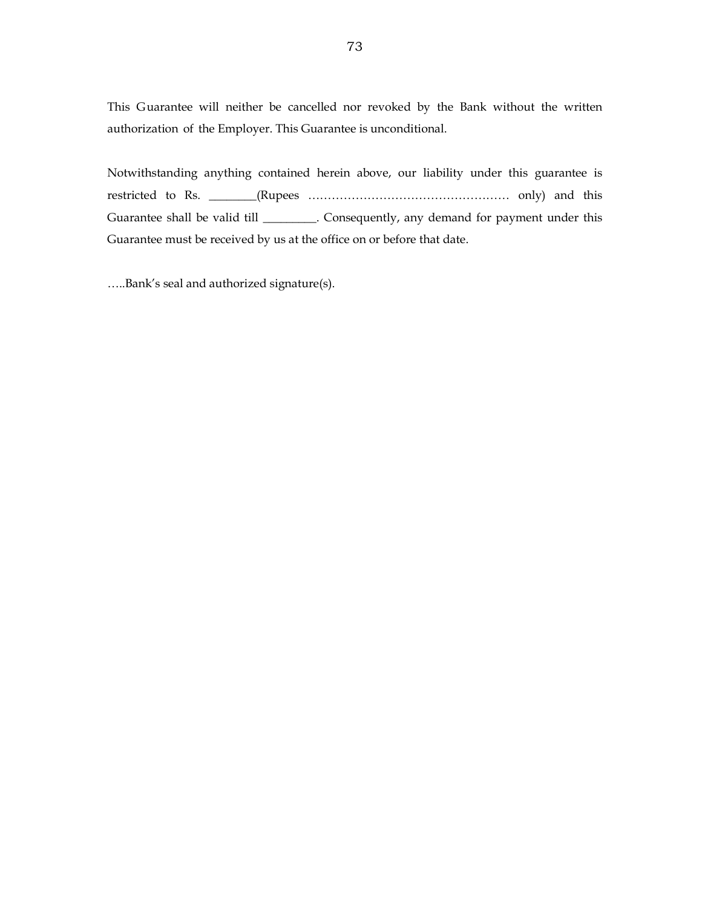This Guarantee will neither be cancelled nor revoked by the Bank without the written authorization of the Employer. This Guarantee is unconditional.

Notwithstanding anything contained herein above, our liability under this guarantee is restricted to Rs. ________(Rupees …………………………………………… only) and this Guarantee shall be valid till _________. Consequently, any demand for payment under this Guarantee must be received by us at the office on or before that date.

…..Bank's seal and authorized signature(s).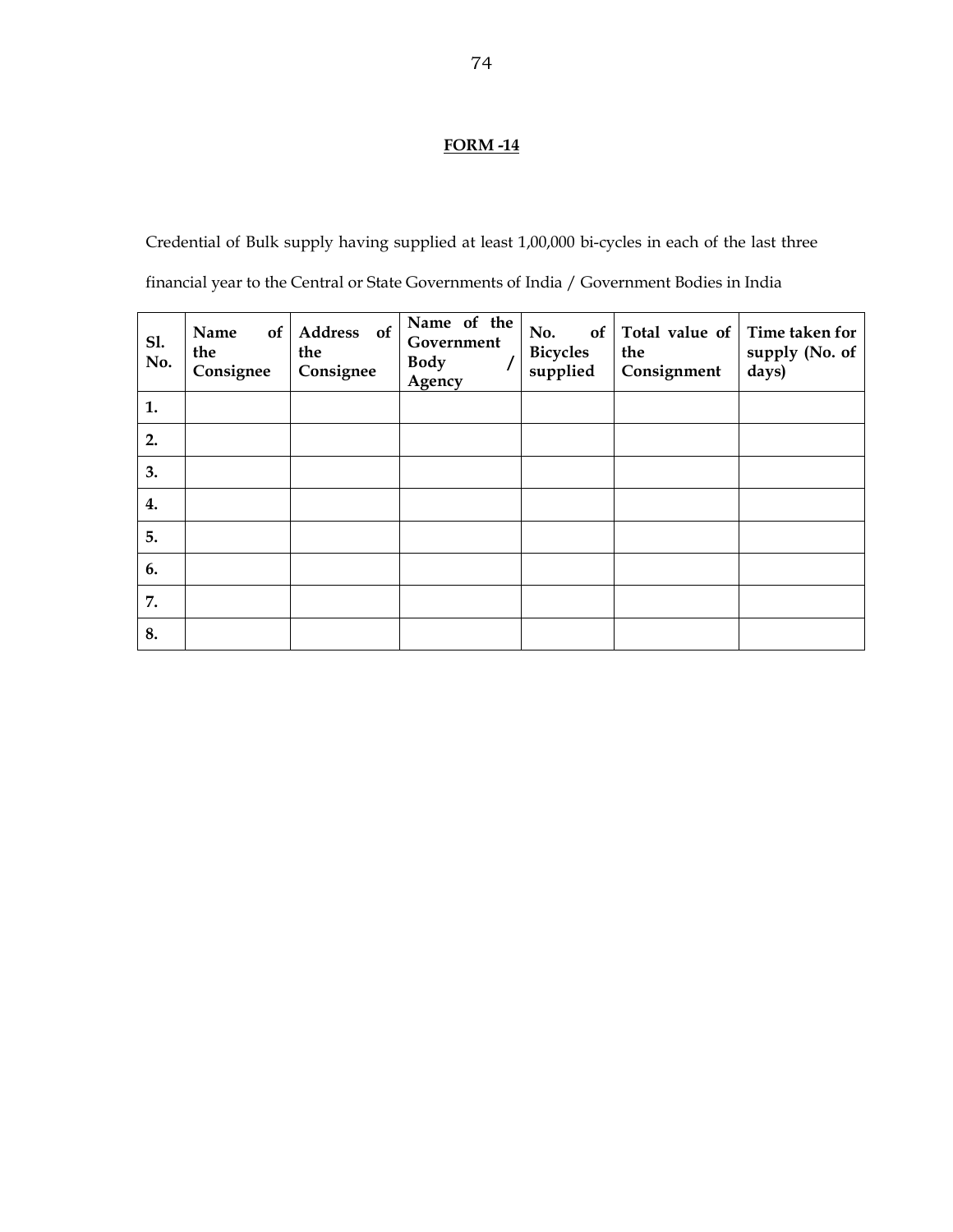## FORM -14

Credential of Bulk supply having supplied at least 1,00,000 bi-cycles in each of the last three financial year to the Central or State Governments of India / Government Bodies in India

| Sl. No. | Name of the Consignee | Address of the Consignee | Name of the Government Body / Agency | No. of Bicycles supplied | Total value of the Consignment | Time taken for supply (No. of days) |
|---|---|---|---|---|---|---|
| 1. | | | | | | |
| 2. | | | | | | |
| 3. | | | | | | |
| 4. | | | | | | |
| 5. | | | | | | |
| 6. | | | | | | |
| 7. | | | | | | |
| 8. | | | | | | |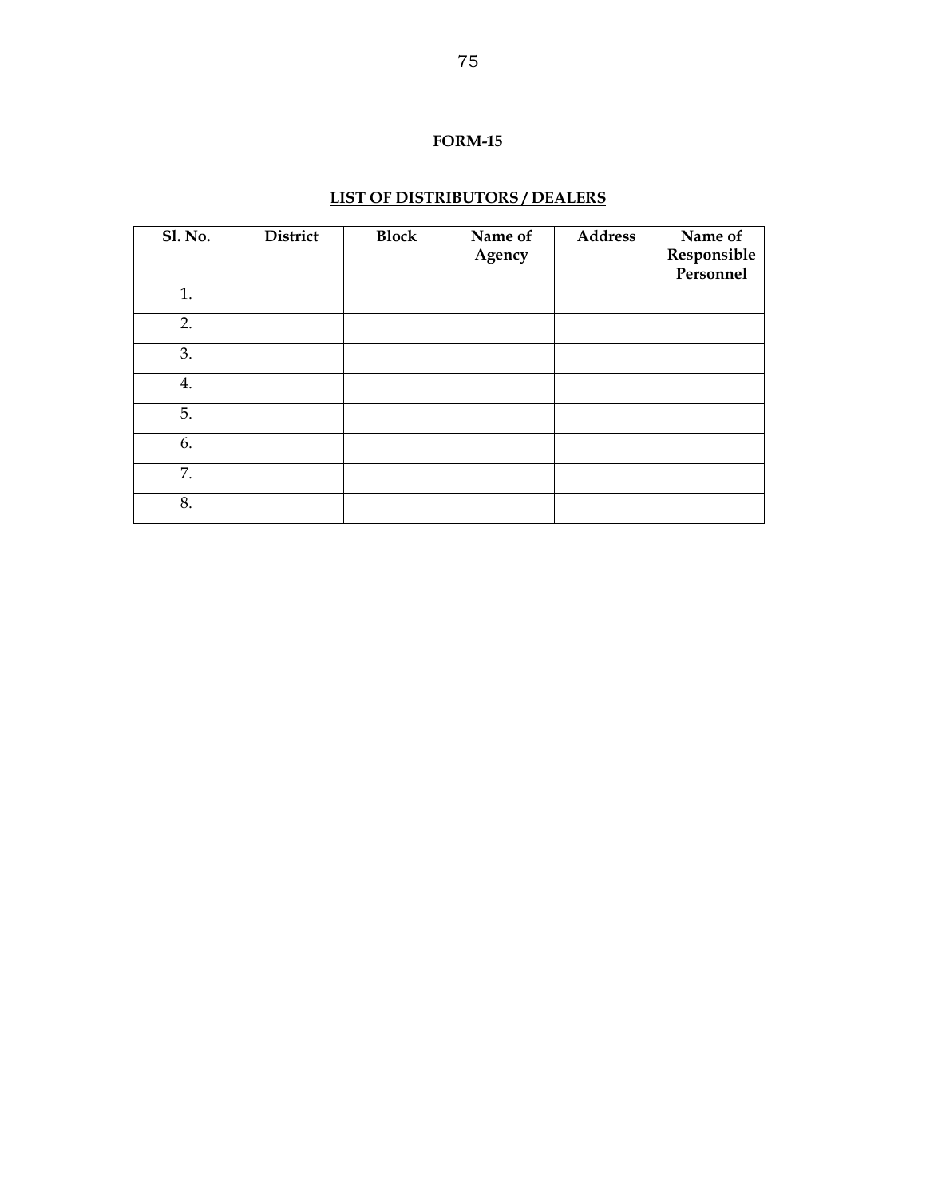**FORM-15**

**LIST OF DISTRIBUTORS / DEALERS**

| Sl. No. | District | Block | Name of Agency | Address | Name of Responsible Personnel |
|---|---|---|---|---|---|
| 1. | | | | | |
| 2. | | | | | |
| 3. | | | | | |
| 4. | | | | | |
| 5. | | | | | |
| 6. | | | | | |
| 7. | | | | | |
| 8. | | | | | |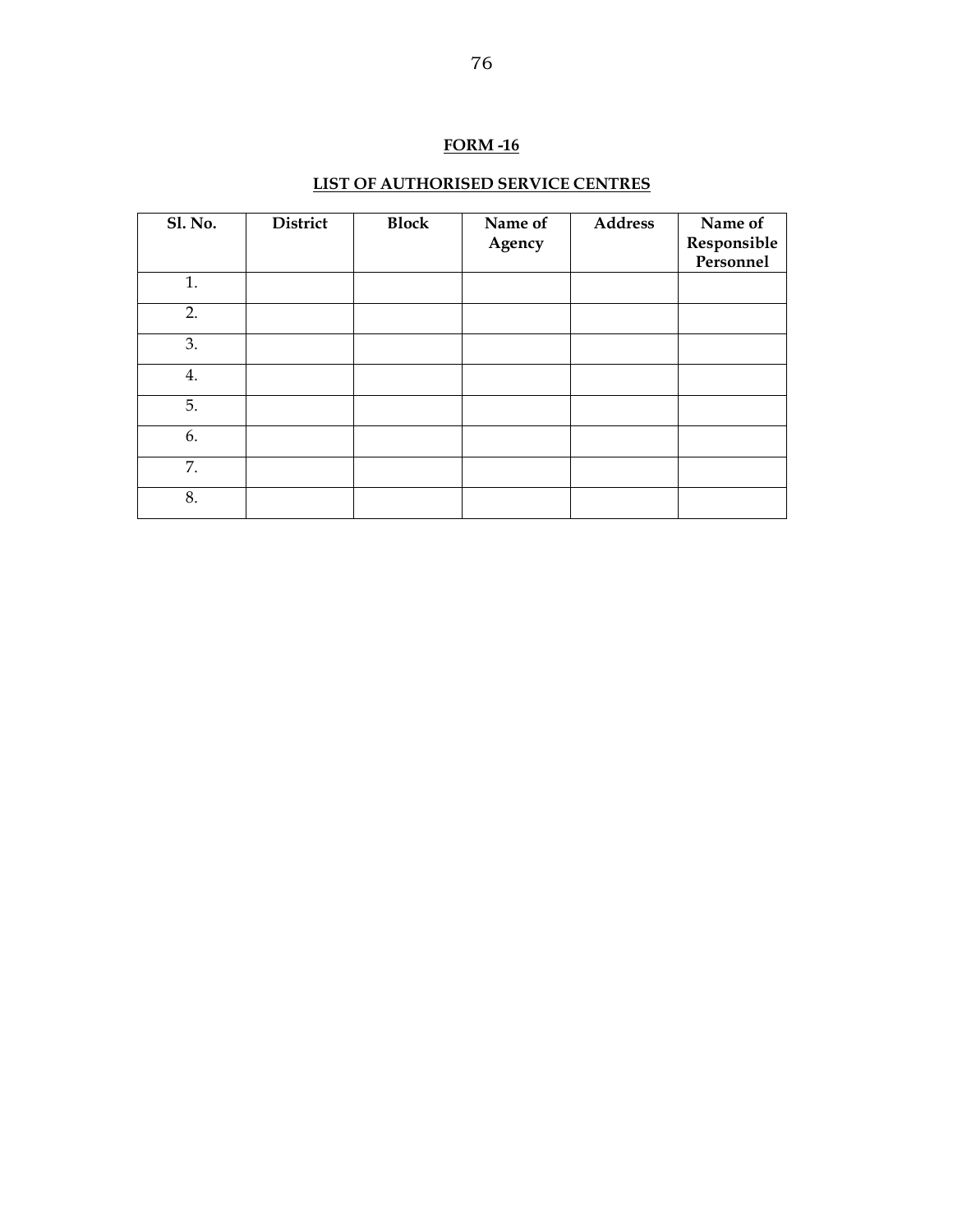## FORM -16

## LIST OF AUTHORISED SERVICE CENTRES

| Sl. No. | District | Block | Name of Agency | Address | Name of Responsible Personnel |
|---|---|---|---|---|---|
| 1. | | | | | |
| 2. | | | | | |
| 3. | | | | | |
| 4. | | | | | |
| 5. | | | | | |
| 6. | | | | | |
| 7. | | | | | |
| 8. | | | | | |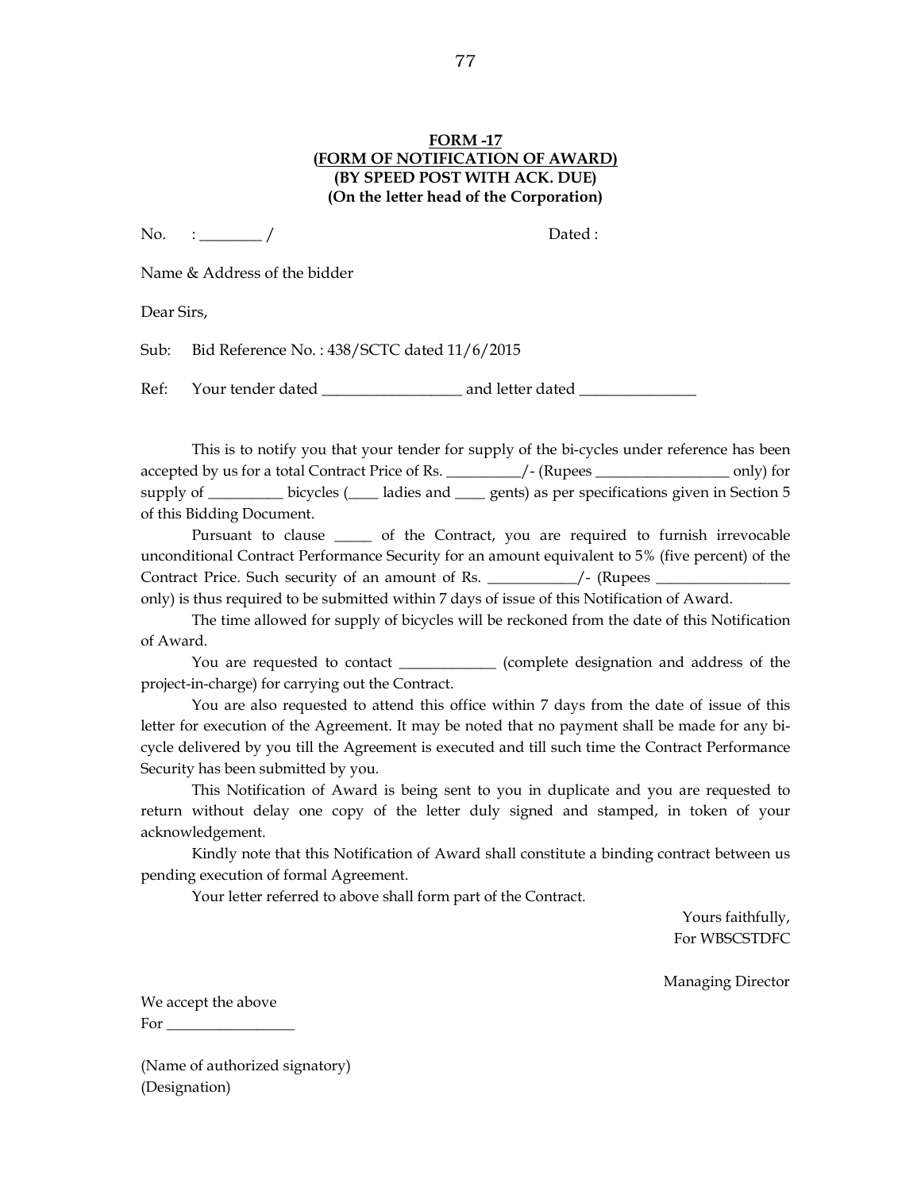**FORM -17**
**(FORM OF NOTIFICATION OF AWARD)**
**(BY SPEED POST WITH ACK. DUE)**
**(On the letter head of the Corporation)**

No. : ________ / Dated :

Name & Address of the bidder

Dear Sirs,

Sub: Bid Reference No. : 438/SCTC dated 11/6/2015

Ref: Your tender dated __________________ and letter dated _______________

This is to notify you that your tender for supply of the bi-cycles under reference has been accepted by us for a total Contract Price of Rs. __________/- (Rupees _________________ only) for supply of __________ bicycles (____ ladies and ____ gents) as per specifications given in Section 5 of this Bidding Document.

Pursuant to clause _____ of the Contract, you are required to furnish irrevocable unconditional Contract Performance Security for an amount equivalent to 5% (five percent) of the Contract Price. Such security of an amount of Rs. ____________/- (Rupees _________________ only) is thus required to be submitted within 7 days of issue of this Notification of Award.

The time allowed for supply of bicycles will be reckoned from the date of this Notification of Award.

You are requested to contact _____________ (complete designation and address of the project-in-charge) for carrying out the Contract.

You are also requested to attend this office within 7 days from the date of issue of this letter for execution of the Agreement. It may be noted that no payment shall be made for any bi-cycle delivered by you till the Agreement is executed and till such time the Contract Performance Security has been submitted by you.

This Notification of Award is being sent to you in duplicate and you are requested to return without delay one copy of the letter duly signed and stamped, in token of your acknowledgement.

Kindly note that this Notification of Award shall constitute a binding contract between us pending execution of formal Agreement.

Your letter referred to above shall form part of the Contract.

Yours faithfully,
For WBSCSTDFC

Managing Director

We accept the above
For _________________

(Name of authorized signatory)
(Designation)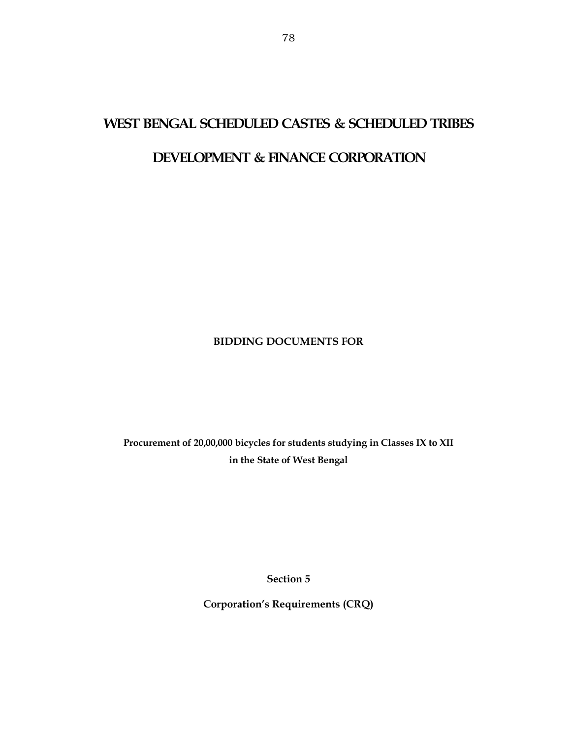# WEST BENGAL SCHEDULED CASTES & SCHEDULED TRIBES

# DEVELOPMENT & FINANCE CORPORATION

**BIDDING DOCUMENTS FOR**

**Procurement of 20,00,000 bicycles for students studying in Classes IX to XII in the State of West Bengal**

**Section 5**

**Corporation's Requirements (CRQ)**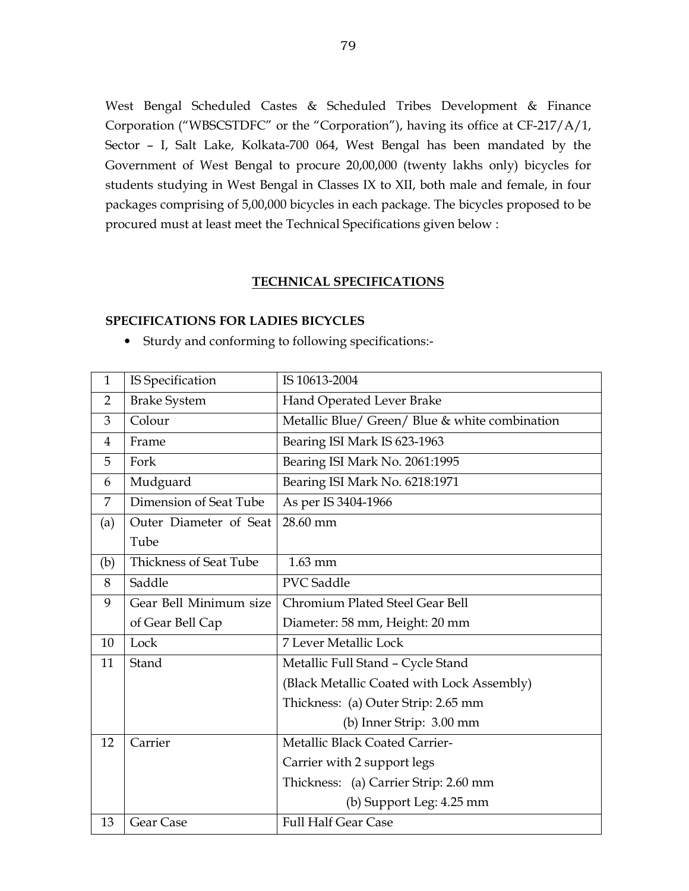West Bengal Scheduled Castes & Scheduled Tribes Development & Finance Corporation ("WBSCSTDFC" or the "Corporation"), having its office at CF-217/A/1, Sector – I, Salt Lake, Kolkata-700 064, West Bengal has been mandated by the Government of West Bengal to procure 20,00,000 (twenty lakhs only) bicycles for students studying in West Bengal in Classes IX to XII, both male and female, in four packages comprising of 5,00,000 bicycles in each package. The bicycles proposed to be procured must at least meet the Technical Specifications given below :

## TECHNICAL SPECIFICATIONS

### SPECIFICATIONS FOR LADIES BICYCLES

- Sturdy and conforming to following specifications:-

| | | |
|---|---|---|
| 1 | IS Specification | IS 10613-2004 |
| 2 | Brake System | Hand Operated Lever Brake |
| 3 | Colour | Metallic Blue/ Green/ Blue & white combination |
| 4 | Frame | Bearing ISI Mark IS 623-1963 |
| 5 | Fork | Bearing ISI Mark No. 2061:1995 |
| 6 | Mudguard | Bearing ISI Mark No. 6218:1971 |
| 7 | Dimension of Seat Tube | As per IS 3404-1966 |
| (a) | Outer Diameter of Seat Tube | 28.60 mm |
| (b) | Thickness of Seat Tube | 1.63 mm |
| 8 | Saddle | PVC Saddle |
| 9 | Gear Bell Minimum size of Gear Bell Cap | Chromium Plated Steel Gear Bell<br>Diameter: 58 mm, Height: 20 mm |
| 10 | Lock | 7 Lever Metallic Lock |
| 11 | Stand | Metallic Full Stand – Cycle Stand<br>(Black Metallic Coated with Lock Assembly)<br>Thickness: (a) Outer Strip: 2.65 mm<br>(b) Inner Strip: 3.00 mm |
| 12 | Carrier | Metallic Black Coated Carrier-<br>Carrier with 2 support legs<br>Thickness: (a) Carrier Strip: 2.60 mm<br>(b) Support Leg: 4.25 mm |
| 13 | Gear Case | Full Half Gear Case |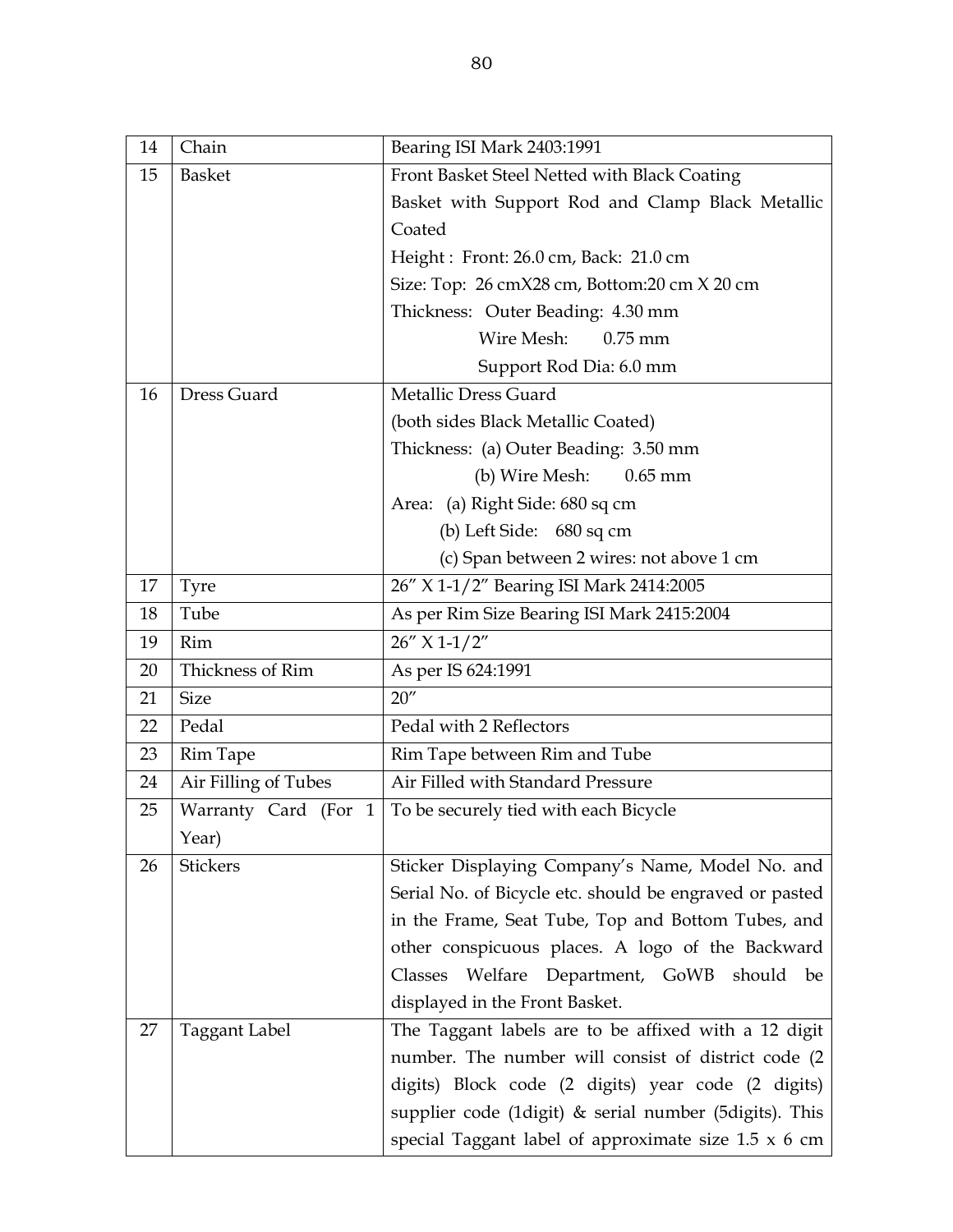| 14 | Chain | Bearing ISI Mark 2403:1991 |
|---|---|---|
| 15 | Basket | Front Basket Steel Netted with Black Coating<br>Basket with Support Rod and Clamp Black Metallic Coated<br>Height : Front: 26.0 cm, Back: 21.0 cm<br>Size: Top: 26 cmX28 cm, Bottom:20 cm X 20 cm<br>Thickness: Outer Beading: 4.30 mm<br>Wire Mesh: 0.75 mm<br>Support Rod Dia: 6.0 mm |
| 16 | Dress Guard | Metallic Dress Guard<br>(both sides Black Metallic Coated)<br>Thickness: (a) Outer Beading: 3.50 mm<br>(b) Wire Mesh: 0.65 mm<br>Area: (a) Right Side: 680 sq cm<br>(b) Left Side: 680 sq cm<br>(c) Span between 2 wires: not above 1 cm |
| 17 | Tyre | 26" X 1-1/2" Bearing ISI Mark 2414:2005 |
| 18 | Tube | As per Rim Size Bearing ISI Mark 2415:2004 |
| 19 | Rim | 26" X 1-1/2" |
| 20 | Thickness of Rim | As per IS 624:1991 |
| 21 | Size | 20" |
| 22 | Pedal | Pedal with 2 Reflectors |
| 23 | Rim Tape | Rim Tape between Rim and Tube |
| 24 | Air Filling of Tubes | Air Filled with Standard Pressure |
| 25 | Warranty Card (For 1 Year) | To be securely tied with each Bicycle |
| 26 | Stickers | Sticker Displaying Company's Name, Model No. and Serial No. of Bicycle etc. should be engraved or pasted in the Frame, Seat Tube, Top and Bottom Tubes, and other conspicuous places. A logo of the Backward Classes Welfare Department, GoWB should be displayed in the Front Basket. |
| 27 | Taggant Label | The Taggant labels are to be affixed with a 12 digit number. The number will consist of district code (2 digits) Block code (2 digits) year code (2 digits) supplier code (1digit) & serial number (5digits). This special Taggant label of approximate size 1.5 x 6 cm |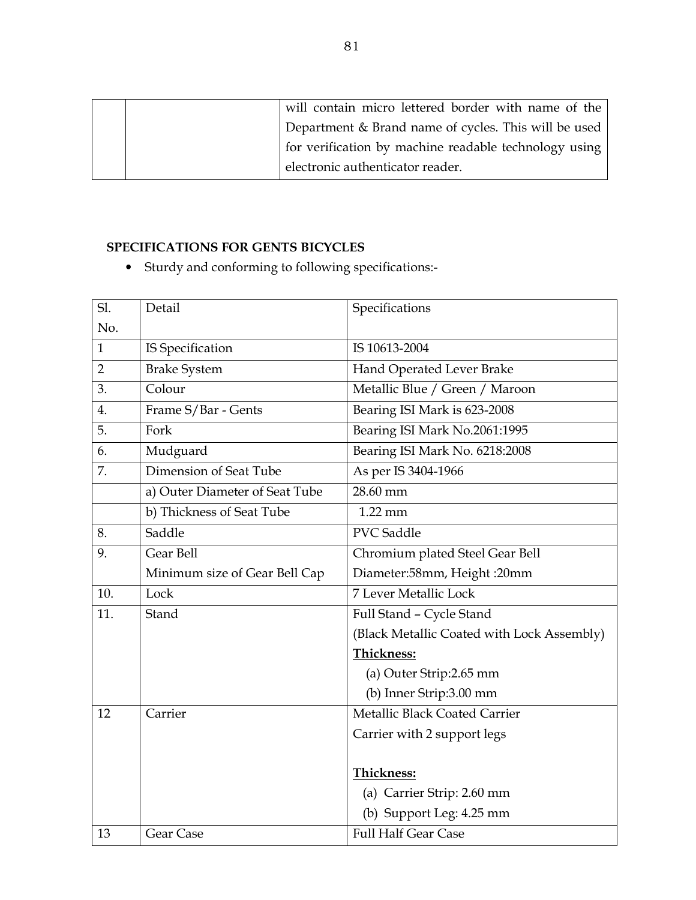| | | will contain micro lettered border with name of the Department & Brand name of cycles. This will be used for verification by machine readable technology using electronic authenticator reader. |
|---|---|---|

**SPECIFICATIONS FOR GENTS BICYCLES**

- Sturdy and conforming to following specifications:-

| Sl. No. | Detail | Specifications |
|---|---|---|
| 1 | IS Specification | IS 10613-2004 |
| 2 | Brake System | Hand Operated Lever Brake |
| 3. | Colour | Metallic Blue / Green / Maroon |
| 4. | Frame S/Bar - Gents | Bearing ISI Mark is 623-2008 |
| 5. | Fork | Bearing ISI Mark No.2061:1995 |
| 6. | Mudguard | Bearing ISI Mark No. 6218:2008 |
| 7. | Dimension of Seat Tube | As per IS 3404-1966 |
| | a) Outer Diameter of Seat Tube | 28.60 mm |
| | b) Thickness of Seat Tube | 1.22 mm |
| 8. | Saddle | PVC Saddle |
| 9. | Gear Bell<br>Minimum size of Gear Bell Cap | Chromium plated Steel Gear Bell<br>Diameter:58mm, Height :20mm |
| 10. | Lock | 7 Lever Metallic Lock |
| 11. | Stand | Full Stand – Cycle Stand<br>(Black Metallic Coated with Lock Assembly)<br>**Thickness:**<br>(a) Outer Strip:2.65 mm<br>(b) Inner Strip:3.00 mm |
| 12 | Carrier | Metallic Black Coated Carrier<br>Carrier with 2 support legs<br><br>**Thickness:**<br>(a) Carrier Strip: 2.60 mm<br>(b) Support Leg: 4.25 mm |
| 13 | Gear Case | Full Half Gear Case |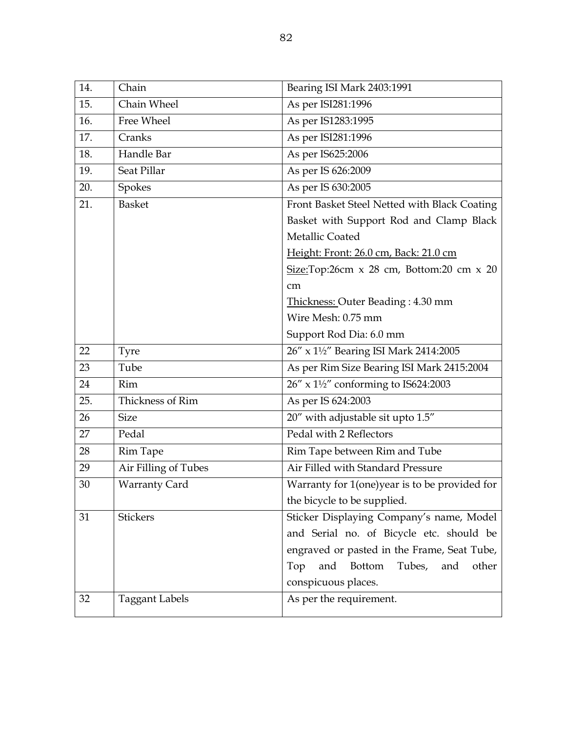| 14. | Chain | Bearing ISI Mark 2403:1991 |
|---|---|---|
| 15. | Chain Wheel | As per ISI281:1996 |
| 16. | Free Wheel | As per IS1283:1995 |
| 17. | Cranks | As per ISI281:1996 |
| 18. | Handle Bar | As per IS625:2006 |
| 19. | Seat Pillar | As per IS 626:2009 |
| 20. | Spokes | As per IS 630:2005 |
| 21. | Basket | Front Basket Steel Netted with Black Coating Basket with Support Rod and Clamp Black Metallic Coated<br>Height: Front: 26.0 cm, Back: 21.0 cm<br>Size:Top:26cm x 28 cm, Bottom:20 cm x 20 cm<br>Thickness: Outer Beading : 4.30 mm<br>Wire Mesh: 0.75 mm<br>Support Rod Dia: 6.0 mm |
| 22 | Tyre | 26″ x 1½″ Bearing ISI Mark 2414:2005 |
| 23 | Tube | As per Rim Size Bearing ISI Mark 2415:2004 |
| 24 | Rim | 26″ x 1½″ conforming to IS624:2003 |
| 25. | Thickness of Rim | As per IS 624:2003 |
| 26 | Size | 20″ with adjustable sit upto 1.5″ |
| 27 | Pedal | Pedal with 2 Reflectors |
| 28 | Rim Tape | Rim Tape between Rim and Tube |
| 29 | Air Filling of Tubes | Air Filled with Standard Pressure |
| 30 | Warranty Card | Warranty for 1(one)year is to be provided for the bicycle to be supplied. |
| 31 | Stickers | Sticker Displaying Company's name, Model and Serial no. of Bicycle etc. should be engraved or pasted in the Frame, Seat Tube, Top and Bottom Tubes, and other conspicuous places. |
| 32 | Taggant Labels | As per the requirement. |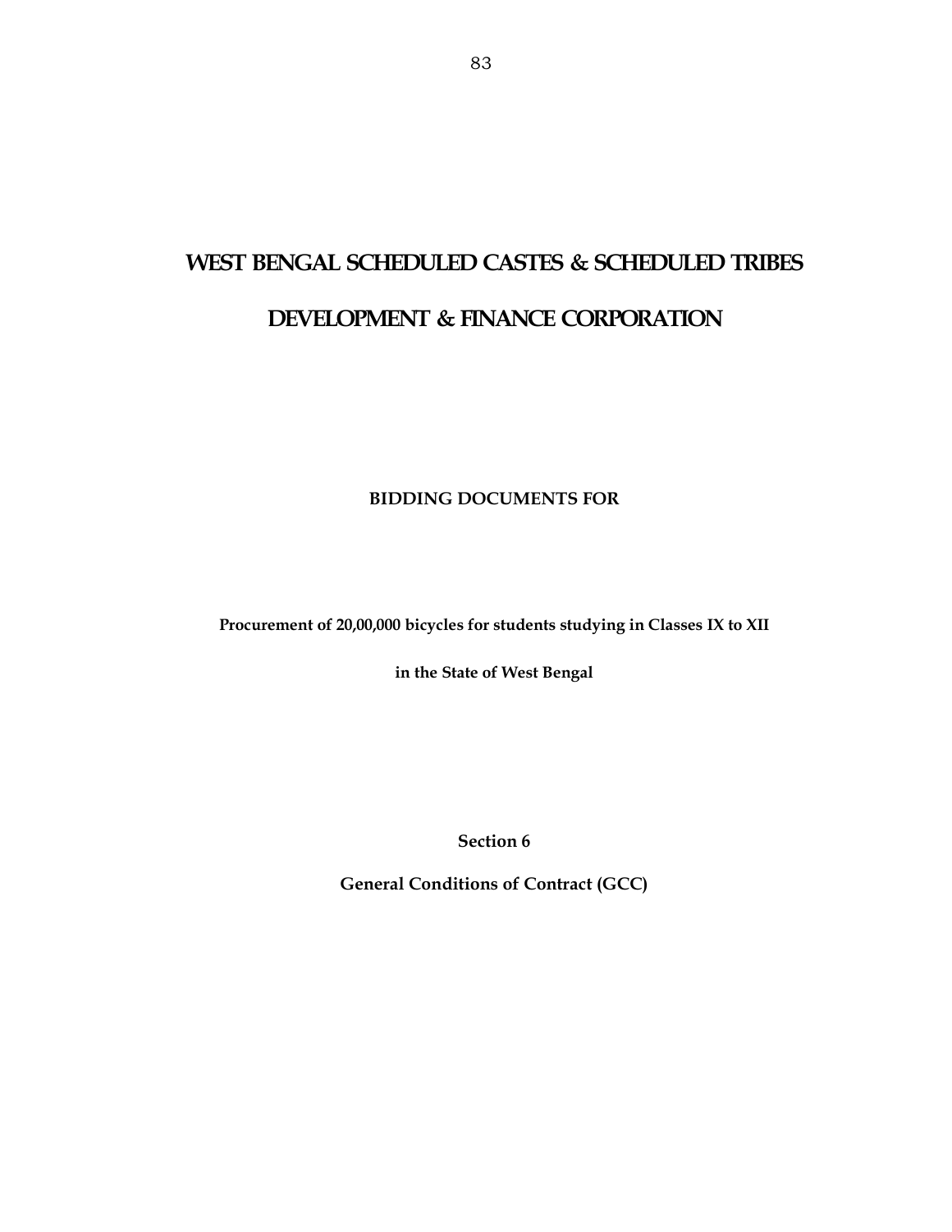# WEST BENGAL SCHEDULED CASTES & SCHEDULED TRIBES

# DEVELOPMENT & FINANCE CORPORATION

**BIDDING DOCUMENTS FOR**

**Procurement of 20,00,000 bicycles for students studying in Classes IX to XII**

**in the State of West Bengal**

## Section 6

## General Conditions of Contract (GCC)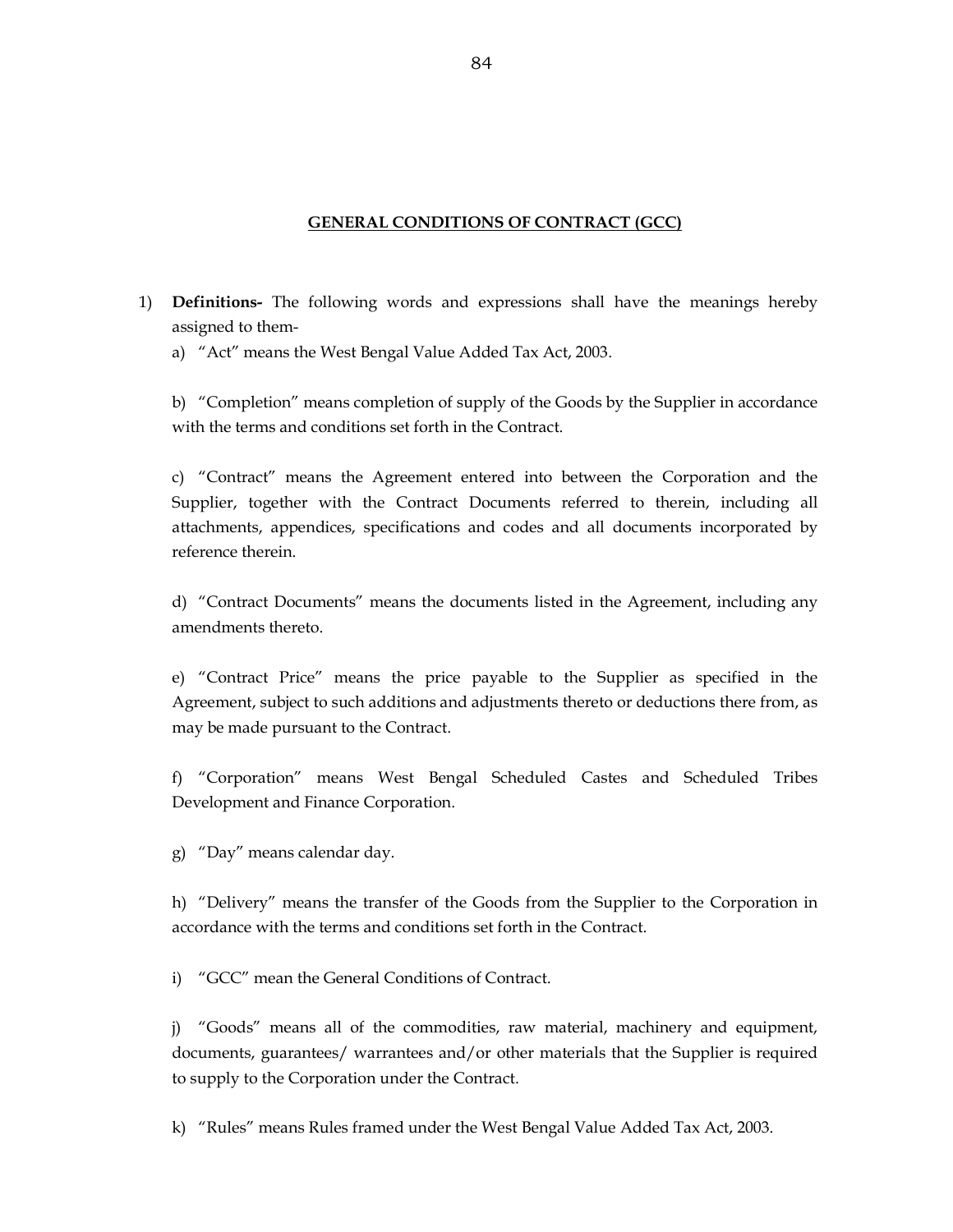## GENERAL CONDITIONS OF CONTRACT (GCC)

1) **Definitions-** The following words and expressions shall have the meanings hereby assigned to them-

   a) "Act" means the West Bengal Value Added Tax Act, 2003.

   b) "Completion" means completion of supply of the Goods by the Supplier in accordance with the terms and conditions set forth in the Contract.

   c) "Contract" means the Agreement entered into between the Corporation and the Supplier, together with the Contract Documents referred to therein, including all attachments, appendices, specifications and codes and all documents incorporated by reference therein.

   d) "Contract Documents" means the documents listed in the Agreement, including any amendments thereto.

   e) "Contract Price" means the price payable to the Supplier as specified in the Agreement, subject to such additions and adjustments thereto or deductions there from, as may be made pursuant to the Contract.

   f) "Corporation" means West Bengal Scheduled Castes and Scheduled Tribes Development and Finance Corporation.

   g) "Day" means calendar day.

   h) "Delivery" means the transfer of the Goods from the Supplier to the Corporation in accordance with the terms and conditions set forth in the Contract.

   i) "GCC" mean the General Conditions of Contract.

   j) "Goods" means all of the commodities, raw material, machinery and equipment, documents, guarantees/ warrantees and/or other materials that the Supplier is required to supply to the Corporation under the Contract.

   k) "Rules" means Rules framed under the West Bengal Value Added Tax Act, 2003.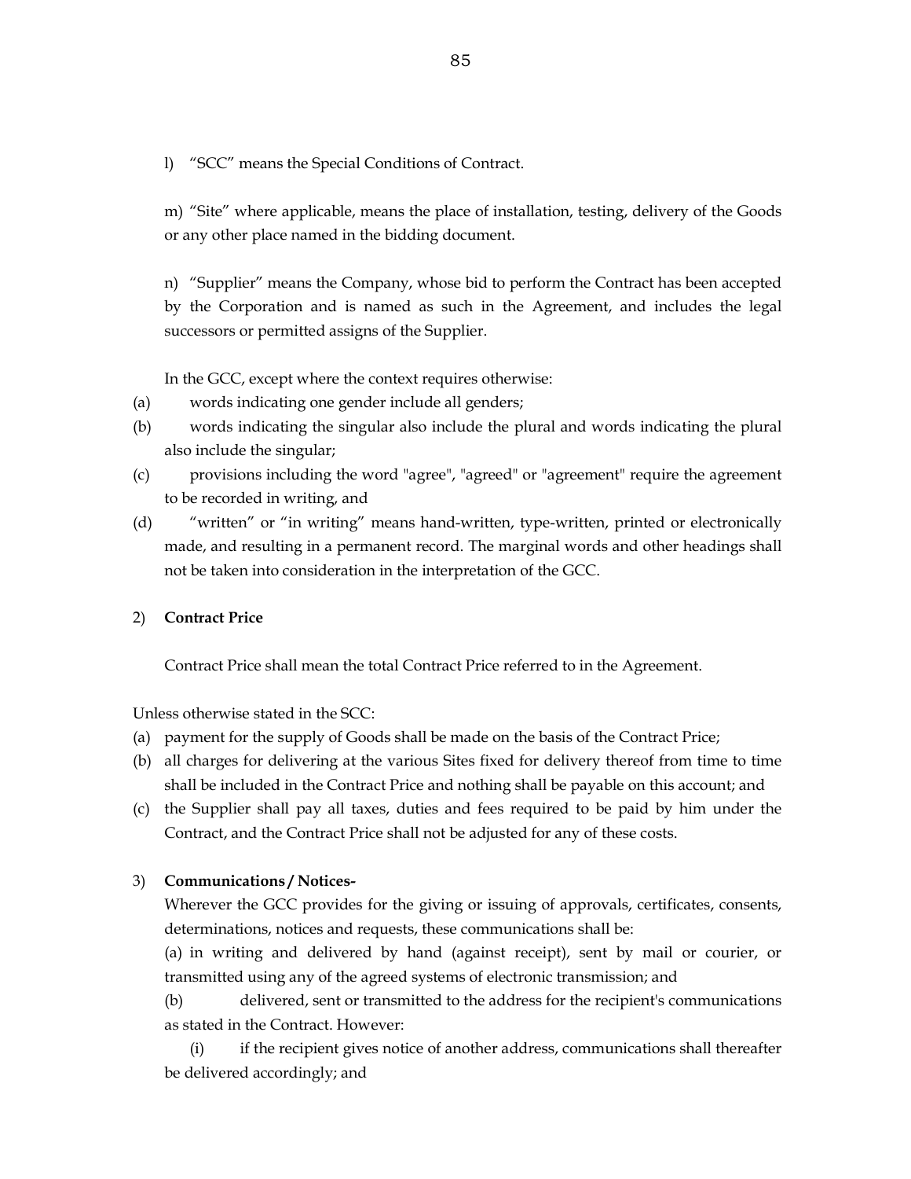l) "SCC" means the Special Conditions of Contract.

m) "Site" where applicable, means the place of installation, testing, delivery of the Goods or any other place named in the bidding document.

n) "Supplier" means the Company, whose bid to perform the Contract has been accepted by the Corporation and is named as such in the Agreement, and includes the legal successors or permitted assigns of the Supplier.

In the GCC, except where the context requires otherwise:

(a) words indicating one gender include all genders;

(b) words indicating the singular also include the plural and words indicating the plural also include the singular;

(c) provisions including the word "agree", "agreed" or "agreement" require the agreement to be recorded in writing, and

(d) "written" or "in writing" means hand-written, type-written, printed or electronically made, and resulting in a permanent record. The marginal words and other headings shall not be taken into consideration in the interpretation of the GCC.

2) **Contract Price**

Contract Price shall mean the total Contract Price referred to in the Agreement.

Unless otherwise stated in the SCC:

(a) payment for the supply of Goods shall be made on the basis of the Contract Price;

(b) all charges for delivering at the various Sites fixed for delivery thereof from time to time shall be included in the Contract Price and nothing shall be payable on this account; and

(c) the Supplier shall pay all taxes, duties and fees required to be paid by him under the Contract, and the Contract Price shall not be adjusted for any of these costs.

3) **Communications / Notices-**

Wherever the GCC provides for the giving or issuing of approvals, certificates, consents, determinations, notices and requests, these communications shall be:

(a) in writing and delivered by hand (against receipt), sent by mail or courier, or transmitted using any of the agreed systems of electronic transmission; and

(b) delivered, sent or transmitted to the address for the recipient's communications as stated in the Contract. However:

(i) if the recipient gives notice of another address, communications shall thereafter be delivered accordingly; and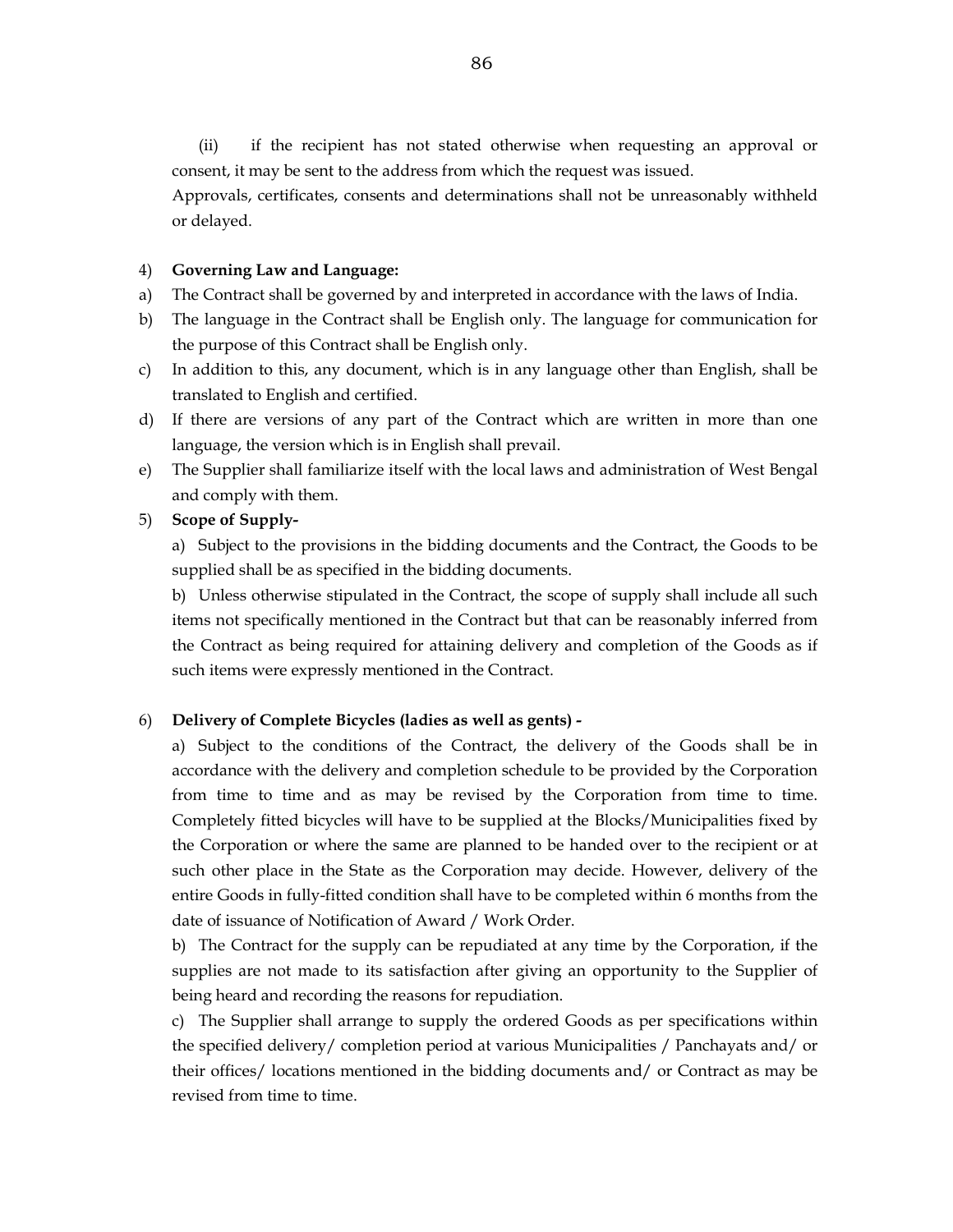(ii) if the recipient has not stated otherwise when requesting an approval or consent, it may be sent to the address from which the request was issued.

Approvals, certificates, consents and determinations shall not be unreasonably withheld or delayed.

4) **Governing Law and Language:**

a) The Contract shall be governed by and interpreted in accordance with the laws of India.

b) The language in the Contract shall be English only. The language for communication for the purpose of this Contract shall be English only.

c) In addition to this, any document, which is in any language other than English, shall be translated to English and certified.

d) If there are versions of any part of the Contract which are written in more than one language, the version which is in English shall prevail.

e) The Supplier shall familiarize itself with the local laws and administration of West Bengal and comply with them.

5) **Scope of Supply-**

a) Subject to the provisions in the bidding documents and the Contract, the Goods to be supplied shall be as specified in the bidding documents.

b) Unless otherwise stipulated in the Contract, the scope of supply shall include all such items not specifically mentioned in the Contract but that can be reasonably inferred from the Contract as being required for attaining delivery and completion of the Goods as if such items were expressly mentioned in the Contract.

6) **Delivery of Complete Bicycles (ladies as well as gents) -**

a) Subject to the conditions of the Contract, the delivery of the Goods shall be in accordance with the delivery and completion schedule to be provided by the Corporation from time to time and as may be revised by the Corporation from time to time. Completely fitted bicycles will have to be supplied at the Blocks/Municipalities fixed by the Corporation or where the same are planned to be handed over to the recipient or at such other place in the State as the Corporation may decide. However, delivery of the entire Goods in fully-fitted condition shall have to be completed within 6 months from the date of issuance of Notification of Award / Work Order.

b) The Contract for the supply can be repudiated at any time by the Corporation, if the supplies are not made to its satisfaction after giving an opportunity to the Supplier of being heard and recording the reasons for repudiation.

c) The Supplier shall arrange to supply the ordered Goods as per specifications within the specified delivery/ completion period at various Municipalities / Panchayats and/ or their offices/ locations mentioned in the bidding documents and/ or Contract as may be revised from time to time.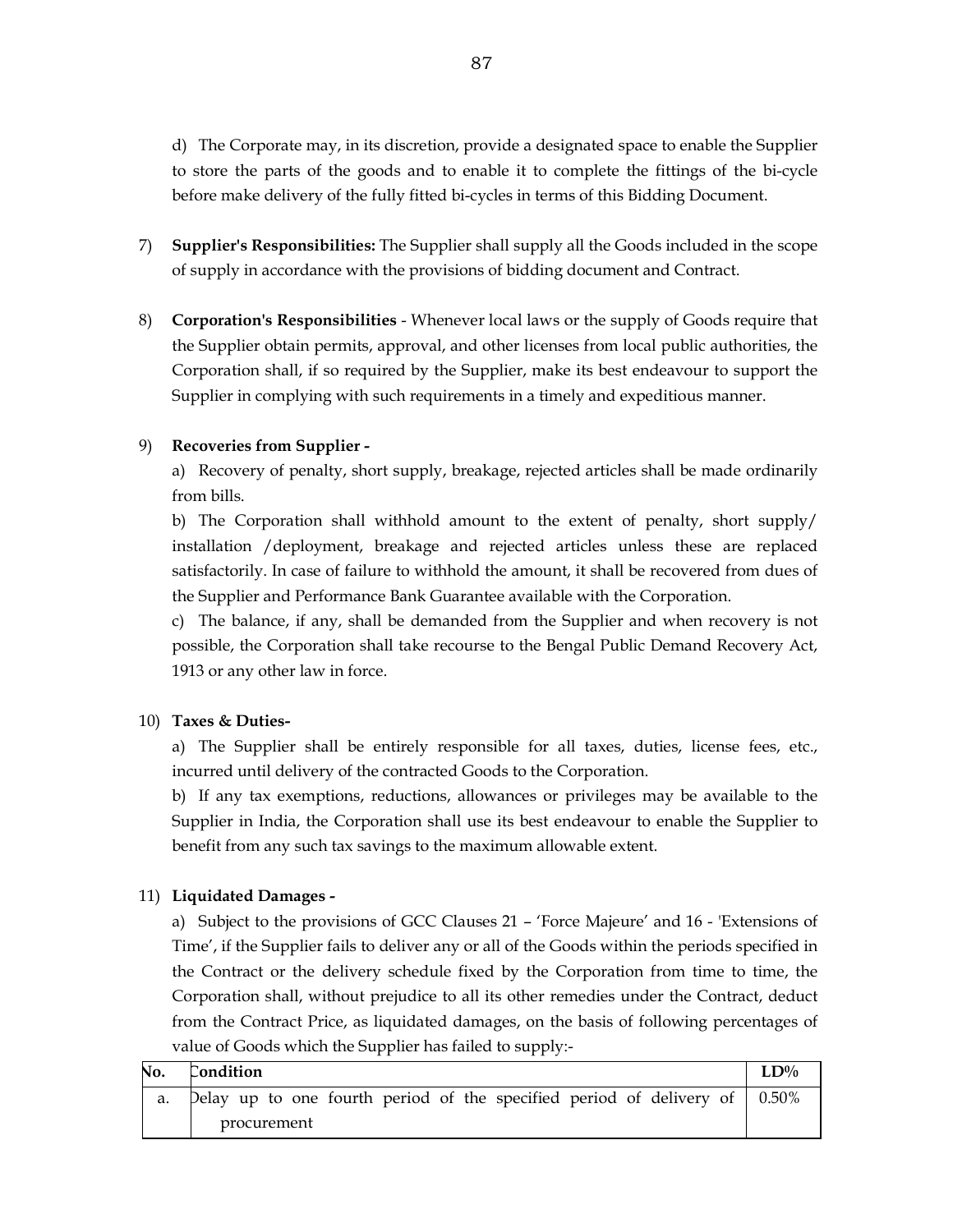d) The Corporate may, in its discretion, provide a designated space to enable the Supplier to store the parts of the goods and to enable it to complete the fittings of the bi-cycle before make delivery of the fully fitted bi-cycles in terms of this Bidding Document.

7) **Supplier's Responsibilities:** The Supplier shall supply all the Goods included in the scope of supply in accordance with the provisions of bidding document and Contract.

8) **Corporation's Responsibilities** - Whenever local laws or the supply of Goods require that the Supplier obtain permits, approval, and other licenses from local public authorities, the Corporation shall, if so required by the Supplier, make its best endeavour to support the Supplier in complying with such requirements in a timely and expeditious manner.

9) **Recoveries from Supplier -**

a) Recovery of penalty, short supply, breakage, rejected articles shall be made ordinarily from bills.

b) The Corporation shall withhold amount to the extent of penalty, short supply/ installation /deployment, breakage and rejected articles unless these are replaced satisfactorily. In case of failure to withhold the amount, it shall be recovered from dues of the Supplier and Performance Bank Guarantee available with the Corporation.

c) The balance, if any, shall be demanded from the Supplier and when recovery is not possible, the Corporation shall take recourse to the Bengal Public Demand Recovery Act, 1913 or any other law in force.

10) **Taxes & Duties-**

a) The Supplier shall be entirely responsible for all taxes, duties, license fees, etc., incurred until delivery of the contracted Goods to the Corporation.

b) If any tax exemptions, reductions, allowances or privileges may be available to the Supplier in India, the Corporation shall use its best endeavour to enable the Supplier to benefit from any such tax savings to the maximum allowable extent.

11) **Liquidated Damages -**

a) Subject to the provisions of GCC Clauses 21 – 'Force Majeure' and 16 - 'Extensions of Time', if the Supplier fails to deliver any or all of the Goods within the periods specified in the Contract or the delivery schedule fixed by the Corporation from time to time, the Corporation shall, without prejudice to all its other remedies under the Contract, deduct from the Contract Price, as liquidated damages, on the basis of following percentages of value of Goods which the Supplier has failed to supply:-

| No. | Condition | LD% |
|---|---|---|
| a. | Delay up to one fourth period of the specified period of delivery of procurement | 0.50% |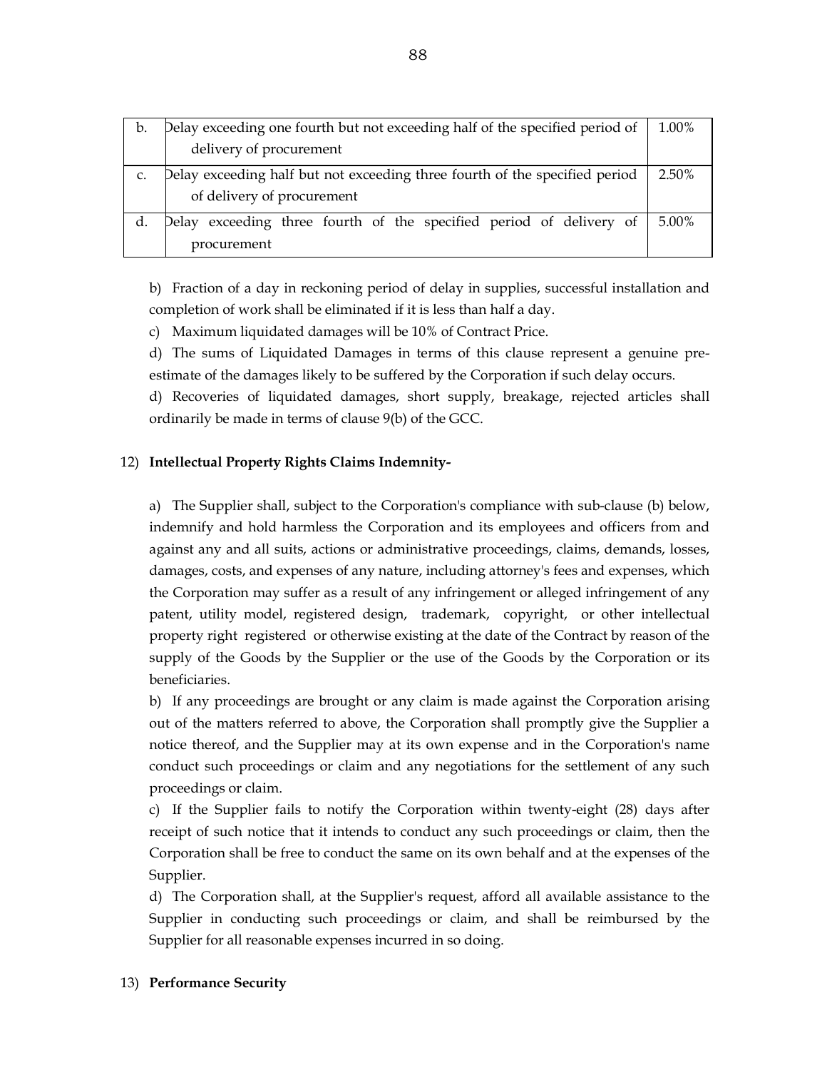| | | |
|---|---|---|
| b. | Delay exceeding one fourth but not exceeding half of the specified period of delivery of procurement | 1.00% |
| c. | Delay exceeding half but not exceeding three fourth of the specified period of delivery of procurement | 2.50% |
| d. | Delay exceeding three fourth of the specified period of delivery of procurement | 5.00% |

b) Fraction of a day in reckoning period of delay in supplies, successful installation and completion of work shall be eliminated if it is less than half a day.

c) Maximum liquidated damages will be 10% of Contract Price.

d) The sums of Liquidated Damages in terms of this clause represent a genuine pre-estimate of the damages likely to be suffered by the Corporation if such delay occurs.

d) Recoveries of liquidated damages, short supply, breakage, rejected articles shall ordinarily be made in terms of clause 9(b) of the GCC.

12) **Intellectual Property Rights Claims Indemnity-**

a) The Supplier shall, subject to the Corporation's compliance with sub-clause (b) below, indemnify and hold harmless the Corporation and its employees and officers from and against any and all suits, actions or administrative proceedings, claims, demands, losses, damages, costs, and expenses of any nature, including attorney's fees and expenses, which the Corporation may suffer as a result of any infringement or alleged infringement of any patent, utility model, registered design, trademark, copyright, or other intellectual property right registered or otherwise existing at the date of the Contract by reason of the supply of the Goods by the Supplier or the use of the Goods by the Corporation or its beneficiaries.

b) If any proceedings are brought or any claim is made against the Corporation arising out of the matters referred to above, the Corporation shall promptly give the Supplier a notice thereof, and the Supplier may at its own expense and in the Corporation's name conduct such proceedings or claim and any negotiations for the settlement of any such proceedings or claim.

c) If the Supplier fails to notify the Corporation within twenty-eight (28) days after receipt of such notice that it intends to conduct any such proceedings or claim, then the Corporation shall be free to conduct the same on its own behalf and at the expenses of the Supplier.

d) The Corporation shall, at the Supplier's request, afford all available assistance to the Supplier in conducting such proceedings or claim, and shall be reimbursed by the Supplier for all reasonable expenses incurred in so doing.

13) **Performance Security**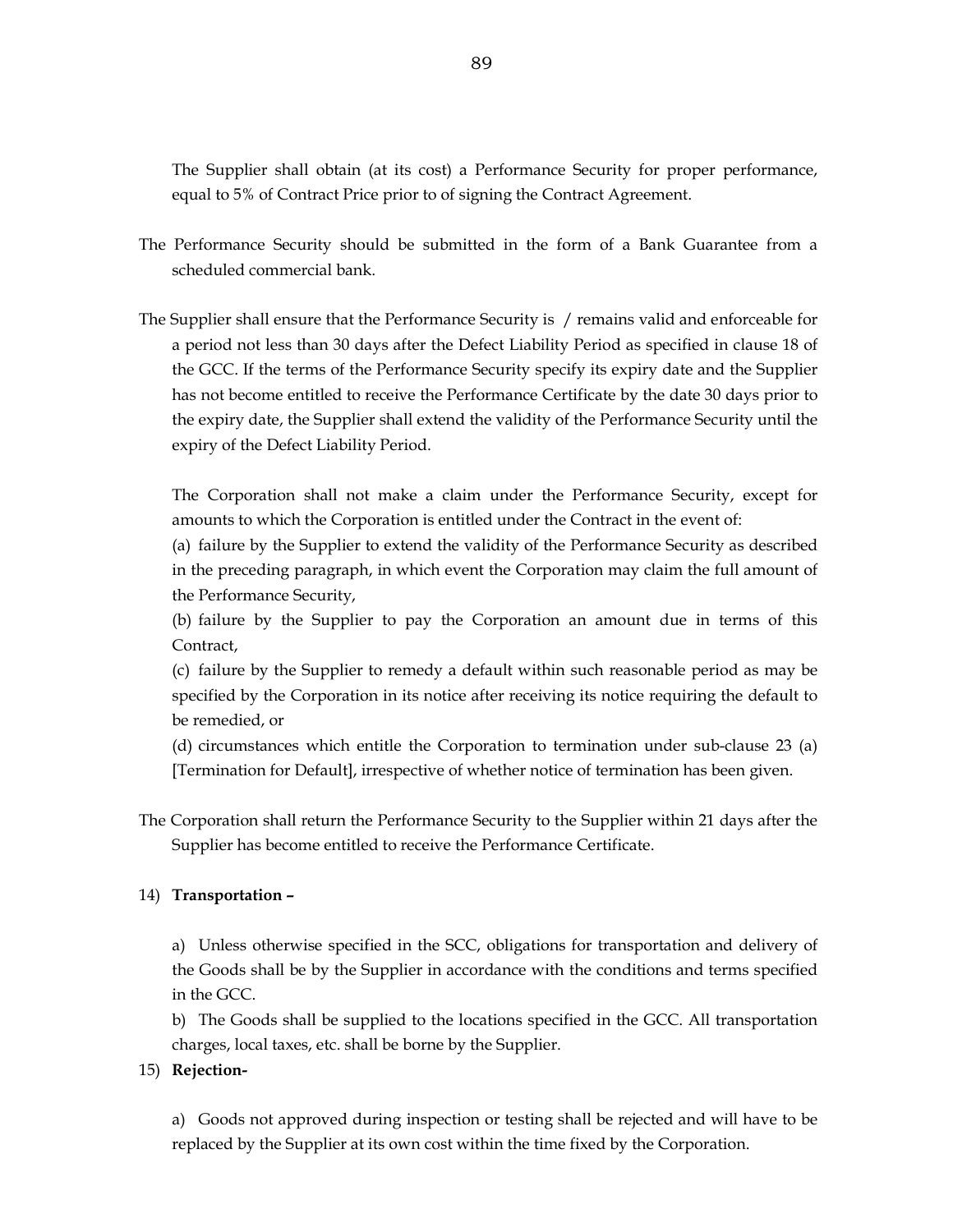The Supplier shall obtain (at its cost) a Performance Security for proper performance, equal to 5% of Contract Price prior to of signing the Contract Agreement.

The Performance Security should be submitted in the form of a Bank Guarantee from a scheduled commercial bank.

The Supplier shall ensure that the Performance Security is / remains valid and enforceable for a period not less than 30 days after the Defect Liability Period as specified in clause 18 of the GCC. If the terms of the Performance Security specify its expiry date and the Supplier has not become entitled to receive the Performance Certificate by the date 30 days prior to the expiry date, the Supplier shall extend the validity of the Performance Security until the expiry of the Defect Liability Period.

The Corporation shall not make a claim under the Performance Security, except for amounts to which the Corporation is entitled under the Contract in the event of:

(a) failure by the Supplier to extend the validity of the Performance Security as described in the preceding paragraph, in which event the Corporation may claim the full amount of the Performance Security,

(b) failure by the Supplier to pay the Corporation an amount due in terms of this Contract,

(c) failure by the Supplier to remedy a default within such reasonable period as may be specified by the Corporation in its notice after receiving its notice requiring the default to be remedied, or

(d) circumstances which entitle the Corporation to termination under sub-clause 23 (a) [Termination for Default], irrespective of whether notice of termination has been given.

The Corporation shall return the Performance Security to the Supplier within 21 days after the Supplier has become entitled to receive the Performance Certificate.

14) **Transportation –**

a) Unless otherwise specified in the SCC, obligations for transportation and delivery of the Goods shall be by the Supplier in accordance with the conditions and terms specified in the GCC.

b) The Goods shall be supplied to the locations specified in the GCC. All transportation charges, local taxes, etc. shall be borne by the Supplier.

15) **Rejection-**

a) Goods not approved during inspection or testing shall be rejected and will have to be replaced by the Supplier at its own cost within the time fixed by the Corporation.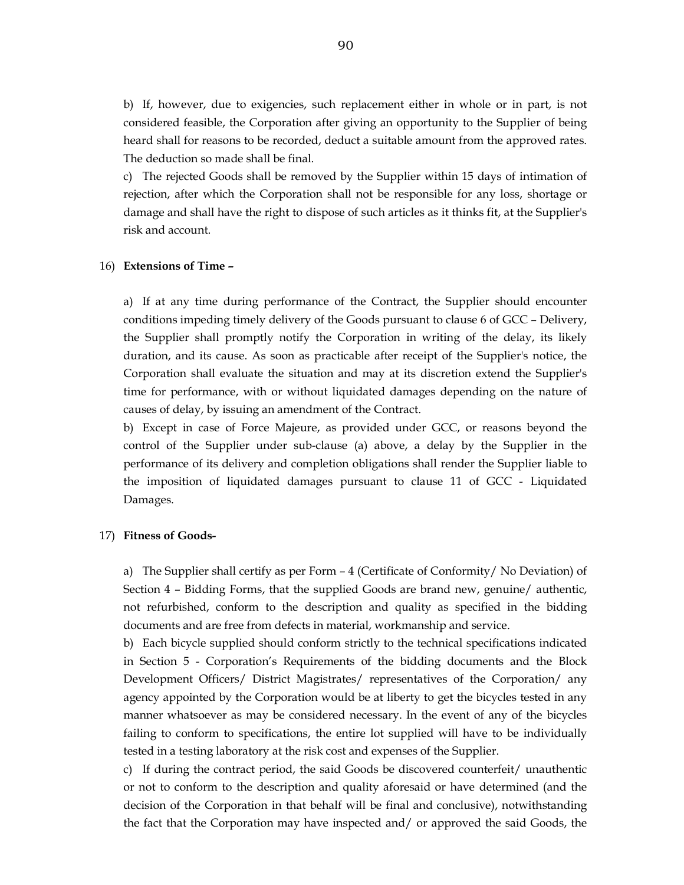b) If, however, due to exigencies, such replacement either in whole or in part, is not considered feasible, the Corporation after giving an opportunity to the Supplier of being heard shall for reasons to be recorded, deduct a suitable amount from the approved rates. The deduction so made shall be final.

c) The rejected Goods shall be removed by the Supplier within 15 days of intimation of rejection, after which the Corporation shall not be responsible for any loss, shortage or damage and shall have the right to dispose of such articles as it thinks fit, at the Supplier's risk and account.

16) **Extensions of Time –**

a) If at any time during performance of the Contract, the Supplier should encounter conditions impeding timely delivery of the Goods pursuant to clause 6 of GCC – Delivery, the Supplier shall promptly notify the Corporation in writing of the delay, its likely duration, and its cause. As soon as practicable after receipt of the Supplier's notice, the Corporation shall evaluate the situation and may at its discretion extend the Supplier's time for performance, with or without liquidated damages depending on the nature of causes of delay, by issuing an amendment of the Contract.

b) Except in case of Force Majeure, as provided under GCC, or reasons beyond the control of the Supplier under sub-clause (a) above, a delay by the Supplier in the performance of its delivery and completion obligations shall render the Supplier liable to the imposition of liquidated damages pursuant to clause 11 of GCC - Liquidated Damages.

17) **Fitness of Goods-**

a) The Supplier shall certify as per Form – 4 (Certificate of Conformity/ No Deviation) of Section 4 – Bidding Forms, that the supplied Goods are brand new, genuine/ authentic, not refurbished, conform to the description and quality as specified in the bidding documents and are free from defects in material, workmanship and service.

b) Each bicycle supplied should conform strictly to the technical specifications indicated in Section 5 - Corporation's Requirements of the bidding documents and the Block Development Officers/ District Magistrates/ representatives of the Corporation/ any agency appointed by the Corporation would be at liberty to get the bicycles tested in any manner whatsoever as may be considered necessary. In the event of any of the bicycles failing to conform to specifications, the entire lot supplied will have to be individually tested in a testing laboratory at the risk cost and expenses of the Supplier.

c) If during the contract period, the said Goods be discovered counterfeit/ unauthentic or not to conform to the description and quality aforesaid or have determined (and the decision of the Corporation in that behalf will be final and conclusive), notwithstanding the fact that the Corporation may have inspected and/ or approved the said Goods, the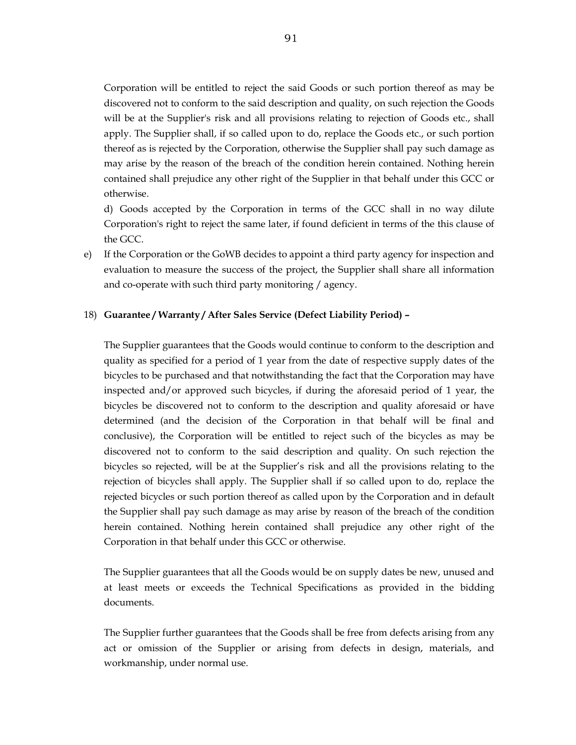Corporation will be entitled to reject the said Goods or such portion thereof as may be discovered not to conform to the said description and quality, on such rejection the Goods will be at the Supplier's risk and all provisions relating to rejection of Goods etc., shall apply. The Supplier shall, if so called upon to do, replace the Goods etc., or such portion thereof as is rejected by the Corporation, otherwise the Supplier shall pay such damage as may arise by the reason of the breach of the condition herein contained. Nothing herein contained shall prejudice any other right of the Supplier in that behalf under this GCC or otherwise.

d) Goods accepted by the Corporation in terms of the GCC shall in no way dilute Corporation's right to reject the same later, if found deficient in terms of the this clause of the GCC.

e) If the Corporation or the GoWB decides to appoint a third party agency for inspection and evaluation to measure the success of the project, the Supplier shall share all information and co-operate with such third party monitoring / agency.

18) **Guarantee / Warranty / After Sales Service (Defect Liability Period) –**

The Supplier guarantees that the Goods would continue to conform to the description and quality as specified for a period of 1 year from the date of respective supply dates of the bicycles to be purchased and that notwithstanding the fact that the Corporation may have inspected and/or approved such bicycles, if during the aforesaid period of 1 year, the bicycles be discovered not to conform to the description and quality aforesaid or have determined (and the decision of the Corporation in that behalf will be final and conclusive), the Corporation will be entitled to reject such of the bicycles as may be discovered not to conform to the said description and quality. On such rejection the bicycles so rejected, will be at the Supplier's risk and all the provisions relating to the rejection of bicycles shall apply. The Supplier shall if so called upon to do, replace the rejected bicycles or such portion thereof as called upon by the Corporation and in default the Supplier shall pay such damage as may arise by reason of the breach of the condition herein contained. Nothing herein contained shall prejudice any other right of the Corporation in that behalf under this GCC or otherwise.

The Supplier guarantees that all the Goods would be on supply dates be new, unused and at least meets or exceeds the Technical Specifications as provided in the bidding documents.

The Supplier further guarantees that the Goods shall be free from defects arising from any act or omission of the Supplier or arising from defects in design, materials, and workmanship, under normal use.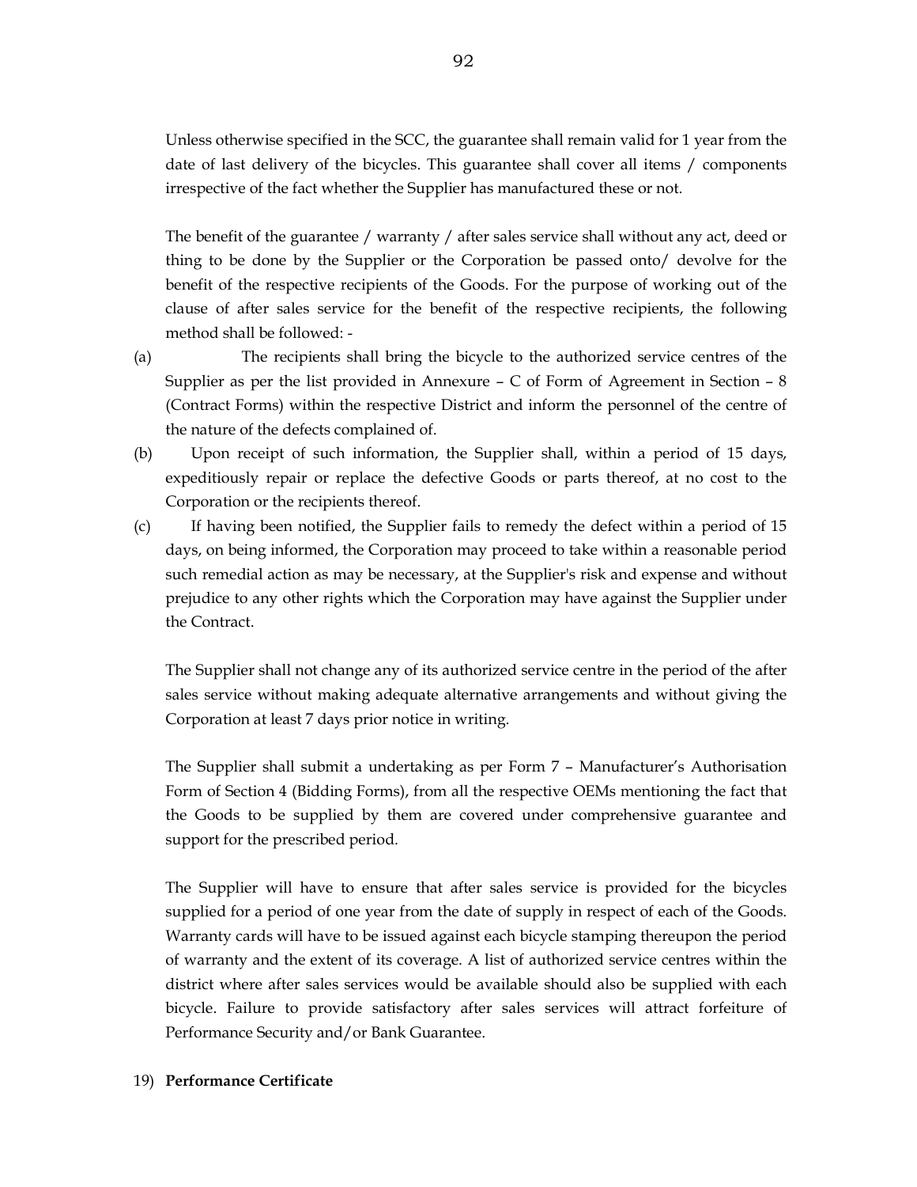Unless otherwise specified in the SCC, the guarantee shall remain valid for 1 year from the date of last delivery of the bicycles. This guarantee shall cover all items / components irrespective of the fact whether the Supplier has manufactured these or not.

The benefit of the guarantee / warranty / after sales service shall without any act, deed or thing to be done by the Supplier or the Corporation be passed onto/ devolve for the benefit of the respective recipients of the Goods. For the purpose of working out of the clause of after sales service for the benefit of the respective recipients, the following method shall be followed: -

(a) The recipients shall bring the bicycle to the authorized service centres of the Supplier as per the list provided in Annexure – C of Form of Agreement in Section – 8 (Contract Forms) within the respective District and inform the personnel of the centre of the nature of the defects complained of.

(b) Upon receipt of such information, the Supplier shall, within a period of 15 days, expeditiously repair or replace the defective Goods or parts thereof, at no cost to the Corporation or the recipients thereof.

(c) If having been notified, the Supplier fails to remedy the defect within a period of 15 days, on being informed, the Corporation may proceed to take within a reasonable period such remedial action as may be necessary, at the Supplier's risk and expense and without prejudice to any other rights which the Corporation may have against the Supplier under the Contract.

The Supplier shall not change any of its authorized service centre in the period of the after sales service without making adequate alternative arrangements and without giving the Corporation at least 7 days prior notice in writing.

The Supplier shall submit a undertaking as per Form 7 – Manufacturer's Authorisation Form of Section 4 (Bidding Forms), from all the respective OEMs mentioning the fact that the Goods to be supplied by them are covered under comprehensive guarantee and support for the prescribed period.

The Supplier will have to ensure that after sales service is provided for the bicycles supplied for a period of one year from the date of supply in respect of each of the Goods. Warranty cards will have to be issued against each bicycle stamping thereupon the period of warranty and the extent of its coverage. A list of authorized service centres within the district where after sales services would be available should also be supplied with each bicycle. Failure to provide satisfactory after sales services will attract forfeiture of Performance Security and/or Bank Guarantee.

19) **Performance Certificate**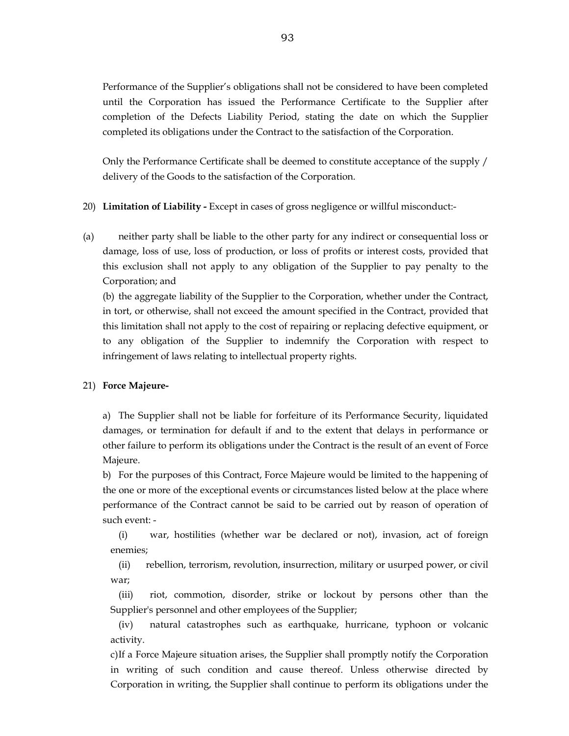Performance of the Supplier's obligations shall not be considered to have been completed until the Corporation has issued the Performance Certificate to the Supplier after completion of the Defects Liability Period, stating the date on which the Supplier completed its obligations under the Contract to the satisfaction of the Corporation.

Only the Performance Certificate shall be deemed to constitute acceptance of the supply / delivery of the Goods to the satisfaction of the Corporation.

20) **Limitation of Liability -** Except in cases of gross negligence or willful misconduct:-

(a) neither party shall be liable to the other party for any indirect or consequential loss or damage, loss of use, loss of production, or loss of profits or interest costs, provided that this exclusion shall not apply to any obligation of the Supplier to pay penalty to the Corporation; and

(b) the aggregate liability of the Supplier to the Corporation, whether under the Contract, in tort, or otherwise, shall not exceed the amount specified in the Contract, provided that this limitation shall not apply to the cost of repairing or replacing defective equipment, or to any obligation of the Supplier to indemnify the Corporation with respect to infringement of laws relating to intellectual property rights.

21) **Force Majeure-**

a) The Supplier shall not be liable for forfeiture of its Performance Security, liquidated damages, or termination for default if and to the extent that delays in performance or other failure to perform its obligations under the Contract is the result of an event of Force Majeure.

b) For the purposes of this Contract, Force Majeure would be limited to the happening of the one or more of the exceptional events or circumstances listed below at the place where performance of the Contract cannot be said to be carried out by reason of operation of such event: -

(i) war, hostilities (whether war be declared or not), invasion, act of foreign enemies;

(ii) rebellion, terrorism, revolution, insurrection, military or usurped power, or civil war;

(iii) riot, commotion, disorder, strike or lockout by persons other than the Supplier's personnel and other employees of the Supplier;

(iv) natural catastrophes such as earthquake, hurricane, typhoon or volcanic activity.

c)If a Force Majeure situation arises, the Supplier shall promptly notify the Corporation in writing of such condition and cause thereof. Unless otherwise directed by Corporation in writing, the Supplier shall continue to perform its obligations under the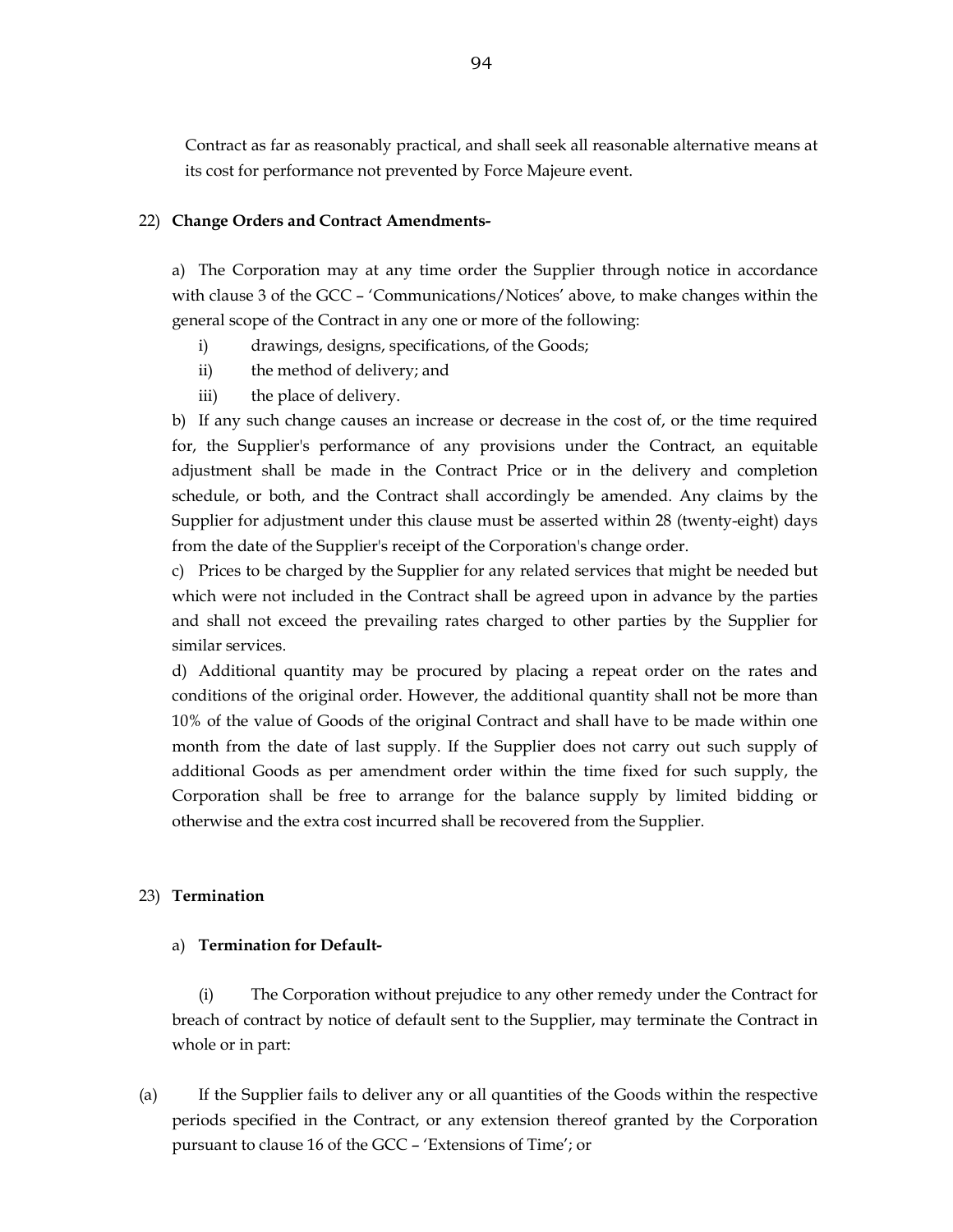Contract as far as reasonably practical, and shall seek all reasonable alternative means at its cost for performance not prevented by Force Majeure event.

22) **Change Orders and Contract Amendments-**

a) The Corporation may at any time order the Supplier through notice in accordance with clause 3 of the GCC – 'Communications/Notices' above, to make changes within the general scope of the Contract in any one or more of the following:

i) drawings, designs, specifications, of the Goods;

ii) the method of delivery; and

iii) the place of delivery.

b) If any such change causes an increase or decrease in the cost of, or the time required for, the Supplier's performance of any provisions under the Contract, an equitable adjustment shall be made in the Contract Price or in the delivery and completion schedule, or both, and the Contract shall accordingly be amended. Any claims by the Supplier for adjustment under this clause must be asserted within 28 (twenty-eight) days from the date of the Supplier's receipt of the Corporation's change order.

c) Prices to be charged by the Supplier for any related services that might be needed but which were not included in the Contract shall be agreed upon in advance by the parties and shall not exceed the prevailing rates charged to other parties by the Supplier for similar services.

d) Additional quantity may be procured by placing a repeat order on the rates and conditions of the original order. However, the additional quantity shall not be more than 10% of the value of Goods of the original Contract and shall have to be made within one month from the date of last supply. If the Supplier does not carry out such supply of additional Goods as per amendment order within the time fixed for such supply, the Corporation shall be free to arrange for the balance supply by limited bidding or otherwise and the extra cost incurred shall be recovered from the Supplier.

23) **Termination**

a) **Termination for Default-**

(i) The Corporation without prejudice to any other remedy under the Contract for breach of contract by notice of default sent to the Supplier, may terminate the Contract in whole or in part:

(a) If the Supplier fails to deliver any or all quantities of the Goods within the respective periods specified in the Contract, or any extension thereof granted by the Corporation pursuant to clause 16 of the GCC – 'Extensions of Time'; or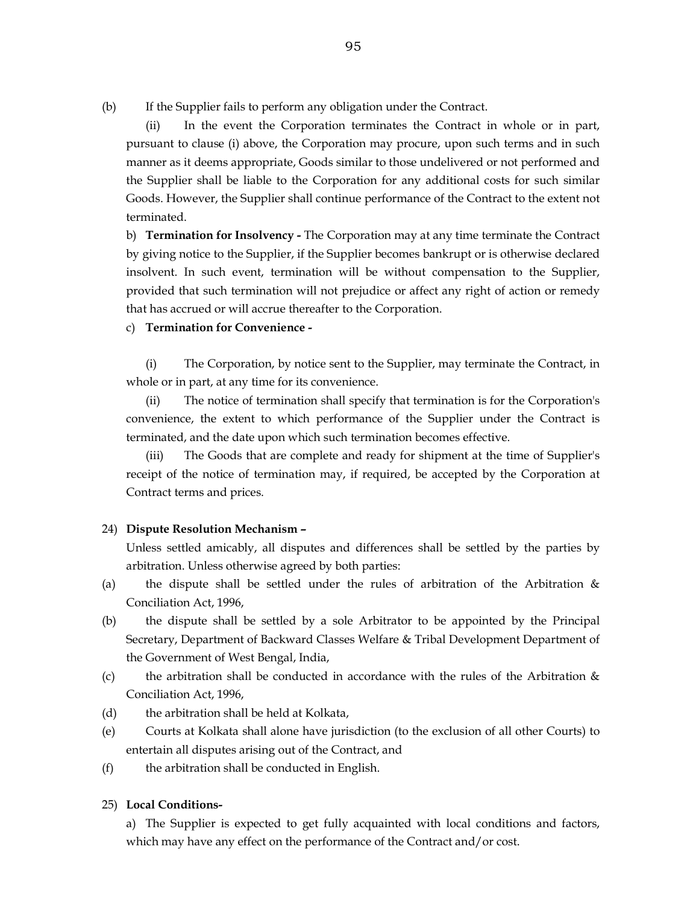(b) If the Supplier fails to perform any obligation under the Contract.

(ii) In the event the Corporation terminates the Contract in whole or in part, pursuant to clause (i) above, the Corporation may procure, upon such terms and in such manner as it deems appropriate, Goods similar to those undelivered or not performed and the Supplier shall be liable to the Corporation for any additional costs for such similar Goods. However, the Supplier shall continue performance of the Contract to the extent not terminated.

b) **Termination for Insolvency -** The Corporation may at any time terminate the Contract by giving notice to the Supplier, if the Supplier becomes bankrupt or is otherwise declared insolvent. In such event, termination will be without compensation to the Supplier, provided that such termination will not prejudice or affect any right of action or remedy that has accrued or will accrue thereafter to the Corporation.

c) **Termination for Convenience -**

(i) The Corporation, by notice sent to the Supplier, may terminate the Contract, in whole or in part, at any time for its convenience.

(ii) The notice of termination shall specify that termination is for the Corporation's convenience, the extent to which performance of the Supplier under the Contract is terminated, and the date upon which such termination becomes effective.

(iii) The Goods that are complete and ready for shipment at the time of Supplier's receipt of the notice of termination may, if required, be accepted by the Corporation at Contract terms and prices.

24) **Dispute Resolution Mechanism –**

Unless settled amicably, all disputes and differences shall be settled by the parties by arbitration. Unless otherwise agreed by both parties:

(a) the dispute shall be settled under the rules of arbitration of the Arbitration & Conciliation Act, 1996,

(b) the dispute shall be settled by a sole Arbitrator to be appointed by the Principal Secretary, Department of Backward Classes Welfare & Tribal Development Department of the Government of West Bengal, India,

(c) the arbitration shall be conducted in accordance with the rules of the Arbitration & Conciliation Act, 1996,

(d) the arbitration shall be held at Kolkata,

(e) Courts at Kolkata shall alone have jurisdiction (to the exclusion of all other Courts) to entertain all disputes arising out of the Contract, and

(f) the arbitration shall be conducted in English.

25) **Local Conditions-**

a) The Supplier is expected to get fully acquainted with local conditions and factors, which may have any effect on the performance of the Contract and/or cost.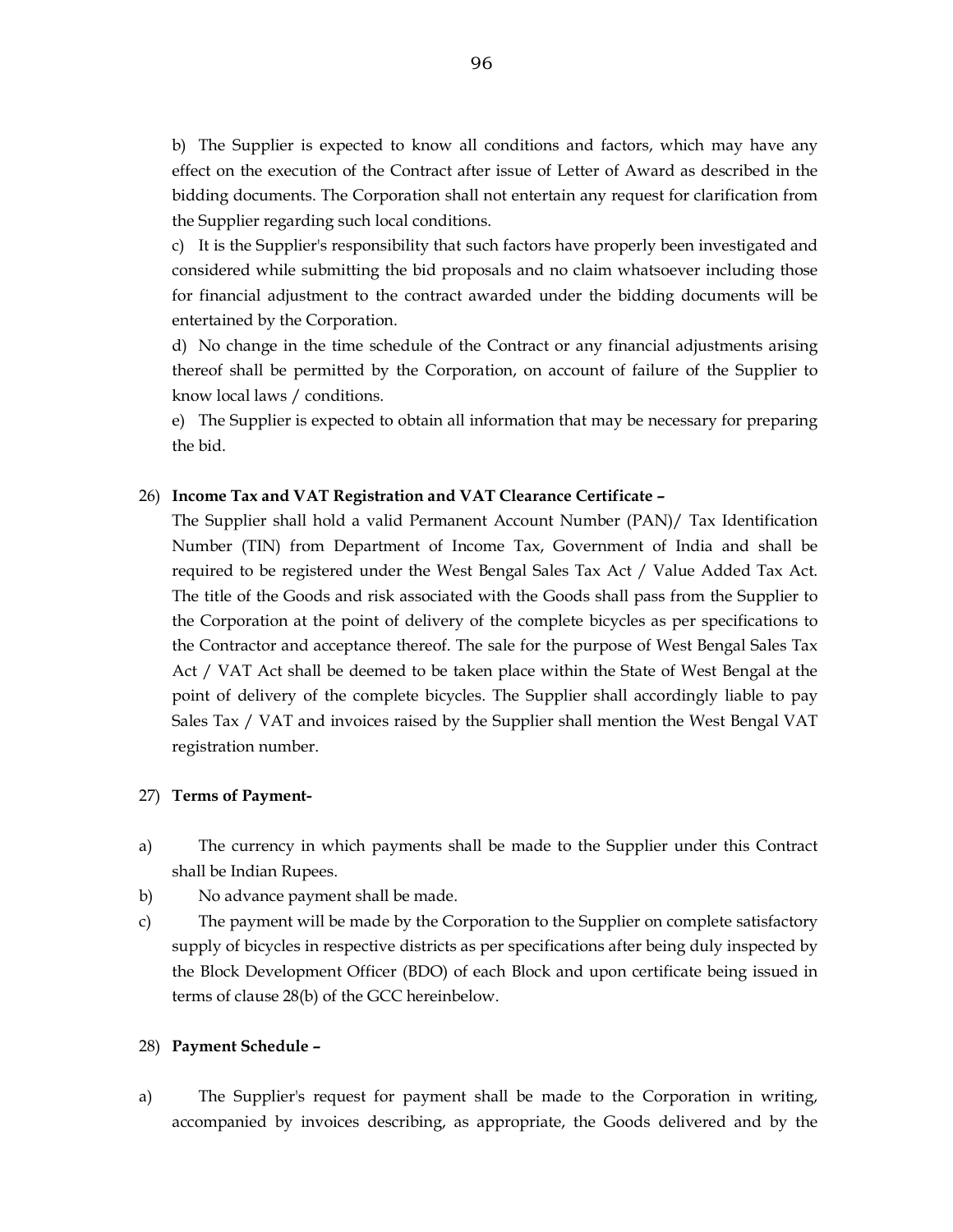b) The Supplier is expected to know all conditions and factors, which may have any effect on the execution of the Contract after issue of Letter of Award as described in the bidding documents. The Corporation shall not entertain any request for clarification from the Supplier regarding such local conditions.

c) It is the Supplier's responsibility that such factors have properly been investigated and considered while submitting the bid proposals and no claim whatsoever including those for financial adjustment to the contract awarded under the bidding documents will be entertained by the Corporation.

d) No change in the time schedule of the Contract or any financial adjustments arising thereof shall be permitted by the Corporation, on account of failure of the Supplier to know local laws / conditions.

e) The Supplier is expected to obtain all information that may be necessary for preparing the bid.

26) **Income Tax and VAT Registration and VAT Clearance Certificate –**

The Supplier shall hold a valid Permanent Account Number (PAN)/ Tax Identification Number (TIN) from Department of Income Tax, Government of India and shall be required to be registered under the West Bengal Sales Tax Act / Value Added Tax Act. The title of the Goods and risk associated with the Goods shall pass from the Supplier to the Corporation at the point of delivery of the complete bicycles as per specifications to the Contractor and acceptance thereof. The sale for the purpose of West Bengal Sales Tax Act / VAT Act shall be deemed to be taken place within the State of West Bengal at the point of delivery of the complete bicycles. The Supplier shall accordingly liable to pay Sales Tax / VAT and invoices raised by the Supplier shall mention the West Bengal VAT registration number.

27) **Terms of Payment-**

a) The currency in which payments shall be made to the Supplier under this Contract shall be Indian Rupees.

b) No advance payment shall be made.

c) The payment will be made by the Corporation to the Supplier on complete satisfactory supply of bicycles in respective districts as per specifications after being duly inspected by the Block Development Officer (BDO) of each Block and upon certificate being issued in terms of clause 28(b) of the GCC hereinbelow.

28) **Payment Schedule –**

a) The Supplier's request for payment shall be made to the Corporation in writing, accompanied by invoices describing, as appropriate, the Goods delivered and by the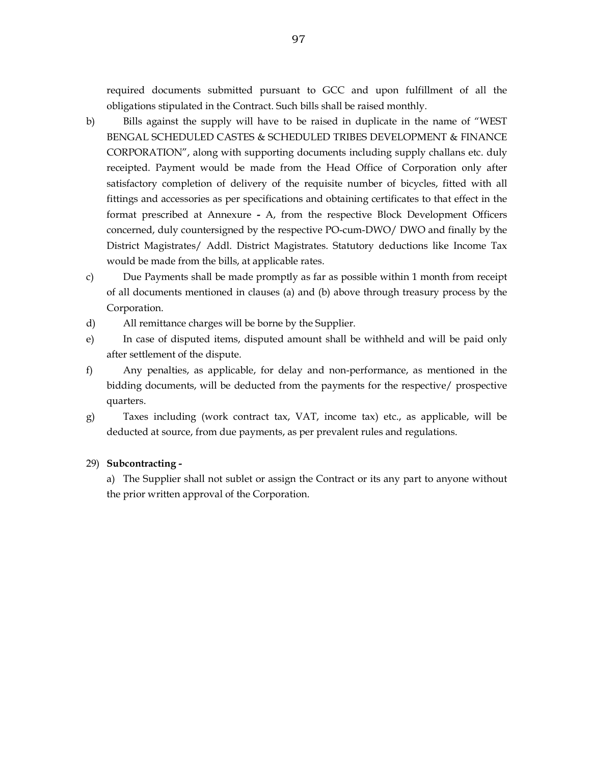required documents submitted pursuant to GCC and upon fulfillment of all the obligations stipulated in the Contract. Such bills shall be raised monthly.

b) Bills against the supply will have to be raised in duplicate in the name of "WEST BENGAL SCHEDULED CASTES & SCHEDULED TRIBES DEVELOPMENT & FINANCE CORPORATION", along with supporting documents including supply challans etc. duly receipted. Payment would be made from the Head Office of Corporation only after satisfactory completion of delivery of the requisite number of bicycles, fitted with all fittings and accessories as per specifications and obtaining certificates to that effect in the format prescribed at Annexure **-** A, from the respective Block Development Officers concerned, duly countersigned by the respective PO-cum-DWO/ DWO and finally by the District Magistrates/ Addl. District Magistrates. Statutory deductions like Income Tax would be made from the bills, at applicable rates.

c) Due Payments shall be made promptly as far as possible within 1 month from receipt of all documents mentioned in clauses (a) and (b) above through treasury process by the Corporation.

d) All remittance charges will be borne by the Supplier.

e) In case of disputed items, disputed amount shall be withheld and will be paid only after settlement of the dispute.

f) Any penalties, as applicable, for delay and non-performance, as mentioned in the bidding documents, will be deducted from the payments for the respective/ prospective quarters.

g) Taxes including (work contract tax, VAT, income tax) etc., as applicable, will be deducted at source, from due payments, as per prevalent rules and regulations.

29) **Subcontracting -**

a) The Supplier shall not sublet or assign the Contract or its any part to anyone without the prior written approval of the Corporation.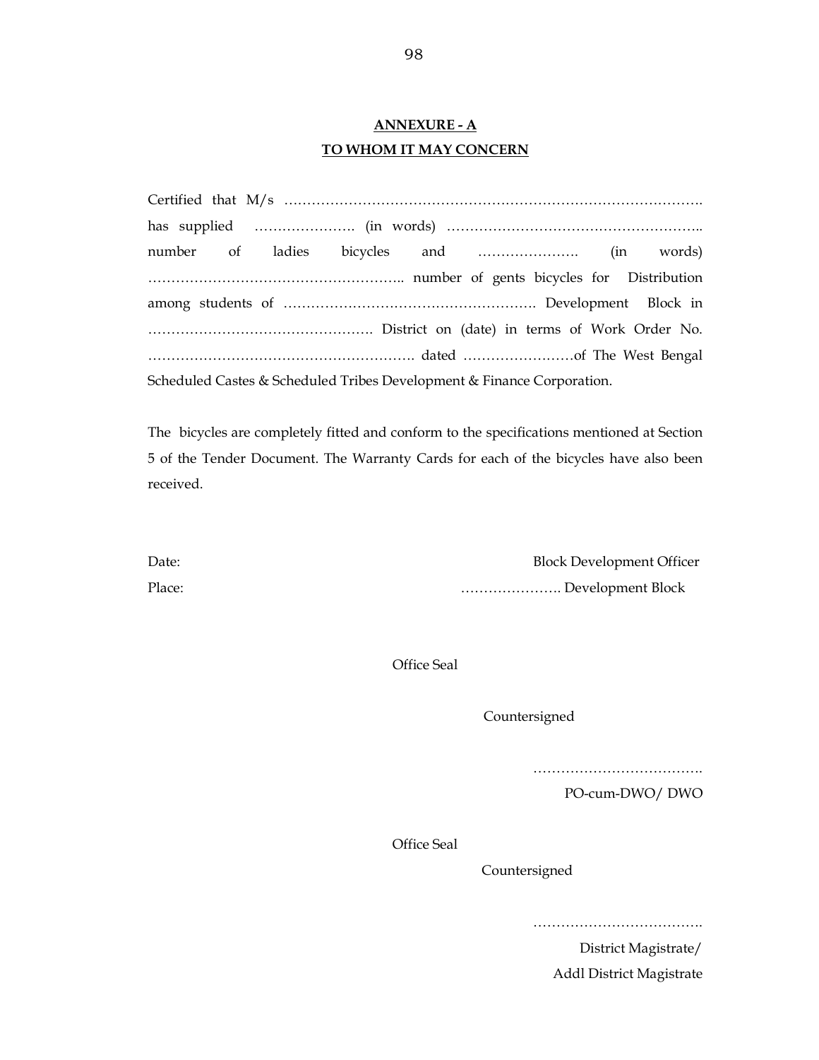## ANNEXURE - A

## TO WHOM IT MAY CONCERN

Certified that M/s ………………………………………………………………………………. has supplied …………………. (in words) ……………………………………………….. number of ladies bicycles and …………………. (in words) ……………………………………………….. number of gents bicycles for Distribution among students of ………………………………………………. Development Block in …………………………………………. District on (date) in terms of Work Order No. …………………………………………………. dated ……………………of The West Bengal Scheduled Castes & Scheduled Tribes Development & Finance Corporation.

The bicycles are completely fitted and conform to the specifications mentioned at Section 5 of the Tender Document. The Warranty Cards for each of the bicycles have also been received.

Date: Block Development Officer

Place: …………………. Development Block

Office Seal

Countersigned

……………………………….

PO-cum-DWO/ DWO

Office Seal

Countersigned

……………………………….

District Magistrate/

Addl District Magistrate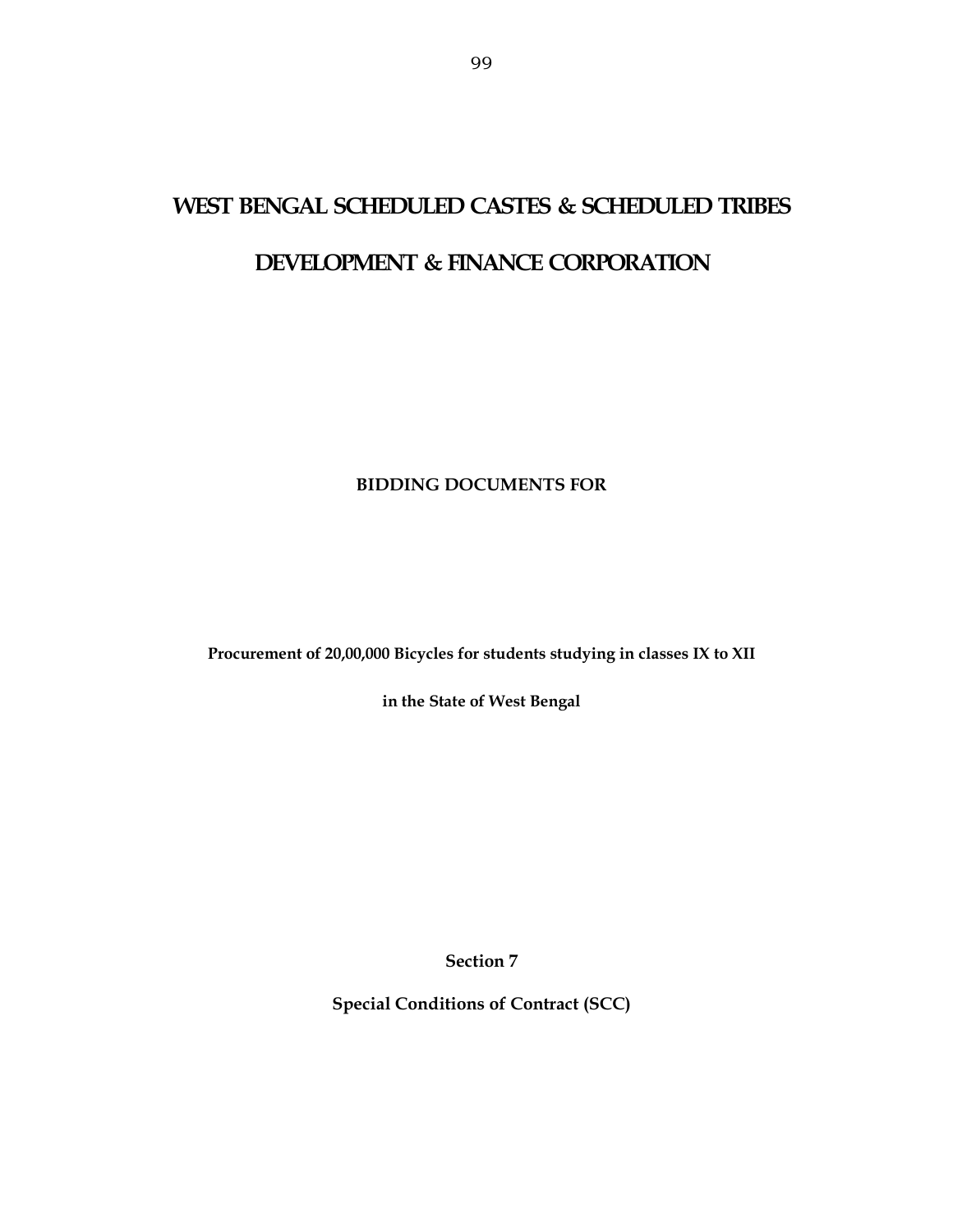# WEST BENGAL SCHEDULED CASTES & SCHEDULED TRIBES

# DEVELOPMENT & FINANCE CORPORATION

**BIDDING DOCUMENTS FOR**

**Procurement of 20,00,000 Bicycles for students studying in classes IX to XII**

**in the State of West Bengal**

**Section 7**

**Special Conditions of Contract (SCC)**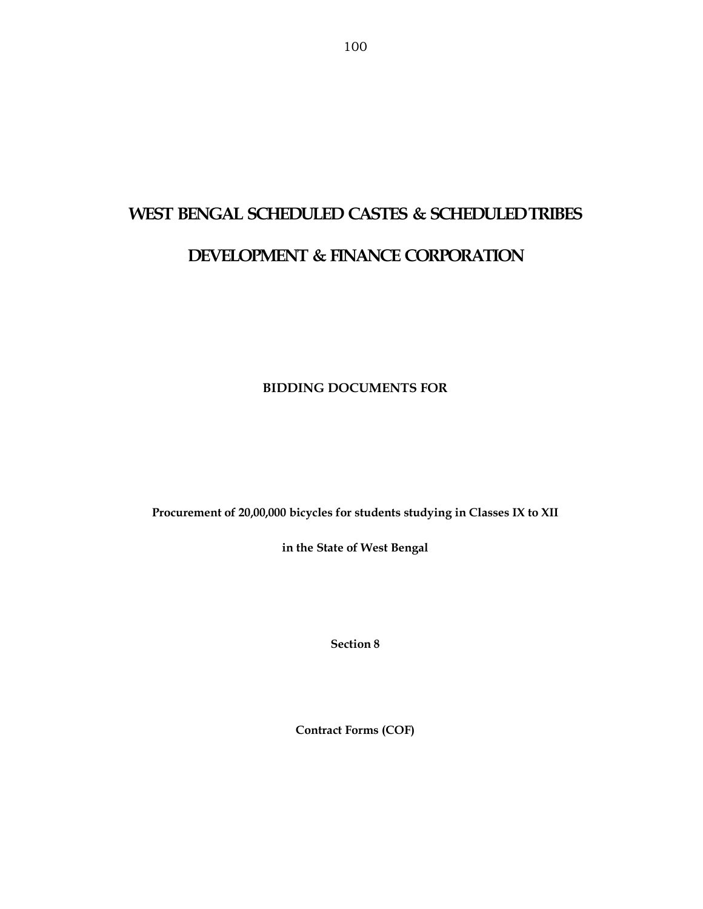# WEST BENGAL SCHEDULED CASTES & SCHEDULED TRIBES

# DEVELOPMENT & FINANCE CORPORATION

**BIDDING DOCUMENTS FOR**

**Procurement of 20,00,000 bicycles for students studying in Classes IX to XII**

**in the State of West Bengal**

**Section 8**

**Contract Forms (COF)**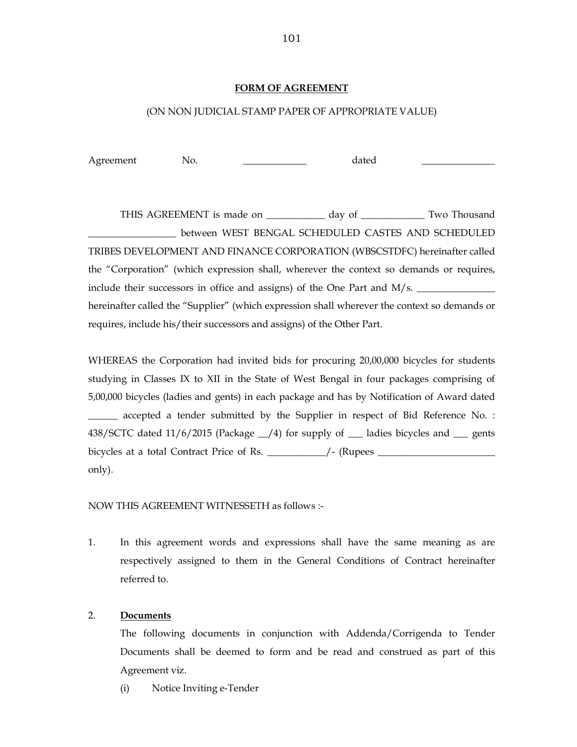**FORM OF AGREEMENT**

(ON NON JUDICIAL STAMP PAPER OF APPROPRIATE VALUE)

Agreement No. _____________ dated _______________

THIS AGREEMENT is made on ____________ day of _____________ Two Thousand __________________ between WEST BENGAL SCHEDULED CASTES AND SCHEDULED TRIBES DEVELOPMENT AND FINANCE CORPORATION (WBSCSTDFC) hereinafter called the "Corporation" (which expression shall, wherever the context so demands or requires, include their successors in office and assigns) of the One Part and M/s. ________________ hereinafter called the "Supplier" (which expression shall wherever the context so demands or requires, include his/their successors and assigns) of the Other Part.

WHEREAS the Corporation had invited bids for procuring 20,00,000 bicycles for students studying in Classes IX to XII in the State of West Bengal in four packages comprising of 5,00,000 bicycles (ladies and gents) in each package and has by Notification of Award dated ______ accepted a tender submitted by the Supplier in respect of Bid Reference No. : 438/SCTC dated 11/6/2015 (Package __/4) for supply of ___ ladies bicycles and ___ gents bicycles at a total Contract Price of Rs. ____________/- (Rupees ________________________ only).

NOW THIS AGREEMENT WITNESSETH as follows :-

1. In this agreement words and expressions shall have the same meaning as are respectively assigned to them in the General Conditions of Contract hereinafter referred to.

2. **Documents**

   The following documents in conjunction with Addenda/Corrigenda to Tender Documents shall be deemed to form and be read and construed as part of this Agreement viz.

   (i) Notice Inviting e-Tender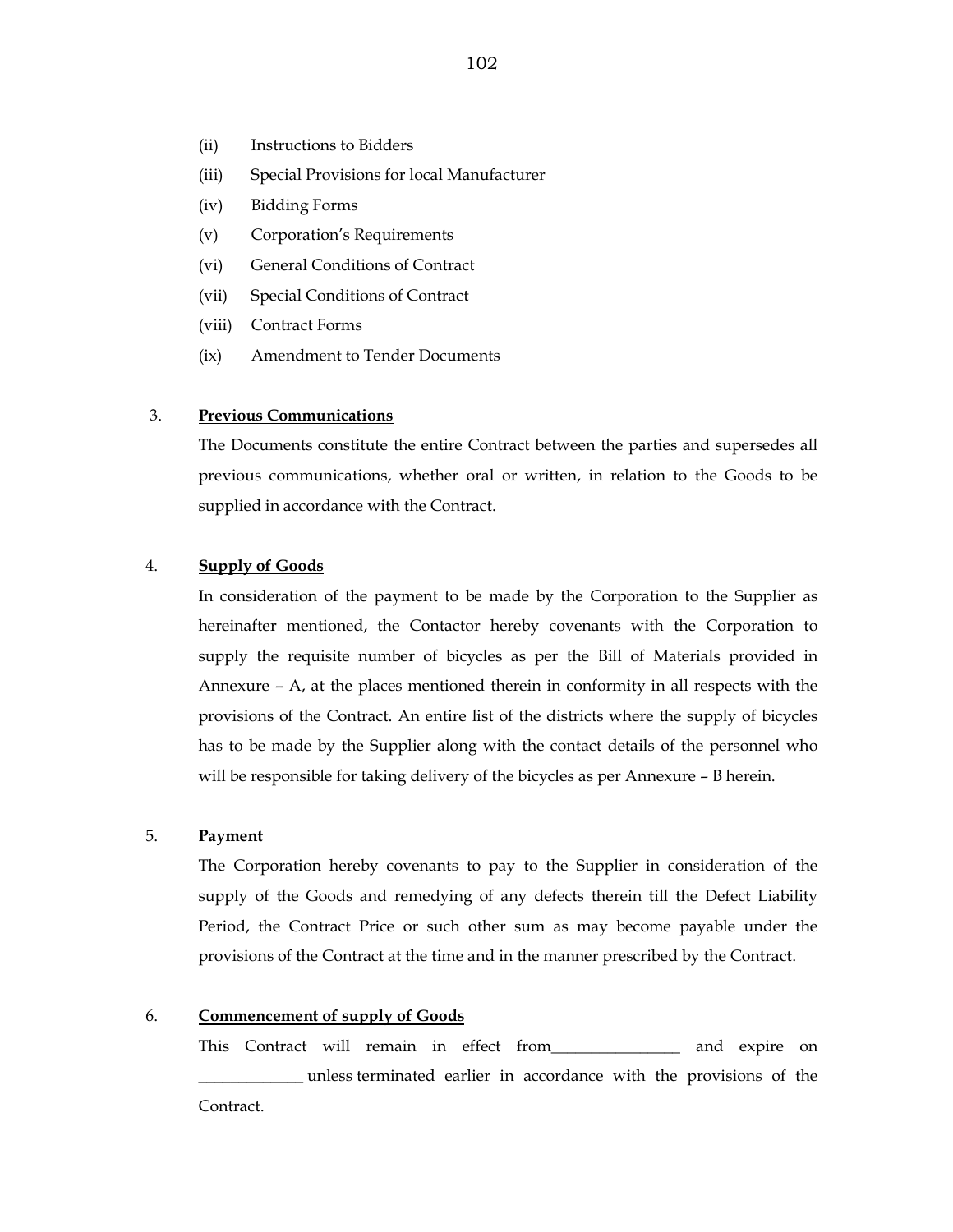(ii) Instructions to Bidders

(iii) Special Provisions for local Manufacturer

(iv) Bidding Forms

(v) Corporation's Requirements

(vi) General Conditions of Contract

(vii) Special Conditions of Contract

(viii) Contract Forms

(ix) Amendment to Tender Documents

3. **Previous Communications**

The Documents constitute the entire Contract between the parties and supersedes all previous communications, whether oral or written, in relation to the Goods to be supplied in accordance with the Contract.

4. **Supply of Goods**

In consideration of the payment to be made by the Corporation to the Supplier as hereinafter mentioned, the Contactor hereby covenants with the Corporation to supply the requisite number of bicycles as per the Bill of Materials provided in Annexure – A, at the places mentioned therein in conformity in all respects with the provisions of the Contract. An entire list of the districts where the supply of bicycles has to be made by the Supplier along with the contact details of the personnel who will be responsible for taking delivery of the bicycles as per Annexure – B herein.

5. **Payment**

The Corporation hereby covenants to pay to the Supplier in consideration of the supply of the Goods and remedying of any defects therein till the Defect Liability Period, the Contract Price or such other sum as may become payable under the provisions of the Contract at the time and in the manner prescribed by the Contract.

6. **Commencement of supply of Goods**

This Contract will remain in effect from________________ and expire on _____________ unless terminated earlier in accordance with the provisions of the Contract.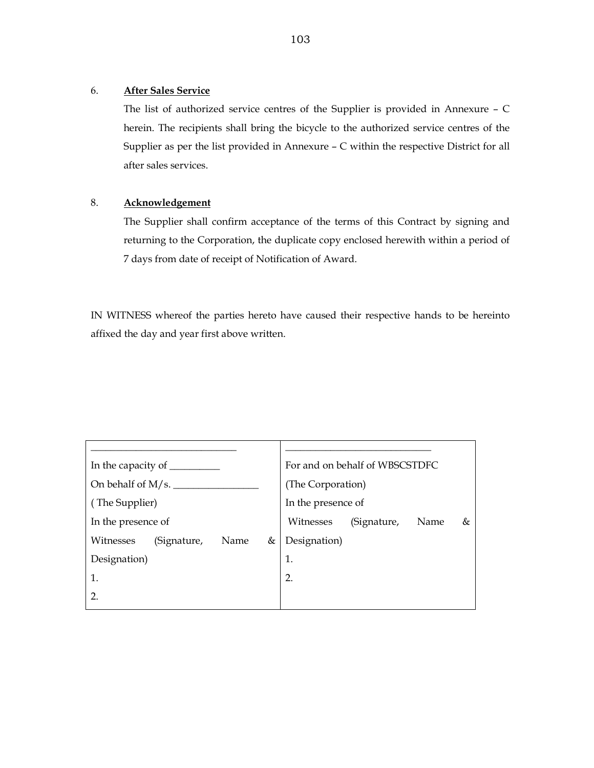6. **After Sales Service**

   The list of authorized service centres of the Supplier is provided in Annexure – C herein. The recipients shall bring the bicycle to the authorized service centres of the Supplier as per the list provided in Annexure – C within the respective District for all after sales services.

8. **Acknowledgement**

   The Supplier shall confirm acceptance of the terms of this Contract by signing and returning to the Corporation, the duplicate copy enclosed herewith within a period of 7 days from date of receipt of Notification of Award.

IN WITNESS whereof the parties hereto have caused their respective hands to be hereinto affixed the day and year first above written.

| ______________________________ | ______________________________ |
|---|---|
| In the capacity of __________ | For and on behalf of WBSCSTDFC |
| On behalf of M/s. _________________ | (The Corporation) |
| ( The Supplier) | In the presence of |
| In the presence of | Witnesses (Signature, Name & Designation) |
| Witnesses (Signature, Name & Designation) | 1. |
| 1. | 2. |
| 2. | |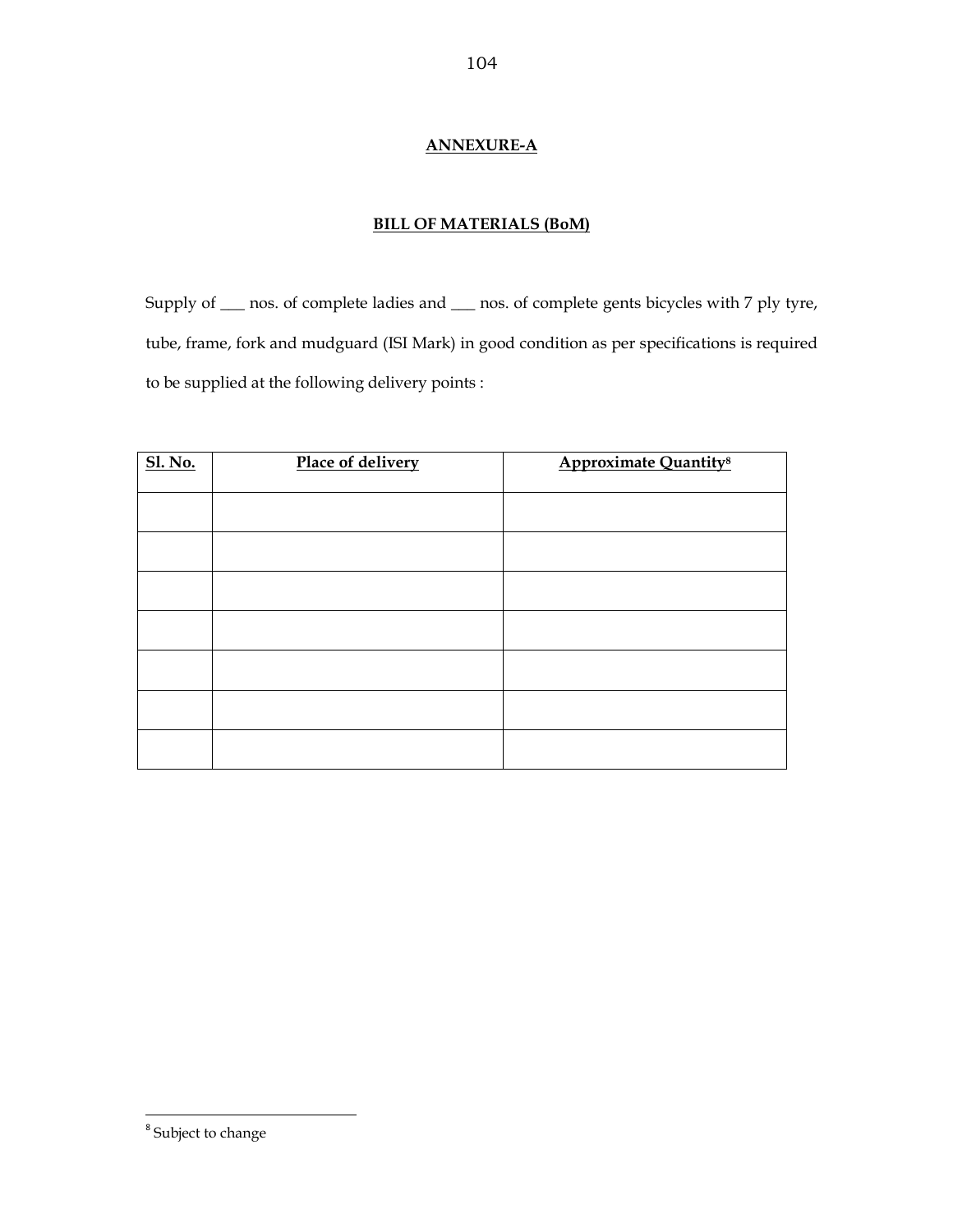## ANNEXURE-A

## BILL OF MATERIALS (BoM)

Supply of ___ nos. of complete ladies and ___ nos. of complete gents bicycles with 7 ply tyre, tube, frame, fork and mudguard (ISI Mark) in good condition as per specifications is required to be supplied at the following delivery points :

| Sl. No. | Place of delivery | Approximate Quantity[8] |
|---|---|---|
| | | |
| | | |
| | | |
| | | |
| | | |
| | | |
| | | |

[8] Subject to change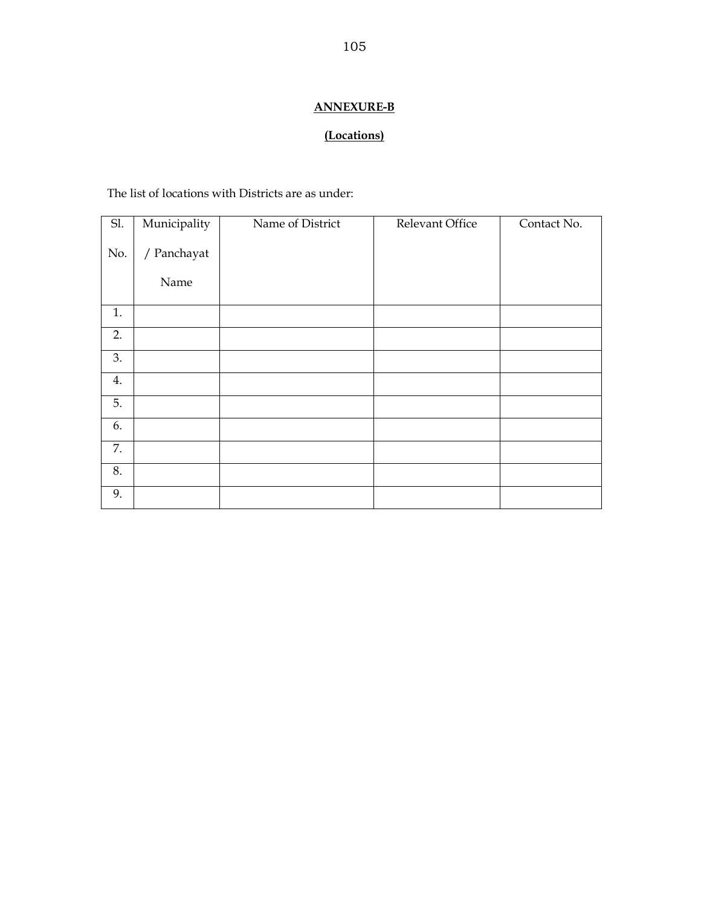**ANNEXURE-B**

**(Locations)**

The list of locations with Districts are as under:

| Sl. No. | Municipality / Panchayat Name | Name of District | Relevant Office | Contact No. |
|---|---|---|---|---|
| 1. | | | | |
| 2. | | | | |
| 3. | | | | |
| 4. | | | | |
| 5. | | | | |
| 6. | | | | |
| 7. | | | | |
| 8. | | | | |
| 9. | | | | |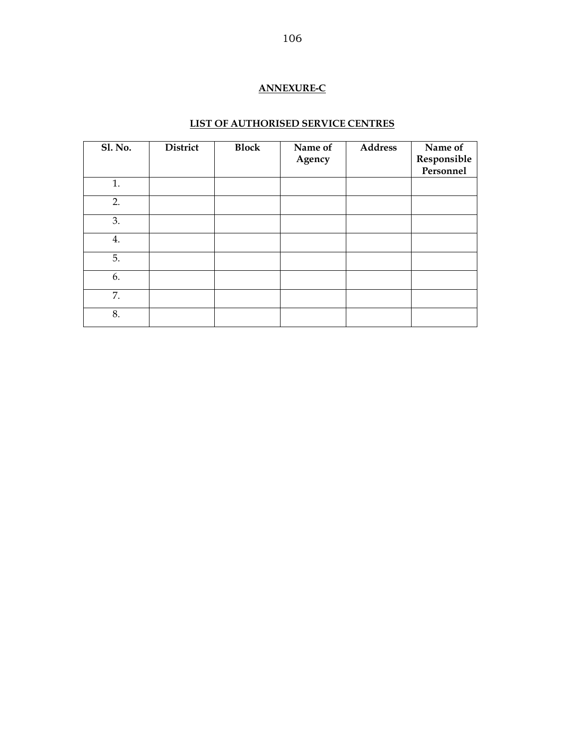**ANNEXURE-C**

**LIST OF AUTHORISED SERVICE CENTRES**

| Sl. No. | District | Block | Name of Agency | Address | Name of Responsible Personnel |
|---|---|---|---|---|---|
| 1. | | | | | |
| 2. | | | | | |
| 3. | | | | | |
| 4. | | | | | |
| 5. | | | | | |
| 6. | | | | | |
| 7. | | | | | |
| 8. | | | | | |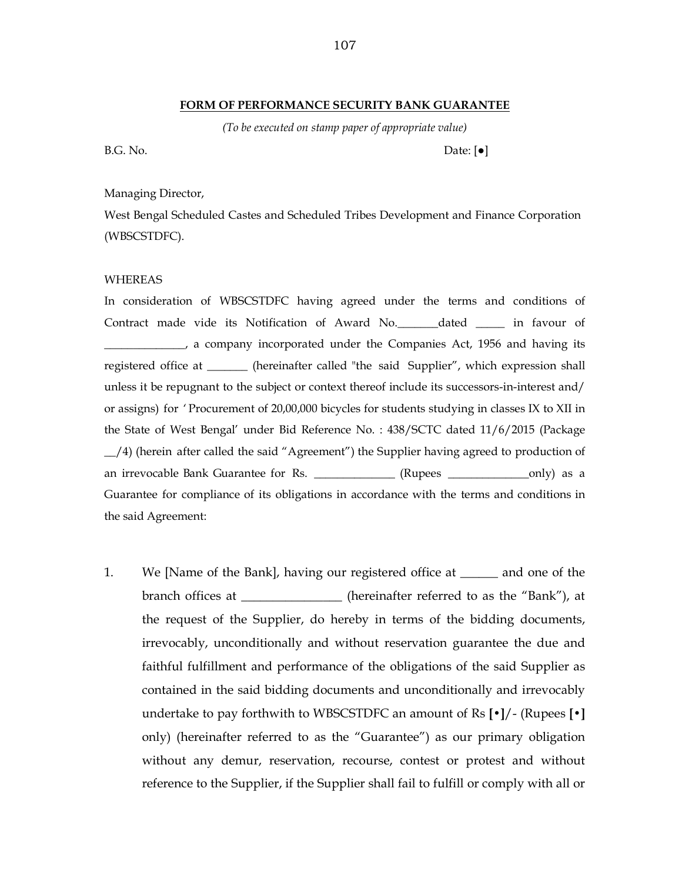## FORM OF PERFORMANCE SECURITY BANK GUARANTEE

*(To be executed on stamp paper of appropriate value)*

B.G. No. Date: [●]

Managing Director,
West Bengal Scheduled Castes and Scheduled Tribes Development and Finance Corporation (WBSCSTDFC).

WHEREAS

In consideration of WBSCSTDFC having agreed under the terms and conditions of Contract made vide its Notification of Award No.\_\_\_\_\_\_\_dated \_\_\_\_\_ in favour of \_\_\_\_\_\_\_\_\_\_\_\_\_\_, a company incorporated under the Companies Act, 1956 and having its registered office at \_\_\_\_\_\_\_ (hereinafter called "the said Supplier", which expression shall unless it be repugnant to the subject or context thereof include its successors-in-interest and/ or assigns) for ' Procurement of 20,00,000 bicycles for students studying in classes IX to XII in the State of West Bengal' under Bid Reference No. : 438/SCTC dated 11/6/2015 (Package \_\_/4) (herein after called the said "Agreement") the Supplier having agreed to production of an irrevocable Bank Guarantee for Rs. \_\_\_\_\_\_\_\_\_\_\_\_\_\_ (Rupees \_\_\_\_\_\_\_\_\_\_\_\_\_\_only) as a Guarantee for compliance of its obligations in accordance with the terms and conditions in the said Agreement:

1. We [Name of the Bank], having our registered office at \_\_\_\_\_\_ and one of the branch offices at \_\_\_\_\_\_\_\_\_\_\_\_\_\_\_\_ (hereinafter referred to as the "Bank"), at the request of the Supplier, do hereby in terms of the bidding documents, irrevocably, unconditionally and without reservation guarantee the due and faithful fulfillment and performance of the obligations of the said Supplier as contained in the said bidding documents and unconditionally and irrevocably undertake to pay forthwith to WBSCSTDFC an amount of Rs **[•]**/- (Rupees **[•]** only) (hereinafter referred to as the "Guarantee") as our primary obligation without any demur, reservation, recourse, contest or protest and without reference to the Supplier, if the Supplier shall fail to fulfill or comply with all or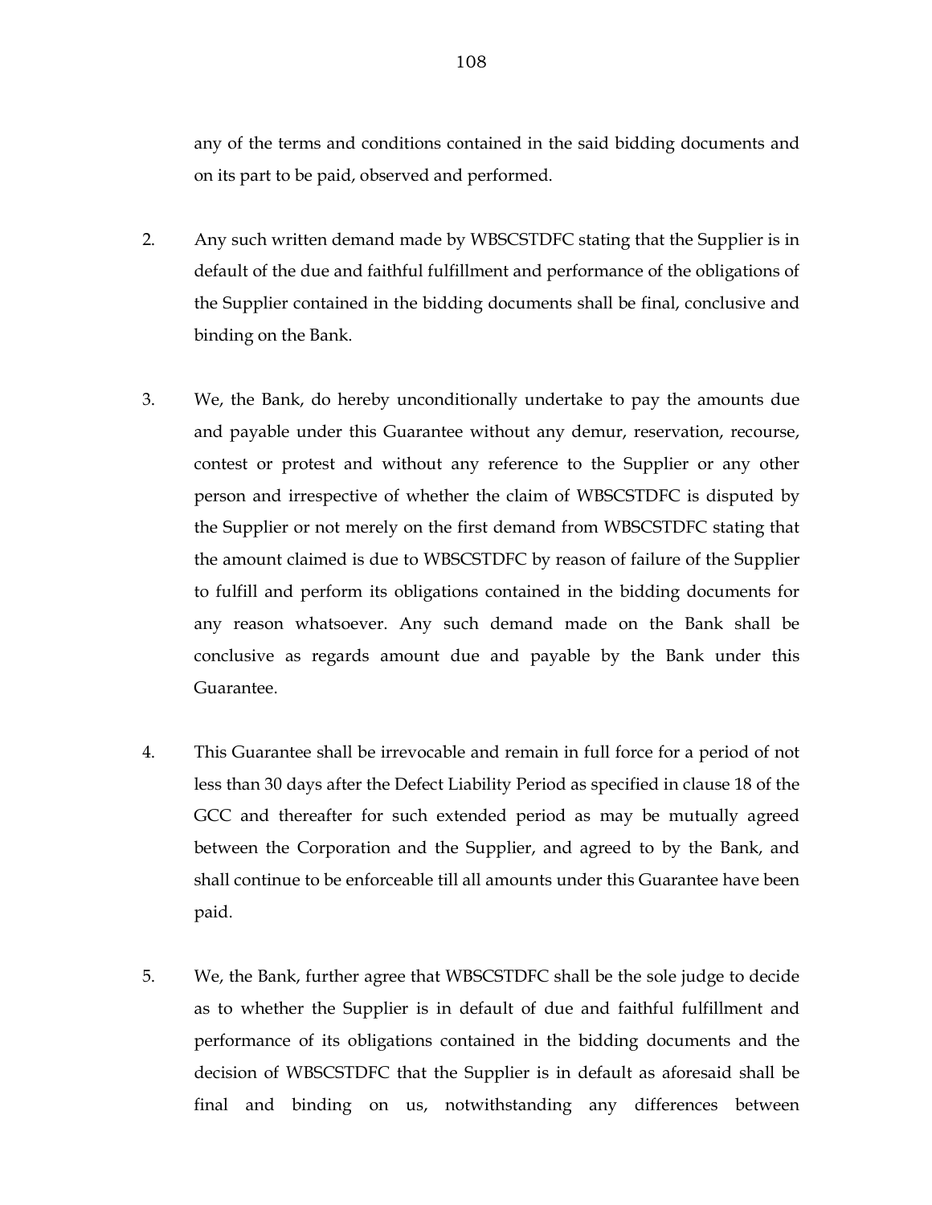any of the terms and conditions contained in the said bidding documents and on its part to be paid, observed and performed.

2. Any such written demand made by WBSCSTDFC stating that the Supplier is in default of the due and faithful fulfillment and performance of the obligations of the Supplier contained in the bidding documents shall be final, conclusive and binding on the Bank.

3. We, the Bank, do hereby unconditionally undertake to pay the amounts due and payable under this Guarantee without any demur, reservation, recourse, contest or protest and without any reference to the Supplier or any other person and irrespective of whether the claim of WBSCSTDFC is disputed by the Supplier or not merely on the first demand from WBSCSTDFC stating that the amount claimed is due to WBSCSTDFC by reason of failure of the Supplier to fulfill and perform its obligations contained in the bidding documents for any reason whatsoever. Any such demand made on the Bank shall be conclusive as regards amount due and payable by the Bank under this Guarantee.

4. This Guarantee shall be irrevocable and remain in full force for a period of not less than 30 days after the Defect Liability Period as specified in clause 18 of the GCC and thereafter for such extended period as may be mutually agreed between the Corporation and the Supplier, and agreed to by the Bank, and shall continue to be enforceable till all amounts under this Guarantee have been paid.

5. We, the Bank, further agree that WBSCSTDFC shall be the sole judge to decide as to whether the Supplier is in default of due and faithful fulfillment and performance of its obligations contained in the bidding documents and the decision of WBSCSTDFC that the Supplier is in default as aforesaid shall be final and binding on us, notwithstanding any differences between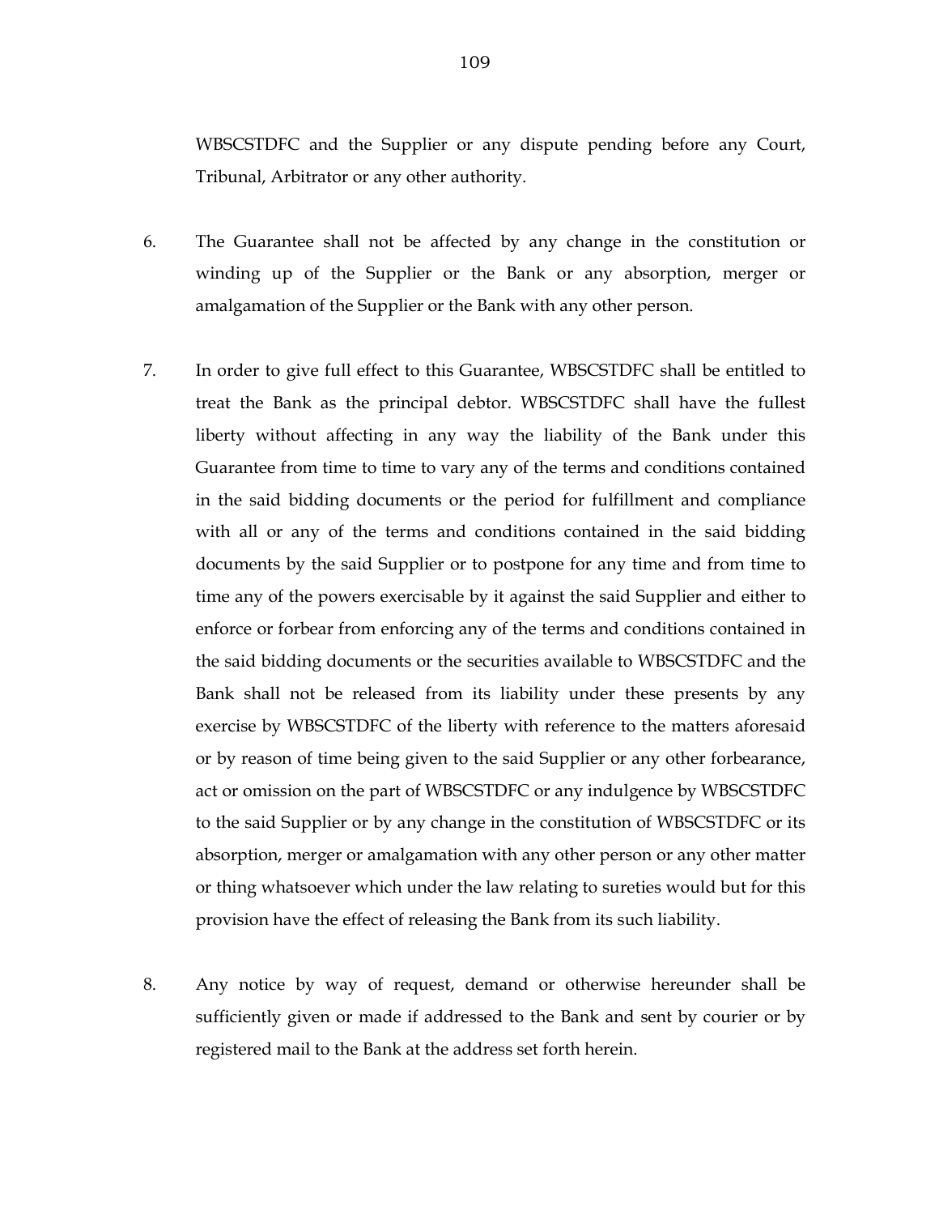WBSCSTDFC and the Supplier or any dispute pending before any Court, Tribunal, Arbitrator or any other authority.

6. The Guarantee shall not be affected by any change in the constitution or winding up of the Supplier or the Bank or any absorption, merger or amalgamation of the Supplier or the Bank with any other person.

7. In order to give full effect to this Guarantee, WBSCSTDFC shall be entitled to treat the Bank as the principal debtor. WBSCSTDFC shall have the fullest liberty without affecting in any way the liability of the Bank under this Guarantee from time to time to vary any of the terms and conditions contained in the said bidding documents or the period for fulfillment and compliance with all or any of the terms and conditions contained in the said bidding documents by the said Supplier or to postpone for any time and from time to time any of the powers exercisable by it against the said Supplier and either to enforce or forbear from enforcing any of the terms and conditions contained in the said bidding documents or the securities available to WBSCSTDFC and the Bank shall not be released from its liability under these presents by any exercise by WBSCSTDFC of the liberty with reference to the matters aforesaid or by reason of time being given to the said Supplier or any other forbearance, act or omission on the part of WBSCSTDFC or any indulgence by WBSCSTDFC to the said Supplier or by any change in the constitution of WBSCSTDFC or its absorption, merger or amalgamation with any other person or any other matter or thing whatsoever which under the law relating to sureties would but for this provision have the effect of releasing the Bank from its such liability.

8. Any notice by way of request, demand or otherwise hereunder shall be sufficiently given or made if addressed to the Bank and sent by courier or by registered mail to the Bank at the address set forth herein.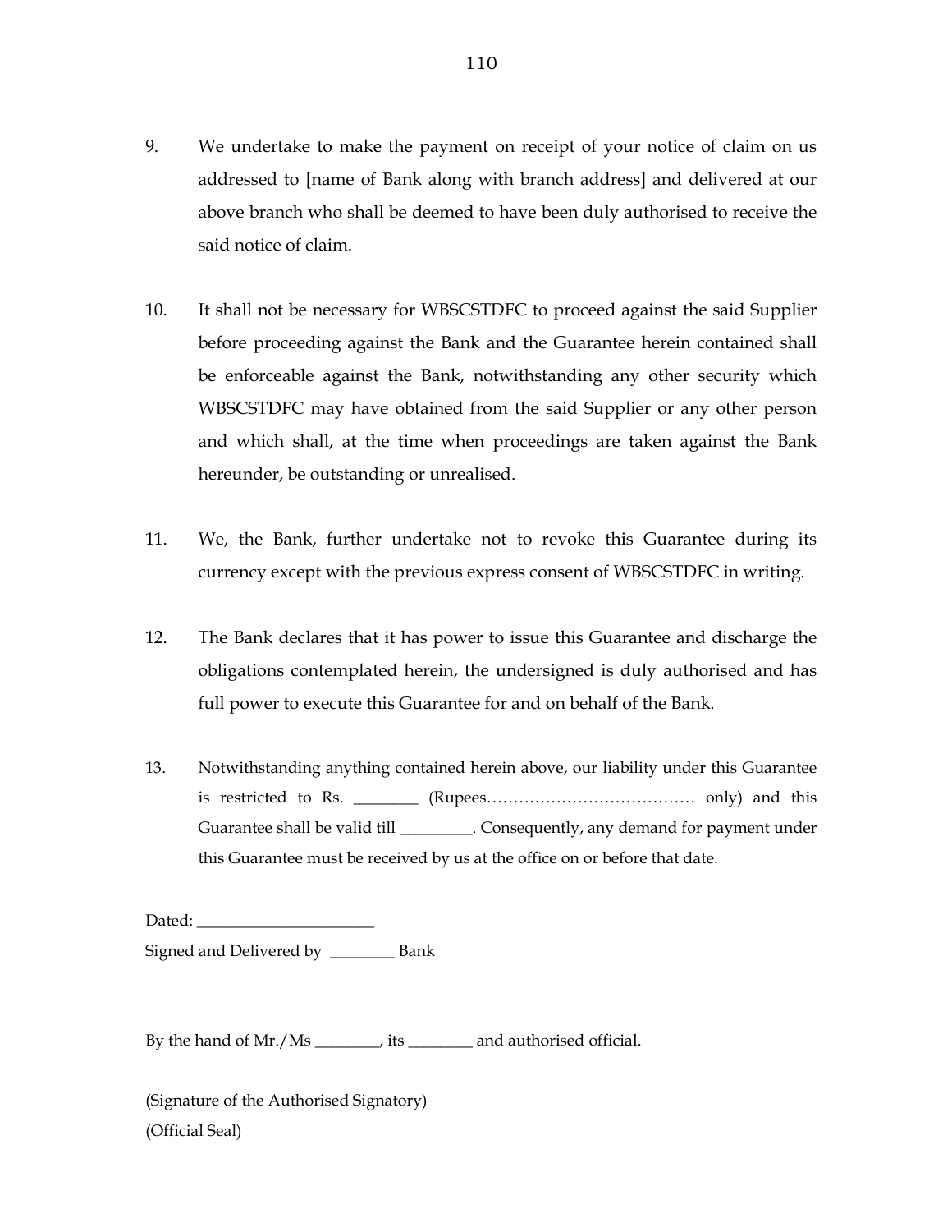9. We undertake to make the payment on receipt of your notice of claim on us addressed to [name of Bank along with branch address] and delivered at our above branch who shall be deemed to have been duly authorised to receive the said notice of claim.

10. It shall not be necessary for WBSCSTDFC to proceed against the said Supplier before proceeding against the Bank and the Guarantee herein contained shall be enforceable against the Bank, notwithstanding any other security which WBSCSTDFC may have obtained from the said Supplier or any other person and which shall, at the time when proceedings are taken against the Bank hereunder, be outstanding or unrealised.

11. We, the Bank, further undertake not to revoke this Guarantee during its currency except with the previous express consent of WBSCSTDFC in writing.

12. The Bank declares that it has power to issue this Guarantee and discharge the obligations contemplated herein, the undersigned is duly authorised and has full power to execute this Guarantee for and on behalf of the Bank.

13. Notwithstanding anything contained herein above, our liability under this Guarantee is restricted to Rs. ________ (Rupees………………………………… only) and this Guarantee shall be valid till _________. Consequently, any demand for payment under this Guarantee must be received by us at the office on or before that date.

Dated: ______________________

Signed and Delivered by ________ Bank

By the hand of Mr./Ms ________, its ________ and authorised official.

(Signature of the Authorised Signatory)

(Official Seal)